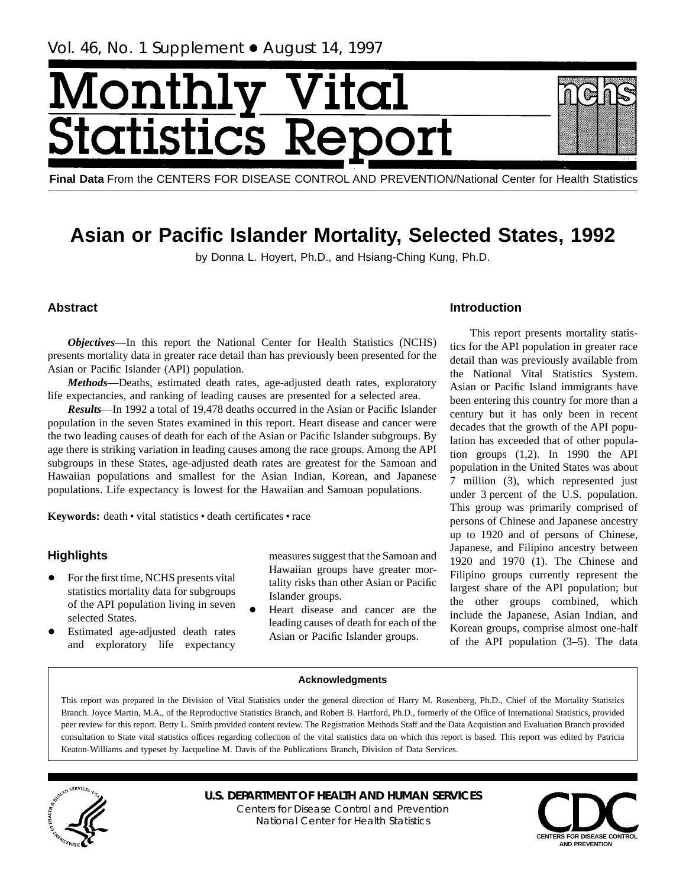Vol. 46, No. 1 Supplement • August 14, 1997

# Monthly Vital Statistics Report

**Final Data** From the CENTERS FOR DISEASE CONTROL AND PREVENTION/National Center for Health Statistics

# Asian or Pacific Islander Mortality, Selected States, 1992

by Donna L. Hoyert, Ph.D., and Hsiang-Ching Kung, Ph.D.

## Abstract

***Objectives***—In this report the National Center for Health Statistics (NCHS) presents mortality data in greater race detail than has previously been presented for the Asian or Pacific Islander (API) population.

***Methods***—Deaths, estimated death rates, age-adjusted death rates, exploratory life expectancies, and ranking of leading causes are presented for a selected area.

***Results***—In 1992 a total of 19,478 deaths occurred in the Asian or Pacific Islander population in the seven States examined in this report. Heart disease and cancer were the two leading causes of death for each of the Asian or Pacific Islander subgroups. By age there is striking variation in leading causes among the race groups. Among the API subgroups in these States, age-adjusted death rates are greatest for the Samoan and Hawaiian populations and smallest for the Asian Indian, Korean, and Japanese populations. Life expectancy is lowest for the Hawaiian and Samoan populations.

**Keywords:** death • vital statistics • death certificates • race

## Highlights

- For the first time, NCHS presents vital statistics mortality data for subgroups of the API population living in seven selected States.
- Estimated age-adjusted death rates and exploratory life expectancy measures suggest that the Samoan and Hawaiian groups have greater mortality risks than other Asian or Pacific Islander groups.
- Heart disease and cancer are the leading causes of death for each of the Asian or Pacific Islander groups.

## Introduction

This report presents mortality statistics for the API population in greater race detail than was previously available from the National Vital Statistics System. Asian or Pacific Island immigrants have been entering this country for more than a century but it has only been in recent decades that the growth of the API population has exceeded that of other population groups (1,2). In 1990 the API population in the United States was about 7 million (3), which represented just under 3 percent of the U.S. population. This group was primarily comprised of persons of Chinese and Japanese ancestry up to 1920 and of persons of Chinese, Japanese, and Filipino ancestry between 1920 and 1970 (1). The Chinese and Filipino groups currently represent the largest share of the API population; but the other groups combined, which include the Japanese, Asian Indian, and Korean groups, comprise almost one-half of the API population (3–5). The data

### Acknowledgments

This report was prepared in the Division of Vital Statistics under the general direction of Harry M. Rosenberg, Ph.D., Chief of the Mortality Statistics Branch. Joyce Martin, M.A., of the Reproductive Statistics Branch, and Robert B. Hartford, Ph.D., formerly of the Office of International Statistics, provided peer review for this report. Betty L. Smith provided content review. The Registration Methods Staff and the Data Acquistion and Evaluation Branch provided consultation to State vital statistics offices regarding collection of the vital statistics data on which this report is based. This report was edited by Patricia Keaton-Williams and typeset by Jacqueline M. Davis of the Publications Branch, Division of Data Services.

**U.S. DEPARTMENT OF HEALTH AND HUMAN SERVICES**
Centers for Disease Control and Prevention
National Center for Health Statistics

CENTERS FOR DISEASE CONTROL AND PREVENTION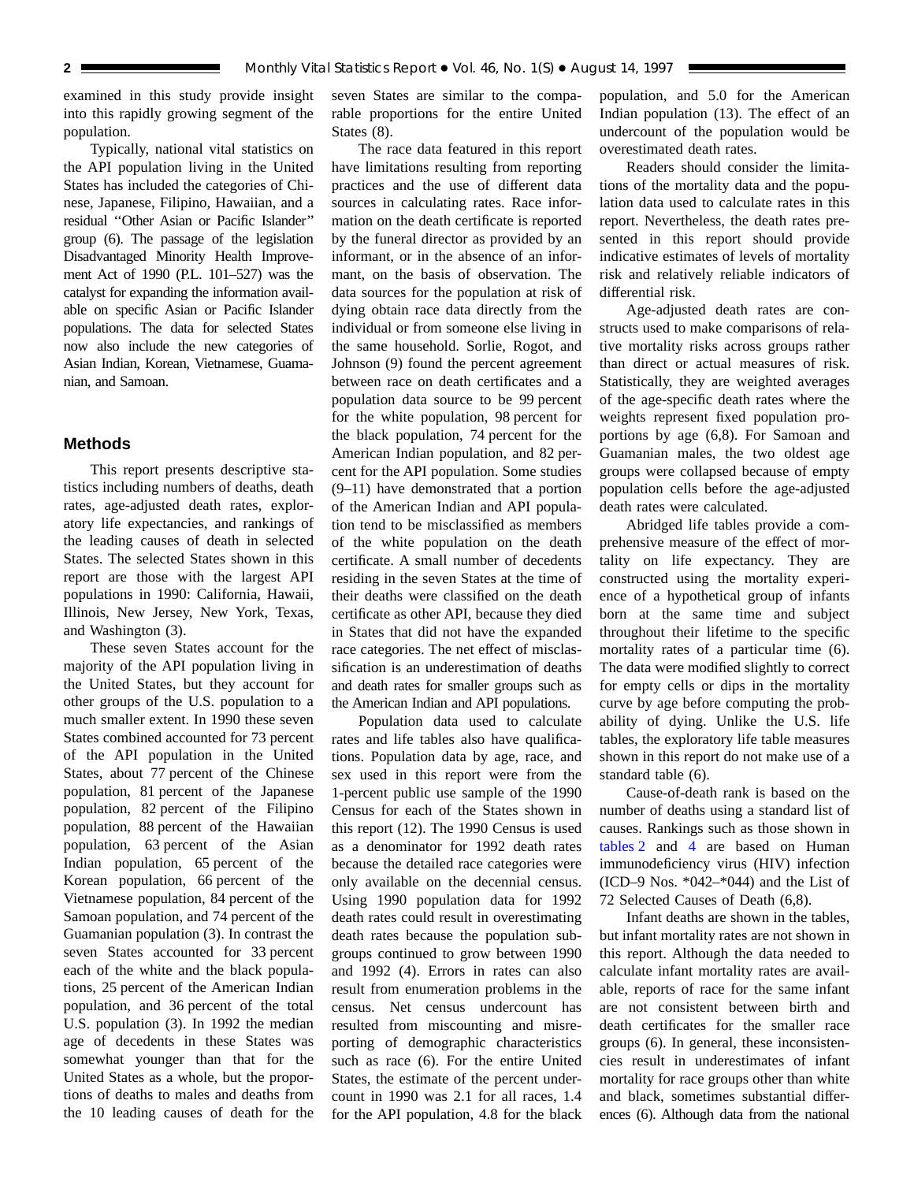examined in this study provide insight into this rapidly growing segment of the population.

Typically, national vital statistics on the API population living in the United States has included the categories of Chinese, Japanese, Filipino, Hawaiian, and a residual ''Other Asian or Pacific Islander'' group (6). The passage of the legislation Disadvantaged Minority Health Improvement Act of 1990 (P.L. 101–527) was the catalyst for expanding the information available on specific Asian or Pacific Islander populations. The data for selected States now also include the new categories of Asian Indian, Korean, Vietnamese, Guamanian, and Samoan.

## Methods

This report presents descriptive statistics including numbers of deaths, death rates, age-adjusted death rates, exploratory life expectancies, and rankings of the leading causes of death in selected States. The selected States shown in this report are those with the largest API populations in 1990: California, Hawaii, Illinois, New Jersey, New York, Texas, and Washington (3).

These seven States account for the majority of the API population living in the United States, but they account for other groups of the U.S. population to a much smaller extent. In 1990 these seven States combined accounted for 73 percent of the API population in the United States, about 77 percent of the Chinese population, 81 percent of the Japanese population, 82 percent of the Filipino population, 88 percent of the Hawaiian population, 63 percent of the Asian Indian population, 65 percent of the Korean population, 66 percent of the Vietnamese population, 84 percent of the Samoan population, and 74 percent of the Guamanian population (3). In contrast the seven States accounted for 33 percent each of the white and the black populations, 25 percent of the American Indian population, and 36 percent of the total U.S. population (3). In 1992 the median age of decedents in these States was somewhat younger than that for the United States as a whole, but the proportions of deaths to males and deaths from the 10 leading causes of death for the seven States are similar to the comparable proportions for the entire United States (8).

The race data featured in this report have limitations resulting from reporting practices and the use of different data sources in calculating rates. Race information on the death certificate is reported by the funeral director as provided by an informant, or in the absence of an informant, on the basis of observation. The data sources for the population at risk of dying obtain race data directly from the individual or from someone else living in the same household. Sorlie, Rogot, and Johnson (9) found the percent agreement between race on death certificates and a population data source to be 99 percent for the white population, 98 percent for the black population, 74 percent for the American Indian population, and 82 percent for the API population. Some studies (9–11) have demonstrated that a portion of the American Indian and API population tend to be misclassified as members of the white population on the death certificate. A small number of decedents residing in the seven States at the time of their deaths were classified on the death certificate as other API, because they died in States that did not have the expanded race categories. The net effect of misclassification is an underestimation of deaths and death rates for smaller groups such as the American Indian and API populations.

Population data used to calculate rates and life tables also have qualifications. Population data by age, race, and sex used in this report were from the 1-percent public use sample of the 1990 Census for each of the States shown in this report (12). The 1990 Census is used as a denominator for 1992 death rates because the detailed race categories were only available on the decennial census. Using 1990 population data for 1992 death rates could result in overestimating death rates because the population subgroups continued to grow between 1990 and 1992 (4). Errors in rates can also result from enumeration problems in the census. Net census undercount has resulted from miscounting and misreporting of demographic characteristics such as race (6). For the entire United States, the estimate of the percent undercount in 1990 was 2.1 for all races, 1.4 for the API population, 4.8 for the black population, and 5.0 for the American Indian population (13). The effect of an undercount of the population would be overestimated death rates.

Readers should consider the limitations of the mortality data and the population data used to calculate rates in this report. Nevertheless, the death rates presented in this report should provide indicative estimates of levels of mortality risk and relatively reliable indicators of differential risk.

Age-adjusted death rates are constructs used to make comparisons of relative mortality risks across groups rather than direct or actual measures of risk. Statistically, they are weighted averages of the age-specific death rates where the weights represent fixed population proportions by age (6,8). For Samoan and Guamanian males, the two oldest age groups were collapsed because of empty population cells before the age-adjusted death rates were calculated.

Abridged life tables provide a comprehensive measure of the effect of mortality on life expectancy. They are constructed using the mortality experience of a hypothetical group of infants born at the same time and subject throughout their lifetime to the specific mortality rates of a particular time (6). The data were modified slightly to correct for empty cells or dips in the mortality curve by age before computing the probability of dying. Unlike the U.S. life tables, the exploratory life table measures shown in this report do not make use of a standard table (6).

Cause-of-death rank is based on the number of deaths using a standard list of causes. Rankings such as those shown in tables 2 and 4 are based on Human immunodeficiency virus (HIV) infection (ICD–9 Nos. *042–*044) and the List of 72 Selected Causes of Death (6,8).

Infant deaths are shown in the tables, but infant mortality rates are not shown in this report. Although the data needed to calculate infant mortality rates are available, reports of race for the same infant are not consistent between birth and death certificates for the smaller race groups (6). In general, these inconsistencies result in underestimates of infant mortality for race groups other than white and black, sometimes substantial differences (6). Although data from the national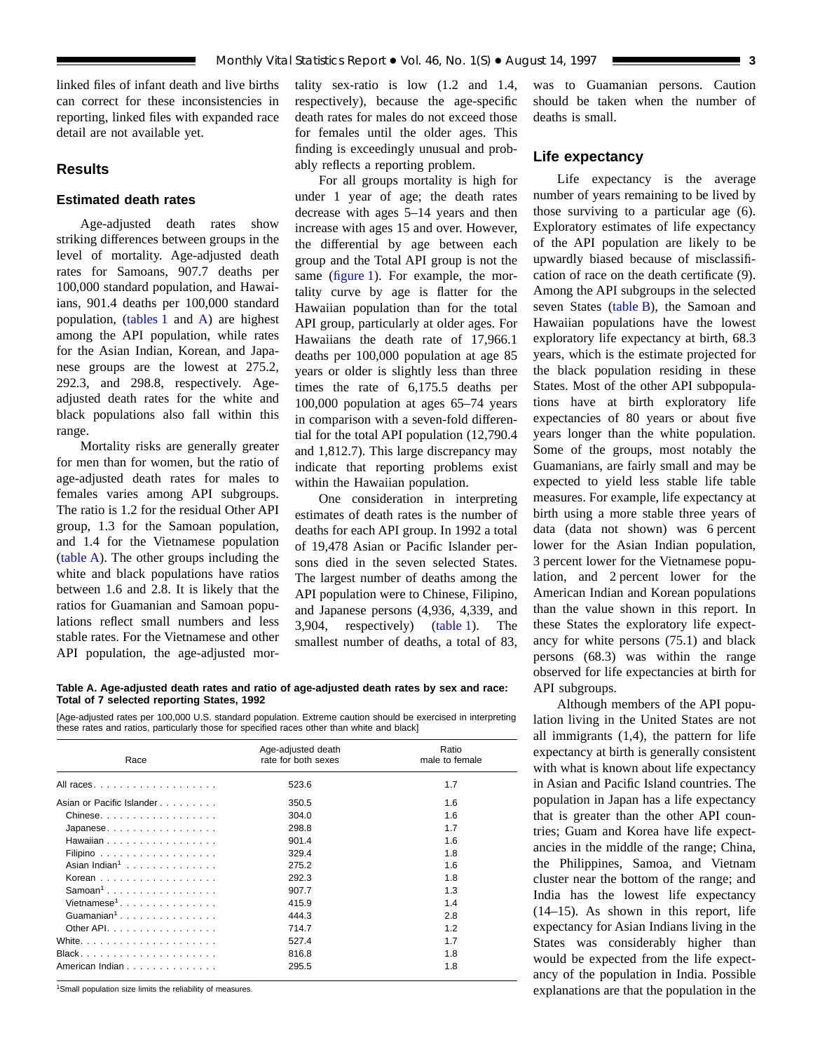linked files of infant death and live births can correct for these inconsistencies in reporting, linked files with expanded race detail are not available yet.

## Results

### Estimated death rates

Age-adjusted death rates show striking differences between groups in the level of mortality. Age-adjusted death rates for Samoans, 907.7 deaths per 100,000 standard population, and Hawaiians, 901.4 deaths per 100,000 standard population, (tables 1 and A) are highest among the API population, while rates for the Asian Indian, Korean, and Japanese groups are the lowest at 275.2, 292.3, and 298.8, respectively. Age-adjusted death rates for the white and black populations also fall within this range.

Mortality risks are generally greater for men than for women, but the ratio of age-adjusted death rates for males to females varies among API subgroups. The ratio is 1.2 for the residual Other API group, 1.3 for the Samoan population, and 1.4 for the Vietnamese population (table A). The other groups including the white and black populations have ratios between 1.6 and 2.8. It is likely that the ratios for Guamanian and Samoan populations reflect small numbers and less stable rates. For the Vietnamese and other API population, the age-adjusted mortality sex-ratio is low (1.2 and 1.4, respectively), because the age-specific death rates for males do not exceed those for females until the older ages. This finding is exceedingly unusual and probably reflects a reporting problem.

For all groups mortality is high for under 1 year of age; the death rates decrease with ages 5–14 years and then increase with ages 15 and over. However, the differential by age between each group and the Total API group is not the same (figure 1). For example, the mortality curve by age is flatter for the Hawaiian population than for the total API group, particularly at older ages. For Hawaiians the death rate of 17,966.1 deaths per 100,000 population at age 85 years or older is slightly less than three times the rate of 6,175.5 deaths per 100,000 population at ages 65–74 years in comparison with a seven-fold differential for the total API population (12,790.4 and 1,812.7). This large discrepancy may indicate that reporting problems exist within the Hawaiian population.

One consideration in interpreting estimates of death rates is the number of deaths for each API group. In 1992 a total of 19,478 Asian or Pacific Islander persons died in the seven selected States. The largest number of deaths among the API population were to Chinese, Filipino, and Japanese persons (4,936, 4,339, and 3,904, respectively) (table 1). The smallest number of deaths, a total of 83, was to Guamanian persons. Caution should be taken when the number of deaths is small.

**Table A. Age-adjusted death rates and ratio of age-adjusted death rates by sex and race: Total of 7 selected reporting States, 1992**

[Age-adjusted rates per 100,000 U.S. standard population. Extreme caution should be exercised in interpreting these rates and ratios, particularly those for specified races other than white and black]

| Race | Age-adjusted death rate for both sexes | Ratio male to female |
|---|---|---|
| All races | 523.6 | 1.7 |
| Asian or Pacific Islander | 350.5 | 1.6 |
| Chinese | 304.0 | 1.6 |
| Japanese | 298.8 | 1.7 |
| Hawaiian | 901.4 | 1.6 |
| Filipino | 329.4 | 1.8 |
| Asian Indian[1] | 275.2 | 1.6 |
| Korean | 292.3 | 1.8 |
| Samoan[1] | 907.7 | 1.3 |
| Vietnamese[1] | 415.9 | 1.4 |
| Guamanian[1] | 444.3 | 2.8 |
| Other API | 714.7 | 1.2 |
| White | 527.4 | 1.7 |
| Black | 816.8 | 1.8 |
| American Indian | 295.5 | 1.8 |

[1]Small population size limits the reliability of measures.

### Life expectancy

Life expectancy is the average number of years remaining to be lived by those surviving to a particular age (6). Exploratory estimates of life expectancy of the API population are likely to be upwardly biased because of misclassification of race on the death certificate (9). Among the API subgroups in the selected seven States (table B), the Samoan and Hawaiian populations have the lowest exploratory life expectancy at birth, 68.3 years, which is the estimate projected for the black population residing in these States. Most of the other API subpopulations have at birth exploratory life expectancies of 80 years or about five years longer than the white population. Some of the groups, most notably the Guamanians, are fairly small and may be expected to yield less stable life table measures. For example, life expectancy at birth using a more stable three years of data (data not shown) was 6 percent lower for the Asian Indian population, 3 percent lower for the Vietnamese population, and 2 percent lower for the American Indian and Korean populations than the value shown in this report. In these States the exploratory life expectancy for white persons (75.1) and black persons (68.3) was within the range observed for life expectancies at birth for API subgroups.

Although members of the API population living in the United States are not all immigrants (1,4), the pattern for life expectancy at birth is generally consistent with what is known about life expectancy in Asian and Pacific Island countries. The population in Japan has a life expectancy that is greater than the other API countries; Guam and Korea have life expectancies in the middle of the range; China, the Philippines, Samoa, and Vietnam cluster near the bottom of the range; and India has the lowest life expectancy (14–15). As shown in this report, life expectancy for Asian Indians living in the States was considerably higher than would be expected from the life expectancy of the population in India. Possible explanations are that the population in the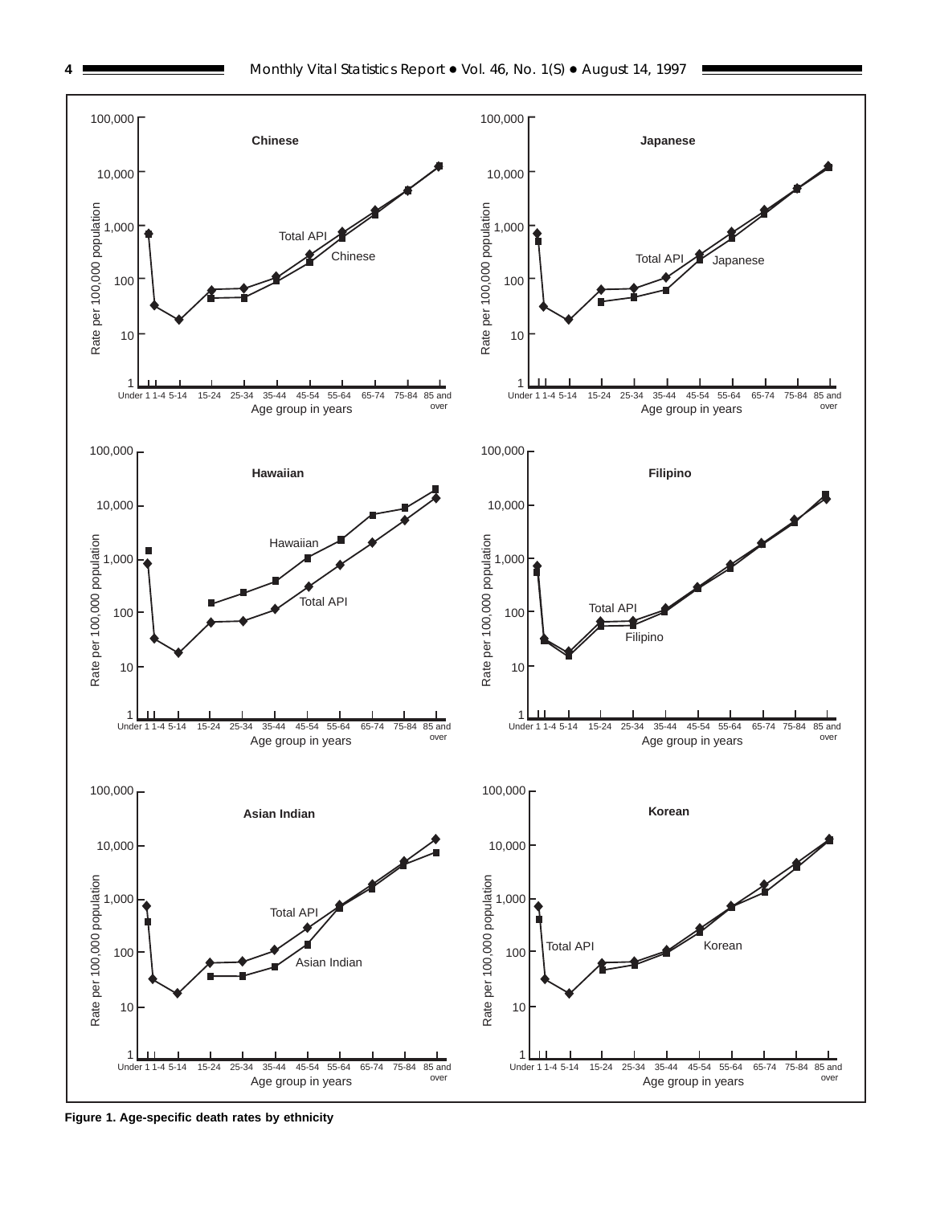Figure 1. Age-specific death rates by ethnicity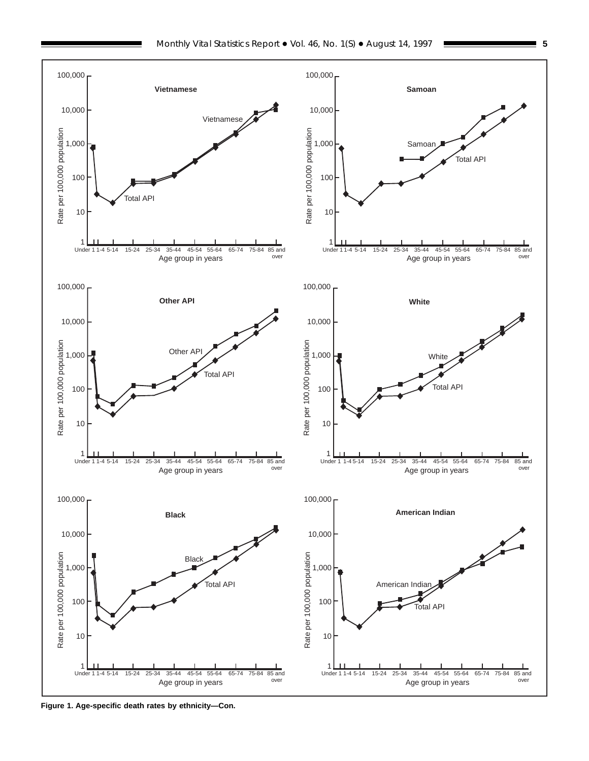Figure 1. Age-specific death rates by ethnicity—Con.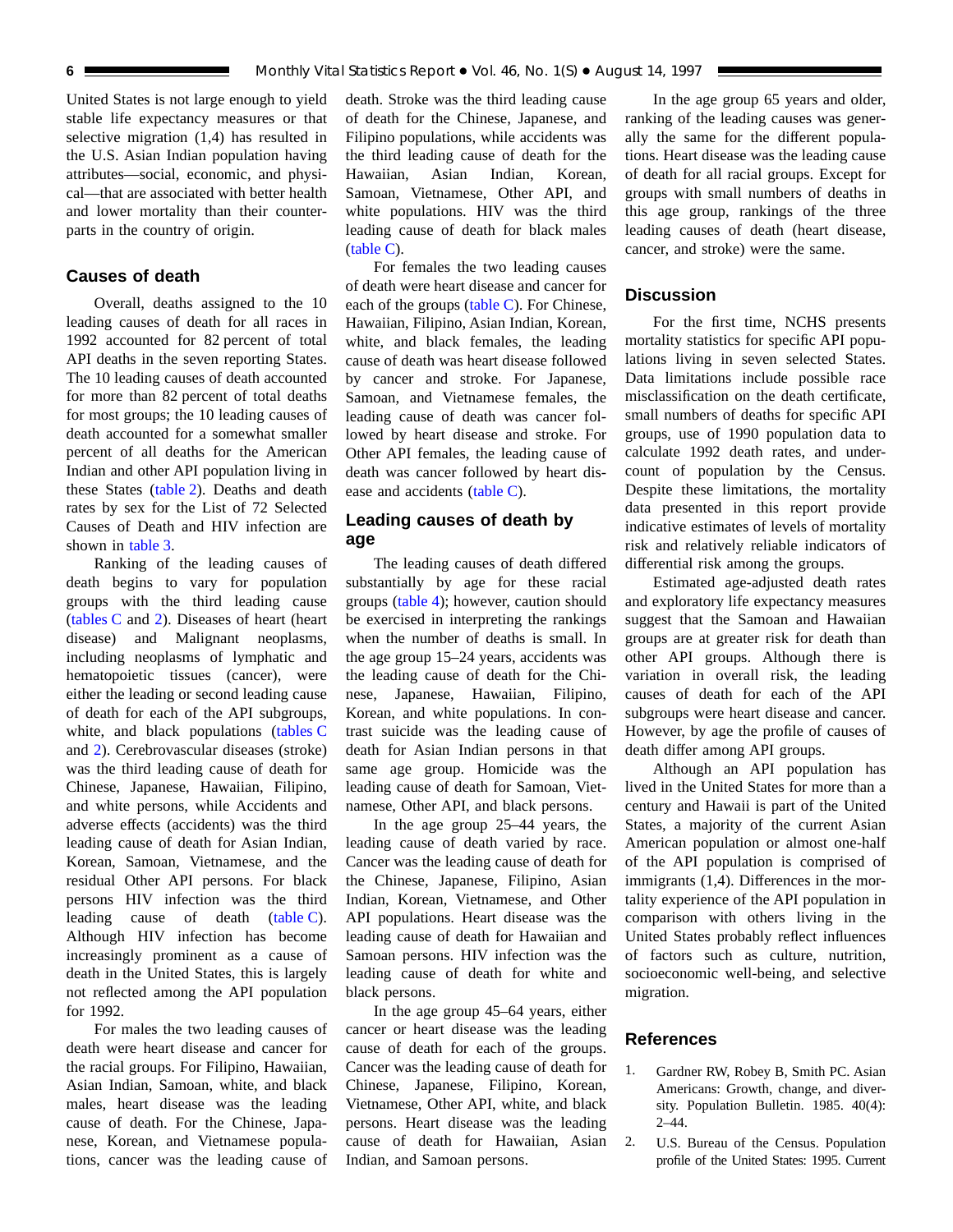United States is not large enough to yield stable life expectancy measures or that selective migration (1,4) has resulted in the U.S. Asian Indian population having attributes—social, economic, and physical—that are associated with better health and lower mortality than their counterparts in the country of origin.

## Causes of death

Overall, deaths assigned to the 10 leading causes of death for all races in 1992 accounted for 82 percent of total API deaths in the seven reporting States. The 10 leading causes of death accounted for more than 82 percent of total deaths for most groups; the 10 leading causes of death accounted for a somewhat smaller percent of all deaths for the American Indian and other API population living in these States (table 2). Deaths and death rates by sex for the List of 72 Selected Causes of Death and HIV infection are shown in table 3.

Ranking of the leading causes of death begins to vary for population groups with the third leading cause (tables C and 2). Diseases of heart (heart disease) and Malignant neoplasms, including neoplasms of lymphatic and hematopoietic tissues (cancer), were either the leading or second leading cause of death for each of the API subgroups, white, and black populations (tables C and 2). Cerebrovascular diseases (stroke) was the third leading cause of death for Chinese, Japanese, Hawaiian, Filipino, and white persons, while Accidents and adverse effects (accidents) was the third leading cause of death for Asian Indian, Korean, Samoan, Vietnamese, and the residual Other API persons. For black persons HIV infection was the third leading cause of death (table C). Although HIV infection has become increasingly prominent as a cause of death in the United States, this is largely not reflected among the API population for 1992.

For males the two leading causes of death were heart disease and cancer for the racial groups. For Filipino, Hawaiian, Asian Indian, Samoan, white, and black males, heart disease was the leading cause of death. For the Chinese, Japanese, Korean, and Vietnamese populations, cancer was the leading cause of death. Stroke was the third leading cause of death for the Chinese, Japanese, and Filipino populations, while accidents was the third leading cause of death for the Hawaiian, Asian Indian, Korean, Samoan, Vietnamese, Other API, and white populations. HIV was the third leading cause of death for black males (table C).

For females the two leading causes of death were heart disease and cancer for each of the groups (table C). For Chinese, Hawaiian, Filipino, Asian Indian, Korean, white, and black females, the leading cause of death was heart disease followed by cancer and stroke. For Japanese, Samoan, and Vietnamese females, the leading cause of death was cancer followed by heart disease and stroke. For Other API females, the leading cause of death was cancer followed by heart disease and accidents (table C).

## Leading causes of death by age

The leading causes of death differed substantially by age for these racial groups (table 4); however, caution should be exercised in interpreting the rankings when the number of deaths is small. In the age group 15–24 years, accidents was the leading cause of death for the Chinese, Japanese, Hawaiian, Filipino, Korean, and white populations. In contrast suicide was the leading cause of death for Asian Indian persons in that same age group. Homicide was the leading cause of death for Samoan, Vietnamese, Other API, and black persons.

In the age group 25–44 years, the leading cause of death varied by race. Cancer was the leading cause of death for the Chinese, Japanese, Filipino, Asian Indian, Korean, Vietnamese, and Other API populations. Heart disease was the leading cause of death for Hawaiian and Samoan persons. HIV infection was the leading cause of death for white and black persons.

In the age group 45–64 years, either cancer or heart disease was the leading cause of death for each of the groups. Cancer was the leading cause of death for Chinese, Japanese, Filipino, Korean, Vietnamese, Other API, white, and black persons. Heart disease was the leading cause of death for Hawaiian, Asian Indian, and Samoan persons.

In the age group 65 years and older, ranking of the leading causes was generally the same for the different populations. Heart disease was the leading cause of death for all racial groups. Except for groups with small numbers of deaths in this age group, rankings of the three leading causes of death (heart disease, cancer, and stroke) were the same.

## Discussion

For the first time, NCHS presents mortality statistics for specific API populations living in seven selected States. Data limitations include possible race misclassification on the death certificate, small numbers of deaths for specific API groups, use of 1990 population data to calculate 1992 death rates, and undercount of population by the Census. Despite these limitations, the mortality data presented in this report provide indicative estimates of levels of mortality risk and relatively reliable indicators of differential risk among the groups.

Estimated age-adjusted death rates and exploratory life expectancy measures suggest that the Samoan and Hawaiian groups are at greater risk for death than other API groups. Although there is variation in overall risk, the leading causes of death for each of the API subgroups were heart disease and cancer. However, by age the profile of causes of death differ among API groups.

Although an API population has lived in the United States for more than a century and Hawaii is part of the United States, a majority of the current Asian American population or almost one-half of the API population is comprised of immigrants (1,4). Differences in the mortality experience of the API population in comparison with others living in the United States probably reflect influences of factors such as culture, nutrition, socioeconomic well-being, and selective migration.

## References

1. Gardner RW, Robey B, Smith PC. Asian Americans: Growth, change, and diversity. Population Bulletin. 1985. 40(4): 2–44.
2. U.S. Bureau of the Census. Population profile of the United States: 1995. Current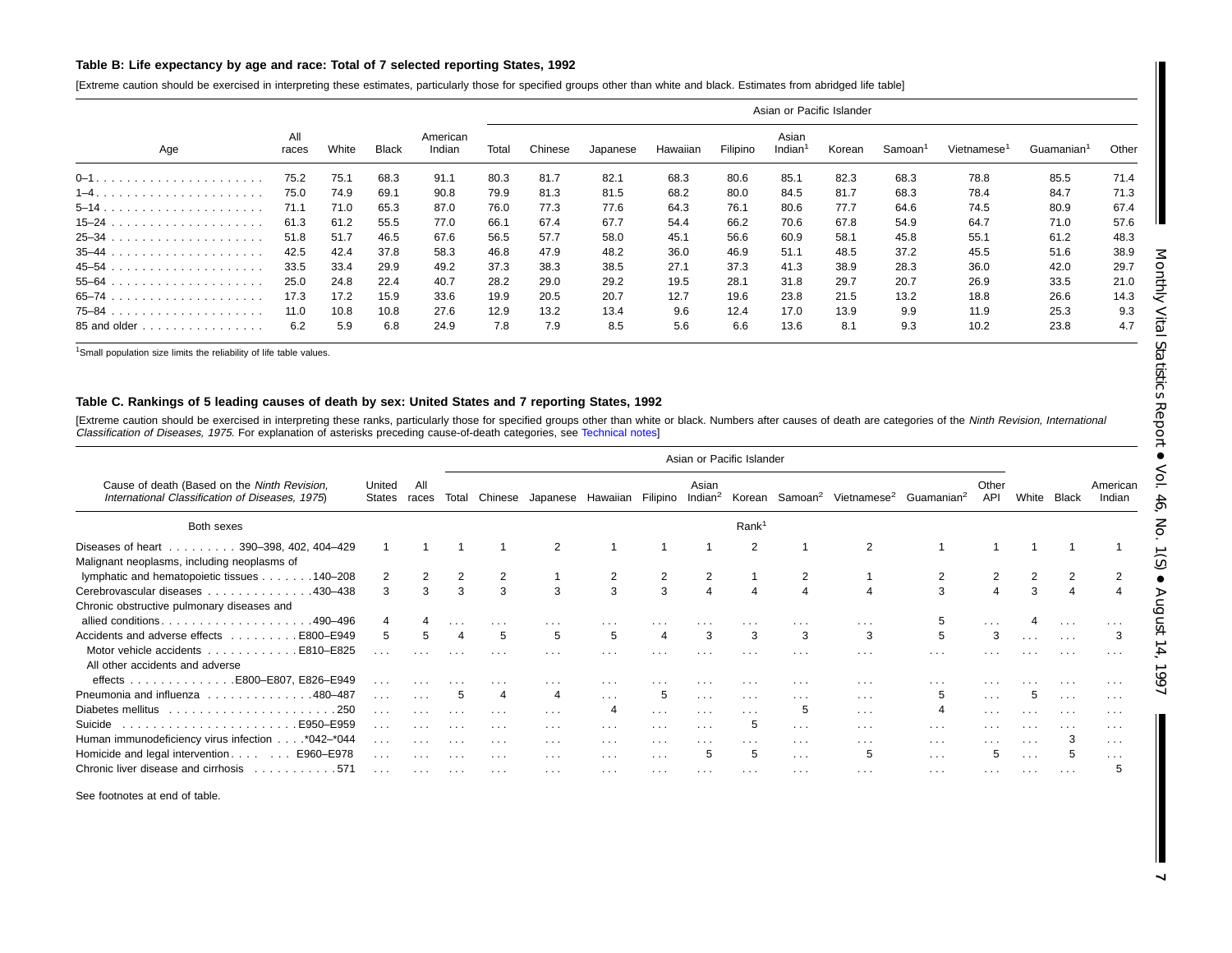## Table B: Life expectancy by age and race: Total of 7 selected reporting States, 1992

[Extreme caution should be exercised in interpreting these estimates, particularly those for specified groups other than white and black. Estimates from abridged life table]

| Age | All races | White | Black | American Indian | Asian or Pacific Islander | | | | | | | | | | |
|---|---|---|---|---|---|---|---|---|---|---|---|---|---|---|---|
| | | | | | Total | Chinese | Japanese | Hawaiian | Filipino | Asian Indian[1] | Korean | Samoan[1] | Vietnamese[1] | Guamanian[1] | Other |
| 0–1 | 75.2 | 75.1 | 68.3 | 91.1 | 80.3 | 81.7 | 82.1 | 68.3 | 80.6 | 85.1 | 82.3 | 68.3 | 78.8 | 85.5 | 71.4 |
| 1–4 | 75.0 | 74.9 | 69.1 | 90.8 | 79.9 | 81.3 | 81.5 | 68.2 | 80.0 | 84.5 | 81.7 | 68.3 | 78.4 | 84.7 | 71.3 |
| 5–14 | 71.1 | 71.0 | 65.3 | 87.0 | 76.0 | 77.3 | 77.6 | 64.3 | 76.1 | 80.6 | 77.7 | 64.6 | 74.5 | 80.9 | 67.4 |
| 15–24 | 61.3 | 61.2 | 55.5 | 77.0 | 66.1 | 67.4 | 67.7 | 54.4 | 66.2 | 70.6 | 67.8 | 54.9 | 64.7 | 71.0 | 57.6 |
| 25–34 | 51.8 | 51.7 | 46.5 | 67.6 | 56.5 | 57.7 | 58.0 | 45.1 | 56.6 | 60.9 | 58.1 | 45.8 | 55.1 | 61.2 | 48.3 |
| 35–44 | 42.5 | 42.4 | 37.8 | 58.3 | 46.8 | 47.9 | 48.2 | 36.0 | 46.9 | 51.1 | 48.5 | 37.2 | 45.5 | 51.6 | 38.9 |
| 45–54 | 33.5 | 33.4 | 29.9 | 49.2 | 37.3 | 38.3 | 38.5 | 27.1 | 37.3 | 41.3 | 38.9 | 28.3 | 36.0 | 42.0 | 29.7 |
| 55–64 | 25.0 | 24.8 | 22.4 | 40.7 | 28.2 | 29.0 | 29.2 | 19.5 | 28.1 | 31.8 | 29.7 | 20.7 | 26.9 | 33.5 | 21.0 |
| 65–74 | 17.3 | 17.2 | 15.9 | 33.6 | 19.9 | 20.5 | 20.7 | 12.7 | 19.6 | 23.8 | 21.5 | 13.2 | 18.8 | 26.6 | 14.3 |
| 75–84 | 11.0 | 10.8 | 10.8 | 27.6 | 12.9 | 13.2 | 13.4 | 9.6 | 12.4 | 17.0 | 13.9 | 9.9 | 11.9 | 25.3 | 9.3 |
| 85 and older | 6.2 | 5.9 | 6.8 | 24.9 | 7.8 | 7.9 | 8.5 | 5.6 | 6.6 | 13.6 | 8.1 | 9.3 | 10.2 | 23.8 | 4.7 |

[1]Small population size limits the reliability of life table values.

## Table C. Rankings of 5 leading causes of death by sex: United States and 7 reporting States, 1992

[Extreme caution should be exercised in interpreting these ranks, particularly those for specified groups other than white or black. Numbers after causes of death are categories of the *Ninth Revision, International Classification of Diseases, 1975*. For explanation of asterisks preceding cause-of-death categories, see Technical notes]

| Cause of death (Based on the *Ninth Revision, International Classification of Diseases, 1975*) | United States | All races | Asian or Pacific Islander | | | | | | | | | | | White | Black | American Indian |
|---|---|---|---|---|---|---|---|---|---|---|---|---|---|---|---|---|
| | | | Total | Chinese | Japanese | Hawaiian | Filipino | Asian Indian[2] | Korean | Samoan[2] | Vietnamese[2] | Guamanian[2] | Other API | | | |
| Both sexes | | | | | | | | Rank[1] | | | | | | | | |
| Diseases of heart . . . 390–398, 402, 404–429 | 1 | 1 | 1 | 1 | 2 | 1 | 1 | 1 | 2 | 1 | 2 | 1 | 1 | 1 | 1 | 1 |
| Malignant neoplasms, including neoplasms of lymphatic and hematopoietic tissues . . . 140–208 | 2 | 2 | 2 | 2 | 1 | 2 | 2 | 2 | 1 | 2 | 1 | 2 | 2 | 2 | 2 | 2 |
| Cerebrovascular diseases . . . 430–438 | 3 | 3 | 3 | 3 | 3 | 3 | 3 | 4 | 4 | 4 | 4 | 3 | 4 | 3 | 4 | 4 |
| Chronic obstructive pulmonary diseases and allied conditions . . . 490–496 | 4 | 4 | . . . | . . . | . . . | . . . | . . . | . . . | . . . | . . . | . . . | 5 | . . . | 4 | . . . | . . . |
| Accidents and adverse effects . . . E800–E949 | 5 | 5 | 4 | 5 | 5 | 5 | 4 | 3 | 3 | 3 | 3 | 5 | 3 | . . . | . . . | 3 |
| Motor vehicle accidents . . . E810–E825 | . . . | . . . | . . . | . . . | . . . | . . . | . . . | . . . | . . . | . . . | . . . | . . . | . . . | . . . | . . . | . . . |
| All other accidents and adverse effects . . . E800–E807, E826–E949 | . . . | . . . | . . . | . . . | . . . | . . . | . . . | . . . | . . . | . . . | . . . | . . . | . . . | . . . | . . . | . . . |
| Pneumonia and influenza . . . 480–487 | . . . | . . . | 5 | 4 | 4 | . . . | 5 | . . . | . . . | . . . | . . . | 5 | . . . | 5 | . . . | . . . |
| Diabetes mellitus . . . 250 | . . . | . . . | . . . | . . . | . . . | 4 | . . . | . . . | . . . | 5 | . . . | 4 | . . . | . . . | . . . | . . . |
| Suicide . . . E950–E959 | . . . | . . . | . . . | . . . | . . . | . . . | . . . | . . . | 5 | . . . | . . . | . . . | . . . | . . . | . . . | . . . |
| Human immunodeficiency virus infection . . . *042–*044 | . . . | . . . | . . . | . . . | . . . | . . . | . . . | . . . | . . . | . . . | . . . | . . . | . . . | . . . | 3 | . . . |
| Homicide and legal intervention . . . E960–E978 | . . . | . . . | . . . | . . . | . . . | . . . | . . . | 5 | 5 | . . . | 5 | . . . | 5 | . . . | 5 | . . . |
| Chronic liver disease and cirrhosis . . . 571 | . . . | . . . | . . . | . . . | . . . | . . . | . . . | . . . | . . . | . . . | . . . | . . . | . . . | . . . | . . . | 5 |

See footnotes at end of table.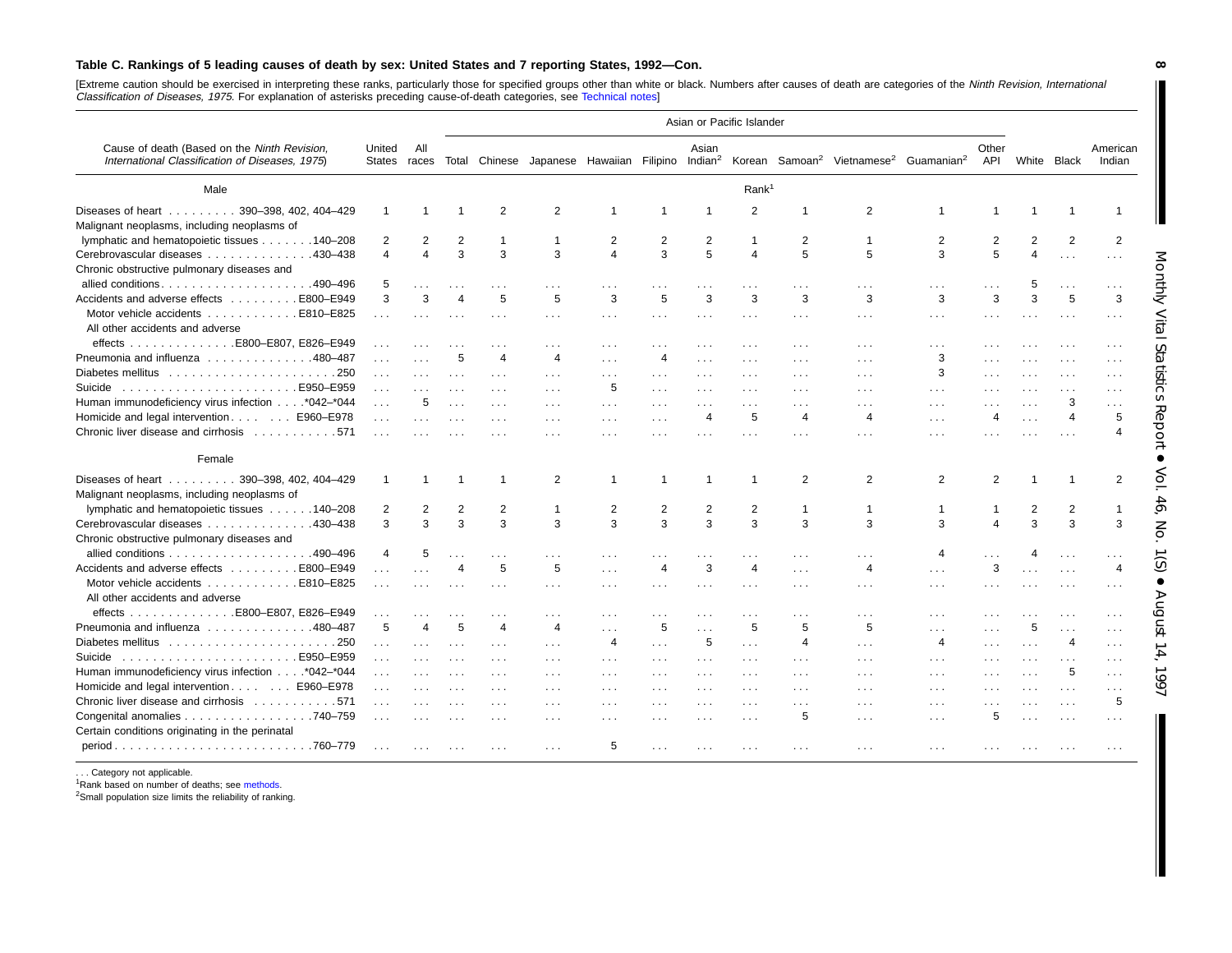## Table C. Rankings of 5 leading causes of death by sex: United States and 7 reporting States, 1992—Con.

[Extreme caution should be exercised in interpreting these ranks, particularly those for specified groups other than white or black. Numbers after causes of death are categories of the *Ninth Revision, International Classification of Diseases, 1975.* For explanation of asterisks preceding cause-of-death categories, see Technical notes]

| Cause of death (Based on the *Ninth Revision, International Classification of Diseases, 1975*) | United States | All races | Asian or Pacific Islander | | | | | | | | | | | | White | Black | American Indian |
|---|---|---|---|---|---|---|---|---|---|---|---|---|---|---|---|---|
| | | | Total | Chinese | Japanese | Hawaiian | Filipino | Asian Indian[2] | Korean | Samoan[2] | Vietnamese[2] | Guamanian[2] | Other API | | | |
| | | | | | | | | Rank[1] | | | | | | | | |
| **Male** | | | | | | | | | | | | | | | | |
| Diseases of heart . . . . . . . . . 390–398, 402, 404–429 | 1 | 1 | 1 | 2 | 2 | 1 | 1 | 1 | 2 | 1 | 2 | 1 | 1 | 1 | 1 | 1 |
| Malignant neoplasms, including neoplasms of lymphatic and hematopoietic tissues . . . . . . .140–208 | 2 | 2 | 2 | 1 | 1 | 2 | 2 | 2 | 1 | 2 | 1 | 2 | 2 | 2 | 2 | 2 |
| Cerebrovascular diseases . . . . . . . . . . . . . .430–438 | 4 | 4 | 3 | 3 | 3 | 4 | 3 | 5 | 4 | 5 | 5 | 3 | 5 | 4 | . . . | . . . |
| Chronic obstructive pulmonary diseases and allied conditions. . . . . . . . . . . . . . . . . . .490–496 | 5 | . . . | . . . | . . . | . . . | . . . | . . . | . . . | . . . | . . . | . . . | . . . | . . . | 5 | . . . | . . . |
| Accidents and adverse effects . . . . . . . . . E800–E949 | 3 | 3 | 4 | 5 | 5 | 3 | 5 | 3 | 3 | 3 | 3 | 3 | 3 | 3 | 5 | 3 |
| Motor vehicle accidents . . . . . . . . . . . . E810–E825 | . . . | . . . | . . . | . . . | . . . | . . . | . . . | . . . | . . . | . . . | . . . | . . . | . . . | . . . | . . . | . . . |
| All other accidents and adverse effects . . . . . . . . . . . . . .E800–E807, E826–E949 | . . . | . . . | . . . | . . . | . . . | . . . | . . . | . . . | . . . | . . . | . . . | . . . | . . . | . . . | . . . | . . . |
| Pneumonia and influenza . . . . . . . . . . . . . .480–487 | . . . | . . . | 5 | 4 | 4 | . . . | 4 | . . . | . . . | . . . | . . . | 3 | . . . | . . . | . . . | . . . |
| Diabetes mellitus . . . . . . . . . . . . . . . . . . . . . .250 | . . . | . . . | . . . | . . . | . . . | . . . | . . . | . . . | . . . | . . . | . . . | 3 | . . . | . . . | . . . | . . . |
| Suicide . . . . . . . . . . . . . . . . . . . . . . .E950–E959 | . . . | . . . | . . . | . . . | . . . | 5 | . . . | . . . | . . . | . . . | . . . | . . . | . . . | . . . | . . . | . . . |
| Human immunodeficiency virus infection . . . .*042–*044 | . . . | 5 | . . . | . . . | . . . | . . . | . . . | . . . | . . . | . . . | . . . | . . . | . . . | . . . | 3 | . . . |
| Homicide and legal intervention. . . . . . . E960–E978 | . . . | . . . | . . . | . . . | . . . | . . . | . . . | 4 | 5 | 4 | 4 | . . . | 4 | . . . | 4 | 5 |
| Chronic liver disease and cirrhosis . . . . . . . . . . .571 | . . . | . . . | . . . | . . . | . . . | . . . | . . . | . . . | . . . | . . . | . . . | . . . | . . . | . . . | . . . | 4 |
| **Female** | | | | | | | | | | | | | | | | |
| Diseases of heart . . . . . . . . . 390–398, 402, 404–429 | 1 | 1 | 1 | 1 | 2 | 1 | 1 | 1 | 1 | 2 | 2 | 2 | 2 | 1 | 1 | 2 |
| Malignant neoplasms, including neoplasms of lymphatic and hematopoietic tissues . . . . . .140–208 | 2 | 2 | 2 | 2 | 1 | 2 | 2 | 2 | 2 | 1 | 1 | 1 | 1 | 2 | 2 | 1 |
| Cerebrovascular diseases . . . . . . . . . . . . . .430–438 | 3 | 3 | 3 | 3 | 3 | 3 | 3 | 3 | 3 | 3 | 3 | 3 | 4 | 3 | 3 | 3 |
| Chronic obstructive pulmonary diseases and allied conditions . . . . . . . . . . . . . . . . . .490–496 | 4 | 5 | . . . | . . . | . . . | . . . | . . . | . . . | . . . | . . . | . . . | 4 | . . . | 4 | . . . | . . . |
| Accidents and adverse effects . . . . . . . . . E800–E949 | . . . | . . . | 4 | 5 | 5 | . . . | 4 | 3 | 4 | . . . | 4 | . . . | 3 | . . . | . . . | 4 |
| Motor vehicle accidents . . . . . . . . . . . . E810–E825 | . . . | . . . | . . . | . . . | . . . | . . . | . . . | . . . | . . . | . . . | . . . | . . . | . . . | . . . | . . . | . . . |
| All other accidents and adverse effects . . . . . . . . . . . . . .E800–E807, E826–E949 | . . . | . . . | . . . | . . . | . . . | . . . | . . . | . . . | . . . | . . . | . . . | . . . | . . . | . . . | . . . | . . . |
| Pneumonia and influenza . . . . . . . . . . . . . .480–487 | 5 | 4 | 5 | 4 | 4 | . . . | 5 | . . . | 5 | 5 | 5 | . . . | . . . | 5 | . . . | . . . |
| Diabetes mellitus . . . . . . . . . . . . . . . . . . . . . .250 | . . . | . . . | . . . | . . . | . . . | 4 | . . . | 5 | . . . | 4 | . . . | 4 | . . . | . . . | 4 | . . . |
| Suicide . . . . . . . . . . . . . . . . . . . . . . .E950–E959 | . . . | . . . | . . . | . . . | . . . | . . . | . . . | . . . | . . . | . . . | . . . | . . . | . . . | . . . | . . . | . . . |
| Human immunodeficiency virus infection . . . .*042–*044 | . . . | . . . | . . . | . . . | . . . | . . . | . . . | . . . | . . . | . . . | . . . | . . . | . . . | . . . | 5 | . . . |
| Homicide and legal intervention. . . . . . . E960–E978 | . . . | . . . | . . . | . . . | . . . | . . . | . . . | . . . | . . . | . . . | . . . | . . . | . . . | . . . | . . . | . . . |
| Chronic liver disease and cirrhosis . . . . . . . . . . .571 | . . . | . . . | . . . | . . . | . . . | . . . | . . . | . . . | . . . | . . . | . . . | . . . | . . . | . . . | . . . | 5 |
| Congenital anomalies . . . . . . . . . . . . . . . . .740–759 | . . . | . . . | . . . | . . . | . . . | . . . | . . . | . . . | . . . | 5 | . . . | . . . | 5 | . . . | . . . | . . . |
| Certain conditions originating in the perinatal period . . . . . . . . . . . . . . . . . . . . . . . . . .760–779 | . . . | . . . | . . . | . . . | . . . | 5 | . . . | . . . | . . . | . . . | . . . | . . . | . . . | . . . | . . . | . . . |

. . . Category not applicable.

[1]Rank based on number of deaths; see methods.

[2]Small population size limits the reliability of ranking.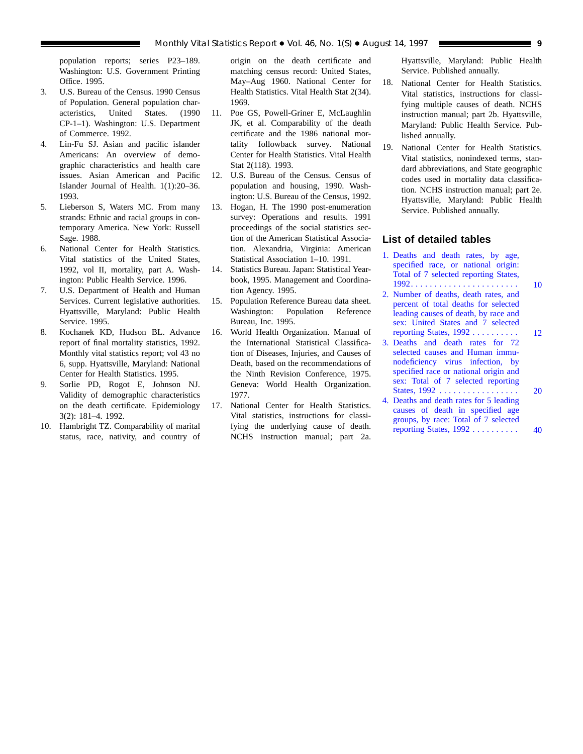population reports; series P23–189. Washington: U.S. Government Printing Office. 1995.

3. U.S. Bureau of the Census. 1990 Census of Population. General population characteristics, United States. (1990 CP-1–1). Washington: U.S. Department of Commerce. 1992.
4. Lin-Fu SJ. Asian and pacific islander Americans: An overview of demographic characteristics and health care issues. Asian American and Pacific Islander Journal of Health. 1(1):20–36. 1993.
5. Lieberson S, Waters MC. From many strands: Ethnic and racial groups in contemporary America. New York: Russell Sage. 1988.
6. National Center for Health Statistics. Vital statistics of the United States, 1992, vol II, mortality, part A. Washington: Public Health Service. 1996.
7. U.S. Department of Health and Human Services. Current legislative authorities. Hyattsville, Maryland: Public Health Service. 1995.
8. Kochanek KD, Hudson BL. Advance report of final mortality statistics, 1992. Monthly vital statistics report; vol 43 no 6, supp. Hyattsville, Maryland: National Center for Health Statistics. 1995.
9. Sorlie PD, Rogot E, Johnson NJ. Validity of demographic characteristics on the death certificate. Epidemiology 3(2): 181–4. 1992.
10. Hambright TZ. Comparability of marital status, race, nativity, and country of origin on the death certificate and matching census record: United States, May–Aug 1960. National Center for Health Statistics. Vital Health Stat 2(34). 1969.
11. Poe GS, Powell-Griner E, McLaughlin JK, et al. Comparability of the death certificate and the 1986 national mortality followback survey. National Center for Health Statistics. Vital Health Stat 2(118). 1993.
12. U.S. Bureau of the Census. Census of population and housing, 1990. Washington: U.S. Bureau of the Census, 1992.
13. Hogan, H. The 1990 post-enumeration survey: Operations and results. 1991 proceedings of the social statistics section of the American Statistical Association. Alexandria, Virginia: American Statistical Association 1–10. 1991.
14. Statistics Bureau. Japan: Statistical Yearbook, 1995. Management and Coordination Agency. 1995.
15. Population Reference Bureau data sheet. Washington: Population Reference Bureau, Inc. 1995.
16. World Health Organization. Manual of the International Statistical Classification of Diseases, Injuries, and Causes of Death, based on the recommendations of the Ninth Revision Conference, 1975. Geneva: World Health Organization. 1977.
17. National Center for Health Statistics. Vital statistics, instructions for classifying the underlying cause of death. NCHS instruction manual; part 2a. Hyattsville, Maryland: Public Health Service. Published annually.
18. National Center for Health Statistics. Vital statistics, instructions for classifying multiple causes of death. NCHS instruction manual; part 2b. Hyattsville, Maryland: Public Health Service. Published annually.
19. National Center for Health Statistics. Vital statistics, nonindexed terms, standard abbreviations, and State geographic codes used in mortality data classification. NCHS instruction manual; part 2e. Hyattsville, Maryland: Public Health Service. Published annually.

## List of detailed tables

1. Deaths and death rates, by age, specified race, or national origin: Total of 7 selected reporting States, 1992 . . . . . . . . . . 10
2. Number of deaths, death rates, and percent of total deaths for selected leading causes of death, by race and sex: United States and 7 selected reporting States, 1992 . . . . . . . . . . 12
3. Deaths and death rates for 72 selected causes and Human immunodeficiency virus infection, by specified race or national origin and sex: Total of 7 selected reporting States, 1992 . . . . . . . . . . 20
4. Deaths and death rates for 5 leading causes of death in specified age groups, by race: Total of 7 selected reporting States, 1992 . . . . . . . . . . 40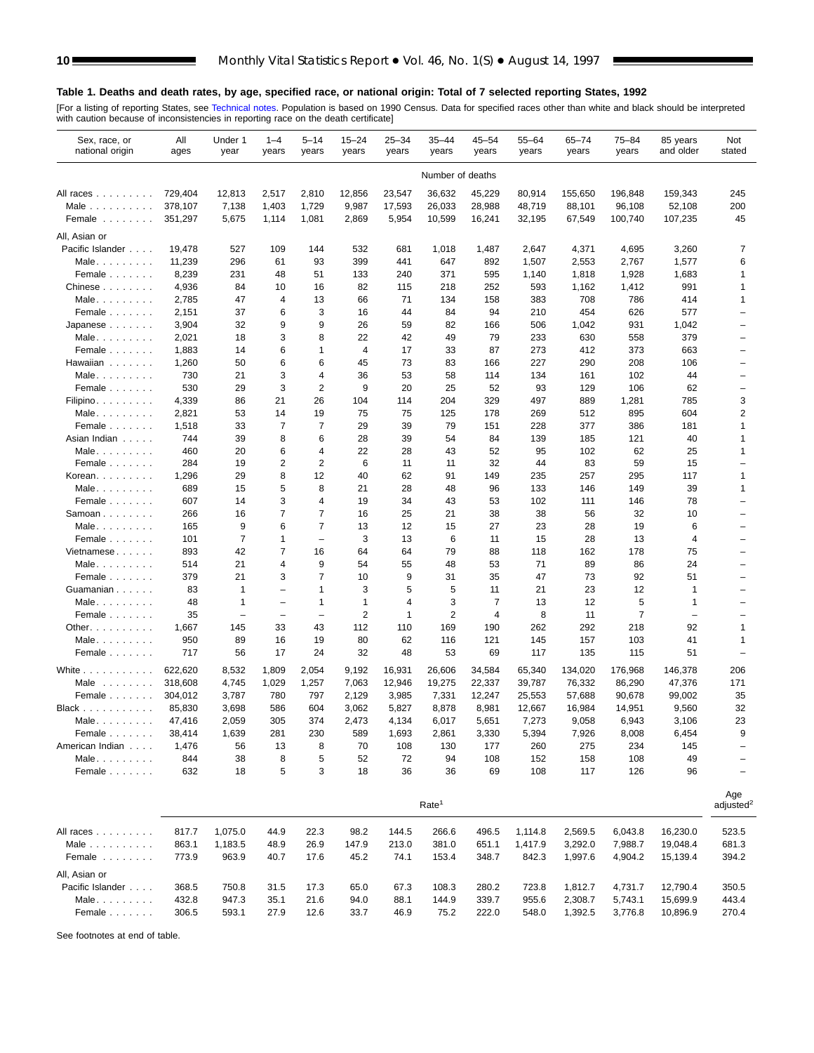### Table 1. Deaths and death rates, by age, specified race, or national origin: Total of 7 selected reporting States, 1992

[For a listing of reporting States, see Technical notes. Population is based on 1990 Census. Data for specified races other than white and black should be interpreted with caution because of inconsistencies in reporting race on the death certificate]

| Sex, race, or national origin | All ages | Under 1 year | 1–4 years | 5–14 years | 15–24 years | 25–34 years | 35–44 years | 45–54 years | 55–64 years | 65–74 years | 75–84 years | 85 years and older | Not stated |
|---|---|---|---|---|---|---|---|---|---|---|---|---|---|
| | Number of deaths | | | | | | | | | | | | |
| All races | 729,404 | 12,813 | 2,517 | 2,810 | 12,856 | 23,547 | 36,632 | 45,229 | 80,914 | 155,650 | 196,848 | 159,343 | 245 |
| Male | 378,107 | 7,138 | 1,403 | 1,729 | 9,987 | 17,593 | 26,033 | 28,988 | 48,719 | 88,101 | 96,108 | 52,108 | 200 |
| Female | 351,297 | 5,675 | 1,114 | 1,081 | 2,869 | 5,954 | 10,599 | 16,241 | 32,195 | 67,549 | 100,740 | 107,235 | 45 |
| All, Asian or Pacific Islander | 19,478 | 527 | 109 | 144 | 532 | 681 | 1,018 | 1,487 | 2,647 | 4,371 | 4,695 | 3,260 | 7 |
| Male | 11,239 | 296 | 61 | 93 | 399 | 441 | 647 | 892 | 1,507 | 2,553 | 2,767 | 1,577 | 6 |
| Female | 8,239 | 231 | 48 | 51 | 133 | 240 | 371 | 595 | 1,140 | 1,818 | 1,928 | 1,683 | 1 |
| Chinese | 4,936 | 84 | 10 | 16 | 82 | 115 | 218 | 252 | 593 | 1,162 | 1,412 | 991 | 1 |
| Male | 2,785 | 47 | 4 | 13 | 66 | 71 | 134 | 158 | 383 | 708 | 786 | 414 | 1 |
| Female | 2,151 | 37 | 6 | 3 | 16 | 44 | 84 | 94 | 210 | 454 | 626 | 577 | – |
| Japanese | 3,904 | 32 | 9 | 9 | 26 | 59 | 82 | 166 | 506 | 1,042 | 931 | 1,042 | – |
| Male | 2,021 | 18 | 3 | 8 | 22 | 42 | 49 | 79 | 233 | 630 | 558 | 379 | – |
| Female | 1,883 | 14 | 6 | 1 | 4 | 17 | 33 | 87 | 273 | 412 | 373 | 663 | – |
| Hawaiian | 1,260 | 50 | 6 | 6 | 45 | 73 | 83 | 166 | 227 | 290 | 208 | 106 | – |
| Male | 730 | 21 | 3 | 4 | 36 | 53 | 58 | 114 | 134 | 161 | 102 | 44 | – |
| Female | 530 | 29 | 3 | 2 | 9 | 20 | 25 | 52 | 93 | 129 | 106 | 62 | – |
| Filipino | 4,339 | 86 | 21 | 26 | 104 | 114 | 204 | 329 | 497 | 889 | 1,281 | 785 | 3 |
| Male | 2,821 | 53 | 14 | 19 | 75 | 75 | 125 | 178 | 269 | 512 | 895 | 604 | 2 |
| Female | 1,518 | 33 | 7 | 7 | 29 | 39 | 79 | 151 | 228 | 377 | 386 | 181 | 1 |
| Asian Indian | 744 | 39 | 8 | 6 | 28 | 39 | 54 | 84 | 139 | 185 | 121 | 40 | 1 |
| Male | 460 | 20 | 6 | 4 | 22 | 28 | 43 | 52 | 95 | 102 | 62 | 25 | 1 |
| Female | 284 | 19 | 2 | 2 | 6 | 11 | 11 | 32 | 44 | 83 | 59 | 15 | – |
| Korean | 1,296 | 29 | 8 | 12 | 40 | 62 | 91 | 149 | 235 | 257 | 295 | 117 | 1 |
| Male | 689 | 15 | 5 | 8 | 21 | 28 | 48 | 96 | 133 | 146 | 149 | 39 | 1 |
| Female | 607 | 14 | 3 | 4 | 19 | 34 | 43 | 53 | 102 | 111 | 146 | 78 | – |
| Samoan | 266 | 16 | 7 | 7 | 16 | 25 | 21 | 38 | 38 | 56 | 32 | 10 | – |
| Male | 165 | 9 | 6 | 7 | 13 | 12 | 15 | 27 | 23 | 28 | 19 | 6 | – |
| Female | 101 | 7 | 1 | – | 3 | 13 | 6 | 11 | 15 | 28 | 13 | 4 | – |
| Vietnamese | 893 | 42 | 7 | 16 | 64 | 64 | 79 | 88 | 118 | 162 | 178 | 75 | – |
| Male | 514 | 21 | 4 | 9 | 54 | 55 | 48 | 53 | 71 | 89 | 86 | 24 | – |
| Female | 379 | 21 | 3 | 7 | 10 | 9 | 31 | 35 | 47 | 73 | 92 | 51 | – |
| Guamanian | 83 | 1 | – | 1 | 3 | 5 | 5 | 11 | 21 | 23 | 12 | 1 | – |
| Male | 48 | 1 | – | 1 | 1 | 4 | 3 | 7 | 13 | 12 | 5 | 1 | – |
| Female | 35 | – | – | – | 2 | 1 | 2 | 4 | 8 | 11 | 7 | – | – |
| Other | 1,667 | 145 | 33 | 43 | 112 | 110 | 169 | 190 | 262 | 292 | 218 | 92 | 1 |
| Male | 950 | 89 | 16 | 19 | 80 | 62 | 116 | 121 | 145 | 157 | 103 | 41 | 1 |
| Female | 717 | 56 | 17 | 24 | 32 | 48 | 53 | 69 | 117 | 135 | 115 | 51 | – |
| White | 622,620 | 8,532 | 1,809 | 2,054 | 9,192 | 16,931 | 26,606 | 34,584 | 65,340 | 134,020 | 176,968 | 146,378 | 206 |
| Male | 318,608 | 4,745 | 1,029 | 1,257 | 7,063 | 12,946 | 19,275 | 22,337 | 39,787 | 76,332 | 86,290 | 47,376 | 171 |
| Female | 304,012 | 3,787 | 780 | 797 | 2,129 | 3,985 | 7,331 | 12,247 | 25,553 | 57,688 | 90,678 | 99,002 | 35 |
| Black | 85,830 | 3,698 | 586 | 604 | 3,062 | 5,827 | 8,878 | 8,981 | 12,667 | 16,984 | 14,951 | 9,560 | 32 |
| Male | 47,416 | 2,059 | 305 | 374 | 2,473 | 4,134 | 6,017 | 5,651 | 7,273 | 9,058 | 6,943 | 3,106 | 23 |
| Female | 38,414 | 1,639 | 281 | 230 | 589 | 1,693 | 2,861 | 3,330 | 5,394 | 7,926 | 8,008 | 6,454 | 9 |
| American Indian | 1,476 | 56 | 13 | 8 | 70 | 108 | 130 | 177 | 260 | 275 | 234 | 145 | – |
| Male | 844 | 38 | 8 | 5 | 52 | 72 | 94 | 108 | 152 | 158 | 108 | 49 | – |
| Female | 632 | 18 | 5 | 3 | 18 | 36 | 36 | 69 | 108 | 117 | 126 | 96 | – |
| | Rate[1] | | | | | | | | | | | | Age adjusted[2] |
| All races | 817.7 | 1,075.0 | 44.9 | 22.3 | 98.2 | 144.5 | 266.6 | 496.5 | 1,114.8 | 2,569.5 | 6,043.8 | 16,230.0 | 523.5 |
| Male | 863.1 | 1,183.5 | 48.9 | 26.9 | 147.9 | 213.0 | 381.0 | 651.1 | 1,417.9 | 3,292.0 | 7,988.7 | 19,048.4 | 681.3 |
| Female | 773.9 | 963.9 | 40.7 | 17.6 | 45.2 | 74.1 | 153.4 | 348.7 | 842.3 | 1,997.6 | 4,904.2 | 15,139.4 | 394.2 |
| All, Asian or Pacific Islander | 368.5 | 750.8 | 31.5 | 17.3 | 65.0 | 67.3 | 108.3 | 280.2 | 723.8 | 1,812.7 | 4,731.7 | 12,790.4 | 350.5 |
| Male | 432.8 | 947.3 | 35.1 | 21.6 | 94.0 | 88.1 | 144.9 | 339.7 | 955.6 | 2,308.7 | 5,743.1 | 15,699.9 | 443.4 |
| Female | 306.5 | 593.1 | 27.9 | 12.6 | 33.7 | 46.9 | 75.2 | 222.0 | 548.0 | 1,392.5 | 3,776.8 | 10,896.9 | 270.4 |

See footnotes at end of table.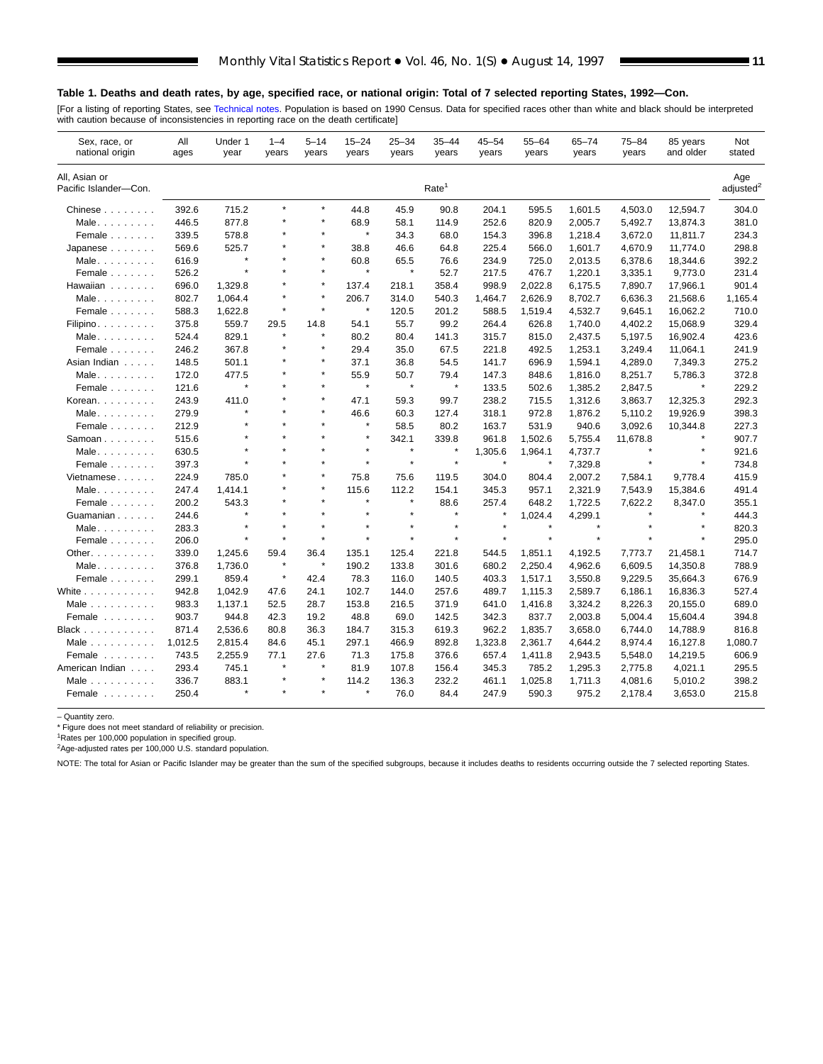**Table 1. Deaths and death rates, by age, specified race, or national origin: Total of 7 selected reporting States, 1992—Con.**

[For a listing of reporting States, see Technical notes. Population is based on 1990 Census. Data for specified races other than white and black should be interpreted with caution because of inconsistencies in reporting race on the death certificate]

| Sex, race, or national origin | All ages | Under 1 year | 1–4 years | 5–14 years | 15–24 years | 25–34 years | 35–44 years | 45–54 years | 55–64 years | 65–74 years | 75–84 years | 85 years and older | Not stated |
|---|---|---|---|---|---|---|---|---|---|---|---|---|---|
| All, Asian or Pacific Islander—Con. | | | | | | | Rate[1] | | | | | | Age adjusted[2] |
| Chinese | 392.6 | 715.2 | * | * | 44.8 | 45.9 | 90.8 | 204.1 | 595.5 | 1,601.5 | 4,503.0 | 12,594.7 | 304.0 |
| Male | 446.5 | 877.8 | * | * | 68.9 | 58.1 | 114.9 | 252.6 | 820.9 | 2,005.7 | 5,492.7 | 13,874.3 | 381.0 |
| Female | 339.5 | 578.8 | * | * | * | 34.3 | 68.0 | 154.3 | 396.8 | 1,218.4 | 3,672.0 | 11,811.7 | 234.3 |
| Japanese | 569.6 | 525.7 | * | * | 38.8 | 46.6 | 64.8 | 225.4 | 566.0 | 1,601.7 | 4,670.9 | 11,774.0 | 298.8 |
| Male | 616.9 | * | * | * | 60.8 | 65.5 | 76.6 | 234.9 | 725.0 | 2,013.5 | 6,378.6 | 18,344.6 | 392.2 |
| Female | 526.2 | * | * | * | * | * | 52.7 | 217.5 | 476.7 | 1,220.1 | 3,335.1 | 9,773.0 | 231.4 |
| Hawaiian | 696.0 | 1,329.8 | * | * | 137.4 | 218.1 | 358.4 | 998.9 | 2,022.8 | 6,175.5 | 7,890.7 | 17,966.1 | 901.4 |
| Male | 802.7 | 1,064.4 | * | * | 206.7 | 314.0 | 540.3 | 1,464.7 | 2,626.9 | 8,702.7 | 6,636.3 | 21,568.6 | 1,165.4 |
| Female | 588.3 | 1,622.8 | * | * | * | 120.5 | 201.2 | 588.5 | 1,519.4 | 4,532.7 | 9,645.1 | 16,062.2 | 710.0 |
| Filipino | 375.8 | 559.7 | 29.5 | 14.8 | 54.1 | 55.7 | 99.2 | 264.4 | 626.8 | 1,740.0 | 4,402.2 | 15,068.9 | 329.4 |
| Male | 524.4 | 829.1 | * | * | 80.2 | 80.4 | 141.3 | 315.7 | 815.0 | 2,437.5 | 5,197.5 | 16,902.4 | 423.6 |
| Female | 246.2 | 367.8 | * | * | 29.4 | 35.0 | 67.5 | 221.8 | 492.5 | 1,253.1 | 3,249.4 | 11,064.1 | 241.9 |
| Asian Indian | 148.5 | 501.1 | * | * | 37.1 | 36.8 | 54.5 | 141.7 | 696.9 | 1,594.1 | 4,289.0 | 7,349.3 | 275.2 |
| Male | 172.0 | 477.5 | * | * | 55.9 | 50.7 | 79.4 | 147.3 | 848.6 | 1,816.0 | 8,251.7 | 5,786.3 | 372.8 |
| Female | 121.6 | * | * | * | * | * | * | 133.5 | 502.6 | 1,385.2 | 2,847.5 | * | 229.2 |
| Korean | 243.9 | 411.0 | * | * | 47.1 | 59.3 | 99.7 | 238.2 | 715.5 | 1,312.6 | 3,863.7 | 12,325.3 | 292.3 |
| Male | 279.9 | * | * | * | 46.6 | 60.3 | 127.4 | 318.1 | 972.8 | 1,876.2 | 5,110.2 | 19,926.9 | 398.3 |
| Female | 212.9 | * | * | * | * | 58.5 | 80.2 | 163.7 | 531.9 | 940.6 | 3,092.6 | 10,344.8 | 227.3 |
| Samoan | 515.6 | * | * | * | * | 342.1 | 339.8 | 961.8 | 1,502.6 | 5,755.4 | 11,678.8 | * | 907.7 |
| Male | 630.5 | * | * | * | * | * | * | 1,305.6 | 1,964.1 | 4,737.7 | * | * | 921.6 |
| Female | 397.3 | * | * | * | * | * | * | * | * | 7,329.8 | * | * | 734.8 |
| Vietnamese | 224.9 | 785.0 | * | * | 75.8 | 75.6 | 119.5 | 304.0 | 804.4 | 2,007.2 | 7,584.1 | 9,778.4 | 415.9 |
| Male | 247.4 | 1,414.1 | * | * | 115.6 | 112.2 | 154.1 | 345.3 | 957.1 | 2,321.9 | 7,543.9 | 15,384.6 | 491.4 |
| Female | 200.2 | 543.3 | * | * | * | * | 88.6 | 257.4 | 648.2 | 1,722.5 | 7,622.2 | 8,347.0 | 355.1 |
| Guamanian | 244.6 | * | * | * | * | * | * | * | 1,024.4 | 4,299.1 | * | * | 444.3 |
| Male | 283.3 | * | * | * | * | * | * | * | * | * | * | * | 820.3 |
| Female | 206.0 | * | * | * | * | * | * | * | * | * | * | * | 295.0 |
| Other | 339.0 | 1,245.6 | 59.4 | 36.4 | 135.1 | 125.4 | 221.8 | 544.5 | 1,851.1 | 4,192.5 | 7,773.7 | 21,458.1 | 714.7 |
| Male | 376.8 | 1,736.0 | * | * | 190.2 | 133.8 | 301.6 | 680.2 | 2,250.4 | 4,962.6 | 6,609.5 | 14,350.8 | 788.9 |
| Female | 299.1 | 859.4 | * | 42.4 | 78.3 | 116.0 | 140.5 | 403.3 | 1,517.1 | 3,550.8 | 9,229.5 | 35,664.3 | 676.9 |
| White | 942.8 | 1,042.9 | 47.6 | 24.1 | 102.7 | 144.0 | 257.6 | 489.7 | 1,115.3 | 2,589.7 | 6,186.1 | 16,836.3 | 527.4 |
| Male | 983.3 | 1,137.1 | 52.5 | 28.7 | 153.8 | 216.5 | 371.9 | 641.0 | 1,416.8 | 3,324.2 | 8,226.3 | 20,155.0 | 689.0 |
| Female | 903.7 | 944.8 | 42.3 | 19.2 | 48.8 | 69.0 | 142.5 | 342.3 | 837.7 | 2,003.8 | 5,004.4 | 15,604.4 | 394.8 |
| Black | 871.4 | 2,536.6 | 80.8 | 36.3 | 184.7 | 315.3 | 619.3 | 962.2 | 1,835.7 | 3,658.0 | 6,744.0 | 14,788.9 | 816.8 |
| Male | 1,012.5 | 2,815.4 | 84.6 | 45.1 | 297.1 | 466.9 | 892.8 | 1,323.8 | 2,361.7 | 4,644.2 | 8,974.4 | 16,127.8 | 1,080.7 |
| Female | 743.5 | 2,255.9 | 77.1 | 27.6 | 71.3 | 175.8 | 376.6 | 657.4 | 1,411.8 | 2,943.5 | 5,548.0 | 14,219.5 | 606.9 |
| American Indian | 293.4 | 745.1 | * | * | 81.9 | 107.8 | 156.4 | 345.3 | 785.2 | 1,295.3 | 2,775.8 | 4,021.1 | 295.5 |
| Male | 336.7 | 883.1 | * | * | 114.2 | 136.3 | 232.2 | 461.1 | 1,025.8 | 1,711.3 | 4,081.6 | 5,010.2 | 398.2 |
| Female | 250.4 | * | * | * | * | 76.0 | 84.4 | 247.9 | 590.3 | 975.2 | 2,178.4 | 3,653.0 | 215.8 |

– Quantity zero.
* Figure does not meet standard of reliability or precision.
[1]Rates per 100,000 population in specified group.
[2]Age-adjusted rates per 100,000 U.S. standard population.

NOTE: The total for Asian or Pacific Islander may be greater than the sum of the specified subgroups, because it includes deaths to residents occurring outside the 7 selected reporting States.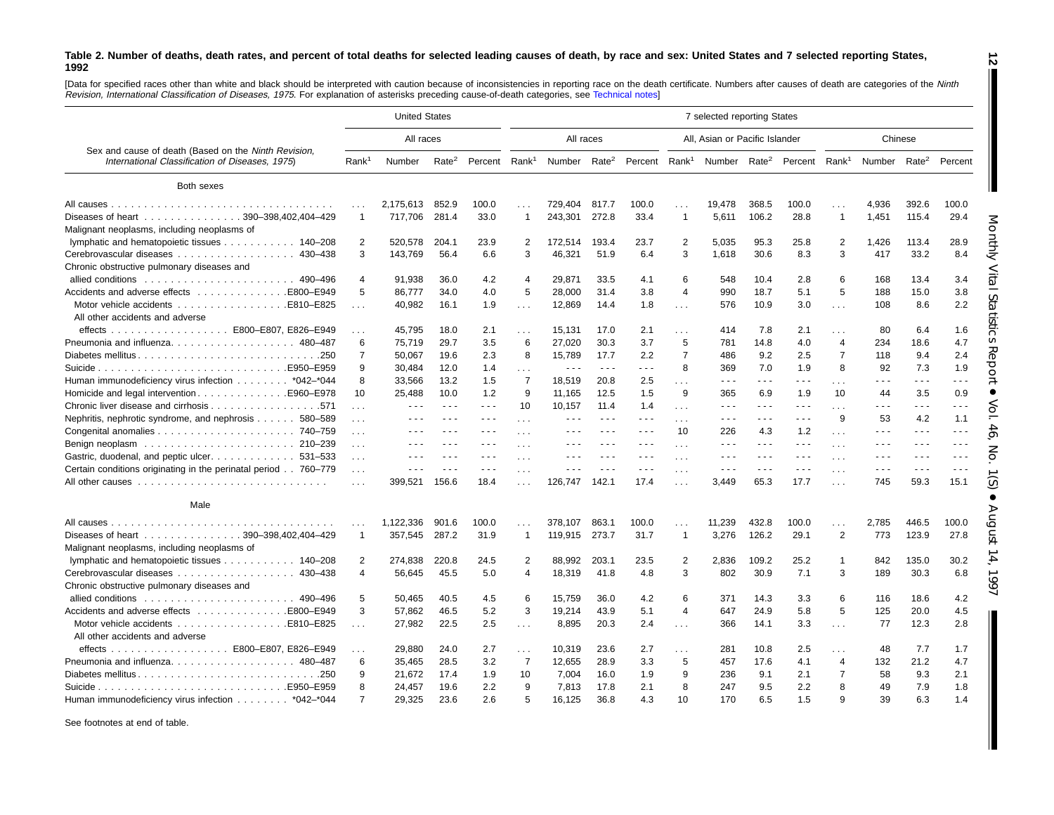**Table 2. Number of deaths, death rates, and percent of total deaths for selected leading causes of death, by race and sex: United States and 7 selected reporting States, 1992**

[Data for specified races other than white and black should be interpreted with caution because of inconsistencies in reporting race on the death certificate. Numbers after causes of death are categories of the *Ninth Revision, International Classification of Diseases, 1975.* For explanation of asterisks preceding cause-of-death categories, see Technical notes]

| Sex and cause of death (Based on the *Ninth Revision, International Classification of Diseases, 1975*) | United States | | | | 7 selected reporting States | | | | | | | | | | | |
|---|---|---|---|---|---|---|---|---|---|---|---|---|---|---|---|---|
| | All races | | | | All races | | | | All, Asian or Pacific Islander | | | | Chinese | | | |
| | Rank[1] | Number | Rate[2] | Percent | Rank[1] | Number | Rate[2] | Percent | Rank[1] | Number | Rate[2] | Percent | Rank[1] | Number | Rate[2] | Percent |
| **Both sexes** | | | | | | | | | | | | | | | | |
| All causes | . . . | 2,175,613 | 852.9 | 100.0 | . . . | 729,404 | 817.7 | 100.0 | . . . | 19,478 | 368.5 | 100.0 | . . . | 4,936 | 392.6 | 100.0 |
| Diseases of heart 390–398,402,404–429 | 1 | 717,706 | 281.4 | 33.0 | 1 | 243,301 | 272.8 | 33.4 | 1 | 5,611 | 106.2 | 28.8 | 1 | 1,451 | 115.4 | 29.4 |
| Malignant neoplasms, including neoplasms of lymphatic and hematopoietic tissues 140–208 | 2 | 520,578 | 204.1 | 23.9 | 2 | 172,514 | 193.4 | 23.7 | 2 | 5,035 | 95.3 | 25.8 | 2 | 1,426 | 113.4 | 28.9 |
| Cerebrovascular diseases 430–438 | 3 | 143,769 | 56.4 | 6.6 | 3 | 46,321 | 51.9 | 6.4 | 3 | 1,618 | 30.6 | 8.3 | 3 | 417 | 33.2 | 8.4 |
| Chronic obstructive pulmonary diseases and allied conditions 490–496 | 4 | 91,938 | 36.0 | 4.2 | 4 | 29,871 | 33.5 | 4.1 | 6 | 548 | 10.4 | 2.8 | 6 | 168 | 13.4 | 3.4 |
| Accidents and adverse effects E800–E949 | 5 | 86,777 | 34.0 | 4.0 | 5 | 28,000 | 31.4 | 3.8 | 4 | 990 | 18.7 | 5.1 | 5 | 188 | 15.0 | 3.8 |
| Motor vehicle accidents E810–E825 | . . . | 40,982 | 16.1 | 1.9 | . . . | 12,869 | 14.4 | 1.8 | . . . | 576 | 10.9 | 3.0 | . . . | 108 | 8.6 | 2.2 |
| All other accidents and adverse effects E800–E807, E826–E949 | . . . | 45,795 | 18.0 | 2.1 | . . . | 15,131 | 17.0 | 2.1 | . . . | 414 | 7.8 | 2.1 | . . . | 80 | 6.4 | 1.6 |
| Pneumonia and influenza 480–487 | 6 | 75,719 | 29.7 | 3.5 | 6 | 27,020 | 30.3 | 3.7 | 5 | 781 | 14.8 | 4.0 | 4 | 234 | 18.6 | 4.7 |
| Diabetes mellitus 250 | 7 | 50,067 | 19.6 | 2.3 | 8 | 15,789 | 17.7 | 2.2 | 7 | 486 | 9.2 | 2.5 | 7 | 118 | 9.4 | 2.4 |
| Suicide E950–E959 | 9 | 30,484 | 12.0 | 1.4 | . . . | - - - | - - - | - - - | 8 | 369 | 7.0 | 1.9 | 8 | 92 | 7.3 | 1.9 |
| Human immunodeficiency virus infection *042–*044 | 8 | 33,566 | 13.2 | 1.5 | 7 | 18,519 | 20.8 | 2.5 | . . . | - - - | - - - | - - - | . . . | - - - | - - - | - - - |
| Homicide and legal intervention E960–E978 | 10 | 25,488 | 10.0 | 1.2 | 9 | 11,165 | 12.5 | 1.5 | 9 | 365 | 6.9 | 1.9 | 10 | 44 | 3.5 | 0.9 |
| Chronic liver disease and cirrhosis 571 | . . . | - - - | - - - | - - - | 10 | 10,157 | 11.4 | 1.4 | . . . | - - - | - - - | - - - | . . . | - - - | - - - | - - - |
| Nephritis, nephrotic syndrome, and nephrosis 580–589 | . . . | - - - | - - - | - - - | . . . | - - - | - - - | - - - | . . . | - - - | - - - | - - - | 9 | 53 | 4.2 | 1.1 |
| Congenital anomalies 740–759 | . . . | - - - | - - - | - - - | . . . | - - - | - - - | - - - | 10 | 226 | 4.3 | 1.2 | . . . | - - - | - - - | - - - |
| Benign neoplasm 210–239 | . . . | - - - | - - - | - - - | . . . | - - - | - - - | - - - | . . . | - - - | - - - | - - - | . . . | - - - | - - - | - - - |
| Gastric, duodenal, and peptic ulcer 531–533 | . . . | - - - | - - - | - - - | . . . | - - - | - - - | - - - | . . . | - - - | - - - | - - - | . . . | - - - | - - - | - - - |
| Certain conditions originating in the perinatal period 760–779 | . . . | - - - | - - - | - - - | . . . | - - - | - - - | - - - | . . . | - - - | - - - | - - - | . . . | - - - | - - - | - - - |
| All other causes | . . . | 399,521 | 156.6 | 18.4 | . . . | 126,747 | 142.1 | 17.4 | . . . | 3,449 | 65.3 | 17.7 | . . . | 745 | 59.3 | 15.1 |
| **Male** | | | | | | | | | | | | | | | | |
| All causes | . . . | 1,122,336 | 901.6 | 100.0 | . . . | 378,107 | 863.1 | 100.0 | . . . | 11,239 | 432.8 | 100.0 | . . . | 2,785 | 446.5 | 100.0 |
| Diseases of heart 390–398,402,404–429 | 1 | 357,545 | 287.2 | 31.9 | 1 | 119,915 | 273.7 | 31.7 | 1 | 3,276 | 126.2 | 29.1 | 2 | 773 | 123.9 | 27.8 |
| Malignant neoplasms, including neoplasms of lymphatic and hematopoietic tissues 140–208 | 2 | 274,838 | 220.8 | 24.5 | 2 | 88,992 | 203.1 | 23.5 | 2 | 2,836 | 109.2 | 25.2 | 1 | 842 | 135.0 | 30.2 |
| Cerebrovascular diseases 430–438 | 4 | 56,645 | 45.5 | 5.0 | 4 | 18,319 | 41.8 | 4.8 | 3 | 802 | 30.9 | 7.1 | 3 | 189 | 30.3 | 6.8 |
| Chronic obstructive pulmonary diseases and allied conditions 490–496 | 5 | 50,465 | 40.5 | 4.5 | 6 | 15,759 | 36.0 | 4.2 | 6 | 371 | 14.3 | 3.3 | 6 | 116 | 18.6 | 4.2 |
| Accidents and adverse effects E800–E949 | 3 | 57,862 | 46.5 | 5.2 | 3 | 19,214 | 43.9 | 5.1 | 4 | 647 | 24.9 | 5.8 | 5 | 125 | 20.0 | 4.5 |
| Motor vehicle accidents E810–E825 | . . . | 27,982 | 22.5 | 2.5 | . . . | 8,895 | 20.3 | 2.4 | . . . | 366 | 14.1 | 3.3 | . . . | 77 | 12.3 | 2.8 |
| All other accidents and adverse effects E800–E807, E826–E949 | . . . | 29,880 | 24.0 | 2.7 | . . . | 10,319 | 23.6 | 2.7 | . . . | 281 | 10.8 | 2.5 | . . . | 48 | 7.7 | 1.7 |
| Pneumonia and influenza 480–487 | 6 | 35,465 | 28.5 | 3.2 | 7 | 12,655 | 28.9 | 3.3 | 5 | 457 | 17.6 | 4.1 | 4 | 132 | 21.2 | 4.7 |
| Diabetes mellitus 250 | 9 | 21,672 | 17.4 | 1.9 | 10 | 7,004 | 16.0 | 1.9 | 9 | 236 | 9.1 | 2.1 | 7 | 58 | 9.3 | 2.1 |
| Suicide E950–E959 | 8 | 24,457 | 19.6 | 2.2 | 9 | 7,813 | 17.8 | 2.1 | 8 | 247 | 9.5 | 2.2 | 8 | 49 | 7.9 | 1.8 |
| Human immunodeficiency virus infection *042–*044 | 7 | 29,325 | 23.6 | 2.6 | 5 | 16,125 | 36.8 | 4.3 | 10 | 170 | 6.5 | 1.5 | 9 | 39 | 6.3 | 1.4 |

See footnotes at end of table.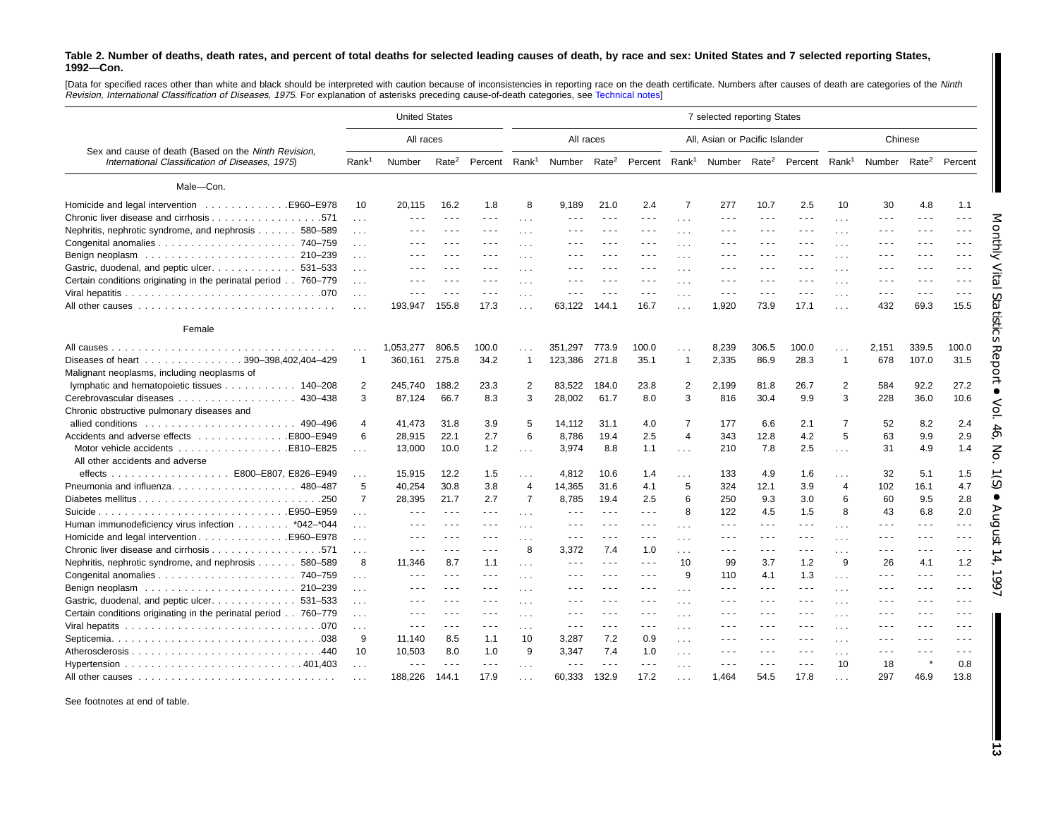**Table 2. Number of deaths, death rates, and percent of total deaths for selected leading causes of death, by race and sex: United States and 7 selected reporting States, 1992—Con.**

[Data for specified races other than white and black should be interpreted with caution because of inconsistencies in reporting race on the death certificate. Numbers after causes of death are categories of the *Ninth Revision, International Classification of Diseases, 1975.* For explanation of asterisks preceding cause-of-death categories, see Technical notes]

| Sex and cause of death (Based on the *Ninth Revision, International Classification of Diseases, 1975*) | United States | | | | 7 selected reporting States | | | | | | | | | | | |
|---|---|---|---|---|---|---|---|---|---|---|---|---|---|---|---|---|
| | All races | | | | All races | | | | All, Asian or Pacific Islander | | | | Chinese | | | |
| | Rank[1] | Number | Rate[2] | Percent | Rank[1] | Number | Rate[2] | Percent | Rank[1] | Number | Rate[2] | Percent | Rank[1] | Number | Rate[2] | Percent |
| **Male—Con.** | | | | | | | | | | | | | | | | |
| Homicide and legal intervention . . . E960–E978 | 10 | 20,115 | 16.2 | 1.8 | 8 | 9,189 | 21.0 | 2.4 | 7 | 277 | 10.7 | 2.5 | 10 | 30 | 4.8 | 1.1 |
| Chronic liver disease and cirrhosis . . . 571 | . . . | - - - | - - - | - - - | . . . | - - - | - - - | - - - | . . . | - - - | - - - | - - - | . . . | - - - | - - - | - - - |
| Nephritis, nephrotic syndrome, and nephrosis . . . 580–589 | . . . | - - - | - - - | - - - | . . . | - - - | - - - | - - - | . . . | - - - | - - - | - - - | . . . | - - - | - - - | - - - |
| Congenital anomalies . . . 740–759 | . . . | - - - | - - - | - - - | . . . | - - - | - - - | - - - | . . . | - - - | - - - | - - - | . . . | - - - | - - - | - - - |
| Benign neoplasm . . . 210–239 | . . . | - - - | - - - | - - - | . . . | - - - | - - - | - - - | . . . | - - - | - - - | - - - | . . . | - - - | - - - | - - - |
| Gastric, duodenal, and peptic ulcer . . . 531–533 | . . . | - - - | - - - | - - - | . . . | - - - | - - - | - - - | . . . | - - - | - - - | - - - | . . . | - - - | - - - | - - - |
| Certain conditions originating in the perinatal period . . . 760–779 | . . . | - - - | - - - | - - - | . . . | - - - | - - - | - - - | . . . | - - - | - - - | - - - | . . . | - - - | - - - | - - - |
| Viral hepatitis . . . 070 | . . . | - - - | - - - | - - - | . . . | - - - | - - - | - - - | . . . | - - - | - - - | - - - | . . . | - - - | - - - | - - - |
| All other causes . . . | . . . | 193,947 | 155.8 | 17.3 | . . . | 63,122 | 144.1 | 16.7 | . . . | 1,920 | 73.9 | 17.1 | . . . | 432 | 69.3 | 15.5 |
| **Female** | | | | | | | | | | | | | | | | |
| All causes . . . | . . . | 1,053,277 | 806.5 | 100.0 | . . . | 351,297 | 773.9 | 100.0 | . . . | 8,239 | 306.5 | 100.0 | . . . | 2,151 | 339.5 | 100.0 |
| Diseases of heart . . . 390–398,402,404–429 | 1 | 360,161 | 275.8 | 34.2 | 1 | 123,386 | 271.8 | 35.1 | 1 | 2,335 | 86.9 | 28.3 | 1 | 678 | 107.0 | 31.5 |
| Malignant neoplasms, including neoplasms of lymphatic and hematopoietic tissues . . . 140–208 | 2 | 245,740 | 188.2 | 23.3 | 2 | 83,522 | 184.0 | 23.8 | 2 | 2,199 | 81.8 | 26.7 | 2 | 584 | 92.2 | 27.2 |
| Cerebrovascular diseases . . . 430–438 | 3 | 87,124 | 66.7 | 8.3 | 3 | 28,002 | 61.7 | 8.0 | 3 | 816 | 30.4 | 9.9 | 3 | 228 | 36.0 | 10.6 |
| Chronic obstructive pulmonary diseases and allied conditions . . . 490–496 | 4 | 41,473 | 31.8 | 3.9 | 5 | 14,112 | 31.1 | 4.0 | 7 | 177 | 6.6 | 2.1 | 7 | 52 | 8.2 | 2.4 |
| Accidents and adverse effects . . . E800–E949 | 6 | 28,915 | 22.1 | 2.7 | 6 | 8,786 | 19.4 | 2.5 | 4 | 343 | 12.8 | 4.2 | 5 | 63 | 9.9 | 2.9 |
| Motor vehicle accidents . . . E810–E825 | . . . | 13,000 | 10.0 | 1.2 | . . . | 3,974 | 8.8 | 1.1 | . . . | 210 | 7.8 | 2.5 | . . . | 31 | 4.9 | 1.4 |
| All other accidents and adverse effects . . . E800–E807, E826–E949 | . . . | 15,915 | 12.2 | 1.5 | . . . | 4,812 | 10.6 | 1.4 | . . . | 133 | 4.9 | 1.6 | . . . | 32 | 5.1 | 1.5 |
| Pneumonia and influenza . . . 480–487 | 5 | 40,254 | 30.8 | 3.8 | 4 | 14,365 | 31.6 | 4.1 | 5 | 324 | 12.1 | 3.9 | 4 | 102 | 16.1 | 4.7 |
| Diabetes mellitus . . . 250 | 7 | 28,395 | 21.7 | 2.7 | 7 | 8,785 | 19.4 | 2.5 | 6 | 250 | 9.3 | 3.0 | 6 | 60 | 9.5 | 2.8 |
| Suicide . . . E950–E959 | . . . | - - - | - - - | - - - | . . . | - - - | - - - | - - - | 8 | 122 | 4.5 | 1.5 | 8 | 43 | 6.8 | 2.0 |
| Human immunodeficiency virus infection . . . *042–*044 | . . . | - - - | - - - | - - - | . . . | - - - | - - - | - - - | . . . | - - - | - - - | - - - | . . . | - - - | - - - | - - - |
| Homicide and legal intervention . . . E960–E978 | . . . | - - - | - - - | - - - | . . . | - - - | - - - | - - - | . . . | - - - | - - - | - - - | . . . | - - - | - - - | - - - |
| Chronic liver disease and cirrhosis . . . 571 | . . . | - - - | - - - | - - - | 8 | 3,372 | 7.4 | 1.0 | . . . | - - - | - - - | - - - | . . . | - - - | - - - | - - - |
| Nephritis, nephrotic syndrome, and nephrosis . . . 580–589 | 8 | 11,346 | 8.7 | 1.1 | . . . | - - - | - - - | - - - | 10 | 99 | 3.7 | 1.2 | 9 | 26 | 4.1 | 1.2 |
| Congenital anomalies . . . 740–759 | . . . | - - - | - - - | - - - | . . . | - - - | - - - | - - - | 9 | 110 | 4.1 | 1.3 | . . . | - - - | - - - | - - - |
| Benign neoplasm . . . 210–239 | . . . | - - - | - - - | - - - | . . . | - - - | - - - | - - - | . . . | - - - | - - - | - - - | . . . | - - - | - - - | - - - |
| Gastric, duodenal, and peptic ulcer . . . 531–533 | . . . | - - - | - - - | - - - | . . . | - - - | - - - | - - - | . . . | - - - | - - - | - - - | . . . | - - - | - - - | - - - |
| Certain conditions originating in the perinatal period . . . 760–779 | . . . | - - - | - - - | - - - | . . . | - - - | - - - | - - - | . . . | - - - | - - - | - - - | . . . | - - - | - - - | - - - |
| Viral hepatits . . . 070 | . . . | - - - | - - - | - - - | . . . | - - - | - - - | - - - | . . . | - - - | - - - | - - - | . . . | - - - | - - - | - - - |
| Septicemia . . . 038 | 9 | 11,140 | 8.5 | 1.1 | 10 | 3,287 | 7.2 | 0.9 | . . . | - - - | - - - | - - - | . . . | - - - | - - - | - - - |
| Atherosclerosis . . . 440 | 10 | 10,503 | 8.0 | 1.0 | 9 | 3,347 | 7.4 | 1.0 | . . . | - - - | - - - | - - - | . . . | - - - | - - - | - - - |
| Hypertension . . . 401,403 | . . . | - - - | - - - | - - - | . . . | - - - | - - - | - - - | . . . | - - - | - - - | - - - | 10 | 18 | * | 0.8 |
| All other causes . . . | . . . | 188,226 | 144.1 | 17.9 | . . . | 60,333 | 132.9 | 17.2 | . . . | 1,464 | 54.5 | 17.8 | . . . | 297 | 46.9 | 13.8 |

See footnotes at end of table.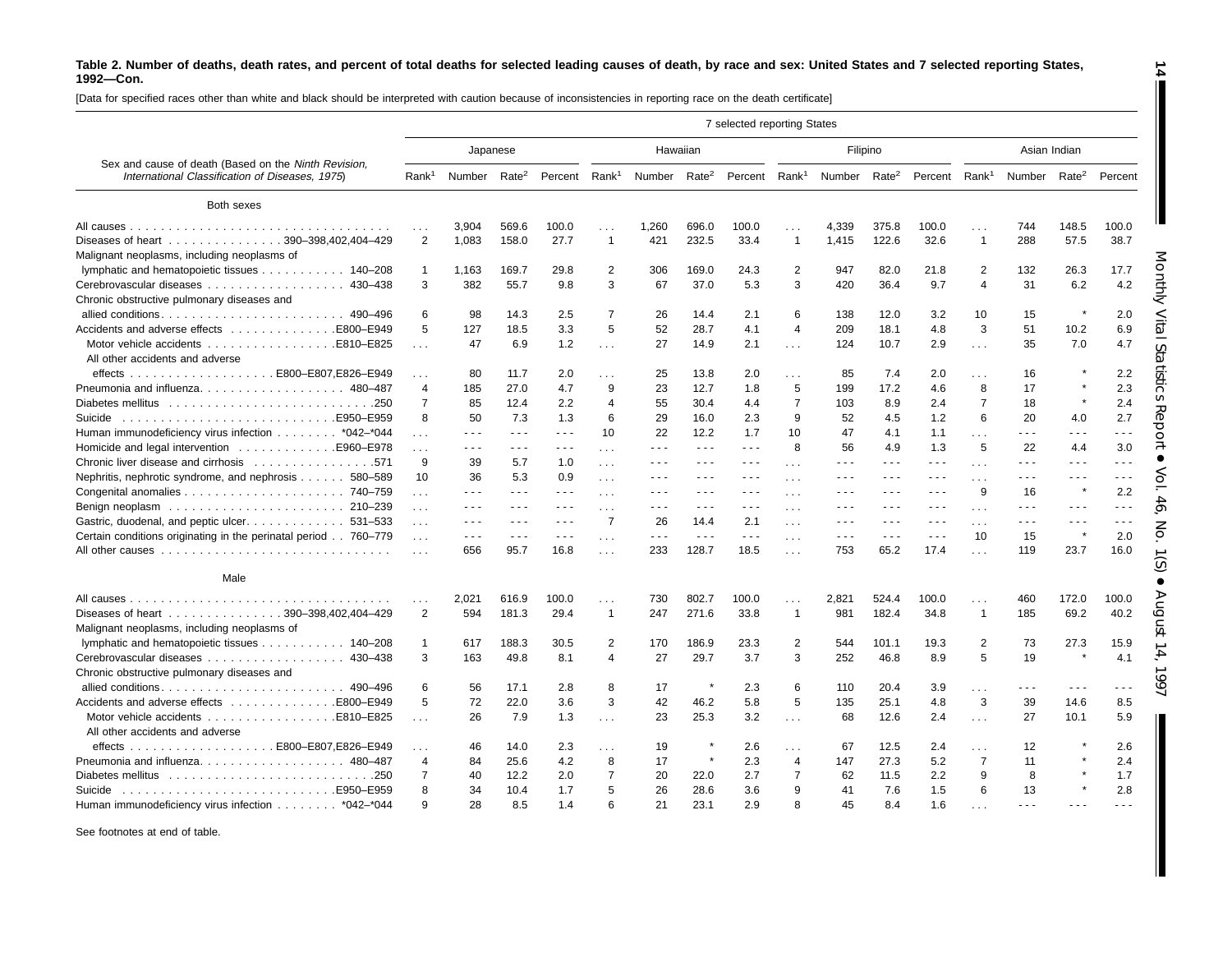**Table 2. Number of deaths, death rates, and percent of total deaths for selected leading causes of death, by race and sex: United States and 7 selected reporting States, 1992—Con.**

[Data for specified races other than white and black should be interpreted with caution because of inconsistencies in reporting race on the death certificate]

| Sex and cause of death (Based on the *Ninth Revision, International Classification of Diseases, 1975*) | 7 selected reporting States | | | | | | | | | | | | | | | |
|---|---|---|---|---|---|---|---|---|---|---|---|---|---|---|---|---|
| | Japanese | | | | Hawaiian | | | | Filipino | | | | Asian Indian | | | |
| | Rank[1] | Number | Rate[2] | Percent | Rank[1] | Number | Rate[2] | Percent | Rank[1] | Number | Rate[2] | Percent | Rank[1] | Number | Rate[2] | Percent |
| **Both sexes** | | | | | | | | | | | | | | | | |
| All causes | . . . | 3,904 | 569.6 | 100.0 | . . . | 1,260 | 696.0 | 100.0 | . . . | 4,339 | 375.8 | 100.0 | . . . | 744 | 148.5 | 100.0 |
| Diseases of heart 390–398,402,404–429 | 2 | 1,083 | 158.0 | 27.7 | 1 | 421 | 232.5 | 33.4 | 1 | 1,415 | 122.6 | 32.6 | 1 | 288 | 57.5 | 38.7 |
| Malignant neoplasms, including neoplasms of lymphatic and hematopoietic tissues 140–208 | 1 | 1,163 | 169.7 | 29.8 | 2 | 306 | 169.0 | 24.3 | 2 | 947 | 82.0 | 21.8 | 2 | 132 | 26.3 | 17.7 |
| Cerebrovascular diseases 430–438 | 3 | 382 | 55.7 | 9.8 | 3 | 67 | 37.0 | 5.3 | 3 | 420 | 36.4 | 9.7 | 4 | 31 | 6.2 | 4.2 |
| Chronic obstructive pulmonary diseases and allied conditions 490–496 | 6 | 98 | 14.3 | 2.5 | 7 | 26 | 14.4 | 2.1 | 6 | 138 | 12.0 | 3.2 | 10 | 15 | * | 2.0 |
| Accidents and adverse effects E800–E949 | 5 | 127 | 18.5 | 3.3 | 5 | 52 | 28.7 | 4.1 | 4 | 209 | 18.1 | 4.8 | 3 | 51 | 10.2 | 6.9 |
| Motor vehicle accidents E810–E825 | . . . | 47 | 6.9 | 1.2 | . . . | 27 | 14.9 | 2.1 | . . . | 124 | 10.7 | 2.9 | . . . | 35 | 7.0 | 4.7 |
| All other accidents and adverse effects E800–E807,E826–E949 | . . . | 80 | 11.7 | 2.0 | . . . | 25 | 13.8 | 2.0 | . . . | 85 | 7.4 | 2.0 | . . . | 16 | * | 2.2 |
| Pneumonia and influenza 480–487 | 4 | 185 | 27.0 | 4.7 | 9 | 23 | 12.7 | 1.8 | 5 | 199 | 17.2 | 4.6 | 8 | 17 | * | 2.3 |
| Diabetes mellitus 250 | 7 | 85 | 12.4 | 2.2 | 4 | 55 | 30.4 | 4.4 | 7 | 103 | 8.9 | 2.4 | 7 | 18 | * | 2.4 |
| Suicide E950–E959 | 8 | 50 | 7.3 | 1.3 | 6 | 29 | 16.0 | 2.3 | 9 | 52 | 4.5 | 1.2 | 6 | 20 | 4.0 | 2.7 |
| Human immunodeficiency virus infection *042–*044 | . . . | - - - | - - - | - - - | 10 | 22 | 12.2 | 1.7 | 10 | 47 | 4.1 | 1.1 | . . . | - - - | - - - | - - - |
| Homicide and legal intervention E960–E978 | . . . | - - - | - - - | - - - | . . . | - - - | - - - | - - - | 8 | 56 | 4.9 | 1.3 | 5 | 22 | 4.4 | 3.0 |
| Chronic liver disease and cirrhosis 571 | 9 | 39 | 5.7 | 1.0 | . . . | - - - | - - - | - - - | . . . | - - - | - - - | - - - | . . . | - - - | - - - | - - - |
| Nephritis, nephrotic syndrome, and nephrosis 580–589 | 10 | 36 | 5.3 | 0.9 | . . . | - - - | - - - | - - - | . . . | - - - | - - - | - - - | . . . | - - - | - - - | - - - |
| Congenital anomalies 740–759 | . . . | - - - | - - - | - - - | . . . | - - - | - - - | - - - | . . . | - - - | - - - | - - - | 9 | 16 | * | 2.2 |
| Benign neoplasm 210–239 | . . . | - - - | - - - | - - - | . . . | - - - | - - - | - - - | . . . | - - - | - - - | - - - | . . . | - - - | - - - | - - - |
| Gastric, duodenal, and peptic ulcer 531–533 | . . . | - - - | - - - | - - - | 7 | 26 | 14.4 | 2.1 | . . . | - - - | - - - | - - - | . . . | - - - | - - - | - - - |
| Certain conditions originating in the perinatal period 760–779 | . . . | - - - | - - - | - - - | . . . | - - - | - - - | - - - | . . . | - - - | - - - | - - - | 10 | 15 | * | 2.0 |
| All other causes | . . . | 656 | 95.7 | 16.8 | . . . | 233 | 128.7 | 18.5 | . . . | 753 | 65.2 | 17.4 | . . . | 119 | 23.7 | 16.0 |
| **Male** | | | | | | | | | | | | | | | | |
| All causes | . . . | 2,021 | 616.9 | 100.0 | . . . | 730 | 802.7 | 100.0 | . . . | 2,821 | 524.4 | 100.0 | . . . | 460 | 172.0 | 100.0 |
| Diseases of heart 390–398,402,404–429 | 2 | 594 | 181.3 | 29.4 | 1 | 247 | 271.6 | 33.8 | 1 | 981 | 182.4 | 34.8 | 1 | 185 | 69.2 | 40.2 |
| Malignant neoplasms, including neoplasms of lymphatic and hematopoietic tissues 140–208 | 1 | 617 | 188.3 | 30.5 | 2 | 170 | 186.9 | 23.3 | 2 | 544 | 101.1 | 19.3 | 2 | 73 | 27.3 | 15.9 |
| Cerebrovascular diseases 430–438 | 3 | 163 | 49.8 | 8.1 | 4 | 27 | 29.7 | 3.7 | 3 | 252 | 46.8 | 8.9 | 5 | 19 | * | 4.1 |
| Chronic obstructive pulmonary diseases and allied conditions 490–496 | 6 | 56 | 17.1 | 2.8 | 8 | 17 | * | 2.3 | 6 | 110 | 20.4 | 3.9 | . . . | - - - | - - - | - - - |
| Accidents and adverse effects E800–E949 | 5 | 72 | 22.0 | 3.6 | 3 | 42 | 46.2 | 5.8 | 5 | 135 | 25.1 | 4.8 | 3 | 39 | 14.6 | 8.5 |
| Motor vehicle accidents E810–E825 | . . . | 26 | 7.9 | 1.3 | . . . | 23 | 25.3 | 3.2 | . . . | 68 | 12.6 | 2.4 | . . . | 27 | 10.1 | 5.9 |
| All other accidents and adverse effects E800–E807,E826–E949 | . . . | 46 | 14.0 | 2.3 | . . . | 19 | * | 2.6 | . . . | 67 | 12.5 | 2.4 | . . . | 12 | * | 2.6 |
| Pneumonia and influenza 480–487 | 4 | 84 | 25.6 | 4.2 | 8 | 17 | * | 2.3 | 4 | 147 | 27.3 | 5.2 | 7 | 11 | * | 2.4 |
| Diabetes mellitus 250 | 7 | 40 | 12.2 | 2.0 | 7 | 20 | 22.0 | 2.7 | 7 | 62 | 11.5 | 2.2 | 9 | 8 | * | 1.7 |
| Suicide E950–E959 | 8 | 34 | 10.4 | 1.7 | 5 | 26 | 28.6 | 3.6 | 9 | 41 | 7.6 | 1.5 | 6 | 13 | * | 2.8 |
| Human immunodeficiency virus infection *042–*044 | 9 | 28 | 8.5 | 1.4 | 6 | 21 | 23.1 | 2.9 | 8 | 45 | 8.4 | 1.6 | . . . | - - - | - - - | - - - |

See footnotes at end of table.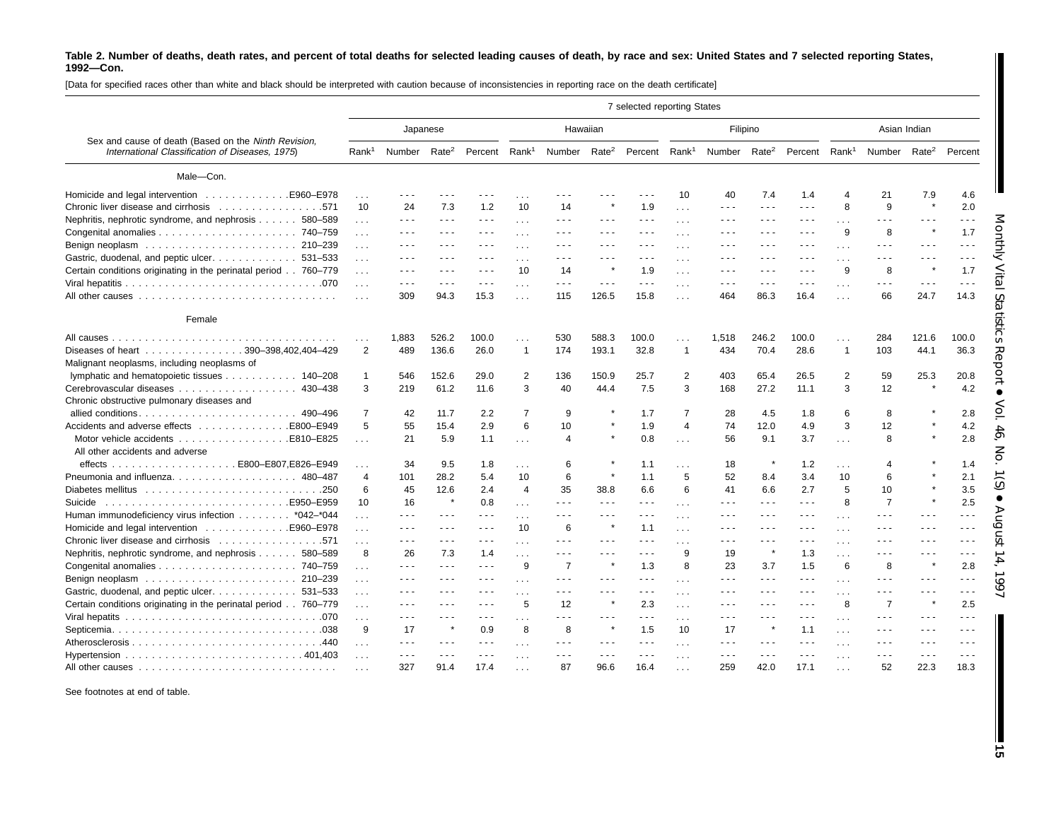**Table 2. Number of deaths, death rates, and percent of total deaths for selected leading causes of death, by race and sex: United States and 7 selected reporting States, 1992—Con.**

[Data for specified races other than white and black should be interpreted with caution because of inconsistencies in reporting race on the death certificate]

| Sex and cause of death (Based on the *Ninth Revision, International Classification of Diseases, 1975*) | 7 selected reporting States | | | | | | | | | | | | | | | |
|---|---|---|---|---|---|---|---|---|---|---|---|---|---|---|---|---|
| | Japanese | | | | Hawaiian | | | | Filipino | | | | Asian Indian | | | |
| | Rank[1] | Number | Rate[2] | Percent | Rank[1] | Number | Rate[2] | Percent | Rank[1] | Number | Rate[2] | Percent | Rank[1] | Number | Rate[2] | Percent |
| Male—Con. | | | | | | | | | | | | | | | | |
| Homicide and legal intervention . . . . . . . . . . . . .E960–E978 | . . . | - - - | - - - | - - - | . . . | - - - | - - - | - - - | 10 | 40 | 7.4 | 1.4 | 4 | 21 | 7.9 | 4.6 |
| Chronic liver disease and cirrhosis . . . . . . . . . . . . . . . .571 | 10 | 24 | 7.3 | 1.2 | 10 | 14 | * | 1.9 | . . . | - - - | - - - | - - - | 8 | 9 | * | 2.0 |
| Nephritis, nephrotic syndrome, and nephrosis . . . . . . 580–589 | . . . | - - - | - - - | - - - | . . . | - - - | - - - | - - - | . . . | - - - | - - - | - - - | . . . | - - - | - - - | - - - |
| Congenital anomalies . . . . . . . . . . . . . . . . . . . . . 740–759 | . . . | - - - | - - - | - - - | . . . | - - - | - - - | - - - | . . . | - - - | - - - | - - - | 9 | 8 | * | 1.7 |
| Benign neoplasm . . . . . . . . . . . . . . . . . . . . . . . 210–239 | . . . | - - - | - - - | - - - | . . . | - - - | - - - | - - - | . . . | - - - | - - - | - - - | . . . | - - - | - - - | - - - |
| Gastric, duodenal, and peptic ulcer. . . . . . . . . . . . . 531–533 | . . . | - - - | - - - | - - - | . . . | - - - | - - - | - - - | . . . | - - - | - - - | - - - | . . . | - - - | - - - | - - - |
| Certain conditions originating in the perinatal period . . 760–779 | . . . | - - - | - - - | - - - | 10 | 14 | * | 1.9 | . . . | - - - | - - - | - - - | 9 | 8 | * | 1.7 |
| Viral hepatitis . . . . . . . . . . . . . . . . . . . . . . . . . . . . . .070 | . . . | - - - | - - - | - - - | . . . | - - - | - - - | - - - | . . . | - - - | - - - | - - - | . . . | - - - | - - - | - - - |
| All other causes . . . . . . . . . . . . . . . . . . . . . . . . . . . . . | . . . | 309 | 94.3 | 15.3 | . . . | 115 | 126.5 | 15.8 | . . . | 464 | 86.3 | 16.4 | . . . | 66 | 24.7 | 14.3 |
| Female | | | | | | | | | | | | | | | | |
| All causes . . . . . . . . . . . . . . . . . . . . . . . . . . . . . . . . . . . | . . . | 1,883 | 526.2 | 100.0 | . . . | 530 | 588.3 | 100.0 | . . . | 1,518 | 246.2 | 100.0 | . . . | 284 | 121.6 | 100.0 |
| Diseases of heart . . . . . . . . . . . . . . .390–398,402,404–429 | 2 | 489 | 136.6 | 26.0 | 1 | 174 | 193.1 | 32.8 | 1 | 434 | 70.4 | 28.6 | 1 | 103 | 44.1 | 36.3 |
| Malignant neoplasms, including neoplasms of lymphatic and hematopoietic tissues . . . . . . . . . . . 140–208 | 1 | 546 | 152.6 | 29.0 | 2 | 136 | 150.9 | 25.7 | 2 | 403 | 65.4 | 26.5 | 2 | 59 | 25.3 | 20.8 |
| Cerebrovascular diseases . . . . . . . . . . . . . . . . . . 430–438 | 3 | 219 | 61.2 | 11.6 | 3 | 40 | 44.4 | 7.5 | 3 | 168 | 27.2 | 11.1 | 3 | 12 | * | 4.2 |
| Chronic obstructive pulmonary diseases and allied conditions. . . . . . . . . . . . . . . . . . . . . . . . 490–496 | 7 | 42 | 11.7 | 2.2 | 7 | 9 | * | 1.7 | 7 | 28 | 4.5 | 1.8 | 6 | 8 | * | 2.8 |
| Accidents and adverse effects . . . . . . . . . . . . . .E800–E949 | 5 | 55 | 15.4 | 2.9 | 6 | 10 | * | 1.9 | 4 | 74 | 12.0 | 4.9 | 3 | 12 | * | 4.2 |
| Motor vehicle accidents . . . . . . . . . . . . . . . . .E810–E825 | . . . | 21 | 5.9 | 1.1 | . . . | 4 | * | 0.8 | . . . | 56 | 9.1 | 3.7 | . . . | 8 | * | 2.8 |
| All other accidents and adverse effects . . . . . . . . . . . . . . . . . . E800–E807,E826–E949 | . . . | 34 | 9.5 | 1.8 | . . . | 6 | * | 1.1 | . . . | 18 | * | 1.2 | . . . | 4 | * | 1.4 |
| Pneumonia and influenza. . . . . . . . . . . . . . . . . . . 480–487 | 4 | 101 | 28.2 | 5.4 | 10 | 6 | * | 1.1 | 5 | 52 | 8.4 | 3.4 | 10 | 6 | * | 2.1 |
| Diabetes mellitus . . . . . . . . . . . . . . . . . . . . . . . . . . .250 | 6 | 45 | 12.6 | 2.4 | 4 | 35 | 38.8 | 6.6 | 6 | 41 | 6.6 | 2.7 | 5 | 10 | * | 3.5 |
| Suicide . . . . . . . . . . . . . . . . . . . . . . . . . . .E950–E959 | 10 | 16 | * | 0.8 | . . . | - - - | - - - | - - - | . . . | - - - | - - - | - - - | 8 | 7 | * | 2.5 |
| Human immunodeficiency virus infection . . . . . . . . *042–*044 | . . . | - - - | - - - | - - - | . . . | - - - | - - - | - - - | . . . | - - - | - - - | - - - | . . . | - - - | - - - | - - - |
| Homicide and legal intervention . . . . . . . . . . . . .E960–E978 | . . . | - - - | - - - | - - - | 10 | 6 | * | 1.1 | . . . | - - - | - - - | - - - | . . . | - - - | - - - | - - - |
| Chronic liver disease and cirrhosis . . . . . . . . . . . . . . . .571 | . . . | - - - | - - - | - - - | . . . | - - - | - - - | - - - | . . . | - - - | - - - | - - - | . . . | - - - | - - - | - - - |
| Nephritis, nephrotic syndrome, and nephrosis . . . . . . 580–589 | 8 | 26 | 7.3 | 1.4 | . . . | - - - | - - - | - - - | 9 | 19 | * | 1.3 | . . . | - - - | - - - | - - - |
| Congenital anomalies . . . . . . . . . . . . . . . . . . . . . 740–759 | . . . | - - - | - - - | - - - | 9 | 7 | * | 1.3 | 8 | 23 | 3.7 | 1.5 | 6 | 8 | * | 2.8 |
| Benign neoplasm . . . . . . . . . . . . . . . . . . . . . . . 210–239 | . . . | - - - | - - - | - - - | . . . | - - - | - - - | - - - | . . . | - - - | - - - | - - - | . . . | - - - | - - - | - - - |
| Gastric, duodenal, and peptic ulcer. . . . . . . . . . . . . 531–533 | . . . | - - - | - - - | - - - | . . . | - - - | - - - | - - - | . . . | - - - | - - - | - - - | . . . | - - - | - - - | - - - |
| Certain conditions originating in the perinatal period . . 760–779 | . . . | - - - | - - - | - - - | 5 | 12 | * | 2.3 | . . . | - - - | - - - | - - - | 8 | 7 | * | 2.5 |
| Viral hepatits . . . . . . . . . . . . . . . . . . . . . . . . . . . . . .070 | . . . | - - - | - - - | - - - | . . . | - - - | - - - | - - - | . . . | - - - | - - - | - - - | . . . | - - - | - - - | - - - |
| Septicemia. . . . . . . . . . . . . . . . . . . . . . . . . . . . . . . .038 | 9 | 17 | * | 0.9 | 8 | 8 | * | 1.5 | 10 | 17 | * | 1.1 | . . . | - - - | - - - | - - - |
| Atherosclerosis . . . . . . . . . . . . . . . . . . . . . . . . . . . . .440 | . . . | - - - | - - - | - - - | . . . | - - - | - - - | - - - | . . . | - - - | - - - | - - - | . . . | - - - | - - - | - - - |
| Hypertension . . . . . . . . . . . . . . . . . . . . . . . . . . 401,403 | . . . | - - - | - - - | - - - | . . . | - - - | - - - | - - - | . . . | - - - | - - - | - - - | . . . | - - - | - - - | - - - |
| All other causes . . . . . . . . . . . . . . . . . . . . . . . . . . . . . | . . . | 327 | 91.4 | 17.4 | . . . | 87 | 96.6 | 16.4 | . . . | 259 | 42.0 | 17.1 | . . . | 52 | 22.3 | 18.3 |

See footnotes at end of table.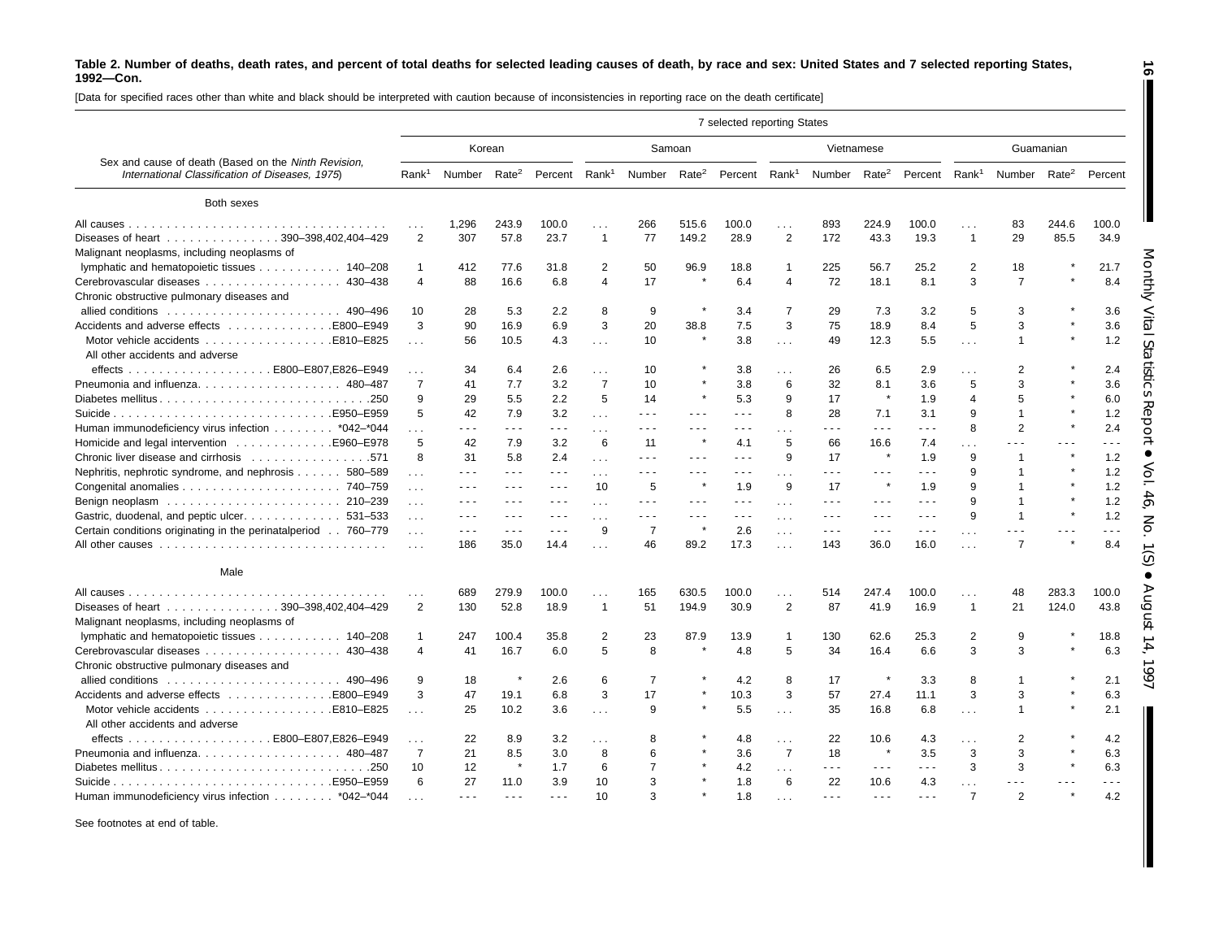**Table 2. Number of deaths, death rates, and percent of total deaths for selected leading causes of death, by race and sex: United States and 7 selected reporting States, 1992—Con.**

[Data for specified races other than white and black should be interpreted with caution because of inconsistencies in reporting race on the death certificate]

| Sex and cause of death (Based on the *Ninth Revision, International Classification of Diseases, 1975*) | 7 selected reporting States | | | | | | | | | | | | | | | |
|---|---|---|---|---|---|---|---|---|---|---|---|---|---|---|---|---|
| | Korean | | | | Samoan | | | | Vietnamese | | | | Guamanian | | | |
| | Rank[1] | Number | Rate[2] | Percent | Rank[1] | Number | Rate[2] | Percent | Rank[1] | Number | Rate[2] | Percent | Rank[1] | Number | Rate[2] | Percent |
| **Both sexes** | | | | | | | | | | | | | | | | |
| All causes | . . . | 1,296 | 243.9 | 100.0 | . . . | 266 | 515.6 | 100.0 | . . . | 893 | 224.9 | 100.0 | . . . | 83 | 244.6 | 100.0 |
| Diseases of heart 390–398,402,404–429 | 2 | 307 | 57.8 | 23.7 | 1 | 77 | 149.2 | 28.9 | 2 | 172 | 43.3 | 19.3 | 1 | 29 | 85.5 | 34.9 |
| Malignant neoplasms, including neoplasms of lymphatic and hematopoietic tissues 140–208 | 1 | 412 | 77.6 | 31.8 | 2 | 50 | 96.9 | 18.8 | 1 | 225 | 56.7 | 25.2 | 2 | 18 | * | 21.7 |
| Cerebrovascular diseases 430–438 | 4 | 88 | 16.6 | 6.8 | 4 | 17 | * | 6.4 | 4 | 72 | 18.1 | 8.1 | 3 | 7 | * | 8.4 |
| Chronic obstructive pulmonary diseases and allied conditions 490–496 | 10 | 28 | 5.3 | 2.2 | 8 | 9 | * | 3.4 | 7 | 29 | 7.3 | 3.2 | 5 | 3 | * | 3.6 |
| Accidents and adverse effects E800–E949 | 3 | 90 | 16.9 | 6.9 | 3 | 20 | 38.8 | 7.5 | 3 | 75 | 18.9 | 8.4 | 5 | 3 | * | 3.6 |
| Motor vehicle accidents E810–E825 | . . . | 56 | 10.5 | 4.3 | . . . | 10 | * | 3.8 | . . . | 49 | 12.3 | 5.5 | . . . | 1 | * | 1.2 |
| All other accidents and adverse effects E800–E807,E826–E949 | . . . | 34 | 6.4 | 2.6 | . . . | 10 | * | 3.8 | . . . | 26 | 6.5 | 2.9 | . . . | 2 | * | 2.4 |
| Pneumonia and influenza 480–487 | 7 | 41 | 7.7 | 3.2 | 7 | 10 | * | 3.8 | 6 | 32 | 8.1 | 3.6 | 5 | 3 | * | 3.6 |
| Diabetes mellitus 250 | 9 | 29 | 5.5 | 2.2 | 5 | 14 | * | 5.3 | 9 | 17 | * | 1.9 | 4 | 5 | * | 6.0 |
| Suicide E950–E959 | 5 | 42 | 7.9 | 3.2 | . . . | - - - | - - - | - - - | 8 | 28 | 7.1 | 3.1 | 9 | 1 | * | 1.2 |
| Human immunodeficiency virus infection *042–*044 | . . . | - - - | - - - | - - - | . . . | - - - | - - - | - - - | . . . | - - - | - - - | - - - | 8 | 2 | * | 2.4 |
| Homicide and legal intervention E960–E978 | 5 | 42 | 7.9 | 3.2 | 6 | 11 | * | 4.1 | 5 | 66 | 16.6 | 7.4 | . . . | - - - | - - - | - - - |
| Chronic liver disease and cirrhosis 571 | 8 | 31 | 5.8 | 2.4 | . . . | - - - | - - - | - - - | 9 | 17 | * | 1.9 | 9 | 1 | * | 1.2 |
| Nephritis, nephrotic syndrome, and nephrosis 580–589 | . . . | - - - | - - - | - - - | . . . | - - - | - - - | - - - | . . . | - - - | - - - | - - - | 9 | 1 | * | 1.2 |
| Congenital anomalies 740–759 | . . . | - - - | - - - | - - - | 10 | 5 | * | 1.9 | 9 | 17 | * | 1.9 | 9 | 1 | * | 1.2 |
| Benign neoplasm 210–239 | . . . | - - - | - - - | - - - | . . . | - - - | - - - | - - - | . . . | - - - | - - - | - - - | 9 | 1 | * | 1.2 |
| Gastric, duodenal, and peptic ulcer 531–533 | . . . | - - - | - - - | - - - | . . . | - - - | - - - | - - - | . . . | - - - | - - - | - - - | 9 | 1 | * | 1.2 |
| Certain conditions originating in the perinatal period 760–779 | . . . | - - - | - - - | - - - | 9 | 7 | * | 2.6 | . . . | - - - | - - - | - - - | . . . | - - - | - - - | - - - |
| All other causes | . . . | 186 | 35.0 | 14.4 | . . . | 46 | 89.2 | 17.3 | . . . | 143 | 36.0 | 16.0 | . . . | 7 | * | 8.4 |
| **Male** | | | | | | | | | | | | | | | | |
| All causes | . . . | 689 | 279.9 | 100.0 | . . . | 165 | 630.5 | 100.0 | . . . | 514 | 247.4 | 100.0 | . . . | 48 | 283.3 | 100.0 |
| Diseases of heart 390–398,402,404–429 | 2 | 130 | 52.8 | 18.9 | 1 | 51 | 194.9 | 30.9 | 2 | 87 | 41.9 | 16.9 | 1 | 21 | 124.0 | 43.8 |
| Malignant neoplasms, including neoplasms of lymphatic and hematopoietic tissues 140–208 | 1 | 247 | 100.4 | 35.8 | 2 | 23 | 87.9 | 13.9 | 1 | 130 | 62.6 | 25.3 | 2 | 9 | * | 18.8 |
| Cerebrovascular diseases 430–438 | 4 | 41 | 16.7 | 6.0 | 5 | 8 | * | 4.8 | 5 | 34 | 16.4 | 6.6 | 3 | 3 | * | 6.3 |
| Chronic obstructive pulmonary diseases and allied conditions 490–496 | 9 | 18 | * | 2.6 | 6 | 7 | * | 4.2 | 8 | 17 | * | 3.3 | 8 | 1 | * | 2.1 |
| Accidents and adverse effects E800–E949 | 3 | 47 | 19.1 | 6.8 | 3 | 17 | * | 10.3 | 3 | 57 | 27.4 | 11.1 | 3 | 3 | * | 6.3 |
| Motor vehicle accidents E810–E825 | . . . | 25 | 10.2 | 3.6 | . . . | 9 | * | 5.5 | . . . | 35 | 16.8 | 6.8 | . . . | 1 | * | 2.1 |
| All other accidents and adverse effects E800–E807,E826–E949 | . . . | 22 | 8.9 | 3.2 | . . . | 8 | * | 4.8 | . . . | 22 | 10.6 | 4.3 | . . . | 2 | * | 4.2 |
| Pneumonia and influenza 480–487 | 7 | 21 | 8.5 | 3.0 | 8 | 6 | * | 3.6 | 7 | 18 | * | 3.5 | 3 | 3 | * | 6.3 |
| Diabetes mellitus 250 | 10 | 12 | * | 1.7 | 6 | 7 | * | 4.2 | . . . | - - - | - - - | - - - | 3 | 3 | * | 6.3 |
| Suicide E950–E959 | 6 | 27 | 11.0 | 3.9 | 10 | 3 | * | 1.8 | 6 | 22 | 10.6 | 4.3 | . . . | - - - | - - - | - - - |
| Human immunodeficiency virus infection *042–*044 | . . . | - - - | - - - | - - - | 10 | 3 | * | 1.8 | . . . | - - - | - - - | - - - | 7 | 2 | * | 4.2 |

See footnotes at end of table.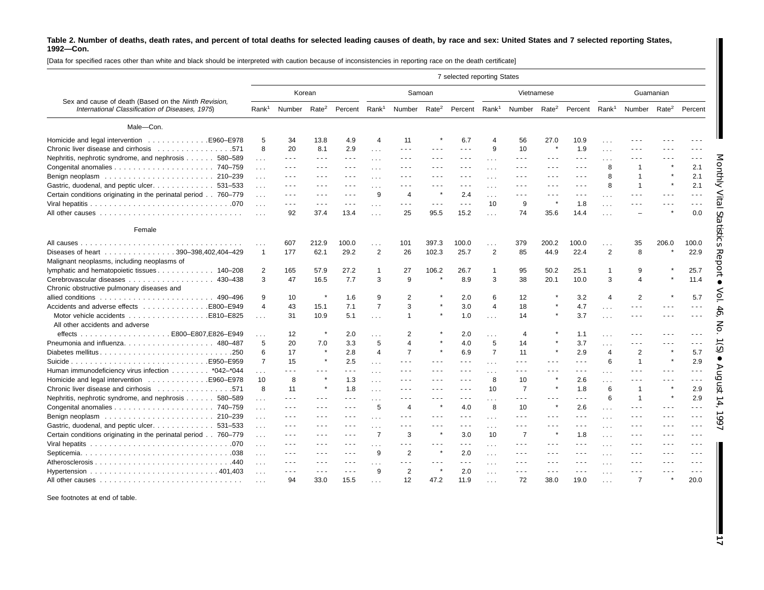**Table 2. Number of deaths, death rates, and percent of total deaths for selected leading causes of death, by race and sex: United States and 7 selected reporting States, 1992—Con.**

[Data for specified races other than white and black should be interpreted with caution because of inconsistencies in reporting race on the death certificate]

| Sex and cause of death (Based on the *Ninth Revision, International Classification of Diseases, 1975*) | 7 selected reporting States | | | | | | | | | | | | | | | |
|---|---|---|---|---|---|---|---|---|---|---|---|---|---|---|---|---|
| | Korean | | | | Samoan | | | | Vietnamese | | | | Guamanian | | | |
| | Rank[1] | Number | Rate[2] | Percent | Rank[1] | Number | Rate[2] | Percent | Rank[1] | Number | Rate[2] | Percent | Rank[1] | Number | Rate[2] | Percent |
| **Male—Con.** | | | | | | | | | | | | | | | | |
| Homicide and legal intervention . . . . . . . . . . . . .E960–E978 | 5 | 34 | 13.8 | 4.9 | 4 | 11 | * | 6.7 | 4 | 56 | 27.0 | 10.9 | . . . | - - - | - - - | - - - |
| Chronic liver disease and cirrhosis . . . . . . . . . . . . . . . .571 | 8 | 20 | 8.1 | 2.9 | . . . | - - - | - - - | - - - | 9 | 10 | * | 1.9 | . . . | - - - | - - - | - - - |
| Nephritis, nephrotic syndrome, and nephrosis . . . . . . 580–589 | . . . | - - - | - - - | - - - | . . . | - - - | - - - | - - - | . . . | - - - | - - - | - - - | . . . | - - - | - - - | - - - |
| Congenital anomalies . . . . . . . . . . . . . . . . . . . . . 740–759 | . . . | - - - | - - - | - - - | . . . | - - - | - - - | - - - | . . . | - - - | - - - | - - - | 8 | 1 | * | 2.1 |
| Benign neoplasm . . . . . . . . . . . . . . . . . . . . . . . 210–239 | . . . | - - - | - - - | - - - | . . . | - - - | - - - | - - - | . . . | - - - | - - - | - - - | 8 | 1 | * | 2.1 |
| Gastric, duodenal, and peptic ulcer. . . . . . . . . . . . . 531–533 | . . . | - - - | - - - | - - - | . . . | - - - | - - - | - - - | . . . | - - - | - - - | - - - | 8 | 1 | * | 2.1 |
| Certain conditions originating in the perinatal period . . 760–779 | . . . | - - - | - - - | - - - | 9 | 4 | * | 2.4 | . . . | - - - | - - - | - - - | . . . | - - - | - - - | - - - |
| Viral hepatitis . . . . . . . . . . . . . . . . . . . . . . . . . . . . . .070 | . . . | - - - | - - - | - - - | . . . | - - - | - - - | - - - | 10 | 9 | * | 1.8 | . . . | - - - | - - - | - - - |
| All other causes . . . . . . . . . . . . . . . . . . . . . . . . . . . . . | . . . | 92 | 37.4 | 13.4 | . . . | 25 | 95.5 | 15.2 | . . . | 74 | 35.6 | 14.4 | . . . | – | * | 0.0 |
| **Female** | | | | | | | | | | | | | | | | |
| All causes . . . . . . . . . . . . . . . . . . . . . . . . . . . . . . . . . . | . . . | 607 | 212.9 | 100.0 | . . . | 101 | 397.3 | 100.0 | . . . | 379 | 200.2 | 100.0 | . . . | 35 | 206.0 | 100.0 |
| Diseases of heart . . . . . . . . . . . . . . . 390–398,402,404–429 | 1 | 177 | 62.1 | 29.2 | 2 | 26 | 102.3 | 25.7 | 2 | 85 | 44.9 | 22.4 | 2 | 8 | * | 22.9 |
| Malignant neoplasms, including neoplasms of lymphatic and hematopoietic tissues . . . . . . . . . . . . 140–208 | 2 | 165 | 57.9 | 27.2 | 1 | 27 | 106.2 | 26.7 | 1 | 95 | 50.2 | 25.1 | 1 | 9 | * | 25.7 |
| Cerebrovascular diseases . . . . . . . . . . . . . . . . . . 430–438 | 3 | 47 | 16.5 | 7.7 | 3 | 9 | * | 8.9 | 3 | 38 | 20.1 | 10.0 | 3 | 4 | * | 11.4 |
| Chronic obstructive pulmonary diseases and allied conditions . . . . . . . . . . . . . . . . . . . . . . . . 490–496 | 9 | 10 | * | 1.6 | 9 | 2 | * | 2.0 | 6 | 12 | * | 3.2 | 4 | 2 | * | 5.7 |
| Accidents and adverse effects . . . . . . . . . . . . . .E800–E949 | 4 | 43 | 15.1 | 7.1 | 7 | 3 | * | 3.0 | 4 | 18 | * | 4.7 | . . . | - - - | - - - | - - - |
| Motor vehicle accidents . . . . . . . . . . . . . . . . .E810–E825 | . . . | 31 | 10.9 | 5.1 | . . . | 1 | * | 1.0 | . . . | 14 | * | 3.7 | . . . | - - - | - - - | - - - |
| All other accidents and adverse effects . . . . . . . . . . . . . . . . . . . E800–E807,E826–E949 | . . . | 12 | * | 2.0 | . . . | 2 | * | 2.0 | . . . | 4 | * | 1.1 | . . . | - - - | - - - | - - - |
| Pneumonia and influenza. . . . . . . . . . . . . . . . . . . 480–487 | 5 | 20 | 7.0 | 3.3 | 5 | 4 | * | 4.0 | 5 | 14 | * | 3.7 | . . . | - - - | - - - | - - - |
| Diabetes mellitus . . . . . . . . . . . . . . . . . . . . . . . . . . . .250 | 6 | 17 | * | 2.8 | 4 | 7 | * | 6.9 | 7 | 11 | * | 2.9 | 4 | 2 | * | 5.7 |
| Suicide . . . . . . . . . . . . . . . . . . . . . . . . . . . . .E950–E959 | 7 | 15 | * | 2.5 | . . . | - - - | - - - | - - - | . . . | - - - | - - - | - - - | 6 | 1 | * | 2.9 |
| Human immunodeficiency virus infection . . . . . . . . *042–*044 | . . . | - - - | - - - | - - - | . . . | - - - | - - - | - - - | . . . | - - - | - - - | - - - | . . . | - - - | - - - | - - - |
| Homicide and legal intervention . . . . . . . . . . . . .E960–E978 | 10 | 8 | * | 1.3 | . . . | - - - | - - - | - - - | 8 | 10 | * | 2.6 | . . . | - - - | - - - | - - - |
| Chronic liver disease and cirrhosis . . . . . . . . . . . . . . . .571 | 8 | 11 | * | 1.8 | . . . | - - - | - - - | - - - | 10 | 7 | * | 1.8 | 6 | 1 | * | 2.9 |
| Nephritis, nephrotic syndrome, and nephrosis . . . . . . 580–589 | . . . | - - - | - - - | - - - | . . . | - - - | - - - | - - - | . . . | - - - | - - - | - - - | 6 | 1 | * | 2.9 |
| Congenital anomalies . . . . . . . . . . . . . . . . . . . . . 740–759 | . . . | - - - | - - - | - - - | 5 | 4 | * | 4.0 | 8 | 10 | * | 2.6 | . . . | - - - | - - - | - - - |
| Benign neoplasm . . . . . . . . . . . . . . . . . . . . . . . 210–239 | . . . | - - - | - - - | - - - | . . . | - - - | - - - | - - - | . . . | - - - | - - - | - - - | . . . | - - - | - - - | - - - |
| Gastric, duodenal, and peptic ulcer. . . . . . . . . . . . . 531–533 | . . . | - - - | - - - | - - - | . . . | - - - | - - - | - - - | . . . | - - - | - - - | - - - | . . . | - - - | - - - | - - - |
| Certain conditions originating in the perinatal period . . 760–779 | . . . | - - - | - - - | - - - | 7 | 3 | * | 3.0 | 10 | 7 | * | 1.8 | . . . | - - - | - - - | - - - |
| Viral hepatits . . . . . . . . . . . . . . . . . . . . . . . . . . . . . .070 | . . . | - - - | - - - | - - - | . . . | - - - | - - - | - - - | . . . | - - - | - - - | - - - | . . . | - - - | - - - | - - - |
| Septicemia. . . . . . . . . . . . . . . . . . . . . . . . . . . . . . . .038 | . . . | - - - | - - - | - - - | 9 | 2 | * | 2.0 | . . . | - - - | - - - | - - - | . . . | - - - | - - - | - - - |
| Atherosclerosis . . . . . . . . . . . . . . . . . . . . . . . . . . . . .440 | . . . | - - - | - - - | - - - | . . . | - - - | - - - | - - - | . . . | - - - | - - - | - - - | . . . | - - - | - - - | - - - |
| Hypertension . . . . . . . . . . . . . . . . . . . . . . . . . . . 401,403 | . . . | - - - | - - - | - - - | 9 | 2 | * | 2.0 | . . . | - - - | - - - | - - - | . . . | - - - | - - - | - - - |
| All other causes . . . . . . . . . . . . . . . . . . . . . . . . . . . . . | . . . | 94 | 33.0 | 15.5 | . . . | 12 | 47.2 | 11.9 | . . . | 72 | 38.0 | 19.0 | . . . | 7 | * | 20.0 |

See footnotes at end of table.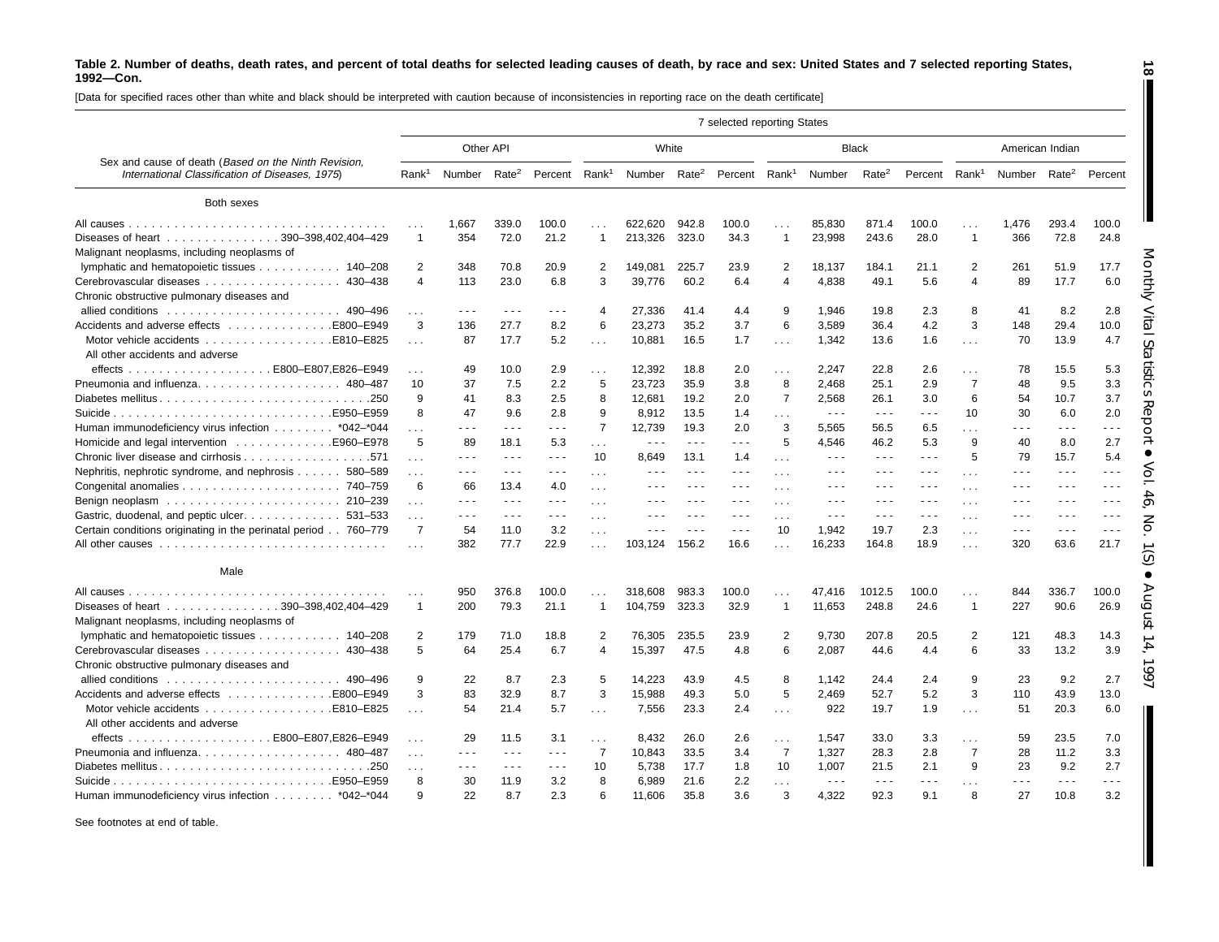**Table 2. Number of deaths, death rates, and percent of total deaths for selected leading causes of death, by race and sex: United States and 7 selected reporting States, 1992—Con.**

[Data for specified races other than white and black should be interpreted with caution because of inconsistencies in reporting race on the death certificate]

| Sex and cause of death (*Based on the Ninth Revision, International Classification of Diseases, 1975*) | 7 selected reporting States | | | | | | | | | | | | | | | |
|---|---|---|---|---|---|---|---|---|---|---|---|---|---|---|---|---|
| | Other API | | | | White | | | | Black | | | | American Indian | | | |
| | Rank[1] | Number | Rate[2] | Percent | Rank[1] | Number | Rate[2] | Percent | Rank[1] | Number | Rate[2] | Percent | Rank[1] | Number | Rate[2] | Percent |
| **Both sexes** | | | | | | | | | | | | | | | | |
| All causes | . . . | 1,667 | 339.0 | 100.0 | . . . | 622,620 | 942.8 | 100.0 | . . . | 85,830 | 871.4 | 100.0 | . . . | 1,476 | 293.4 | 100.0 |
| Diseases of heart . . . 390–398,402,404–429 | 1 | 354 | 72.0 | 21.2 | 1 | 213,326 | 323.0 | 34.3 | 1 | 23,998 | 243.6 | 28.0 | 1 | 366 | 72.8 | 24.8 |
| Malignant neoplasms, including neoplasms of lymphatic and hematopoietic tissues . . . 140–208 | 2 | 348 | 70.8 | 20.9 | 2 | 149,081 | 225.7 | 23.9 | 2 | 18,137 | 184.1 | 21.1 | 2 | 261 | 51.9 | 17.7 |
| Cerebrovascular diseases . . . 430–438 | 4 | 113 | 23.0 | 6.8 | 3 | 39,776 | 60.2 | 6.4 | 4 | 4,838 | 49.1 | 5.6 | 4 | 89 | 17.7 | 6.0 |
| Chronic obstructive pulmonary diseases and allied conditions . . . 490–496 | . . . | - - - | - - - | - - - | 4 | 27,336 | 41.4 | 4.4 | 9 | 1,946 | 19.8 | 2.3 | 8 | 41 | 8.2 | 2.8 |
| Accidents and adverse effects . . . E800–E949 | 3 | 136 | 27.7 | 8.2 | 6 | 23,273 | 35.2 | 3.7 | 6 | 3,589 | 36.4 | 4.2 | 3 | 148 | 29.4 | 10.0 |
| Motor vehicle accidents . . . E810–E825 | . . . | 87 | 17.7 | 5.2 | . . . | 10,881 | 16.5 | 1.7 | . . . | 1,342 | 13.6 | 1.6 | . . . | 70 | 13.9 | 4.7 |
| All other accidents and adverse effects . . . E800–E807,E826–E949 | . . . | 49 | 10.0 | 2.9 | . . . | 12,392 | 18.8 | 2.0 | . . . | 2,247 | 22.8 | 2.6 | . . . | 78 | 15.5 | 5.3 |
| Pneumonia and influenza. . . . 480–487 | 10 | 37 | 7.5 | 2.2 | 5 | 23,723 | 35.9 | 3.8 | 8 | 2,468 | 25.1 | 2.9 | 7 | 48 | 9.5 | 3.3 |
| Diabetes mellitus . . . .250 | 9 | 41 | 8.3 | 2.5 | 8 | 12,681 | 19.2 | 2.0 | 7 | 2,568 | 26.1 | 3.0 | 6 | 54 | 10.7 | 3.7 |
| Suicide . . . .E950–E959 | 8 | 47 | 9.6 | 2.8 | 9 | 8,912 | 13.5 | 1.4 | . . . | - - - | - - - | - - - | 10 | 30 | 6.0 | 2.0 |
| Human immunodeficiency virus infection . . . *042–*044 | . . . | - - - | - - - | - - - | 7 | 12,739 | 19.3 | 2.0 | 3 | 5,565 | 56.5 | 6.5 | . . . | - - - | - - - | - - - |
| Homicide and legal intervention . . . .E960–E978 | 5 | 89 | 18.1 | 5.3 | . . . | - - - | - - - | - - - | 5 | 4,546 | 46.2 | 5.3 | 9 | 40 | 8.0 | 2.7 |
| Chronic liver disease and cirrhosis . . . .571 | . . . | - - - | - - - | - - - | 10 | 8,649 | 13.1 | 1.4 | . . . | - - - | - - - | - - - | 5 | 79 | 15.7 | 5.4 |
| Nephritis, nephrotic syndrome, and nephrosis . . . 580–589 | . . . | - - - | - - - | - - - | . . . | - - - | - - - | - - - | . . . | - - - | - - - | - - - | . . . | - - - | - - - | - - - |
| Congenital anomalies . . . 740–759 | 6 | 66 | 13.4 | 4.0 | . . . | - - - | - - - | - - - | . . . | - - - | - - - | - - - | . . . | - - - | - - - | - - - |
| Benign neoplasm . . . 210–239 | . . . | - - - | - - - | - - - | . . . | - - - | - - - | - - - | . . . | - - - | - - - | - - - | . . . | - - - | - - - | - - - |
| Gastric, duodenal, and peptic ulcer. . . . 531–533 | . . . | - - - | - - - | - - - | . . . | - - - | - - - | - - - | . . . | - - - | - - - | - - - | . . . | - - - | - - - | - - - |
| Certain conditions originating in the perinatal period . . 760–779 | 7 | 54 | 11.0 | 3.2 | . . . | - - - | - - - | - - - | 10 | 1,942 | 19.7 | 2.3 | . . . | - - - | - - - | - - - |
| All other causes . . . | . . . | 382 | 77.7 | 22.9 | . . . | 103,124 | 156.2 | 16.6 | . . . | 16,233 | 164.8 | 18.9 | . . . | 320 | 63.6 | 21.7 |
| **Male** | | | | | | | | | | | | | | | | |
| All causes | . . . | 950 | 376.8 | 100.0 | . . . | 318,608 | 983.3 | 100.0 | . . . | 47,416 | 1012.5 | 100.0 | . . . | 844 | 336.7 | 100.0 |
| Diseases of heart . . . 390–398,402,404–429 | 1 | 200 | 79.3 | 21.1 | 1 | 104,759 | 323.3 | 32.9 | 1 | 11,653 | 248.8 | 24.6 | 1 | 227 | 90.6 | 26.9 |
| Malignant neoplasms, including neoplasms of lymphatic and hematopoietic tissues . . . 140–208 | 2 | 179 | 71.0 | 18.8 | 2 | 76,305 | 235.5 | 23.9 | 2 | 9,730 | 207.8 | 20.5 | 2 | 121 | 48.3 | 14.3 |
| Cerebrovascular diseases . . . 430–438 | 5 | 64 | 25.4 | 6.7 | 4 | 15,397 | 47.5 | 4.8 | 6 | 2,087 | 44.6 | 4.4 | 6 | 33 | 13.2 | 3.9 |
| Chronic obstructive pulmonary diseases and allied conditions . . . 490–496 | 9 | 22 | 8.7 | 2.3 | 5 | 14,223 | 43.9 | 4.5 | 8 | 1,142 | 24.4 | 2.4 | 9 | 23 | 9.2 | 2.7 |
| Accidents and adverse effects . . . .E800–E949 | 3 | 83 | 32.9 | 8.7 | 3 | 15,988 | 49.3 | 5.0 | 5 | 2,469 | 52.7 | 5.2 | 3 | 110 | 43.9 | 13.0 |
| Motor vehicle accidents . . . .E810–E825 | . . . | 54 | 21.4 | 5.7 | . . . | 7,556 | 23.3 | 2.4 | . . . | 922 | 19.7 | 1.9 | . . . | 51 | 20.3 | 6.0 |
| All other accidents and adverse effects . . . E800–E807,E826–E949 | . . . | 29 | 11.5 | 3.1 | . . . | 8,432 | 26.0 | 2.6 | . . . | 1,547 | 33.0 | 3.3 | . . . | 59 | 23.5 | 7.0 |
| Pneumonia and influenza. . . . 480–487 | . . . | - - - | - - - | - - - | 7 | 10,843 | 33.5 | 3.4 | 7 | 1,327 | 28.3 | 2.8 | 7 | 28 | 11.2 | 3.3 |
| Diabetes mellitus . . . .250 | . . . | - - - | - - - | - - - | 10 | 5,738 | 17.7 | 1.8 | 10 | 1,007 | 21.5 | 2.1 | 9 | 23 | 9.2 | 2.7 |
| Suicide . . . .E950–E959 | 8 | 30 | 11.9 | 3.2 | 8 | 6,989 | 21.6 | 2.2 | . . . | - - - | - - - | - - - | . . . | - - - | - - - | - - - |
| Human immunodeficiency virus infection . . . *042–*044 | 9 | 22 | 8.7 | 2.3 | 6 | 11,606 | 35.8 | 3.6 | 3 | 4,322 | 92.3 | 9.1 | 8 | 27 | 10.8 | 3.2 |

See footnotes at end of table.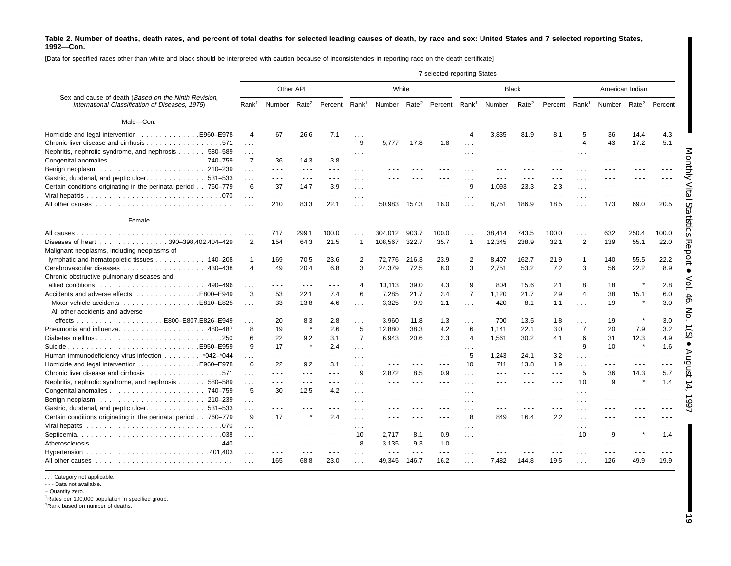**Table 2. Number of deaths, death rates, and percent of total deaths for selected leading causes of death, by race and sex: United States and 7 selected reporting States, 1992—Con.**

[Data for specified races other than white and black should be interpreted with caution because of inconsistencies in reporting race on the death certificate]

| Sex and cause of death (*Based on the Ninth Revision, International Classification of Diseases, 1975*) | 7 selected reporting States | | | | | | | | | | | | | | | |
|---|---|---|---|---|---|---|---|---|---|---|---|---|---|---|---|---|
| | Other API | | | | White | | | | Black | | | | American Indian | | | |
| | Rank[1] | Number | Rate[2] | Percent | Rank[1] | Number | Rate[2] | Percent | Rank[1] | Number | Rate[2] | Percent | Rank[1] | Number | Rate[2] | Percent |
| Male—Con. | | | | | | | | | | | | | | | | |
| Homicide and legal intervention . . . . . . . . . . . . .E960–E978 | 4 | 67 | 26.6 | 7.1 | . . . | - - - | - - - | - - - | 4 | 3,835 | 81.9 | 8.1 | 5 | 36 | 14.4 | 4.3 |
| Chronic liver disease and cirrhosis . . . . . . . . . . . . . . . . .571 | . . . | - - - | - - - | - - - | 9 | 5,777 | 17.8 | 1.8 | . . . | - - - | - - - | - - - | 4 | 43 | 17.2 | 5.1 |
| Nephritis, nephrotic syndrome, and nephrosis . . . . . . 580–589 | . . . | - - - | - - - | - - - | . . . | - - - | - - - | - - - | . . . | - - - | - - - | - - - | . . . | - - - | - - - | - - - |
| Congenital anomalies . . . . . . . . . . . . . . . . . . . . . 740–759 | 7 | 36 | 14.3 | 3.8 | . . . | - - - | - - - | - - - | . . . | - - - | - - - | - - - | . . . | - - - | - - - | - - - |
| Benign neoplasm . . . . . . . . . . . . . . . . . . . . . . . 210–239 | . . . | - - - | - - - | - - - | . . . | - - - | - - - | - - - | . . . | - - - | - - - | - - - | . . . | - - - | - - - | - - - |
| Gastric, duodenal, and peptic ulcer. . . . . . . . . . . . . 531–533 | . . . | - - - | - - - | - - - | . . . | - - - | - - - | - - - | . . . | - - - | - - - | - - - | . . . | - - - | - - - | - - - |
| Certain conditions originating in the perinatal period . . 760–779 | 6 | 37 | 14.7 | 3.9 | . . . | - - - | - - - | - - - | 9 | 1,093 | 23.3 | 2.3 | . . . | - - - | - - - | - - - |
| Viral hepatitis . . . . . . . . . . . . . . . . . . . . . . . . . . . . . .070 | . . . | - - - | - - - | - - - | . . . | - - - | - - - | - - - | . . . | - - - | - - - | - - - | . . . | - - - | - - - | - - - |
| All other causes . . . . . . . . . . . . . . . . . . . . . . . . . . . . . | . . . | 210 | 83.3 | 22.1 | . . . | 50,983 | 157.3 | 16.0 | . . . | 8,751 | 186.9 | 18.5 | . . . | 173 | 69.0 | 20.5 |
| Female | | | | | | | | | | | | | | | | |
| All causes . . . . . . . . . . . . . . . . . . . . . . . . . . . . . . . . . . | . . . | 717 | 299.1 | 100.0 | . . . | 304,012 | 903.7 | 100.0 | . . . | 38,414 | 743.5 | 100.0 | . . . | 632 | 250.4 | 100.0 |
| Diseases of heart . . . . . . . . . . . . . . . 390–398,402,404–429 | 2 | 154 | 64.3 | 21.5 | 1 | 108,567 | 322.7 | 35.7 | 1 | 12,345 | 238.9 | 32.1 | 2 | 139 | 55.1 | 22.0 |
| Malignant neoplasms, including neoplasms of lymphatic and hematopoietic tissues . . . . . . . . . . . 140–208 | 1 | 169 | 70.5 | 23.6 | 2 | 72,776 | 216.3 | 23.9 | 2 | 8,407 | 162.7 | 21.9 | 1 | 140 | 55.5 | 22.2 |
| Cerebrovascular diseases . . . . . . . . . . . . . . . . . . 430–438 | 4 | 49 | 20.4 | 6.8 | 3 | 24,379 | 72.5 | 8.0 | 3 | 2,751 | 53.2 | 7.2 | 3 | 56 | 22.2 | 8.9 |
| Chronic obstructive pulmonary diseases and allied conditions . . . . . . . . . . . . . . . . . . . . . . . 490–496 | . . . | - - - | - - - | - - - | 4 | 13,113 | 39.0 | 4.3 | 9 | 804 | 15.6 | 2.1 | 8 | 18 | * | 2.8 |
| Accidents and adverse effects . . . . . . . . . . . . . .E800–E949 | 3 | 53 | 22.1 | 7.4 | 6 | 7,285 | 21.7 | 2.4 | 7 | 1,120 | 21.7 | 2.9 | 4 | 38 | 15.1 | 6.0 |
| Motor vehicle accidents . . . . . . . . . . . . . . . . .E810–E825 | . . . | 33 | 13.8 | 4.6 | . . . | 3,325 | 9.9 | 1.1 | . . . | 420 | 8.1 | 1.1 | . . . | 19 | * | 3.0 |
| All other accidents and adverse effects . . . . . . . . . . . . . . . . . . . E800–E807,E826–E949 | . . . | 20 | 8.3 | 2.8 | . . . | 3,960 | 11.8 | 1.3 | . . . | 700 | 13.5 | 1.8 | . . . | 19 | * | 3.0 |
| Pneumonia and influenza. . . . . . . . . . . . . . . . . . . 480–487 | 8 | 19 | * | 2.6 | 5 | 12,880 | 38.3 | 4.2 | 6 | 1,141 | 22.1 | 3.0 | 7 | 20 | 7.9 | 3.2 |
| Diabetes mellitus . . . . . . . . . . . . . . . . . . . . . . . . . . . .250 | 6 | 22 | 9.2 | 3.1 | 7 | 6,943 | 20.6 | 2.3 | 4 | 1,561 | 30.2 | 4.1 | 6 | 31 | 12.3 | 4.9 |
| Suicide . . . . . . . . . . . . . . . . . . . . . . . . . . . .E950–E959 | 9 | 17 | * | 2.4 | . . . | - - - | - - - | - - - | . . . | - - - | - - - | - - - | 9 | 10 | * | 1.6 |
| Human immunodeficiency virus infection . . . . . . . . *042–*044 | . . . | - - - | - - - | - - - | . . . | - - - | - - - | - - - | 5 | 1,243 | 24.1 | 3.2 | . . . | - - - | - - - | - - - |
| Homicide and legal intervention . . . . . . . . . . . . .E960–E978 | 6 | 22 | 9.2 | 3.1 | . . . | - - - | - - - | - - - | 10 | 711 | 13.8 | 1.9 | . . . | - - - | - - - | - - - |
| Chronic liver disease and cirrhosis . . . . . . . . . . . . . . . .571 | . . . | - - - | - - - | - - - | 9 | 2,872 | 8.5 | 0.9 | . . . | - - - | - - - | - - - | 5 | 36 | 14.3 | 5.7 |
| Nephritis, nephrotic syndrome, and nephrosis . . . . . . 580–589 | . . . | - - - | - - - | - - - | . . . | - - - | - - - | - - - | . . . | - - - | - - - | - - - | 10 | 9 | * | 1.4 |
| Congenital anomalies . . . . . . . . . . . . . . . . . . . . . 740–759 | 5 | 30 | 12.5 | 4.2 | . . . | - - - | - - - | - - - | . . . | - - - | - - - | - - - | . . . | - - - | - - - | - - - |
| Benign neoplasm . . . . . . . . . . . . . . . . . . . . . . . 210–239 | . . . | - - - | - - - | - - - | . . . | - - - | - - - | - - - | . . . | - - - | - - - | - - - | . . . | - - - | - - - | - - - |
| Gastric, duodenal, and peptic ulcer. . . . . . . . . . . . . 531–533 | . . . | - - - | - - - | - - - | . . . | - - - | - - - | - - - | . . . | - - - | - - - | - - - | . . . | - - - | - - - | - - - |
| Certain conditions originating in the perinatal period . . 760–779 | 9 | 17 | * | 2.4 | . . . | - - - | - - - | - - - | 8 | 849 | 16.4 | 2.2 | . . . | - - - | - - - | - - - |
| Viral hepatitis . . . . . . . . . . . . . . . . . . . . . . . . . . . . . .070 | . . . | - - - | - - - | - - - | . . . | - - - | - - - | - - - | . . . | - - - | - - - | - - - | . . . | - - - | - - - | - - - |
| Septicemia. . . . . . . . . . . . . . . . . . . . . . . . . . . . . . . .038 | . . . | - - - | - - - | - - - | 10 | 2,717 | 8.1 | 0.9 | . . . | - - - | - - - | - - - | 10 | 9 | * | 1.4 |
| Atherosclerosis . . . . . . . . . . . . . . . . . . . . . . . . . . . . .440 | . . . | - - - | - - - | - - - | 8 | 3,135 | 9.3 | 1.0 | . . . | - - - | - - - | - - - | . . . | - - - | - - - | - - - |
| Hypertension . . . . . . . . . . . . . . . . . . . . . . . . . . . 401,403 | . . . | - - - | - - - | - - - | . . . | - - - | - - - | - - - | . . . | - - - | - - - | - - - | . . . | - - - | - - - | - - - |
| All other causes . . . . . . . . . . . . . . . . . . . . . . . . . . . . . | . . . | 165 | 68.8 | 23.0 | . . . | 49,345 | 146.7 | 16.2 | . . . | 7,482 | 144.8 | 19.5 | . . . | 126 | 49.9 | 19.9 |

. . . Category not applicable.
- - - Data not available.
– Quantity zero.
[1]Rates per 100,000 population in specified group.
[2]Rank based on number of deaths.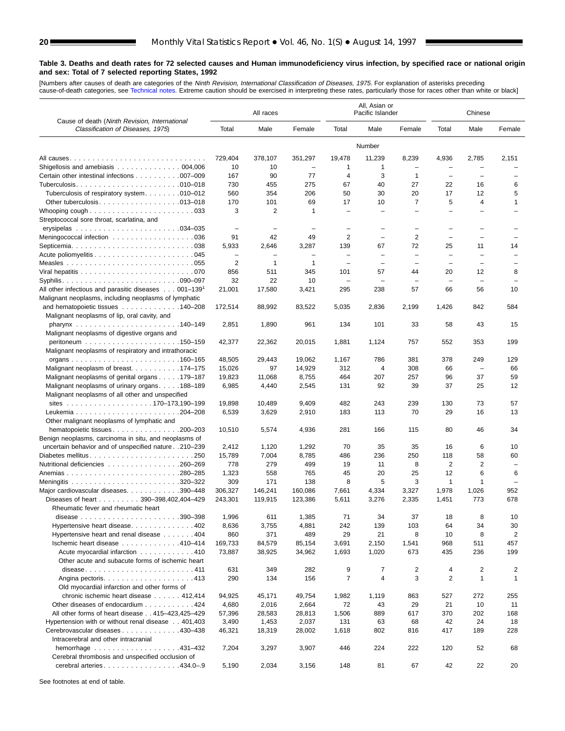**Table 3. Deaths and death rates for 72 selected causes and Human immunodeficiency virus infection, by specified race or national origin and sex: Total of 7 selected reporting States, 1992**

[Numbers after causes of death are categories of the *Ninth Revision, International Classification of Diseases, 1975*. For explanation of asterisks preceding cause-of-death categories, see Technical notes. Extreme caution should be exercised in interpreting these rates, particularly those for races other than white or black]

| Cause of death (*Ninth Revision, International Classification of Diseases, 1975*) | All races | | | All, Asian or Pacific Islander | | | Chinese | | |
|---|---|---|---|---|---|---|---|---|---|
| | Total | Male | Female | Total | Male | Female | Total | Male | Female |
| | Number | | | | | | | | |
| All causes | 729,404 | 378,107 | 351,297 | 19,478 | 11,239 | 8,239 | 4,936 | 2,785 | 2,151 |
| Shigellosis and amebiasis . . . 004,006 | 10 | 10 | – | 1 | 1 | – | – | – | – |
| Certain other intestinal infections . . . 007–009 | 167 | 90 | 77 | 4 | 3 | 1 | – | – | – |
| Tuberculosis . . . 010–018 | 730 | 455 | 275 | 67 | 40 | 27 | 22 | 16 | 6 |
| Tuberculosis of respiratory system . . . 010–012 | 560 | 354 | 206 | 50 | 30 | 20 | 17 | 12 | 5 |
| Other tuberculosis . . . 013–018 | 170 | 101 | 69 | 17 | 10 | 7 | 5 | 4 | 1 |
| Whooping cough . . . 033 | 3 | 2 | 1 | – | – | – | – | – | – |
| Streptococcal sore throat, scarlatina, and erysipelas . . . 034–035 | – | – | – | – | – | – | – | – | – |
| Meningococcal infection . . . 036 | 91 | 42 | 49 | 2 | – | 2 | – | – | – |
| Septicemia . . . 038 | 5,933 | 2,646 | 3,287 | 139 | 67 | 72 | 25 | 11 | 14 |
| Acute poliomyelitis . . . 045 | – | – | – | – | – | – | – | – | – |
| Measles . . . 055 | 2 | 1 | 1 | – | – | – | – | – | – |
| Viral hepatitis . . . 070 | 856 | 511 | 345 | 101 | 57 | 44 | 20 | 12 | 8 |
| Syphilis . . . 090–097 | 32 | 22 | 10 | – | – | – | – | – | – |
| All other infectious and parasitic diseases . . . 001–139[1] | 21,001 | 17,580 | 3,421 | 295 | 238 | 57 | 66 | 56 | 10 |
| Malignant neoplasms, including neoplasms of lymphatic and hematopoietic tissues . . . 140–208 | 172,514 | 88,992 | 83,522 | 5,035 | 2,836 | 2,199 | 1,426 | 842 | 584 |
| Malignant neoplasms of lip, oral cavity, and pharynx . . . 140–149 | 2,851 | 1,890 | 961 | 134 | 101 | 33 | 58 | 43 | 15 |
| Malignant neoplasms of digestive organs and peritoneum . . . 150–159 | 42,377 | 22,362 | 20,015 | 1,881 | 1,124 | 757 | 552 | 353 | 199 |
| Malignant neoplasms of respiratory and intrathoracic organs . . . 160–165 | 48,505 | 29,443 | 19,062 | 1,167 | 786 | 381 | 378 | 249 | 129 |
| Malignant neoplasm of breast . . . 174–175 | 15,026 | 97 | 14,929 | 312 | 4 | 308 | 66 | – | 66 |
| Malignant neoplasms of genital organs . . . 179–187 | 19,823 | 11,068 | 8,755 | 464 | 207 | 257 | 96 | 37 | 59 |
| Malignant neoplasms of urinary organs . . . 188–189 | 6,985 | 4,440 | 2,545 | 131 | 92 | 39 | 37 | 25 | 12 |
| Malignant neoplasms of all other and unspecified sites . . . 170–173,190–199 | 19,898 | 10,489 | 9,409 | 482 | 243 | 239 | 130 | 73 | 57 |
| Leukemia . . . 204–208 | 6,539 | 3,629 | 2,910 | 183 | 113 | 70 | 29 | 16 | 13 |
| Other malignant neoplasms of lymphatic and hematopoietic tissues . . . 200–203 | 10,510 | 5,574 | 4,936 | 281 | 166 | 115 | 80 | 46 | 34 |
| Benign neoplasms, carcinoma in situ, and neoplasms of uncertain behavior and of unspecified nature . . 210–239 | 2,412 | 1,120 | 1,292 | 70 | 35 | 35 | 16 | 6 | 10 |
| Diabetes mellitus . . . 250 | 15,789 | 7,004 | 8,785 | 486 | 236 | 250 | 118 | 58 | 60 |
| Nutritional deficiencies . . . 260–269 | 778 | 279 | 499 | 19 | 11 | 8 | 2 | 2 | – |
| Anemias . . . 280–285 | 1,323 | 558 | 765 | 45 | 20 | 25 | 12 | 6 | 6 |
| Meningitis . . . 320–322 | 309 | 171 | 138 | 8 | 5 | 3 | 1 | 1 | – |
| Major cardiovascular diseases . . . 390–448 | 306,327 | 146,241 | 160,086 | 7,661 | 4,334 | 3,327 | 1,978 | 1,026 | 952 |
| Diseases of heart . . . 390–398,402,404–429 | 243,301 | 119,915 | 123,386 | 5,611 | 3,276 | 2,335 | 1,451 | 773 | 678 |
| Rheumatic fever and rheumatic heart disease . . . 390–398 | 1,996 | 611 | 1,385 | 71 | 34 | 37 | 18 | 8 | 10 |
| Hypertensive heart disease . . . 402 | 8,636 | 3,755 | 4,881 | 242 | 139 | 103 | 64 | 34 | 30 |
| Hypertensive heart and renal disease . . . 404 | 860 | 371 | 489 | 29 | 21 | 8 | 10 | 8 | 2 |
| Ischemic heart disease . . . 410–414 | 169,733 | 84,579 | 85,154 | 3,691 | 2,150 | 1,541 | 968 | 511 | 457 |
| Acute myocardial infarction . . . 410 | 73,887 | 38,925 | 34,962 | 1,693 | 1,020 | 673 | 435 | 236 | 199 |
| Other acute and subacute forms of ischemic heart disease . . . 411 | 631 | 349 | 282 | 9 | 7 | 2 | 4 | 2 | 2 |
| Angina pectoris . . . 413 | 290 | 134 | 156 | 7 | 4 | 3 | 2 | 1 | 1 |
| Old myocardial infarction and other forms of chronic ischemic heart disease . . . 412,414 | 94,925 | 45,171 | 49,754 | 1,982 | 1,119 | 863 | 527 | 272 | 255 |
| Other diseases of endocardium . . . 424 | 4,680 | 2,016 | 2,664 | 72 | 43 | 29 | 21 | 10 | 11 |
| All other forms of heart disease . . 415–423,425–429 | 57,396 | 28,583 | 28,813 | 1,506 | 889 | 617 | 370 | 202 | 168 |
| Hypertension with or without renal disease . . 401,403 | 3,490 | 1,453 | 2,037 | 131 | 63 | 68 | 42 | 24 | 18 |
| Cerebrovascular diseases . . . 430–438 | 46,321 | 18,319 | 28,002 | 1,618 | 802 | 816 | 417 | 189 | 228 |
| Intracerebral and other intracranial hemorrhage . . . 431–432 | 7,204 | 3,297 | 3,907 | 446 | 224 | 222 | 120 | 52 | 68 |
| Cerebral thrombosis and unspecified occlusion of cerebral arteries . . . 434.0–.9 | 5,190 | 2,034 | 3,156 | 148 | 81 | 67 | 42 | 22 | 20 |

See footnotes at end of table.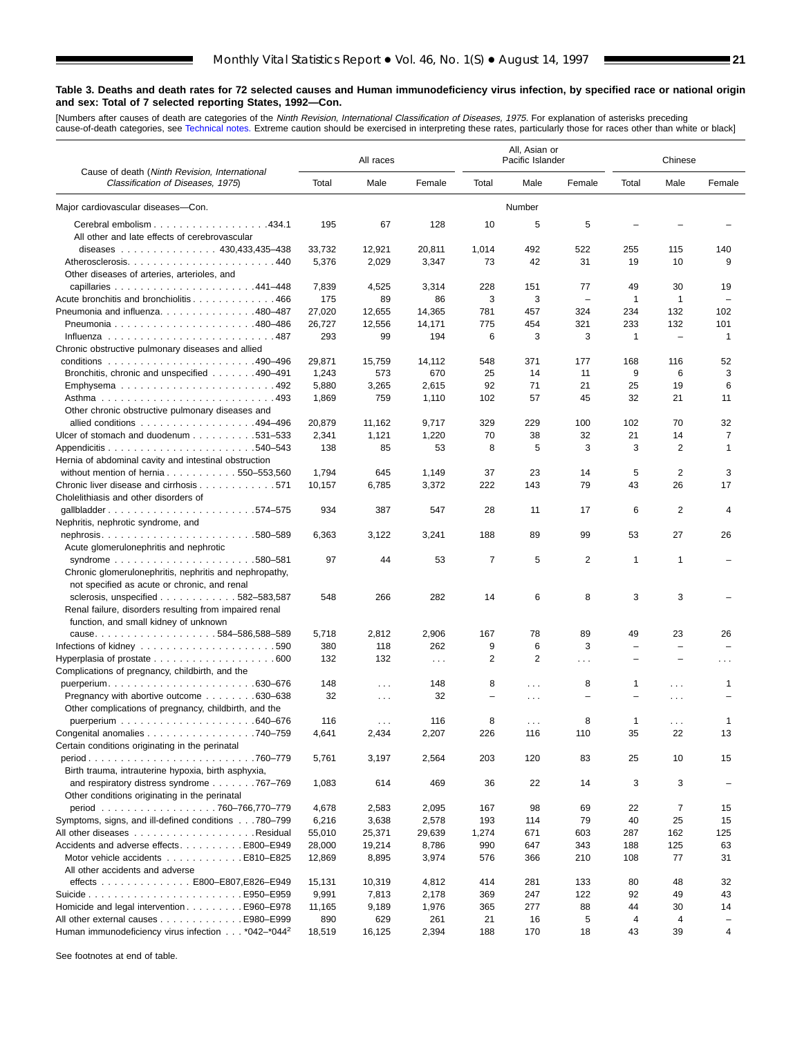**Table 3. Deaths and death rates for 72 selected causes and Human immunodeficiency virus infection, by specified race or national origin and sex: Total of 7 selected reporting States, 1992—Con.**

[Numbers after causes of death are categories of the *Ninth Revision, International Classification of Diseases, 1975*. For explanation of asterisks preceding cause-of-death categories, see Technical notes. Extreme caution should be exercised in interpreting these rates, particularly those for races other than white or black]

| Cause of death (*Ninth Revision, International Classification of Diseases, 1975*) | All races | | | All, Asian or Pacific Islander | | | Chinese | | |
|---|---|---|---|---|---|---|---|---|---|
| | Total | Male | Female | Total | Male | Female | Total | Male | Female |
| Major cardiovascular diseases—Con. | | | | | Number | | | | |
| Cerebral embolism . . . . . 434.1 | 195 | 67 | 128 | 10 | 5 | 5 | – | – | – |
| All other and late effects of cerebrovascular diseases . . . . . 430,433,435–438 | 33,732 | 12,921 | 20,811 | 1,014 | 492 | 522 | 255 | 115 | 140 |
| Atherosclerosis. . . . . 440 | 5,376 | 2,029 | 3,347 | 73 | 42 | 31 | 19 | 10 | 9 |
| Other diseases of arteries, arterioles, and capillaries . . . . . 441–448 | 7,839 | 4,525 | 3,314 | 228 | 151 | 77 | 49 | 30 | 19 |
| Acute bronchitis and bronchiolitis . . . . . 466 | 175 | 89 | 86 | 3 | 3 | – | 1 | 1 | – |
| Pneumonia and influenza. . . . . 480–487 | 27,020 | 12,655 | 14,365 | 781 | 457 | 324 | 234 | 132 | 102 |
| Pneumonia . . . . . 480–486 | 26,727 | 12,556 | 14,171 | 775 | 454 | 321 | 233 | 132 | 101 |
| Influenza . . . . . 487 | 293 | 99 | 194 | 6 | 3 | 3 | 1 | – | 1 |
| Chronic obstructive pulmonary diseases and allied conditions . . . . . 490–496 | 29,871 | 15,759 | 14,112 | 548 | 371 | 177 | 168 | 116 | 52 |
| Bronchitis, chronic and unspecified . . . . . 490–491 | 1,243 | 573 | 670 | 25 | 14 | 11 | 9 | 6 | 3 |
| Emphysema . . . . . 492 | 5,880 | 3,265 | 2,615 | 92 | 71 | 21 | 25 | 19 | 6 |
| Asthma . . . . . 493 | 1,869 | 759 | 1,110 | 102 | 57 | 45 | 32 | 21 | 11 |
| Other chronic obstructive pulmonary diseases and allied conditions . . . . . 494–496 | 20,879 | 11,162 | 9,717 | 329 | 229 | 100 | 102 | 70 | 32 |
| Ulcer of stomach and duodenum . . . . . 531–533 | 2,341 | 1,121 | 1,220 | 70 | 38 | 32 | 21 | 14 | 7 |
| Appendicitis . . . . . 540–543 | 138 | 85 | 53 | 8 | 5 | 3 | 3 | 2 | 1 |
| Hernia of abdominal cavity and intestinal obstruction without mention of hernia . . . . . 550–553,560 | 1,794 | 645 | 1,149 | 37 | 23 | 14 | 5 | 2 | 3 |
| Chronic liver disease and cirrhosis . . . . . 571 | 10,157 | 6,785 | 3,372 | 222 | 143 | 79 | 43 | 26 | 17 |
| Cholelithiasis and other disorders of gallbladder . . . . . 574–575 | 934 | 387 | 547 | 28 | 11 | 17 | 6 | 2 | 4 |
| Nephritis, nephrotic syndrome, and nephrosis. . . . . 580–589 | 6,363 | 3,122 | 3,241 | 188 | 89 | 99 | 53 | 27 | 26 |
| Acute glomerulonephritis and nephrotic syndrome . . . . . 580–581 | 97 | 44 | 53 | 7 | 5 | 2 | 1 | 1 | – |
| Chronic glomerulonephritis, nephritis and nephropathy, not specified as acute or chronic, and renal sclerosis, unspecified . . . . . 582–583,587 | 548 | 266 | 282 | 14 | 6 | 8 | 3 | 3 | – |
| Renal failure, disorders resulting from impaired renal function, and small kidney of unknown cause. . . . . 584–586,588–589 | 5,718 | 2,812 | 2,906 | 167 | 78 | 89 | 49 | 23 | 26 |
| Infections of kidney . . . . . 590 | 380 | 118 | 262 | 9 | 6 | 3 | – | – | – |
| Hyperplasia of prostate . . . . . 600 | 132 | 132 | . . . | 2 | 2 | . . . | – | – | . . . |
| Complications of pregnancy, childbirth, and the puerperium. . . . . 630–676 | 148 | . . . | 148 | 8 | . . . | 8 | 1 | . . . | 1 |
| Pregnancy with abortive outcome . . . . . 630–638 | 32 | . . . | 32 | – | . . . | – | – | . . . | – |
| Other complications of pregnancy, childbirth, and the puerperium . . . . . 640–676 | 116 | . . . | 116 | 8 | . . . | 8 | 1 | . . . | 1 |
| Congenital anomalies . . . . . 740–759 | 4,641 | 2,434 | 2,207 | 226 | 116 | 110 | 35 | 22 | 13 |
| Certain conditions originating in the perinatal period . . . . . 760–779 | 5,761 | 3,197 | 2,564 | 203 | 120 | 83 | 25 | 10 | 15 |
| Birth trauma, intrauterine hypoxia, birth asphyxia, and respiratory distress syndrome . . . . . 767–769 | 1,083 | 614 | 469 | 36 | 22 | 14 | 3 | 3 | – |
| Other conditions originating in the perinatal period . . . . . 760–766,770–779 | 4,678 | 2,583 | 2,095 | 167 | 98 | 69 | 22 | 7 | 15 |
| Symptoms, signs, and ill-defined conditions . . . 780–799 | 6,216 | 3,638 | 2,578 | 193 | 114 | 79 | 40 | 25 | 15 |
| All other diseases . . . . . Residual | 55,010 | 25,371 | 29,639 | 1,274 | 671 | 603 | 287 | 162 | 125 |
| Accidents and adverse effects. . . . . E800–E949 | 28,000 | 19,214 | 8,786 | 990 | 647 | 343 | 188 | 125 | 63 |
| Motor vehicle accidents . . . . . E810–E825 | 12,869 | 8,895 | 3,974 | 576 | 366 | 210 | 108 | 77 | 31 |
| All other accidents and adverse effects . . . . . E800–E807,E826–E949 | 15,131 | 10,319 | 4,812 | 414 | 281 | 133 | 80 | 48 | 32 |
| Suicide . . . . . E950–E959 | 9,991 | 7,813 | 2,178 | 369 | 247 | 122 | 92 | 49 | 43 |
| Homicide and legal intervention . . . . . E960–E978 | 11,165 | 9,189 | 1,976 | 365 | 277 | 88 | 44 | 30 | 14 |
| All other external causes . . . . . E980–E999 | 890 | 629 | 261 | 21 | 16 | 5 | 4 | 4 | – |
| Human immunodeficiency virus infection . . . *042–*044[2] | 18,519 | 16,125 | 2,394 | 188 | 170 | 18 | 43 | 39 | 4 |

See footnotes at end of table.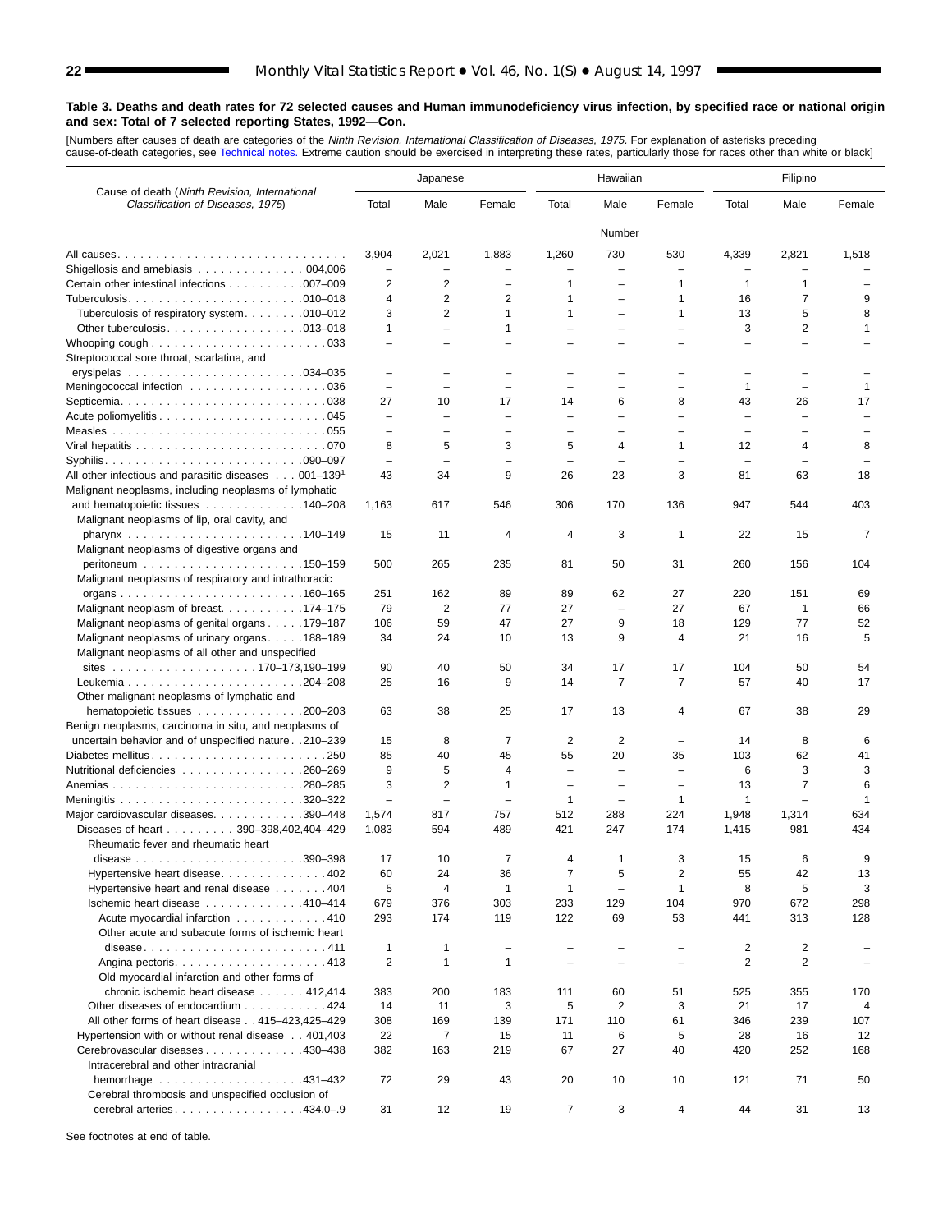**Table 3. Deaths and death rates for 72 selected causes and Human immunodeficiency virus infection, by specified race or national origin and sex: Total of 7 selected reporting States, 1992—Con.**

[Numbers after causes of death are categories of the *Ninth Revision, International Classification of Diseases, 1975*. For explanation of asterisks preceding cause-of-death categories, see Technical notes. Extreme caution should be exercised in interpreting these rates, particularly those for races other than white or black]

| Cause of death (*Ninth Revision, International Classification of Diseases, 1975*) | Japanese | | | Hawaiian | | | Filipino | | |
|---|---|---|---|---|---|---|---|---|---|
| | Total | Male | Female | Total | Male | Female | Total | Male | Female |
| | Number | | | | | | | | |
| All causes | 3,904 | 2,021 | 1,883 | 1,260 | 730 | 530 | 4,339 | 2,821 | 1,518 |
| Shigellosis and amebiasis . . . 004,006 | – | – | – | – | – | – | – | – | – |
| Certain other intestinal infections . . . 007–009 | 2 | 2 | – | 1 | – | 1 | 1 | 1 | – |
| Tuberculosis . . . 010–018 | 4 | 2 | 2 | 1 | – | 1 | 16 | 7 | 9 |
| Tuberculosis of respiratory system . . . 010–012 | 3 | 2 | 1 | 1 | – | 1 | 13 | 5 | 8 |
| Other tuberculosis . . . 013–018 | 1 | – | 1 | – | – | – | 3 | 2 | 1 |
| Whooping cough . . . 033 | – | – | – | – | – | – | – | – | – |
| Streptococcal sore throat, scarlatina, and erysipelas . . . 034–035 | – | – | – | – | – | – | – | – | – |
| Meningococcal infection . . . 036 | – | – | – | – | – | – | 1 | – | 1 |
| Septicemia . . . 038 | 27 | 10 | 17 | 14 | 6 | 8 | 43 | 26 | 17 |
| Acute poliomyelitis . . . 045 | – | – | – | – | – | – | – | – | – |
| Measles . . . 055 | – | – | – | – | – | – | – | – | – |
| Viral hepatitis . . . 070 | 8 | 5 | 3 | 5 | 4 | 1 | 12 | 4 | 8 |
| Syphilis . . . 090–097 | – | – | – | – | – | – | – | – | – |
| All other infectious and parasitic diseases . . . 001–139[1] | 43 | 34 | 9 | 26 | 23 | 3 | 81 | 63 | 18 |
| Malignant neoplasms, including neoplasms of lymphatic and hematopoietic tissues . . . 140–208 | 1,163 | 617 | 546 | 306 | 170 | 136 | 947 | 544 | 403 |
| Malignant neoplasms of lip, oral cavity, and pharynx . . . 140–149 | 15 | 11 | 4 | 4 | 3 | 1 | 22 | 15 | 7 |
| Malignant neoplasms of digestive organs and peritoneum . . . 150–159 | 500 | 265 | 235 | 81 | 50 | 31 | 260 | 156 | 104 |
| Malignant neoplasms of respiratory and intrathoracic organs . . . 160–165 | 251 | 162 | 89 | 89 | 62 | 27 | 220 | 151 | 69 |
| Malignant neoplasm of breast . . . 174–175 | 79 | 2 | 77 | 27 | – | 27 | 67 | 1 | 66 |
| Malignant neoplasms of genital organs . . . 179–187 | 106 | 59 | 47 | 27 | 9 | 18 | 129 | 77 | 52 |
| Malignant neoplasms of urinary organs . . . 188–189 | 34 | 24 | 10 | 13 | 9 | 4 | 21 | 16 | 5 |
| Malignant neoplasms of all other and unspecified sites . . . 170–173,190–199 | 90 | 40 | 50 | 34 | 17 | 17 | 104 | 50 | 54 |
| Leukemia . . . 204–208 | 25 | 16 | 9 | 14 | 7 | 7 | 57 | 40 | 17 |
| Other malignant neoplasms of lymphatic and hematopoietic tissues . . . 200–203 | 63 | 38 | 25 | 17 | 13 | 4 | 67 | 38 | 29 |
| Benign neoplasms, carcinoma in situ, and neoplasms of uncertain behavior and of unspecified nature . . 210–239 | 15 | 8 | 7 | 2 | 2 | – | 14 | 8 | 6 |
| Diabetes mellitus . . . 250 | 85 | 40 | 45 | 55 | 20 | 35 | 103 | 62 | 41 |
| Nutritional deficiencies . . . 260–269 | 9 | 5 | 4 | – | – | – | 6 | 3 | 3 |
| Anemias . . . 280–285 | 3 | 2 | 1 | – | – | – | 13 | 7 | 6 |
| Meningitis . . . 320–322 | – | – | – | 1 | – | 1 | 1 | – | 1 |
| Major cardiovascular diseases . . . 390–448 | 1,574 | 817 | 757 | 512 | 288 | 224 | 1,948 | 1,314 | 634 |
| Diseases of heart . . . 390–398,402,404–429 | 1,083 | 594 | 489 | 421 | 247 | 174 | 1,415 | 981 | 434 |
| Rheumatic fever and rheumatic heart disease . . . 390–398 | 17 | 10 | 7 | 4 | 1 | 3 | 15 | 6 | 9 |
| Hypertensive heart disease . . . 402 | 60 | 24 | 36 | 7 | 5 | 2 | 55 | 42 | 13 |
| Hypertensive heart and renal disease . . . 404 | 5 | 4 | 1 | 1 | – | 1 | 8 | 5 | 3 |
| Ischemic heart disease . . . 410–414 | 679 | 376 | 303 | 233 | 129 | 104 | 970 | 672 | 298 |
| Acute myocardial infarction . . . 410 | 293 | 174 | 119 | 122 | 69 | 53 | 441 | 313 | 128 |
| Other acute and subacute forms of ischemic heart disease . . . 411 | 1 | 1 | – | – | – | – | 2 | 2 | – |
| Angina pectoris . . . 413 | 2 | 1 | 1 | – | – | – | 2 | 2 | – |
| Old myocardial infarction and other forms of chronic ischemic heart disease . . . 412,414 | 383 | 200 | 183 | 111 | 60 | 51 | 525 | 355 | 170 |
| Other diseases of endocardium . . . 424 | 14 | 11 | 3 | 5 | 2 | 3 | 21 | 17 | 4 |
| All other forms of heart disease . . 415–423,425–429 | 308 | 169 | 139 | 171 | 110 | 61 | 346 | 239 | 107 |
| Hypertension with or without renal disease . . 401,403 | 22 | 7 | 15 | 11 | 6 | 5 | 28 | 16 | 12 |
| Cerebrovascular diseases . . . 430–438 | 382 | 163 | 219 | 67 | 27 | 40 | 420 | 252 | 168 |
| Intracerebral and other intracranial hemorrhage . . . 431–432 | 72 | 29 | 43 | 20 | 10 | 10 | 121 | 71 | 50 |
| Cerebral thrombosis and unspecified occlusion of cerebral arteries . . . 434.0–.9 | 31 | 12 | 19 | 7 | 3 | 4 | 44 | 31 | 13 |

See footnotes at end of table.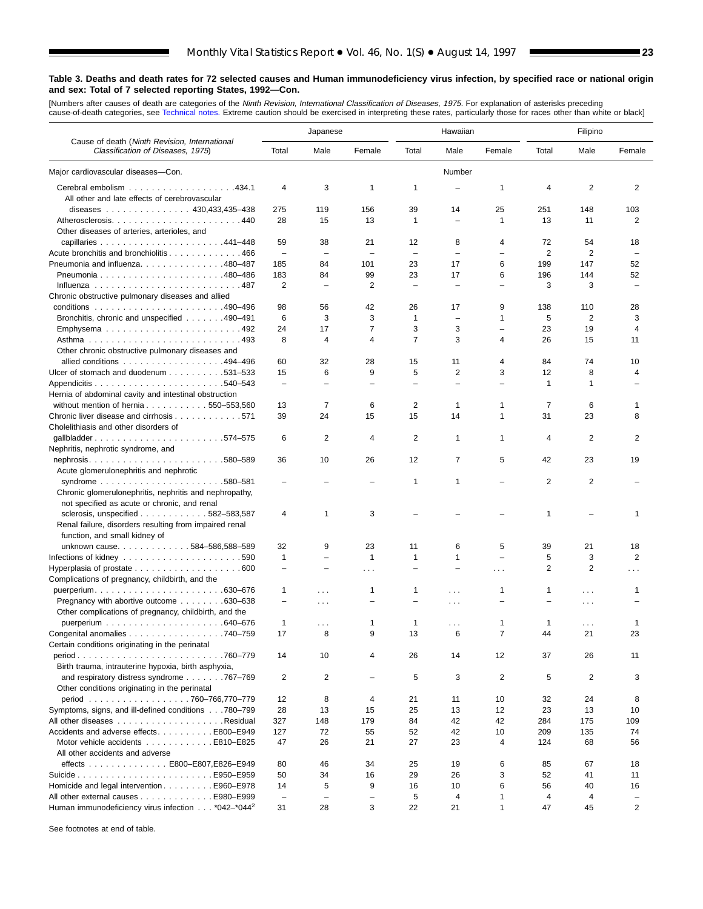**Table 3. Deaths and death rates for 72 selected causes and Human immunodeficiency virus infection, by specified race or national origin and sex: Total of 7 selected reporting States, 1992—Con.**

[Numbers after causes of death are categories of the *Ninth Revision, International Classification of Diseases, 1975*. For explanation of asterisks preceding cause-of-death categories, see Technical notes. Extreme caution should be exercised in interpreting these rates, particularly those for races other than white or black]

| Cause of death (*Ninth Revision, International Classification of Diseases, 1975*) | Japanese | | | Hawaiian | | | Filipino | | |
|---|---|---|---|---|---|---|---|---|---|
| | Total | Male | Female | Total | Male | Female | Total | Male | Female |
| Major cardiovascular diseases—Con. | | | | | Number | | | | |
| Cerebral embolism . . . . . . . . . . . . . . . . . . .434.1 | 4 | 3 | 1 | 1 | – | 1 | 4 | 2 | 2 |
| All other and late effects of cerebrovascular diseases . . . . . . . . . . . . . . . 430,433,435–438 | 275 | 119 | 156 | 39 | 14 | 25 | 251 | 148 | 103 |
| Atherosclerosis. . . . . . . . . . . . . . . . . . . . . . . .440 | 28 | 15 | 13 | 1 | – | 1 | 13 | 11 | 2 |
| Other diseases of arteries, arterioles, and capillaries . . . . . . . . . . . . . . . . . . . . . .441–448 | 59 | 38 | 21 | 12 | 8 | 4 | 72 | 54 | 18 |
| Acute bronchitis and bronchiolitis . . . . . . . . . . . . .466 | – | – | – | – | – | – | 2 | 2 | – |
| Pneumonia and influenza. . . . . . . . . . . . . . .480–487 | 185 | 84 | 101 | 23 | 17 | 6 | 199 | 147 | 52 |
| Pneumonia . . . . . . . . . . . . . . . . . . . . . .480–486 | 183 | 84 | 99 | 23 | 17 | 6 | 196 | 144 | 52 |
| Influenza . . . . . . . . . . . . . . . . . . . . . . . . . .487 | 2 | – | 2 | – | – | – | 3 | 3 | – |
| Chronic obstructive pulmonary diseases and allied conditions . . . . . . . . . . . . . . . . . . . . . . .490–496 | 98 | 56 | 42 | 26 | 17 | 9 | 138 | 110 | 28 |
| Bronchitis, chronic and unspecified . . . . . . .490–491 | 6 | 3 | 3 | 1 | – | 1 | 5 | 2 | 3 |
| Emphysema . . . . . . . . . . . . . . . . . . . . . . . .492 | 24 | 17 | 7 | 3 | 3 | – | 23 | 19 | 4 |
| Asthma . . . . . . . . . . . . . . . . . . . . . . . . . . .493 | 8 | 4 | 4 | 7 | 3 | 4 | 26 | 15 | 11 |
| Other chronic obstructive pulmonary diseases and allied conditions . . . . . . . . . . . . . . . . .494–496 | 60 | 32 | 28 | 15 | 11 | 4 | 84 | 74 | 10 |
| Ulcer of stomach and duodenum . . . . . . . . . .531–533 | 15 | 6 | 9 | 5 | 2 | 3 | 12 | 8 | 4 |
| Appendicitis . . . . . . . . . . . . . . . . . . . . . . .540–543 | – | – | – | – | – | – | 1 | 1 | – |
| Hernia of abdominal cavity and intestinal obstruction without mention of hernia . . . . . . . . . . . 550–553,560 | 13 | 7 | 6 | 2 | 1 | 1 | 7 | 6 | 1 |
| Chronic liver disease and cirrhosis . . . . . . . . . . . .571 | 39 | 24 | 15 | 15 | 14 | 1 | 31 | 23 | 8 |
| Cholelithiasis and other disorders of gallbladder . . . . . . . . . . . . . . . . . . . . . . .574–575 | 6 | 2 | 4 | 2 | 1 | 1 | 4 | 2 | 2 |
| Nephritis, nephrotic syndrome, and nephrosis. . . . . . . . . . . . . . . . . . . . . . . .580–589 | 36 | 10 | 26 | 12 | 7 | 5 | 42 | 23 | 19 |
| Acute glomerulonephritis and nephrotic syndrome . . . . . . . . . . . . . . . . . . . . . .580–581 | – | – | – | 1 | 1 | – | 2 | 2 | – |
| Chronic glomerulonephritis, nephritis and nephropathy, not specified as acute or chronic, and renal sclerosis, unspecified . . . . . . . . . . . . 582–583,587 | 4 | 1 | 3 | – | – | – | 1 | – | 1 |
| Renal failure, disorders resulting from impaired renal function, and small kidney of unknown cause. . . . . . . . . . . . . 584–586,588–589 | 32 | 9 | 23 | 11 | 6 | 5 | 39 | 21 | 18 |
| Infections of kidney . . . . . . . . . . . . . . . . . . . . .590 | 1 | – | 1 | 1 | 1 | – | 5 | 3 | 2 |
| Hyperplasia of prostate . . . . . . . . . . . . . . . . . . .600 | – | – | . . . | – | – | . . . | 2 | 2 | . . . |
| Complications of pregnancy, childbirth, and the puerperium. . . . . . . . . . . . . . . . . . . . . . .630–676 | 1 | . . . | 1 | 1 | . . . | 1 | 1 | . . . | 1 |
| Pregnancy with abortive outcome . . . . . . . . .630–638 | – | . . . | – | – | . . . | – | – | . . . | – |
| Other complications of pregnancy, childbirth, and the puerperium . . . . . . . . . . . . . . . . . . . . .640–676 | 1 | . . . | 1 | 1 | . . . | 1 | 1 | . . . | 1 |
| Congenital anomalies . . . . . . . . . . . . . . . . . .740–759 | 17 | 8 | 9 | 13 | 6 | 7 | 44 | 21 | 23 |
| Certain conditions originating in the perinatal period. . . . . . . . . . . . . . . . . . . . . . . . . .760–779 | 14 | 10 | 4 | 26 | 14 | 12 | 37 | 26 | 11 |
| Birth trauma, intrauterine hypoxia, birth asphyxia, and respiratory distress syndrome . . . . . . . .767–769 | 2 | 2 | – | 5 | 3 | 2 | 5 | 2 | 3 |
| Other conditions originating in the perinatal period . . . . . . . . . . . . . . . . . .760–766,770–779 | 12 | 8 | 4 | 21 | 11 | 10 | 32 | 24 | 8 |
| Symptoms, signs, and ill-defined conditions . . .780–799 | 28 | 13 | 15 | 25 | 13 | 12 | 23 | 13 | 10 |
| All other diseases . . . . . . . . . . . . . . . . . . .Residual | 327 | 148 | 179 | 84 | 42 | 42 | 284 | 175 | 109 |
| Accidents and adverse effects. . . . . . . . . .E800–E949 | 127 | 72 | 55 | 52 | 42 | 10 | 209 | 135 | 74 |
| Motor vehicle accidents . . . . . . . . . . . .E810–E825 | 47 | 26 | 21 | 27 | 23 | 4 | 124 | 68 | 56 |
| All other accidents and adverse effects . . . . . . . . . . . . . . E800–E807,E826–E949 | 80 | 46 | 34 | 25 | 19 | 6 | 85 | 67 | 18 |
| Suicide . . . . . . . . . . . . . . . . . . . . . . . .E950–E959 | 50 | 34 | 16 | 29 | 26 | 3 | 52 | 41 | 11 |
| Homicide and legal intervention. . . . . . . . .E960–E978 | 14 | 5 | 9 | 16 | 10 | 6 | 56 | 40 | 16 |
| All other external causes . . . . . . . . . . . . .E980–E999 | – | – | – | 5 | 4 | 1 | 4 | 4 | – |
| Human immunodeficiency virus infection . . . *042–*044[2] | 31 | 28 | 3 | 22 | 21 | 1 | 47 | 45 | 2 |

See footnotes at end of table.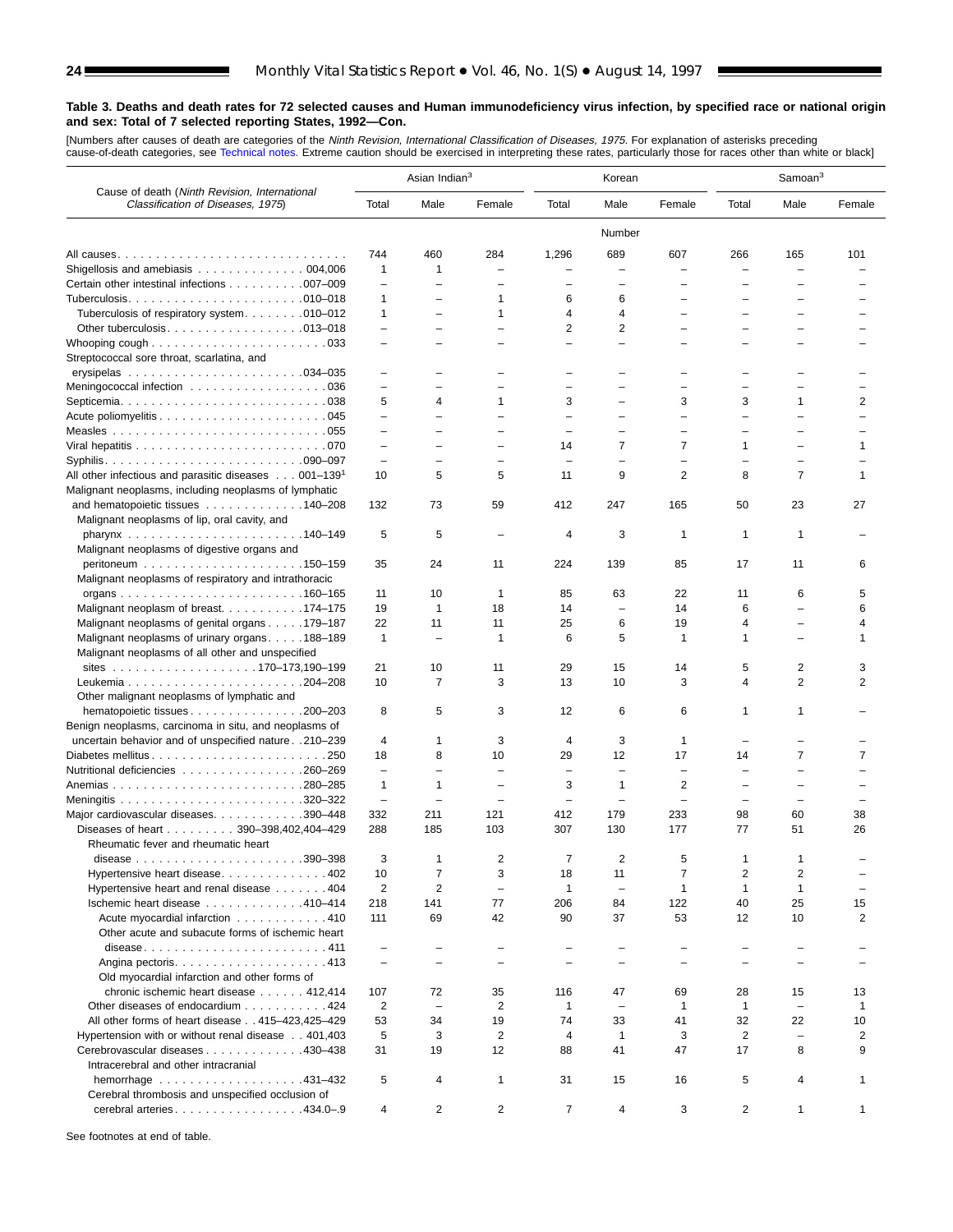**Table 3. Deaths and death rates for 72 selected causes and Human immunodeficiency virus infection, by specified race or national origin and sex: Total of 7 selected reporting States, 1992—Con.**

[Numbers after causes of death are categories of the *Ninth Revision, International Classification of Diseases, 1975*. For explanation of asterisks preceding cause-of-death categories, see Technical notes. Extreme caution should be exercised in interpreting these rates, particularly those for races other than white or black]

| Cause of death (*Ninth Revision, International Classification of Diseases, 1975*) | Asian Indian[3] | | | Korean | | | Samoan[3] | | |
|---|---|---|---|---|---|---|---|---|---|
| | Total | Male | Female | Total | Male | Female | Total | Male | Female |
| | Number | | | | | | | | |
| All causes | 744 | 460 | 284 | 1,296 | 689 | 607 | 266 | 165 | 101 |
| Shigellosis and amebiasis 004,006 | 1 | 1 | – | – | – | – | – | – | – |
| Certain other intestinal infections 007–009 | – | – | – | – | – | – | – | – | – |
| Tuberculosis 010–018 | 1 | – | 1 | 6 | 6 | – | – | – | – |
| Tuberculosis of respiratory system 010–012 | 1 | – | 1 | 4 | 4 | – | – | – | – |
| Other tuberculosis 013–018 | – | – | – | 2 | 2 | – | – | – | – |
| Whooping cough 033 | – | – | – | – | – | – | – | – | – |
| Streptococcal sore throat, scarlatina, and erysipelas 034–035 | – | – | – | – | – | – | – | – | – |
| Meningococcal infection 036 | – | – | – | – | – | – | – | – | – |
| Septicemia 038 | 5 | 4 | 1 | 3 | – | 3 | 3 | 1 | 2 |
| Acute poliomyelitis 045 | – | – | – | – | – | – | – | – | – |
| Measles 055 | – | – | – | – | – | – | – | – | – |
| Viral hepatitis 070 | – | – | – | 14 | 7 | 7 | 1 | – | 1 |
| Syphilis 090–097 | – | – | – | – | – | – | – | – | – |
| All other infectious and parasitic diseases 001–139[1] | 10 | 5 | 5 | 11 | 9 | 2 | 8 | 7 | 1 |
| Malignant neoplasms, including neoplasms of lymphatic and hematopoietic tissues 140–208 | 132 | 73 | 59 | 412 | 247 | 165 | 50 | 23 | 27 |
| Malignant neoplasms of lip, oral cavity, and pharynx 140–149 | 5 | 5 | – | 4 | 3 | 1 | 1 | 1 | – |
| Malignant neoplasms of digestive organs and peritoneum 150–159 | 35 | 24 | 11 | 224 | 139 | 85 | 17 | 11 | 6 |
| Malignant neoplasms of respiratory and intrathoracic organs 160–165 | 11 | 10 | 1 | 85 | 63 | 22 | 11 | 6 | 5 |
| Malignant neoplasm of breast 174–175 | 19 | 1 | 18 | 14 | – | 14 | 6 | – | 6 |
| Malignant neoplasms of genital organs 179–187 | 22 | 11 | 11 | 25 | 6 | 19 | 4 | – | 4 |
| Malignant neoplasms of urinary organs 188–189 | 1 | – | 1 | 6 | 5 | 1 | 1 | – | 1 |
| Malignant neoplasms of all other and unspecified sites 170–173,190–199 | 21 | 10 | 11 | 29 | 15 | 14 | 5 | 2 | 3 |
| Leukemia 204–208 | 10 | 7 | 3 | 13 | 10 | 3 | 4 | 2 | 2 |
| Other malignant neoplasms of lymphatic and hematopoietic tissues 200–203 | 8 | 5 | 3 | 12 | 6 | 6 | 1 | 1 | – |
| Benign neoplasms, carcinoma in situ, and neoplasms of uncertain behavior and of unspecified nature 210–239 | 4 | 1 | 3 | 4 | 3 | 1 | – | – | – |
| Diabetes mellitus 250 | 18 | 8 | 10 | 29 | 12 | 17 | 14 | 7 | 7 |
| Nutritional deficiencies 260–269 | – | – | – | – | – | – | – | – | – |
| Anemias 280–285 | 1 | 1 | – | 3 | 1 | 2 | – | – | – |
| Meningitis 320–322 | – | – | – | – | – | – | – | – | – |
| Major cardiovascular diseases 390–448 | 332 | 211 | 121 | 412 | 179 | 233 | 98 | 60 | 38 |
| Diseases of heart 390–398,402,404–429 | 288 | 185 | 103 | 307 | 130 | 177 | 77 | 51 | 26 |
| Rheumatic fever and rheumatic heart disease 390–398 | 3 | 1 | 2 | 7 | 2 | 5 | 1 | 1 | – |
| Hypertensive heart disease 402 | 10 | 7 | 3 | 18 | 11 | 7 | 2 | 2 | – |
| Hypertensive heart and renal disease 404 | 2 | 2 | – | 1 | – | 1 | 1 | 1 | – |
| Ischemic heart disease 410–414 | 218 | 141 | 77 | 206 | 84 | 122 | 40 | 25 | 15 |
| Acute myocardial infarction 410 | 111 | 69 | 42 | 90 | 37 | 53 | 12 | 10 | 2 |
| Other acute and subacute forms of ischemic heart disease 411 | – | – | – | – | – | – | – | – | – |
| Angina pectoris 413 | – | – | – | – | – | – | – | – | – |
| Old myocardial infarction and other forms of chronic ischemic heart disease 412,414 | 107 | 72 | 35 | 116 | 47 | 69 | 28 | 15 | 13 |
| Other diseases of endocardium 424 | 2 | – | 2 | 1 | – | 1 | 1 | – | 1 |
| All other forms of heart disease 415–423,425–429 | 53 | 34 | 19 | 74 | 33 | 41 | 32 | 22 | 10 |
| Hypertension with or without renal disease 401,403 | 5 | 3 | 2 | 4 | 1 | 3 | 2 | – | 2 |
| Cerebrovascular diseases 430–438 | 31 | 19 | 12 | 88 | 41 | 47 | 17 | 8 | 9 |
| Intracerebral and other intracranial hemorrhage 431–432 | 5 | 4 | 1 | 31 | 15 | 16 | 5 | 4 | 1 |
| Cerebral thrombosis and unspecified occlusion of cerebral arteries 434.0–.9 | 4 | 2 | 2 | 7 | 4 | 3 | 2 | 1 | 1 |

See footnotes at end of table.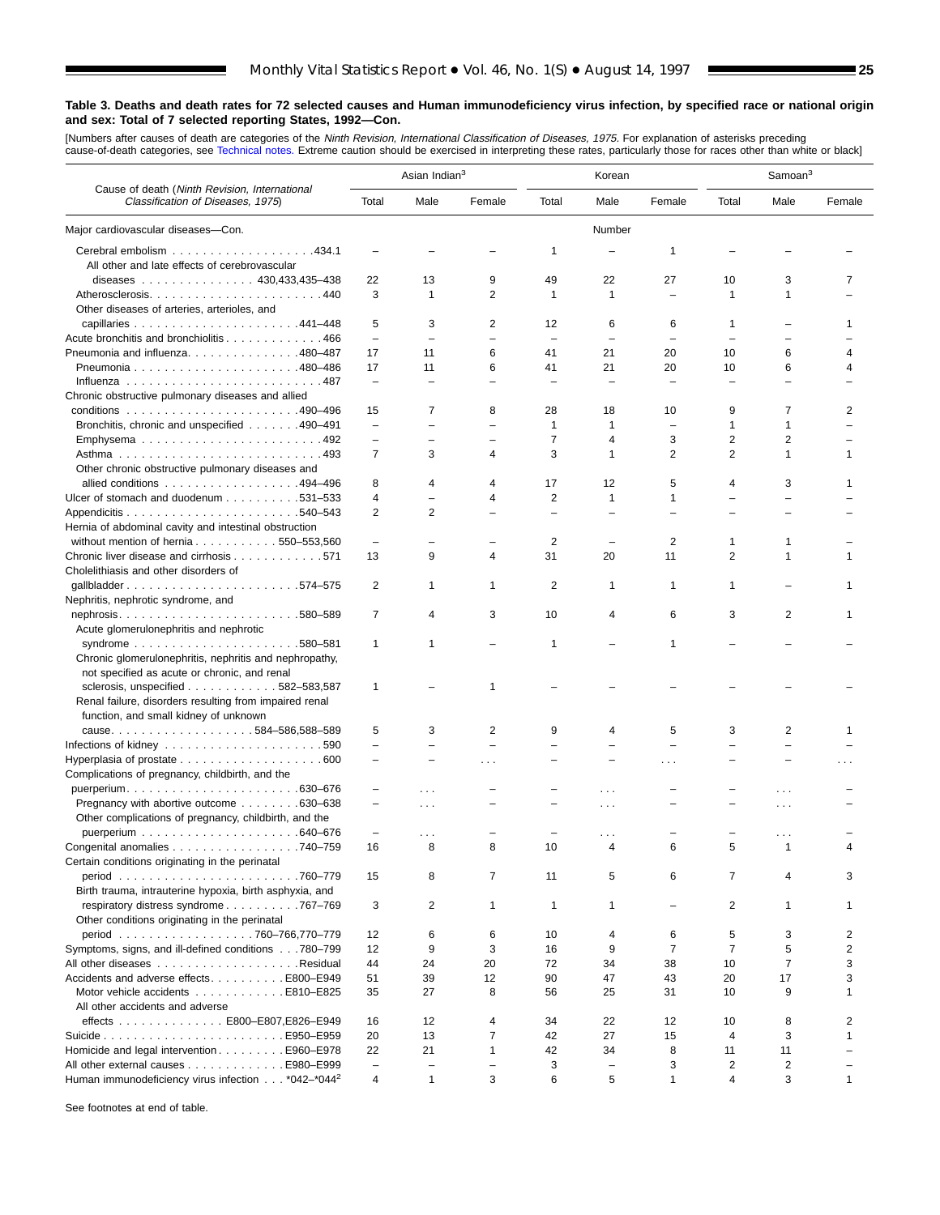**Table 3. Deaths and death rates for 72 selected causes and Human immunodeficiency virus infection, by specified race or national origin and sex: Total of 7 selected reporting States, 1992—Con.**

[Numbers after causes of death are categories of the *Ninth Revision, International Classification of Diseases, 1975*. For explanation of asterisks preceding cause-of-death categories, see Technical notes. Extreme caution should be exercised in interpreting these rates, particularly those for races other than white or black]

| Cause of death (*Ninth Revision, International Classification of Diseases, 1975*) | Asian Indian[3] | | | Korean | | | Samoan[3] | | |
|---|---|---|---|---|---|---|---|---|---|
| | Total | Male | Female | Total | Male | Female | Total | Male | Female |
| Major cardiovascular diseases—Con. | | | | | Number | | | | |
| Cerebral embolism . . . . . . . . . . . . . . . . . . .434.1 | – | – | – | 1 | – | 1 | – | – | – |
| All other and late effects of cerebrovascular diseases . . . . . . . . . . . . . . . 430,433,435–438 | 22 | 13 | 9 | 49 | 22 | 27 | 10 | 3 | 7 |
| Atherosclerosis. . . . . . . . . . . . . . . . . . . . . . . .440 | 3 | 1 | 2 | 1 | 1 | – | 1 | 1 | – |
| Other diseases of arteries, arterioles, and capillaries . . . . . . . . . . . . . . . . . . . . . .441–448 | 5 | 3 | 2 | 12 | 6 | 6 | 1 | – | 1 |
| Acute bronchitis and bronchiolitis . . . . . . . . . . . . .466 | – | – | – | – | – | – | – | – | – |
| Pneumonia and influenza. . . . . . . . . . . . . . .480–487 | 17 | 11 | 6 | 41 | 21 | 20 | 10 | 6 | 4 |
| Pneumonia . . . . . . . . . . . . . . . . . . . . . .480–486 | 17 | 11 | 6 | 41 | 21 | 20 | 10 | 6 | 4 |
| Influenza . . . . . . . . . . . . . . . . . . . . . . . . . .487 | – | – | – | – | – | – | – | – | – |
| Chronic obstructive pulmonary diseases and allied conditions . . . . . . . . . . . . . . . . . . . . . . .490–496 | 15 | 7 | 8 | 28 | 18 | 10 | 9 | 7 | 2 |
| Bronchitis, chronic and unspecified . . . . . . .490–491 | – | – | – | 1 | 1 | – | 1 | 1 | – |
| Emphysema . . . . . . . . . . . . . . . . . . . . . . . .492 | – | – | – | 7 | 4 | 3 | 2 | 2 | – |
| Asthma . . . . . . . . . . . . . . . . . . . . . . . . . .493 | 7 | 3 | 4 | 3 | 1 | 2 | 2 | 1 | 1 |
| Other chronic obstructive pulmonary diseases and allied conditions . . . . . . . . . . . . . . . . .494–496 | 8 | 4 | 4 | 17 | 12 | 5 | 4 | 3 | 1 |
| Ulcer of stomach and duodenum . . . . . . . . . .531–533 | 4 | – | 4 | 2 | 1 | 1 | – | – | – |
| Appendicitis . . . . . . . . . . . . . . . . . . . . . . .540–543 | 2 | 2 | – | – | – | – | – | – | – |
| Hernia of abdominal cavity and intestinal obstruction without mention of hernia . . . . . . . . . . . 550–553,560 | – | – | – | 2 | – | 2 | 1 | 1 | – |
| Chronic liver disease and cirrhosis . . . . . . . . . . . .571 | 13 | 9 | 4 | 31 | 20 | 11 | 2 | 1 | 1 |
| Cholelithiasis and other disorders of gallbladder . . . . . . . . . . . . . . . . . . . . . . .574–575 | 2 | 1 | 1 | 2 | 1 | 1 | 1 | – | 1 |
| Nephritis, nephrotic syndrome, and nephrosis. . . . . . . . . . . . . . . . . . . . . . . .580–589 | 7 | 4 | 3 | 10 | 4 | 6 | 3 | 2 | 1 |
| Acute glomerulonephritis and nephrotic syndrome . . . . . . . . . . . . . . . . . . . . . .580–581 | 1 | 1 | – | 1 | – | 1 | – | – | – |
| Chronic glomerulonephritis, nephritis and nephropathy, not specified as acute or chronic, and renal sclerosis, unspecified . . . . . . . . . . . 582–583,587 | 1 | – | 1 | – | – | – | – | – | – |
| Renal failure, disorders resulting from impaired renal function, and small kidney of unknown cause. . . . . . . . . . . . . . . . . . .584–586,588–589 | 5 | 3 | 2 | 9 | 4 | 5 | 3 | 2 | 1 |
| Infections of kidney . . . . . . . . . . . . . . . . . . . . .590 | – | – | – | – | – | – | – | – | – |
| Hyperplasia of prostate . . . . . . . . . . . . . . . . . . .600 | – | – | . . . | – | – | . . . | – | – | . . . |
| Complications of pregnancy, childbirth, and the puerperium. . . . . . . . . . . . . . . . . . . . . . .630–676 | – | . . . | – | – | . . . | – | – | . . . | – |
| Pregnancy with abortive outcome . . . . . . . .630–638 | – | . . . | – | – | . . . | – | – | . . . | – |
| Other complications of pregnancy, childbirth, and the puerperium . . . . . . . . . . . . . . . . . . . . .640–676 | – | . . . | – | – | . . . | – | – | . . . | – |
| Congenital anomalies . . . . . . . . . . . . . . . . .740–759 | 16 | 8 | 8 | 10 | 4 | 6 | 5 | 1 | 4 |
| Certain conditions originating in the perinatal period . . . . . . . . . . . . . . . . . . . . . . . .760–779 | 15 | 8 | 7 | 11 | 5 | 6 | 7 | 4 | 3 |
| Birth trauma, intrauterine hypoxia, birth asphyxia, and respiratory distress syndrome . . . . . . . . . .767–769 | 3 | 2 | 1 | 1 | 1 | – | 2 | 1 | 1 |
| Other conditions originating in the perinatal period . . . . . . . . . . . . . . . . . .760–766,770–779 | 12 | 6 | 6 | 10 | 4 | 6 | 5 | 3 | 2 |
| Symptoms, signs, and ill-defined conditions . . .780–799 | 12 | 9 | 3 | 16 | 9 | 7 | 7 | 5 | 2 |
| All other diseases . . . . . . . . . . . . . . . . . . .Residual | 44 | 24 | 20 | 72 | 34 | 38 | 10 | 7 | 3 |
| Accidents and adverse effects. . . . . . . . . .E800–E949 | 51 | 39 | 12 | 90 | 47 | 43 | 20 | 17 | 3 |
| Motor vehicle accidents . . . . . . . . . . . .E810–E825 | 35 | 27 | 8 | 56 | 25 | 31 | 10 | 9 | 1 |
| All other accidents and adverse effects . . . . . . . . . . . . . . E800–E807,E826–E949 | 16 | 12 | 4 | 34 | 22 | 12 | 10 | 8 | 2 |
| Suicide . . . . . . . . . . . . . . . . . . . . . . . .E950–E959 | 20 | 13 | 7 | 42 | 27 | 15 | 4 | 3 | 1 |
| Homicide and legal intervention. . . . . . . . .E960–E978 | 22 | 21 | 1 | 42 | 34 | 8 | 11 | 11 | – |
| All other external causes . . . . . . . . . . . . .E980–E999 | – | – | – | 3 | – | 3 | 2 | 2 | – |
| Human immunodeficiency virus infection . . . *042–*044[2] | 4 | 1 | 3 | 6 | 5 | 1 | 4 | 3 | 1 |

See footnotes at end of table.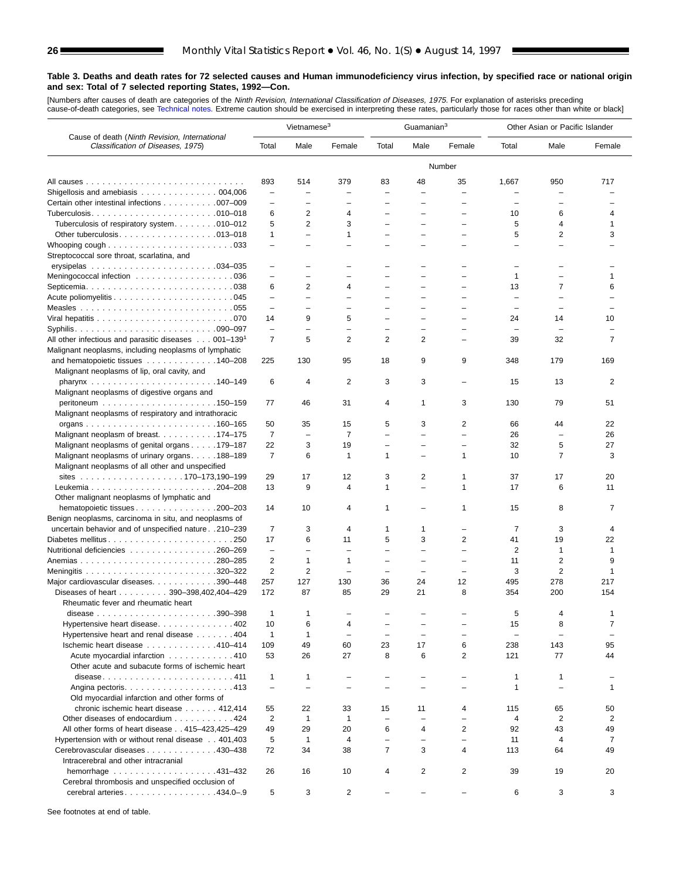**Table 3. Deaths and death rates for 72 selected causes and Human immunodeficiency virus infection, by specified race or national origin and sex: Total of 7 selected reporting States, 1992—Con.**

[Numbers after causes of death are categories of the *Ninth Revision, International Classification of Diseases, 1975*. For explanation of asterisks preceding cause-of-death categories, see Technical notes. Extreme caution should be exercised in interpreting these rates, particularly those for races other than white or black]

| Cause of death (*Ninth Revision, International Classification of Diseases, 1975*) | Vietnamese[3] | | | Guamanian[3] | | | Other Asian or Pacific Islander | | |
|---|---|---|---|---|---|---|---|---|---|
| | Total | Male | Female | Total | Male | Female | Total | Male | Female |
| | Number | | | | | | | | |
| All causes | 893 | 514 | 379 | 83 | 48 | 35 | 1,667 | 950 | 717 |
| Shigellosis and amebiasis . . . 004,006 | – | – | – | – | – | – | – | – | – |
| Certain other intestinal infections . . . 007–009 | – | – | – | – | – | – | – | – | – |
| Tuberculosis . . . 010–018 | 6 | 2 | 4 | – | – | – | 10 | 6 | 4 |
| Tuberculosis of respiratory system . . . 010–012 | 5 | 2 | 3 | – | – | – | 5 | 4 | 1 |
| Other tuberculosis . . . 013–018 | 1 | – | 1 | – | – | – | 5 | 2 | 3 |
| Whooping cough . . . 033 | – | – | – | – | – | – | – | – | – |
| Streptococcal sore throat, scarlatina, and erysipelas . . . 034–035 | – | – | – | – | – | – | – | – | – |
| Meningococcal infection . . . 036 | – | – | – | – | – | – | 1 | – | 1 |
| Septicemia . . . 038 | 6 | 2 | 4 | – | – | – | 13 | 7 | 6 |
| Acute poliomyelitis . . . 045 | – | – | – | – | – | – | – | – | – |
| Measles . . . 055 | – | – | – | – | – | – | – | – | – |
| Viral hepatitis . . . 070 | 14 | 9 | 5 | – | – | – | 24 | 14 | 10 |
| Syphilis . . . 090–097 | – | – | – | – | – | – | – | – | – |
| All other infectious and parasitic diseases . . . 001–139[1] | 7 | 5 | 2 | 2 | 2 | – | 39 | 32 | 7 |
| Malignant neoplasms, including neoplasms of lymphatic and hematopoietic tissues . . . 140–208 | 225 | 130 | 95 | 18 | 9 | 9 | 348 | 179 | 169 |
| Malignant neoplasms of lip, oral cavity, and pharynx . . . 140–149 | 6 | 4 | 2 | 3 | 3 | – | 15 | 13 | 2 |
| Malignant neoplasms of digestive organs and peritoneum . . . 150–159 | 77 | 46 | 31 | 4 | 1 | 3 | 130 | 79 | 51 |
| Malignant neoplasms of respiratory and intrathoracic organs . . . 160–165 | 50 | 35 | 15 | 5 | 3 | 2 | 66 | 44 | 22 |
| Malignant neoplasm of breast . . . 174–175 | 7 | – | 7 | – | – | – | 26 | – | 26 |
| Malignant neoplasms of genital organs . . . 179–187 | 22 | 3 | 19 | – | – | – | 32 | 5 | 27 |
| Malignant neoplasms of urinary organs . . . 188–189 | 7 | 6 | 1 | 1 | – | 1 | 10 | 7 | 3 |
| Malignant neoplasms of all other and unspecified sites . . . 170–173,190–199 | 29 | 17 | 12 | 3 | 2 | 1 | 37 | 17 | 20 |
| Leukemia . . . 204–208 | 13 | 9 | 4 | 1 | – | 1 | 17 | 6 | 11 |
| Other malignant neoplasms of lymphatic and hematopoietic tissues . . . 200–203 | 14 | 10 | 4 | 1 | – | 1 | 15 | 8 | 7 |
| Benign neoplasms, carcinoma in situ, and neoplasms of uncertain behavior and of unspecified nature . . 210–239 | 7 | 3 | 4 | 1 | 1 | – | 7 | 3 | 4 |
| Diabetes mellitus . . . 250 | 17 | 6 | 11 | 5 | 3 | 2 | 41 | 19 | 22 |
| Nutritional deficiencies . . . 260–269 | – | – | – | – | – | – | 2 | 1 | 1 |
| Anemias . . . 280–285 | 2 | 1 | 1 | – | – | – | 11 | 2 | 9 |
| Meningitis . . . 320–322 | 2 | 2 | – | – | – | – | 3 | 2 | 1 |
| Major cardiovascular diseases . . . 390–448 | 257 | 127 | 130 | 36 | 24 | 12 | 495 | 278 | 217 |
| Diseases of heart . . . 390–398,402,404–429 | 172 | 87 | 85 | 29 | 21 | 8 | 354 | 200 | 154 |
| Rheumatic fever and rheumatic heart disease . . . 390–398 | 1 | 1 | – | – | – | – | 5 | 4 | 1 |
| Hypertensive heart disease . . . 402 | 10 | 6 | 4 | – | – | – | 15 | 8 | 7 |
| Hypertensive heart and renal disease . . . 404 | 1 | 1 | – | – | – | – | – | – | – |
| Ischemic heart disease . . . 410–414 | 109 | 49 | 60 | 23 | 17 | 6 | 238 | 143 | 95 |
| Acute myocardial infarction . . . 410 | 53 | 26 | 27 | 8 | 6 | 2 | 121 | 77 | 44 |
| Other acute and subacute forms of ischemic heart disease . . . 411 | 1 | 1 | – | – | – | – | 1 | 1 | – |
| Angina pectoris . . . 413 | – | – | – | – | – | – | 1 | – | 1 |
| Old myocardial infarction and other forms of chronic ischemic heart disease . . . 412,414 | 55 | 22 | 33 | 15 | 11 | 4 | 115 | 65 | 50 |
| Other diseases of endocardium . . . 424 | 2 | 1 | 1 | – | – | – | 4 | 2 | 2 |
| All other forms of heart disease . . 415–423,425–429 | 49 | 29 | 20 | 6 | 4 | 2 | 92 | 43 | 49 |
| Hypertension with or without renal disease . . 401,403 | 5 | 1 | 4 | – | – | – | 11 | 4 | 7 |
| Cerebrovascular diseases . . . 430–438 | 72 | 34 | 38 | 7 | 3 | 4 | 113 | 64 | 49 |
| Intracerebral and other intracranial hemorrhage . . . 431–432 | 26 | 16 | 10 | 4 | 2 | 2 | 39 | 19 | 20 |
| Cerebral thrombosis and unspecified occlusion of cerebral arteries . . . 434.0–.9 | 5 | 3 | 2 | – | – | – | 6 | 3 | 3 |

See footnotes at end of table.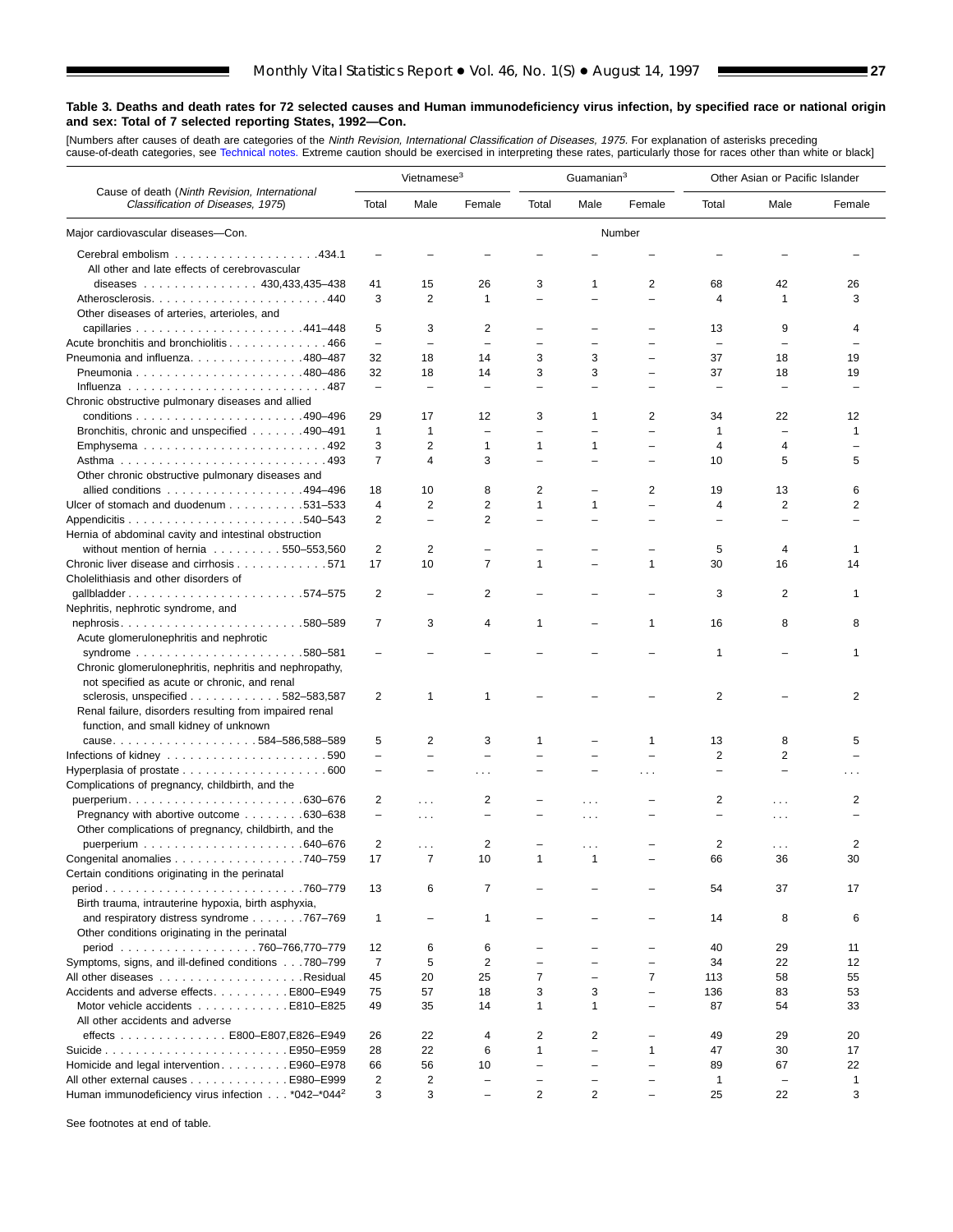### Table 3. Deaths and death rates for 72 selected causes and Human immunodeficiency virus infection, by specified race or national origin and sex: Total of 7 selected reporting States, 1992—Con.

[Numbers after causes of death are categories of the *Ninth Revision, International Classification of Diseases, 1975*. For explanation of asterisks preceding cause-of-death categories, see Technical notes. Extreme caution should be exercised in interpreting these rates, particularly those for races other than white or black]

| Cause of death (*Ninth Revision, International Classification of Diseases, 1975*) | Vietnamese[3] | | | Guamanian[3] | | | Other Asian or Pacific Islander | | |
|---|---|---|---|---|---|---|---|---|---|
| | Total | Male | Female | Total | Male | Female | Total | Male | Female |
| Major cardiovascular diseases—Con. | | | | | Number | | | | |
| Cerebral embolism . . . . . . . . . . . . . . . . . . .434.1 | – | – | – | – | – | – | – | – | – |
| All other and late effects of cerebrovascular diseases . . . . . . . . . . . . . . . 430,433,435–438 | 41 | 15 | 26 | 3 | 1 | 2 | 68 | 42 | 26 |
| Atherosclerosis. . . . . . . . . . . . . . . . . . . . . . . 440 | 3 | 2 | 1 | – | – | – | 4 | 1 | 3 |
| Other diseases of arteries, arterioles, and capillaries . . . . . . . . . . . . . . . . . . . . . .441–448 | 5 | 3 | 2 | – | – | – | 13 | 9 | 4 |
| Acute bronchitis and bronchiolitis . . . . . . . . . . . . . 466 | – | – | – | – | – | – | – | – | – |
| Pneumonia and influenza. . . . . . . . . . . . . . .480–487 | 32 | 18 | 14 | 3 | 3 | – | 37 | 18 | 19 |
| Pneumonia . . . . . . . . . . . . . . . . . . . . . .480–486 | 32 | 18 | 14 | 3 | 3 | – | 37 | 18 | 19 |
| Influenza . . . . . . . . . . . . . . . . . . . . . . . . . .487 | – | – | – | – | – | – | – | – | – |
| Chronic obstructive pulmonary diseases and allied conditions . . . . . . . . . . . . . . . . . . . . . .490–496 | 29 | 17 | 12 | 3 | 1 | 2 | 34 | 22 | 12 |
| Bronchitis, chronic and unspecified . . . . . . .490–491 | 1 | 1 | – | – | – | – | 1 | – | 1 |
| Emphysema . . . . . . . . . . . . . . . . . . . . . . . .492 | 3 | 2 | 1 | 1 | 1 | – | 4 | 4 | – |
| Asthma . . . . . . . . . . . . . . . . . . . . . . . . . . .493 | 7 | 4 | 3 | – | – | – | 10 | 5 | 5 |
| Other chronic obstructive pulmonary diseases and allied conditions . . . . . . . . . . . . . . . . .494–496 | 18 | 10 | 8 | 2 | – | 2 | 19 | 13 | 6 |
| Ulcer of stomach and duodenum . . . . . . . . . .531–533 | 4 | 2 | 2 | 1 | 1 | – | 4 | 2 | 2 |
| Appendicitis . . . . . . . . . . . . . . . . . . . . . . .540–543 | 2 | – | 2 | – | – | – | – | – | – |
| Hernia of abdominal cavity and intestinal obstruction without mention of hernia . . . . . . . . . 550–553,560 | 2 | 2 | – | – | – | – | 5 | 4 | 1 |
| Chronic liver disease and cirrhosis . . . . . . . . . . . .571 | 17 | 10 | 7 | 1 | – | 1 | 30 | 16 | 14 |
| Cholelithiasis and other disorders of gallbladder . . . . . . . . . . . . . . . . . . . . . . .574–575 | 2 | – | 2 | – | – | – | 3 | 2 | 1 |
| Nephritis, nephrotic syndrome, and nephrosis. . . . . . . . . . . . . . . . . . . . . . . .580–589 | 7 | 3 | 4 | 1 | – | 1 | 16 | 8 | 8 |
| Acute glomerulonephritis and nephrotic syndrome . . . . . . . . . . . . . . . . . . . . . .580–581 | – | – | – | – | – | – | 1 | – | 1 |
| Chronic glomerulonephritis, nephritis and nephropathy, not specified as acute or chronic, and renal sclerosis, unspecified . . . . . . . . . . . 582–583,587 | 2 | 1 | 1 | – | – | – | 2 | – | 2 |
| Renal failure, disorders resulting from impaired renal function, and small kidney of unknown cause. . . . . . . . . . . . . . . . . . 584–586,588–589 | 5 | 2 | 3 | 1 | – | 1 | 13 | 8 | 5 |
| Infections of kidney . . . . . . . . . . . . . . . . . . . . .590 | – | – | – | – | – | – | 2 | 2 | – |
| Hyperplasia of prostate . . . . . . . . . . . . . . . . . . .600 | – | – | . . . | – | – | . . . | – | – | . . . |
| Complications of pregnancy, childbirth, and the puerperium. . . . . . . . . . . . . . . . . . . . . . .630–676 | 2 | . . . | 2 | – | . . . | – | 2 | . . . | 2 |
| Pregnancy with abortive outcome . . . . . . . .630–638 | – | . . . | – | – | . . . | – | – | . . . | – |
| Other complications of pregnancy, childbirth, and the puerperium . . . . . . . . . . . . . . . . . . . .640–676 | 2 | . . . | 2 | – | . . . | – | 2 | . . . | 2 |
| Congenital anomalies . . . . . . . . . . . . . . . . .740–759 | 17 | 7 | 10 | 1 | 1 | – | 66 | 36 | 30 |
| Certain conditions originating in the perinatal period. . . . . . . . . . . . . . . . . . . . . . . . . .760–779 | 13 | 6 | 7 | – | – | – | 54 | 37 | 17 |
| Birth trauma, intrauterine hypoxia, birth asphyxia, and respiratory distress syndrome . . . . . . .767–769 | 1 | – | 1 | – | – | – | 14 | 8 | 6 |
| Other conditions originating in the perinatal period . . . . . . . . . . . . . . . . . .760–766,770–779 | 12 | 6 | 6 | – | – | – | 40 | 29 | 11 |
| Symptoms, signs, and ill-defined conditions . . .780–799 | 7 | 5 | 2 | – | – | – | 34 | 22 | 12 |
| All other diseases . . . . . . . . . . . . . . . . . . .Residual | 45 | 20 | 25 | 7 | – | 7 | 113 | 58 | 55 |
| Accidents and adverse effects. . . . . . . . . .E800–E949 | 75 | 57 | 18 | 3 | 3 | – | 136 | 83 | 53 |
| Motor vehicle accidents . . . . . . . . . . . .E810–E825 | 49 | 35 | 14 | 1 | 1 | – | 87 | 54 | 33 |
| All other accidents and adverse effects . . . . . . . . . . . . . . E800–E807,E826–E949 | 26 | 22 | 4 | 2 | 2 | – | 49 | 29 | 20 |
| Suicide . . . . . . . . . . . . . . . . . . . . . . . .E950–E959 | 28 | 22 | 6 | 1 | – | 1 | 47 | 30 | 17 |
| Homicide and legal intervention. . . . . . . . .E960–E978 | 66 | 56 | 10 | – | – | – | 89 | 67 | 22 |
| All other external causes . . . . . . . . . . . . .E980–E999 | 2 | 2 | – | – | – | – | 1 | – | 1 |
| Human immunodeficiency virus infection . . . *042–*044[2] | 3 | 3 | – | 2 | 2 | – | 25 | 22 | 3 |

See footnotes at end of table.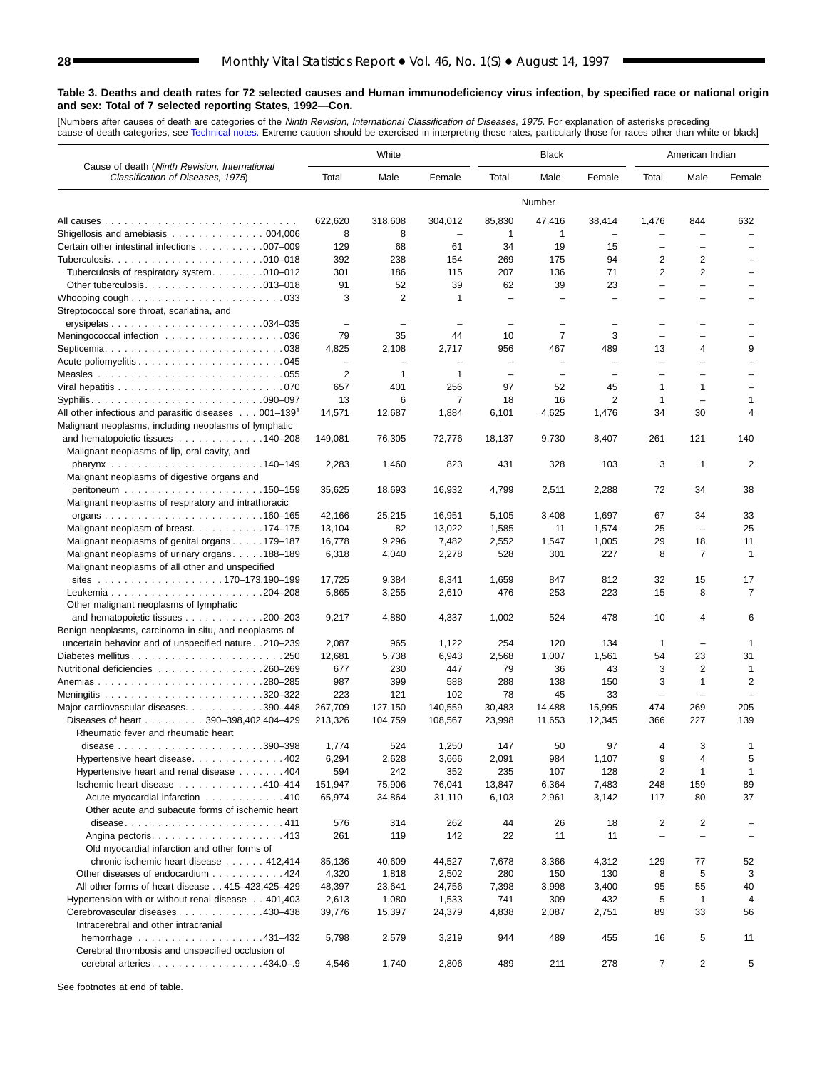**Table 3. Deaths and death rates for 72 selected causes and Human immunodeficiency virus infection, by specified race or national origin and sex: Total of 7 selected reporting States, 1992—Con.**

[Numbers after causes of death are categories of the *Ninth Revision, International Classification of Diseases, 1975*. For explanation of asterisks preceding cause-of-death categories, see Technical notes. Extreme caution should be exercised in interpreting these rates, particularly those for races other than white or black]

| Cause of death (*Ninth Revision, International Classification of Diseases, 1975*) | White | | | Black | | | American Indian | | |
|---|---|---|---|---|---|---|---|---|---|
| | Total | Male | Female | Total | Male | Female | Total | Male | Female |
| | Number | | | | | | | | |
| All causes | 622,620 | 318,608 | 304,012 | 85,830 | 47,416 | 38,414 | 1,476 | 844 | 632 |
| Shigellosis and amebiasis . . . 004,006 | 8 | 8 | – | 1 | 1 | – | – | – | – |
| Certain other intestinal infections . . . 007–009 | 129 | 68 | 61 | 34 | 19 | 15 | – | – | – |
| Tuberculosis . . . 010–018 | 392 | 238 | 154 | 269 | 175 | 94 | 2 | 2 | – |
| Tuberculosis of respiratory system . . . 010–012 | 301 | 186 | 115 | 207 | 136 | 71 | 2 | 2 | – |
| Other tuberculosis . . . 013–018 | 91 | 52 | 39 | 62 | 39 | 23 | – | – | – |
| Whooping cough . . . 033 | 3 | 2 | 1 | – | – | – | – | – | – |
| Streptococcal sore throat, scarlatina, and erysipelas . . . 034–035 | – | – | – | – | – | – | – | – | – |
| Meningococcal infection . . . 036 | 79 | 35 | 44 | 10 | 7 | 3 | – | – | – |
| Septicemia . . . 038 | 4,825 | 2,108 | 2,717 | 956 | 467 | 489 | 13 | 4 | 9 |
| Acute poliomyelitis . . . 045 | – | – | – | – | – | – | – | – | – |
| Measles . . . 055 | 2 | 1 | 1 | – | – | – | – | – | – |
| Viral hepatitis . . . 070 | 657 | 401 | 256 | 97 | 52 | 45 | 1 | 1 | – |
| Syphilis . . . 090–097 | 13 | 6 | 7 | 18 | 16 | 2 | 1 | – | 1 |
| All other infectious and parasitic diseases . . . 001–139[1] | 14,571 | 12,687 | 1,884 | 6,101 | 4,625 | 1,476 | 34 | 30 | 4 |
| Malignant neoplasms, including neoplasms of lymphatic and hematopoietic tissues . . . 140–208 | 149,081 | 76,305 | 72,776 | 18,137 | 9,730 | 8,407 | 261 | 121 | 140 |
| Malignant neoplasms of lip, oral cavity, and pharynx . . . 140–149 | 2,283 | 1,460 | 823 | 431 | 328 | 103 | 3 | 1 | 2 |
| Malignant neoplasms of digestive organs and peritoneum . . . 150–159 | 35,625 | 18,693 | 16,932 | 4,799 | 2,511 | 2,288 | 72 | 34 | 38 |
| Malignant neoplasms of respiratory and intrathoracic organs . . . 160–165 | 42,166 | 25,215 | 16,951 | 5,105 | 3,408 | 1,697 | 67 | 34 | 33 |
| Malignant neoplasm of breast . . . 174–175 | 13,104 | 82 | 13,022 | 1,585 | 11 | 1,574 | 25 | – | 25 |
| Malignant neoplasms of genital organs . . . 179–187 | 16,778 | 9,296 | 7,482 | 2,552 | 1,547 | 1,005 | 29 | 18 | 11 |
| Malignant neoplasms of urinary organs . . . 188–189 | 6,318 | 4,040 | 2,278 | 528 | 301 | 227 | 8 | 7 | 1 |
| Malignant neoplasms of all other and unspecified sites . . . 170–173,190–199 | 17,725 | 9,384 | 8,341 | 1,659 | 847 | 812 | 32 | 15 | 17 |
| Leukemia . . . 204–208 | 5,865 | 3,255 | 2,610 | 476 | 253 | 223 | 15 | 8 | 7 |
| Other malignant neoplasms of lymphatic and hematopoietic tissues . . . 200–203 | 9,217 | 4,880 | 4,337 | 1,002 | 524 | 478 | 10 | 4 | 6 |
| Benign neoplasms, carcinoma in situ, and neoplasms of uncertain behavior and of unspecified nature . . 210–239 | 2,087 | 965 | 1,122 | 254 | 120 | 134 | 1 | – | 1 |
| Diabetes mellitus . . . 250 | 12,681 | 5,738 | 6,943 | 2,568 | 1,007 | 1,561 | 54 | 23 | 31 |
| Nutritional deficiencies . . . 260–269 | 677 | 230 | 447 | 79 | 36 | 43 | 3 | 2 | 1 |
| Anemias . . . 280–285 | 987 | 399 | 588 | 288 | 138 | 150 | 3 | 1 | 2 |
| Meningitis . . . 320–322 | 223 | 121 | 102 | 78 | 45 | 33 | – | – | – |
| Major cardiovascular diseases . . . 390–448 | 267,709 | 127,150 | 140,559 | 30,483 | 14,488 | 15,995 | 474 | 269 | 205 |
| Diseases of heart . . . 390–398,402,404–429 | 213,326 | 104,759 | 108,567 | 23,998 | 11,653 | 12,345 | 366 | 227 | 139 |
| Rheumatic fever and rheumatic heart disease . . . 390–398 | 1,774 | 524 | 1,250 | 147 | 50 | 97 | 4 | 3 | 1 |
| Hypertensive heart disease . . . 402 | 6,294 | 2,628 | 3,666 | 2,091 | 984 | 1,107 | 9 | 4 | 5 |
| Hypertensive heart and renal disease . . . 404 | 594 | 242 | 352 | 235 | 107 | 128 | 2 | 1 | 1 |
| Ischemic heart disease . . . 410–414 | 151,947 | 75,906 | 76,041 | 13,847 | 6,364 | 7,483 | 248 | 159 | 89 |
| Acute myocardial infarction . . . 410 | 65,974 | 34,864 | 31,110 | 6,103 | 2,961 | 3,142 | 117 | 80 | 37 |
| Other acute and subacute forms of ischemic heart disease . . . 411 | 576 | 314 | 262 | 44 | 26 | 18 | 2 | 2 | – |
| Angina pectoris . . . 413 | 261 | 119 | 142 | 22 | 11 | 11 | – | – | – |
| Old myocardial infarction and other forms of chronic ischemic heart disease . . . 412,414 | 85,136 | 40,609 | 44,527 | 7,678 | 3,366 | 4,312 | 129 | 77 | 52 |
| Other diseases of endocardium . . . 424 | 4,320 | 1,818 | 2,502 | 280 | 150 | 130 | 8 | 5 | 3 |
| All other forms of heart disease . . 415–423,425–429 | 48,397 | 23,641 | 24,756 | 7,398 | 3,998 | 3,400 | 95 | 55 | 40 |
| Hypertension with or without renal disease . . 401,403 | 2,613 | 1,080 | 1,533 | 741 | 309 | 432 | 5 | 1 | 4 |
| Cerebrovascular diseases . . . 430–438 | 39,776 | 15,397 | 24,379 | 4,838 | 2,087 | 2,751 | 89 | 33 | 56 |
| Intracerebral and other intracranial hemorrhage . . . 431–432 | 5,798 | 2,579 | 3,219 | 944 | 489 | 455 | 16 | 5 | 11 |
| Cerebral thrombosis and unspecified occlusion of cerebral arteries . . . 434.0–.9 | 4,546 | 1,740 | 2,806 | 489 | 211 | 278 | 7 | 2 | 5 |

See footnotes at end of table.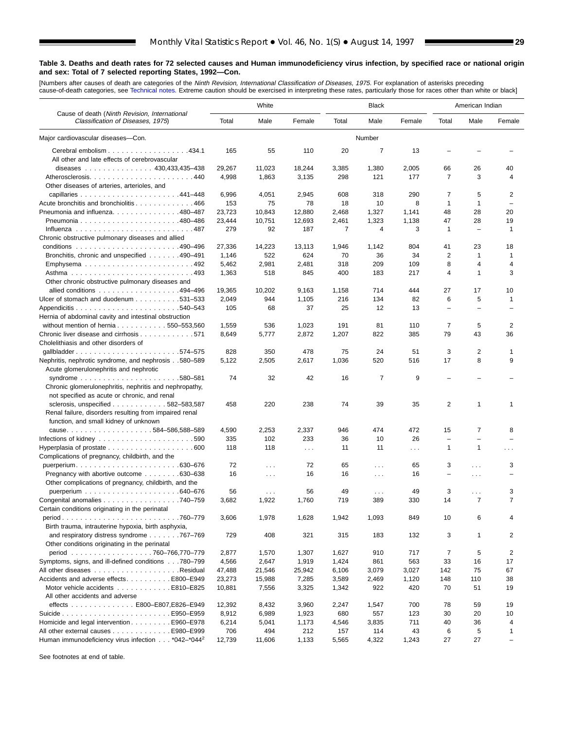**Table 3. Deaths and death rates for 72 selected causes and Human immunodeficiency virus infection, by specified race or national origin and sex: Total of 7 selected reporting States, 1992—Con.**

[Numbers after causes of death are categories of the *Ninth Revision, International Classification of Diseases, 1975*. For explanation of asterisks preceding cause-of-death categories, see Technical notes. Extreme caution should be exercised in interpreting these rates, particularly those for races other than white or black]

| Cause of death (*Ninth Revision, International Classification of Diseases, 1975*) | White | | | Black | | | American Indian | | |
|---|---|---|---|---|---|---|---|---|---|
| | Total | Male | Female | Total | Male | Female | Total | Male | Female |
| Major cardiovascular diseases—Con. | | | | | Number | | | | |
| Cerebral embolism . . . . . . . . . . . . . . . . . .434.1 | 165 | 55 | 110 | 20 | 7 | 13 | – | – | – |
| All other and late effects of cerebrovascular diseases . . . . . . . . . . . . . . . 430,433,435–438 | 29,267 | 11,023 | 18,244 | 3,385 | 1,380 | 2,005 | 66 | 26 | 40 |
| Atherosclerosis. . . . . . . . . . . . . . . . . . . . . . .440 | 4,998 | 1,863 | 3,135 | 298 | 121 | 177 | 7 | 3 | 4 |
| Other diseases of arteries, arterioles, and capillaries . . . . . . . . . . . . . . . . . . . . . .441–448 | 6,996 | 4,051 | 2,945 | 608 | 318 | 290 | 7 | 5 | 2 |
| Acute bronchitis and bronchiolitis . . . . . . . . . . . . .466 | 153 | 75 | 78 | 18 | 10 | 8 | 1 | 1 | – |
| Pneumonia and influenza. . . . . . . . . . . . . . .480–487 | 23,723 | 10,843 | 12,880 | 2,468 | 1,327 | 1,141 | 48 | 28 | 20 |
| Pneumonia . . . . . . . . . . . . . . . . . . . . . . .480–486 | 23,444 | 10,751 | 12,693 | 2,461 | 1,323 | 1,138 | 47 | 28 | 19 |
| Influenza . . . . . . . . . . . . . . . . . . . . . . . . . .487 | 279 | 92 | 187 | 7 | 4 | 3 | 1 | – | 1 |
| Chronic obstructive pulmonary diseases and allied conditions . . . . . . . . . . . . . . . . . . . . . .490–496 | 27,336 | 14,223 | 13,113 | 1,946 | 1,142 | 804 | 41 | 23 | 18 |
| Bronchitis, chronic and unspecified . . . . . . .490–491 | 1,146 | 522 | 624 | 70 | 36 | 34 | 2 | 1 | 1 |
| Emphysema . . . . . . . . . . . . . . . . . . . . . . . .492 | 5,462 | 2,981 | 2,481 | 318 | 209 | 109 | 8 | 4 | 4 |
| Asthma . . . . . . . . . . . . . . . . . . . . . . . . . .493 | 1,363 | 518 | 845 | 400 | 183 | 217 | 4 | 1 | 3 |
| Other chronic obstructive pulmonary diseases and allied conditions . . . . . . . . . . . . . . . . .494–496 | 19,365 | 10,202 | 9,163 | 1,158 | 714 | 444 | 27 | 17 | 10 |
| Ulcer of stomach and duodenum . . . . . . . . . .531–533 | 2,049 | 944 | 1,105 | 216 | 134 | 82 | 6 | 5 | 1 |
| Appendicitis . . . . . . . . . . . . . . . . . . . . . . .540–543 | 105 | 68 | 37 | 25 | 12 | 13 | – | – | – |
| Hernia of abdominal cavity and intestinal obstruction without mention of hernia . . . . . . . . . . . 550–553,560 | 1,559 | 536 | 1,023 | 191 | 81 | 110 | 7 | 5 | 2 |
| Chronic liver disease and cirrhosis . . . . . . . . . . . .571 | 8,649 | 5,777 | 2,872 | 1,207 | 822 | 385 | 79 | 43 | 36 |
| Cholelithiasis and other disorders of gallbladder . . . . . . . . . . . . . . . . . . . . . . .574–575 | 828 | 350 | 478 | 75 | 24 | 51 | 3 | 2 | 1 |
| Nephritis, nephrotic syndrome, and nephrosis . .580–589 | 5,122 | 2,505 | 2,617 | 1,036 | 520 | 516 | 17 | 8 | 9 |
| Acute glomerulonephritis and nephrotic syndrome . . . . . . . . . . . . . . . . . . . . . .580–581 | 74 | 32 | 42 | 16 | 7 | 9 | – | – | – |
| Chronic glomerulonephritis, nephritis and nephropathy, not specified as acute or chronic, and renal sclerosis, unspecified . . . . . . . . . . . . 582–583,587 | 458 | 220 | 238 | 74 | 39 | 35 | 2 | 1 | 1 |
| Renal failure, disorders resulting from impaired renal function, and small kidney of unknown cause. . . . . . . . . . . . . . . . . . .584–586,588–589 | 4,590 | 2,253 | 2,337 | 946 | 474 | 472 | 15 | 7 | 8 |
| Infections of kidney . . . . . . . . . . . . . . . . . . . . .590 | 335 | 102 | 233 | 36 | 10 | 26 | – | – | – |
| Hyperplasia of prostate . . . . . . . . . . . . . . . . . . .600 | 118 | 118 | . . . | 11 | 11 | . . . | 1 | 1 | . . . |
| Complications of pregnancy, childbirth, and the puerperium. . . . . . . . . . . . . . . . . . . . . . .630–676 | 72 | . . . | 72 | 65 | . . . | 65 | 3 | . . . | 3 |
| Pregnancy with abortive outcome . . . . . . . .630–638 | 16 | . . . | 16 | 16 | . . . | 16 | – | . . . | – |
| Other complications of pregnancy, childbirth, and the puerperium . . . . . . . . . . . . . . . . . . . . .640–676 | 56 | . . . | 56 | 49 | . . . | 49 | 3 | . . . | 3 |
| Congenital anomalies . . . . . . . . . . . . . . . . .740–759 | 3,682 | 1,922 | 1,760 | 719 | 389 | 330 | 14 | 7 | 7 |
| Certain conditions originating in the perinatal period . . . . . . . . . . . . . . . . . . . . . . . . . .760–779 | 3,606 | 1,978 | 1,628 | 1,942 | 1,093 | 849 | 10 | 6 | 4 |
| Birth trauma, intrauterine hypoxia, birth asphyxia, and respiratory distress syndrome . . . . . . .767–769 | 729 | 408 | 321 | 315 | 183 | 132 | 3 | 1 | 2 |
| Other conditions originating in the perinatal period . . . . . . . . . . . . . . . . . .760–766,770–779 | 2,877 | 1,570 | 1,307 | 1,627 | 910 | 717 | 7 | 5 | 2 |
| Symptoms, signs, and ill-defined conditions . . .780–799 | 4,566 | 2,647 | 1,919 | 1,424 | 861 | 563 | 33 | 16 | 17 |
| All other diseases . . . . . . . . . . . . . . . . . . .Residual | 47,488 | 21,546 | 25,942 | 6,106 | 3,079 | 3,027 | 142 | 75 | 67 |
| Accidents and adverse effects. . . . . . . . . .E800–E949 | 23,273 | 15,988 | 7,285 | 3,589 | 2,469 | 1,120 | 148 | 110 | 38 |
| Motor vehicle accidents . . . . . . . . . . . .E810–E825 | 10,881 | 7,556 | 3,325 | 1,342 | 922 | 420 | 70 | 51 | 19 |
| All other accidents and adverse effects . . . . . . . . . . . . . . E800–E807,E826–E949 | 12,392 | 8,432 | 3,960 | 2,247 | 1,547 | 700 | 78 | 59 | 19 |
| Suicide . . . . . . . . . . . . . . . . . . . . . . . .E950–E959 | 8,912 | 6,989 | 1,923 | 680 | 557 | 123 | 30 | 20 | 10 |
| Homicide and legal intervention . . . . . . . . .E960–E978 | 6,214 | 5,041 | 1,173 | 4,546 | 3,835 | 711 | 40 | 36 | 4 |
| All other external causes . . . . . . . . . . . . .E980–E999 | 706 | 494 | 212 | 157 | 114 | 43 | 6 | 5 | 1 |
| Human immunodeficiency virus infection . . . *042–*044[2] | 12,739 | 11,606 | 1,133 | 5,565 | 4,322 | 1,243 | 27 | 27 | – |

See footnotes at end of table.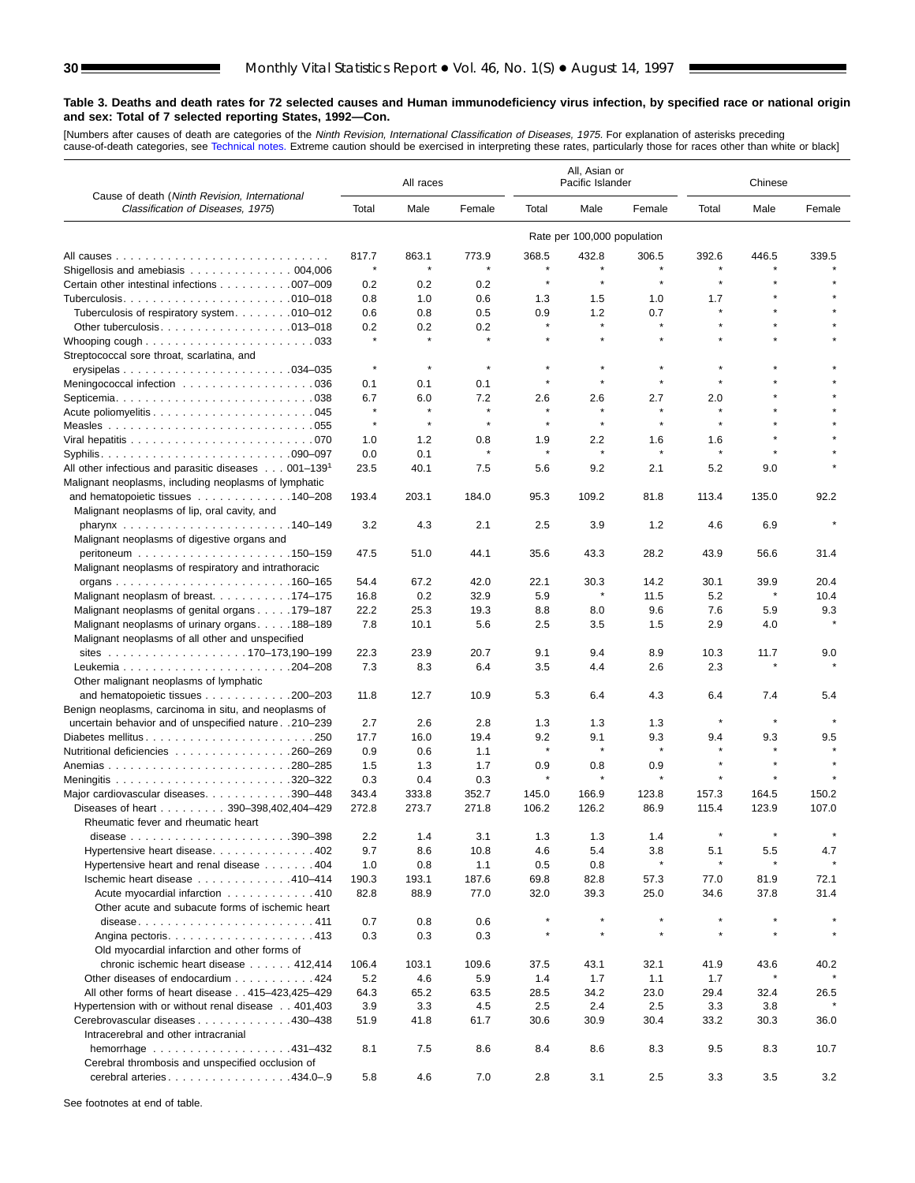**Table 3. Deaths and death rates for 72 selected causes and Human immunodeficiency virus infection, by specified race or national origin and sex: Total of 7 selected reporting States, 1992—Con.**

[Numbers after causes of death are categories of the *Ninth Revision, International Classification of Diseases, 1975*. For explanation of asterisks preceding cause-of-death categories, see Technical notes. Extreme caution should be exercised in interpreting these rates, particularly those for races other than white or black]

| Cause of death (*Ninth Revision, International Classification of Diseases, 1975*) | All races | | | All, Asian or Pacific Islander | | | Chinese | | |
|---|---|---|---|---|---|---|---|---|---|
| | Total | Male | Female | Total | Male | Female | Total | Male | Female |
| | Rate per 100,000 population | | | | | | | | |
| All causes | 817.7 | 863.1 | 773.9 | 368.5 | 432.8 | 306.5 | 392.6 | 446.5 | 339.5 |
| Shigellosis and amebiasis . . . 004,006 | * | * | * | * | * | * | * | * | * |
| Certain other intestinal infections . . . 007–009 | 0.2 | 0.2 | 0.2 | * | * | * | * | * | * |
| Tuberculosis . . . 010–018 | 0.8 | 1.0 | 0.6 | 1.3 | 1.5 | 1.0 | 1.7 | * | * |
| Tuberculosis of respiratory system . . . 010–012 | 0.6 | 0.8 | 0.5 | 0.9 | 1.2 | 0.7 | * | * | * |
| Other tuberculosis . . . 013–018 | 0.2 | 0.2 | 0.2 | * | * | * | * | * | * |
| Whooping cough . . . 033 | * | * | * | * | * | * | * | * | * |
| Streptococcal sore throat, scarlatina, and erysipelas . . . 034–035 | * | * | * | * | * | * | * | * | * |
| Meningococcal infection . . . 036 | 0.1 | 0.1 | 0.1 | * | * | * | * | * | * |
| Septicemia . . . 038 | 6.7 | 6.0 | 7.2 | 2.6 | 2.6 | 2.7 | 2.0 | * | * |
| Acute poliomyelitis . . . 045 | * | * | * | * | * | * | * | * | * |
| Measles . . . 055 | * | * | * | * | * | * | * | * | * |
| Viral hepatitis . . . 070 | 1.0 | 1.2 | 0.8 | 1.9 | 2.2 | 1.6 | 1.6 | * | * |
| Syphilis . . . 090–097 | 0.0 | 0.1 | * | * | * | * | * | * | * |
| All other infectious and parasitic diseases . . . 001–139[1] | 23.5 | 40.1 | 7.5 | 5.6 | 9.2 | 2.1 | 5.2 | 9.0 | * |
| Malignant neoplasms, including neoplasms of lymphatic and hematopoietic tissues . . . 140–208 | 193.4 | 203.1 | 184.0 | 95.3 | 109.2 | 81.8 | 113.4 | 135.0 | 92.2 |
| Malignant neoplasms of lip, oral cavity, and pharynx . . . 140–149 | 3.2 | 4.3 | 2.1 | 2.5 | 3.9 | 1.2 | 4.6 | 6.9 | * |
| Malignant neoplasms of digestive organs and peritoneum . . . 150–159 | 47.5 | 51.0 | 44.1 | 35.6 | 43.3 | 28.2 | 43.9 | 56.6 | 31.4 |
| Malignant neoplasms of respiratory and intrathoracic organs . . . 160–165 | 54.4 | 67.2 | 42.0 | 22.1 | 30.3 | 14.2 | 30.1 | 39.9 | 20.4 |
| Malignant neoplasm of breast . . . 174–175 | 16.8 | 0.2 | 32.9 | 5.9 | * | 11.5 | 5.2 | * | 10.4 |
| Malignant neoplasms of genital organs . . . 179–187 | 22.2 | 25.3 | 19.3 | 8.8 | 8.0 | 9.6 | 7.6 | 5.9 | 9.3 |
| Malignant neoplasms of urinary organs . . . 188–189 | 7.8 | 10.1 | 5.6 | 2.5 | 3.5 | 1.5 | 2.9 | 4.0 | * |
| Malignant neoplasms of all other and unspecified sites . . . 170–173,190–199 | 22.3 | 23.9 | 20.7 | 9.1 | 9.4 | 8.9 | 10.3 | 11.7 | 9.0 |
| Leukemia . . . 204–208 | 7.3 | 8.3 | 6.4 | 3.5 | 4.4 | 2.6 | 2.3 | * | * |
| Other malignant neoplasms of lymphatic and hematopoietic tissues . . . 200–203 | 11.8 | 12.7 | 10.9 | 5.3 | 6.4 | 4.3 | 6.4 | 7.4 | 5.4 |
| Benign neoplasms, carcinoma in situ, and neoplasms of uncertain behavior and of unspecified nature . . 210–239 | 2.7 | 2.6 | 2.8 | 1.3 | 1.3 | 1.3 | * | * | * |
| Diabetes mellitus . . . 250 | 17.7 | 16.0 | 19.4 | 9.2 | 9.1 | 9.3 | 9.4 | 9.3 | 9.5 |
| Nutritional deficiencies . . . 260–269 | 0.9 | 0.6 | 1.1 | * | * | * | * | * | * |
| Anemias . . . 280–285 | 1.5 | 1.3 | 1.7 | 0.9 | 0.8 | 0.9 | * | * | * |
| Meningitis . . . 320–322 | 0.3 | 0.4 | 0.3 | * | * | * | * | * | * |
| Major cardiovascular diseases . . . 390–448 | 343.4 | 333.8 | 352.7 | 145.0 | 166.9 | 123.8 | 157.3 | 164.5 | 150.2 |
| Diseases of heart . . . 390–398,402,404–429 | 272.8 | 273.7 | 271.8 | 106.2 | 126.2 | 86.9 | 115.4 | 123.9 | 107.0 |
| Rheumatic fever and rheumatic heart disease . . . 390–398 | 2.2 | 1.4 | 3.1 | 1.3 | 1.3 | 1.4 | * | * | * |
| Hypertensive heart disease . . . 402 | 9.7 | 8.6 | 10.8 | 4.6 | 5.4 | 3.8 | 5.1 | 5.5 | 4.7 |
| Hypertensive heart and renal disease . . . 404 | 1.0 | 0.8 | 1.1 | 0.5 | 0.8 | * | * | * | * |
| Ischemic heart disease . . . 410–414 | 190.3 | 193.1 | 187.6 | 69.8 | 82.8 | 57.3 | 77.0 | 81.9 | 72.1 |
| Acute myocardial infarction . . . 410 | 82.8 | 88.9 | 77.0 | 32.0 | 39.3 | 25.0 | 34.6 | 37.8 | 31.4 |
| Other acute and subacute forms of ischemic heart disease . . . 411 | 0.7 | 0.8 | 0.6 | * | * | * | * | * | * |
| Angina pectoris . . . 413 | 0.3 | 0.3 | 0.3 | * | * | * | * | * | * |
| Old myocardial infarction and other forms of chronic ischemic heart disease . . . 412,414 | 106.4 | 103.1 | 109.6 | 37.5 | 43.1 | 32.1 | 41.9 | 43.6 | 40.2 |
| Other diseases of endocardium . . . 424 | 5.2 | 4.6 | 5.9 | 1.4 | 1.7 | 1.1 | 1.7 | * | * |
| All other forms of heart disease . . 415–423,425–429 | 64.3 | 65.2 | 63.5 | 28.5 | 34.2 | 23.0 | 29.4 | 32.4 | 26.5 |
| Hypertension with or without renal disease . . 401,403 | 3.9 | 3.3 | 4.5 | 2.5 | 2.4 | 2.5 | 3.3 | 3.8 | * |
| Cerebrovascular diseases . . . 430–438 | 51.9 | 41.8 | 61.7 | 30.6 | 30.9 | 30.4 | 33.2 | 30.3 | 36.0 |
| Intracerebral and other intracranial hemorrhage . . . 431–432 | 8.1 | 7.5 | 8.6 | 8.4 | 8.6 | 8.3 | 9.5 | 8.3 | 10.7 |
| Cerebral thrombosis and unspecified occlusion of cerebral arteries . . . 434.0–.9 | 5.8 | 4.6 | 7.0 | 2.8 | 3.1 | 2.5 | 3.3 | 3.5 | 3.2 |

See footnotes at end of table.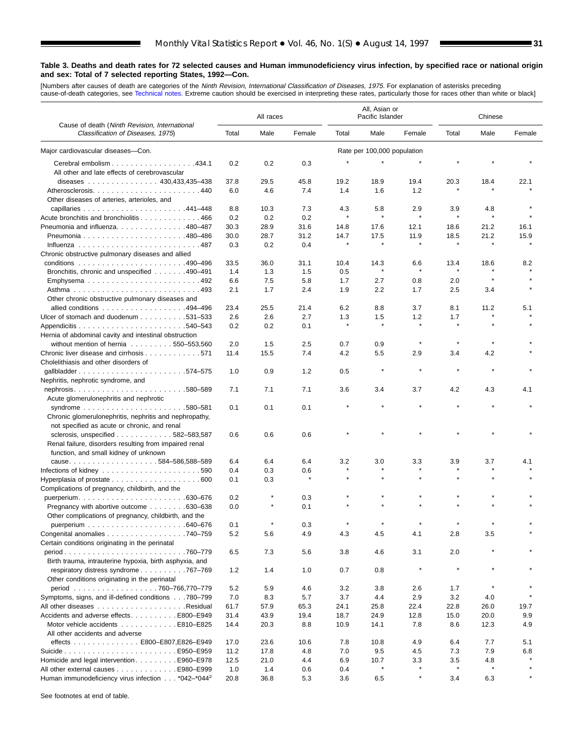**Table 3. Deaths and death rates for 72 selected causes and Human immunodeficiency virus infection, by specified race or national origin and sex: Total of 7 selected reporting States, 1992—Con.**

[Numbers after causes of death are categories of the *Ninth Revision, International Classification of Diseases, 1975*. For explanation of asterisks preceding cause-of-death categories, see Technical notes. Extreme caution should be exercised in interpreting these rates, particularly those for races other than white or black]

| Cause of death (*Ninth Revision, International Classification of Diseases, 1975*) | All races | | | All, Asian or Pacific Islander | | | Chinese | | |
|---|---|---|---|---|---|---|---|---|---|
| | Total | Male | Female | Total | Male | Female | Total | Male | Female |
| Major cardiovascular diseases—Con. | | | | Rate per 100,000 population | | | | | |
| Cerebral embolism . . . 434.1 | 0.2 | 0.2 | 0.3 | * | * | * | * | * | * |
| All other and late effects of cerebrovascular diseases . . . 430,433,435–438 | 37.8 | 29.5 | 45.8 | 19.2 | 18.9 | 19.4 | 20.3 | 18.4 | 22.1 |
| Atherosclerosis. . . 440 | 6.0 | 4.6 | 7.4 | 1.4 | 1.6 | 1.2 | * | * | * |
| Other diseases of arteries, arterioles, and capillaries . . . 441–448 | 8.8 | 10.3 | 7.3 | 4.3 | 5.8 | 2.9 | 3.9 | 4.8 | * |
| Acute bronchitis and bronchiolitis . . . 466 | 0.2 | 0.2 | 0.2 | * | * | * | * | * | * |
| Pneumonia and influenza. . . 480–487 | 30.3 | 28.9 | 31.6 | 14.8 | 17.6 | 12.1 | 18.6 | 21.2 | 16.1 |
| Pneumonia . . . 480–486 | 30.0 | 28.7 | 31.2 | 14.7 | 17.5 | 11.9 | 18.5 | 21.2 | 15.9 |
| Influenza . . . 487 | 0.3 | 0.2 | 0.4 | * | * | * | * | * | * |
| Chronic obstructive pulmonary diseases and allied conditions . . . 490–496 | 33.5 | 36.0 | 31.1 | 10.4 | 14.3 | 6.6 | 13.4 | 18.6 | 8.2 |
| Bronchitis, chronic and unspecified . . . 490–491 | 1.4 | 1.3 | 1.5 | 0.5 | * | * | * | * | * |
| Emphysema . . . 492 | 6.6 | 7.5 | 5.8 | 1.7 | 2.7 | 0.8 | 2.0 | * | * |
| Asthma . . . 493 | 2.1 | 1.7 | 2.4 | 1.9 | 2.2 | 1.7 | 2.5 | 3.4 | * |
| Other chronic obstructive pulmonary diseases and allied conditions . . . 494–496 | 23.4 | 25.5 | 21.4 | 6.2 | 8.8 | 3.7 | 8.1 | 11.2 | 5.1 |
| Ulcer of stomach and duodenum . . . 531–533 | 2.6 | 2.6 | 2.7 | 1.3 | 1.5 | 1.2 | 1.7 | * | * |
| Appendicitis . . . 540–543 | 0.2 | 0.2 | 0.1 | * | * | * | * | * | * |
| Hernia of abdominal cavity and intestinal obstruction without mention of hernia . . . 550–553,560 | 2.0 | 1.5 | 2.5 | 0.7 | 0.9 | * | * | * | * |
| Chronic liver disease and cirrhosis . . . 571 | 11.4 | 15.5 | 7.4 | 4.2 | 5.5 | 2.9 | 3.4 | 4.2 | * |
| Cholelithiasis and other disorders of gallbladder . . . 574–575 | 1.0 | 0.9 | 1.2 | 0.5 | * | * | * | * | * |
| Nephritis, nephrotic syndrome, and nephrosis. . . 580–589 | 7.1 | 7.1 | 7.1 | 3.6 | 3.4 | 3.7 | 4.2 | 4.3 | 4.1 |
| Acute glomerulonephritis and nephrotic syndrome . . . 580–581 | 0.1 | 0.1 | 0.1 | * | * | * | * | * | * |
| Chronic glomerulonephritis, nephritis and nephropathy, not specified as acute or chronic, and renal sclerosis, unspecified . . . 582–583,587 | 0.6 | 0.6 | 0.6 | * | * | * | * | * | * |
| Renal failure, disorders resulting from impaired renal function, and small kidney of unknown cause. . . 584–586,588–589 | 6.4 | 6.4 | 6.4 | 3.2 | 3.0 | 3.3 | 3.9 | 3.7 | 4.1 |
| Infections of kidney . . . 590 | 0.4 | 0.3 | 0.6 | * | * | * | * | * | * |
| Hyperplasia of prostate . . . 600 | 0.1 | 0.3 | * | * | * | * | * | * | * |
| Complications of pregnancy, childbirth, and the puerperium. . . 630–676 | 0.2 | * | 0.3 | * | * | * | * | * | * |
| Pregnancy with abortive outcome . . . 630–638 | 0.0 | * | 0.1 | * | * | * | * | * | * |
| Other complications of pregnancy, childbirth, and the puerperium . . . 640–676 | 0.1 | * | 0.3 | * | * | * | * | * | * |
| Congenital anomalies . . . 740–759 | 5.2 | 5.6 | 4.9 | 4.3 | 4.5 | 4.1 | 2.8 | 3.5 | * |
| Certain conditions originating in the perinatal period . . . 760–779 | 6.5 | 7.3 | 5.6 | 3.8 | 4.6 | 3.1 | 2.0 | * | * |
| Birth trauma, intrauterine hypoxia, birth asphyxia, and respiratory distress syndrome . . . 767–769 | 1.2 | 1.4 | 1.0 | 0.7 | 0.8 | * | * | * | * |
| Other conditions originating in the perinatal period . . . 760–766,770–779 | 5.2 | 5.9 | 4.6 | 3.2 | 3.8 | 2.6 | 1.7 | * | * |
| Symptoms, signs, and ill-defined conditions . . . 780–799 | 7.0 | 8.3 | 5.7 | 3.7 | 4.4 | 2.9 | 3.2 | 4.0 | * |
| All other diseases . . . Residual | 61.7 | 57.9 | 65.3 | 24.1 | 25.8 | 22.4 | 22.8 | 26.0 | 19.7 |
| Accidents and adverse effects. . . E800–E949 | 31.4 | 43.9 | 19.4 | 18.7 | 24.9 | 12.8 | 15.0 | 20.0 | 9.9 |
| Motor vehicle accidents . . . E810–E825 | 14.4 | 20.3 | 8.8 | 10.9 | 14.1 | 7.8 | 8.6 | 12.3 | 4.9 |
| All other accidents and adverse effects . . . E800–E807,E826–E949 | 17.0 | 23.6 | 10.6 | 7.8 | 10.8 | 4.9 | 6.4 | 7.7 | 5.1 |
| Suicide . . . E950–E959 | 11.2 | 17.8 | 4.8 | 7.0 | 9.5 | 4.5 | 7.3 | 7.9 | 6.8 |
| Homicide and legal intervention . . . E960–E978 | 12.5 | 21.0 | 4.4 | 6.9 | 10.7 | 3.3 | 3.5 | 4.8 | * |
| All other external causes . . . E980–E999 | 1.0 | 1.4 | 0.6 | 0.4 | * | * | * | * | * |
| Human immunodeficiency virus infection . . . *042–*044[2] | 20.8 | 36.8 | 5.3 | 3.6 | 6.5 | * | 3.4 | 6.3 | * |

See footnotes at end of table.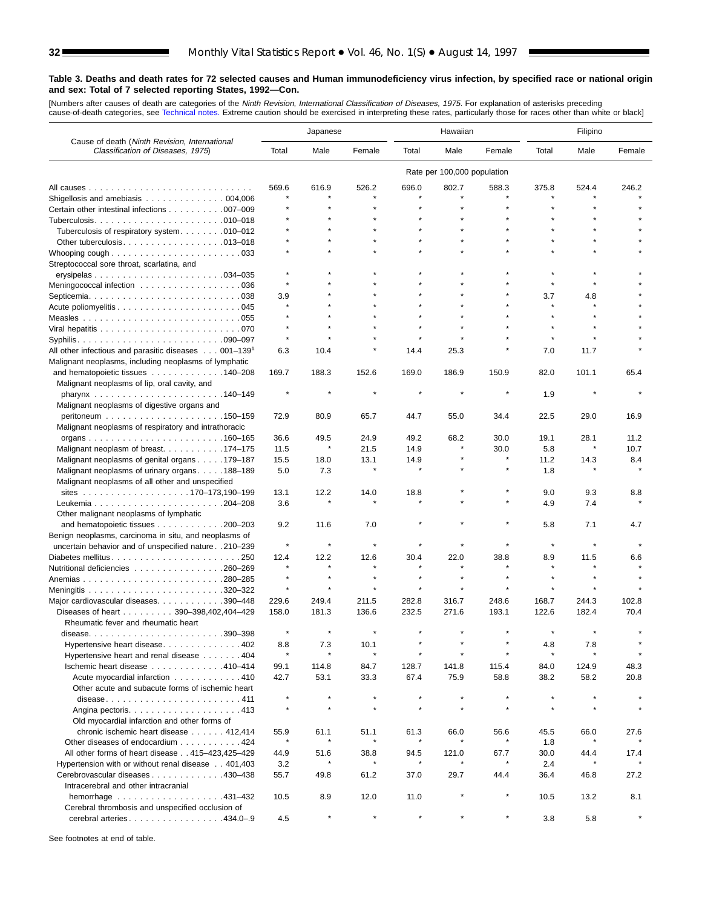**Table 3. Deaths and death rates for 72 selected causes and Human immunodeficiency virus infection, by specified race or national origin and sex: Total of 7 selected reporting States, 1992—Con.**

[Numbers after causes of death are categories of the *Ninth Revision, International Classification of Diseases, 1975*. For explanation of asterisks preceding cause-of-death categories, see Technical notes. Extreme caution should be exercised in interpreting these rates, particularly those for races other than white or black]

| Cause of death (*Ninth Revision, International Classification of Diseases, 1975*) | Japanese | | | Hawaiian | | | Filipino | | |
|---|---|---|---|---|---|---|---|---|---|
| | Total | Male | Female | Total | Male | Female | Total | Male | Female |
| | Rate per 100,000 population | | | | | | | | |
| All causes | 569.6 | 616.9 | 526.2 | 696.0 | 802.7 | 588.3 | 375.8 | 524.4 | 246.2 |
| Shigellosis and amebiasis . . . 004,006 | * | * | * | * | * | * | * | * | * |
| Certain other intestinal infections . . . 007–009 | * | * | * | * | * | * | * | * | * |
| Tuberculosis . . . 010–018 | * | * | * | * | * | * | * | * | * |
| Tuberculosis of respiratory system . . . 010–012 | * | * | * | * | * | * | * | * | * |
| Other tuberculosis . . . 013–018 | * | * | * | * | * | * | * | * | * |
| Whooping cough . . . 033 | * | * | * | * | * | * | * | * | * |
| Streptococcal sore throat, scarlatina, and erysipelas . . . 034–035 | * | * | * | * | * | * | * | * | * |
| Meningococcal infection . . . 036 | * | * | * | * | * | * | * | * | * |
| Septicemia . . . 038 | 3.9 | * | * | * | * | * | 3.7 | 4.8 | * |
| Acute poliomyelitis . . . 045 | * | * | * | * | * | * | * | * | * |
| Measles . . . 055 | * | * | * | * | * | * | * | * | * |
| Viral hepatitis . . . 070 | * | * | * | * | * | * | * | * | * |
| Syphilis . . . 090–097 | * | * | * | * | * | * | * | * | * |
| All other infectious and parasitic diseases . . . 001–139[1] | 6.3 | 10.4 | * | 14.4 | 25.3 | * | 7.0 | 11.7 | * |
| Malignant neoplasms, including neoplasms of lymphatic and hematopoietic tissues . . . 140–208 | 169.7 | 188.3 | 152.6 | 169.0 | 186.9 | 150.9 | 82.0 | 101.1 | 65.4 |
| Malignant neoplasms of lip, oral cavity, and pharynx . . . 140–149 | * | * | * | * | * | * | 1.9 | * | * |
| Malignant neoplasms of digestive organs and peritoneum . . . 150–159 | 72.9 | 80.9 | 65.7 | 44.7 | 55.0 | 34.4 | 22.5 | 29.0 | 16.9 |
| Malignant neoplasms of respiratory and intrathoracic organs . . . 160–165 | 36.6 | 49.5 | 24.9 | 49.2 | 68.2 | 30.0 | 19.1 | 28.1 | 11.2 |
| Malignant neoplasm of breast . . . 174–175 | 11.5 | * | 21.5 | 14.9 | * | 30.0 | 5.8 | * | 10.7 |
| Malignant neoplasms of genital organs . . . 179–187 | 15.5 | 18.0 | 13.1 | 14.9 | * | * | 11.2 | 14.3 | 8.4 |
| Malignant neoplasms of urinary organs . . . 188–189 | 5.0 | 7.3 | * | * | * | * | 1.8 | * | * |
| Malignant neoplasms of all other and unspecified sites . . . 170–173,190–199 | 13.1 | 12.2 | 14.0 | 18.8 | * | * | 9.0 | 9.3 | 8.8 |
| Leukemia . . . 204–208 | 3.6 | * | * | * | * | * | 4.9 | 7.4 | * |
| Other malignant neoplasms of lymphatic and hematopoietic tissues . . . 200–203 | 9.2 | 11.6 | 7.0 | * | * | * | 5.8 | 7.1 | 4.7 |
| Benign neoplasms, carcinoma in situ, and neoplasms of uncertain behavior and of unspecified nature . . 210–239 | * | * | * | * | * | * | * | * | * |
| Diabetes mellitus . . . 250 | 12.4 | 12.2 | 12.6 | 30.4 | 22.0 | 38.8 | 8.9 | 11.5 | 6.6 |
| Nutritional deficiencies . . . 260–269 | * | * | * | * | * | * | * | * | * |
| Anemias . . . 280–285 | * | * | * | * | * | * | * | * | * |
| Meningitis . . . 320–322 | * | * | * | * | * | * | * | * | * |
| Major cardiovascular diseases . . . 390–448 | 229.6 | 249.4 | 211.5 | 282.8 | 316.7 | 248.6 | 168.7 | 244.3 | 102.8 |
| Diseases of heart . . . 390–398,402,404–429 | 158.0 | 181.3 | 136.6 | 232.5 | 271.6 | 193.1 | 122.6 | 182.4 | 70.4 |
| Rheumatic fever and rheumatic heart disease . . . 390–398 | * | * | * | * | * | * | * | * | * |
| Hypertensive heart disease . . . 402 | 8.8 | 7.3 | 10.1 | * | * | * | 4.8 | 7.8 | * |
| Hypertensive heart and renal disease . . . 404 | * | * | * | * | * | * | * | * | * |
| Ischemic heart disease . . . 410–414 | 99.1 | 114.8 | 84.7 | 128.7 | 141.8 | 115.4 | 84.0 | 124.9 | 48.3 |
| Acute myocardial infarction . . . 410 | 42.7 | 53.1 | 33.3 | 67.4 | 75.9 | 58.8 | 38.2 | 58.2 | 20.8 |
| Other acute and subacute forms of ischemic heart disease . . . 411 | * | * | * | * | * | * | * | * | * |
| Angina pectoris . . . 413 | * | * | * | * | * | * | * | * | * |
| Old myocardial infarction and other forms of chronic ischemic heart disease . . . 412,414 | 55.9 | 61.1 | 51.1 | 61.3 | 66.0 | 56.6 | 45.5 | 66.0 | 27.6 |
| Other diseases of endocardium . . . 424 | * | * | * | * | * | * | 1.8 | * | * |
| All other forms of heart disease . . 415–423,425–429 | 44.9 | 51.6 | 38.8 | 94.5 | 121.0 | 67.7 | 30.0 | 44.4 | 17.4 |
| Hypertension with or without renal disease . . 401,403 | 3.2 | * | * | * | * | * | 2.4 | * | * |
| Cerebrovascular diseases . . . 430–438 | 55.7 | 49.8 | 61.2 | 37.0 | 29.7 | 44.4 | 36.4 | 46.8 | 27.2 |
| Intracerebral and other intracranial hemorrhage . . . 431–432 | 10.5 | 8.9 | 12.0 | 11.0 | * | * | 10.5 | 13.2 | 8.1 |
| Cerebral thrombosis and unspecified occlusion of cerebral arteries . . . 434.0–.9 | 4.5 | * | * | * | * | * | 3.8 | 5.8 | * |

See footnotes at end of table.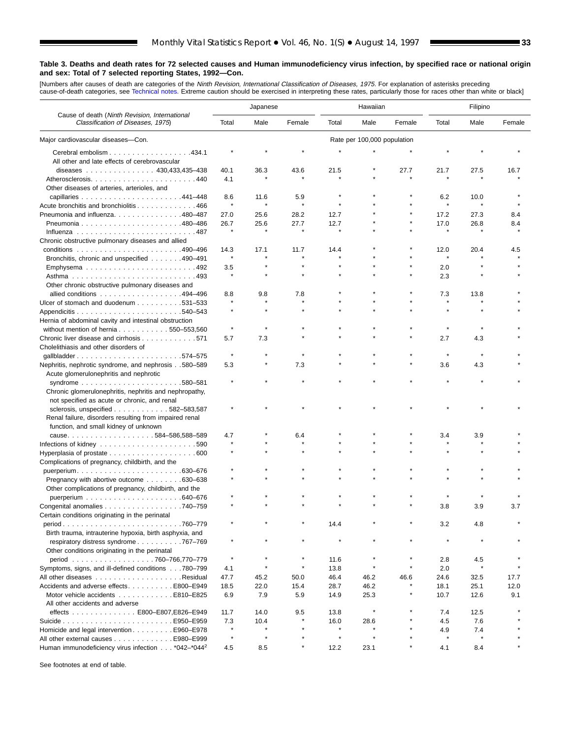**Table 3. Deaths and death rates for 72 selected causes and Human immunodeficiency virus infection, by specified race or national origin and sex: Total of 7 selected reporting States, 1992—Con.**

[Numbers after causes of death are categories of the *Ninth Revision, International Classification of Diseases, 1975*. For explanation of asterisks preceding cause-of-death categories, see Technical notes. Extreme caution should be exercised in interpreting these rates, particularly those for races other than white or black]

| Cause of death (*Ninth Revision, International Classification of Diseases, 1975*) | Japanese | | | Hawaiian | | | Filipino | | |
|---|---|---|---|---|---|---|---|---|---|
| | Total | Male | Female | Total | Male | Female | Total | Male | Female |
| Major cardiovascular diseases—Con. | Rate per 100,000 population | | | | | | | | |
| Cerebral embolism . . . 434.1 | * | * | * | * | * | * | * | * | * |
| All other and late effects of cerebrovascular diseases . . . 430,433,435–438 | 40.1 | 36.3 | 43.6 | 21.5 | * | 27.7 | 21.7 | 27.5 | 16.7 |
| Atherosclerosis . . . 440 | 4.1 | * | * | * | * | * | * | * | * |
| Other diseases of arteries, arterioles, and capillaries . . . 441–448 | 8.6 | 11.6 | 5.9 | * | * | * | 6.2 | 10.0 | * |
| Acute bronchitis and bronchiolitis . . . 466 | * | * | * | * | * | * | * | * | * |
| Pneumonia and influenza . . . 480–487 | 27.0 | 25.6 | 28.2 | 12.7 | * | * | 17.2 | 27.3 | 8.4 |
| Pneumonia . . . 480–486 | 26.7 | 25.6 | 27.7 | 12.7 | * | * | 17.0 | 26.8 | 8.4 |
| Influenza . . . 487 | * | * | * | * | * | * | * | * | * |
| Chronic obstructive pulmonary diseases and allied conditions . . . 490–496 | 14.3 | 17.1 | 11.7 | 14.4 | * | * | 12.0 | 20.4 | 4.5 |
| Bronchitis, chronic and unspecified . . . 490–491 | * | * | * | * | * | * | * | * | * |
| Emphysema . . . 492 | 3.5 | * | * | * | * | * | 2.0 | * | * |
| Asthma . . . 493 | * | * | * | * | * | * | 2.3 | * | * |
| Other chronic obstructive pulmonary diseases and allied conditions . . . 494–496 | 8.8 | 9.8 | 7.8 | * | * | * | 7.3 | 13.8 | * |
| Ulcer of stomach and duodenum . . . 531–533 | * | * | * | * | * | * | * | * | * |
| Appendicitis . . . 540–543 | * | * | * | * | * | * | * | * | * |
| Hernia of abdominal cavity and intestinal obstruction without mention of hernia . . . 550–553,560 | * | * | * | * | * | * | * | * | * |
| Chronic liver disease and cirrhosis . . . 571 | 5.7 | 7.3 | * | * | * | * | 2.7 | 4.3 | * |
| Cholelithiasis and other disorders of gallbladder . . . 574–575 | * | * | * | * | * | * | * | * | * |
| Nephritis, nephrotic syndrome, and nephrosis . . 580–589 | 5.3 | * | 7.3 | * | * | * | 3.6 | 4.3 | * |
| Acute glomerulonephritis and nephrotic syndrome . . . 580–581 | * | * | * | * | * | * | * | * | * |
| Chronic glomerulonephritis, nephritis and nephropathy, not specified as acute or chronic, and renal sclerosis, unspecified . . . 582–583,587 | * | * | * | * | * | * | * | * | * |
| Renal failure, disorders resulting from impaired renal function, and small kidney of unknown cause . . . 584–586,588–589 | 4.7 | * | 6.4 | * | * | * | 3.4 | 3.9 | * |
| Infections of kidney . . . 590 | * | * | * | * | * | * | * | * | * |
| Hyperplasia of prostate . . . 600 | * | * | * | * | * | * | * | * | * |
| Complications of pregnancy, childbirth, and the puerperium . . . 630–676 | * | * | * | * | * | * | * | * | * |
| Pregnancy with abortive outcome . . . 630–638 | * | * | * | * | * | * | * | * | * |
| Other complications of pregnancy, childbirth, and the puerperium . . . 640–676 | * | * | * | * | * | * | * | * | * |
| Congenital anomalies . . . 740–759 | * | * | * | * | * | * | 3.8 | 3.9 | 3.7 |
| Certain conditions originating in the perinatal period . . . 760–779 | * | * | * | 14.4 | * | * | 3.2 | 4.8 | * |
| Birth trauma, intrauterine hypoxia, birth asphyxia, and respiratory distress syndrome . . . 767–769 | * | * | * | * | * | * | * | * | * |
| Other conditions originating in the perinatal period . . . 760–766,770–779 | * | * | * | 11.6 | * | * | 2.8 | 4.5 | * |
| Symptoms, signs, and ill-defined conditions . . . 780–799 | 4.1 | * | * | 13.8 | * | * | 2.0 | * | * |
| All other diseases . . . Residual | 47.7 | 45.2 | 50.0 | 46.4 | 46.2 | 46.6 | 24.6 | 32.5 | 17.7 |
| Accidents and adverse effects . . . E800–E949 | 18.5 | 22.0 | 15.4 | 28.7 | 46.2 | * | 18.1 | 25.1 | 12.0 |
| Motor vehicle accidents . . . E810–E825 | 6.9 | 7.9 | 5.9 | 14.9 | 25.3 | * | 10.7 | 12.6 | 9.1 |
| All other accidents and adverse effects . . . E800–E807,E826–E949 | 11.7 | 14.0 | 9.5 | 13.8 | * | * | 7.4 | 12.5 | * |
| Suicide . . . E950–E959 | 7.3 | 10.4 | * | 16.0 | 28.6 | * | 4.5 | 7.6 | * |
| Homicide and legal intervention . . . E960–E978 | * | * | * | * | * | * | 4.9 | 7.4 | * |
| All other external causes . . . E980–E999 | * | * | * | * | * | * | * | * | * |
| Human immunodeficiency virus infection . . . *042–*044[2] | 4.5 | 8.5 | * | 12.2 | 23.1 | * | 4.1 | 8.4 | * |

See footnotes at end of table.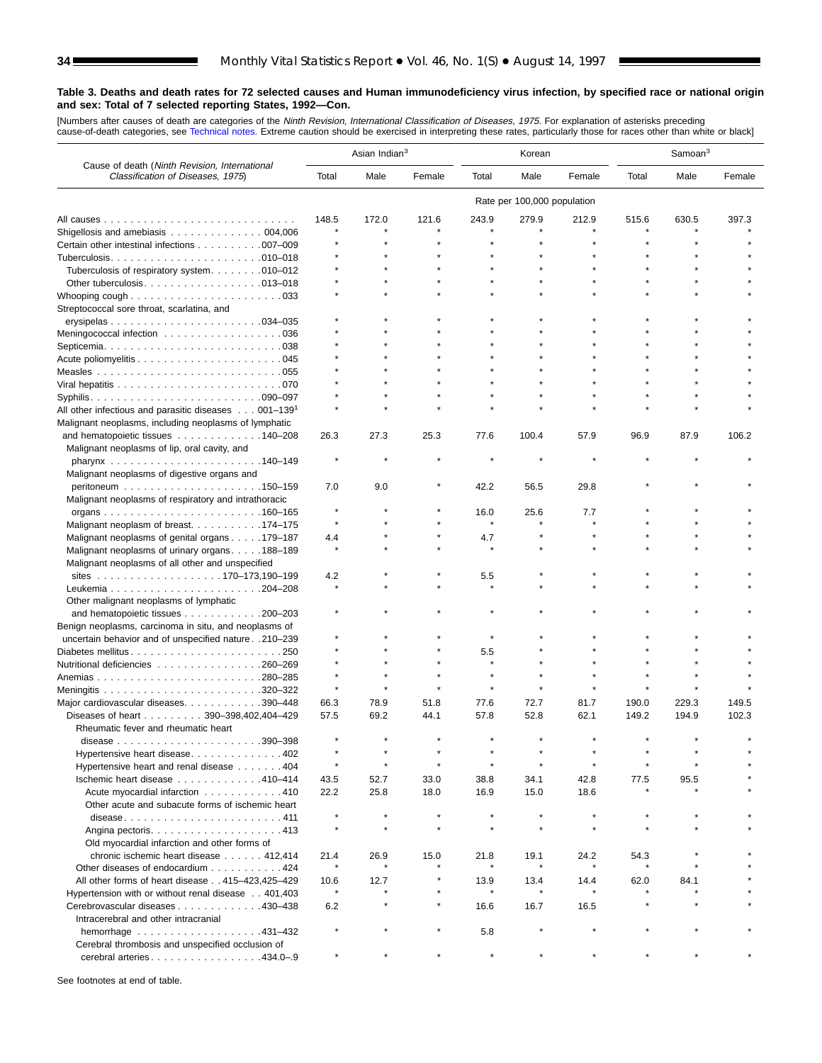**Table 3. Deaths and death rates for 72 selected causes and Human immunodeficiency virus infection, by specified race or national origin and sex: Total of 7 selected reporting States, 1992—Con.**

[Numbers after causes of death are categories of the *Ninth Revision, International Classification of Diseases, 1975*. For explanation of asterisks preceding cause-of-death categories, see Technical notes. Extreme caution should be exercised in interpreting these rates, particularly those for races other than white or black]

| Cause of death (*Ninth Revision, International Classification of Diseases, 1975*) | Asian Indian[3] | | | Korean | | | Samoan[3] | | |
|---|---|---|---|---|---|---|---|---|---|
| | Total | Male | Female | Total | Male | Female | Total | Male | Female |
| | Rate per 100,000 population | | | | | | | | |
| All causes | 148.5 | 172.0 | 121.6 | 243.9 | 279.9 | 212.9 | 515.6 | 630.5 | 397.3 |
| Shigellosis and amebiasis . . . 004,006 | * | * | * | * | * | * | * | * | * |
| Certain other intestinal infections . . . 007–009 | * | * | * | * | * | * | * | * | * |
| Tuberculosis . . . 010–018 | * | * | * | * | * | * | * | * | * |
| Tuberculosis of respiratory system . . . 010–012 | * | * | * | * | * | * | * | * | * |
| Other tuberculosis . . . 013–018 | * | * | * | * | * | * | * | * | * |
| Whooping cough . . . 033 | * | * | * | * | * | * | * | * | * |
| Streptococcal sore throat, scarlatina, and erysipelas . . . 034–035 | * | * | * | * | * | * | * | * | * |
| Meningococcal infection . . . 036 | * | * | * | * | * | * | * | * | * |
| Septicemia . . . 038 | * | * | * | * | * | * | * | * | * |
| Acute poliomyelitis . . . 045 | * | * | * | * | * | * | * | * | * |
| Measles . . . 055 | * | * | * | * | * | * | * | * | * |
| Viral hepatitis . . . 070 | * | * | * | * | * | * | * | * | * |
| Syphilis . . . 090–097 | * | * | * | * | * | * | * | * | * |
| All other infectious and parasitic diseases . . . 001–139[1] | * | * | * | * | * | * | * | * | * |
| Malignant neoplasms, including neoplasms of lymphatic and hematopoietic tissues . . . 140–208 | 26.3 | 27.3 | 25.3 | 77.6 | 100.4 | 57.9 | 96.9 | 87.9 | 106.2 |
| Malignant neoplasms of lip, oral cavity, and pharynx . . . 140–149 | * | * | * | * | * | * | * | * | * |
| Malignant neoplasms of digestive organs and peritoneum . . . 150–159 | 7.0 | 9.0 | * | 42.2 | 56.5 | 29.8 | * | * | * |
| Malignant neoplasms of respiratory and intrathoracic organs . . . 160–165 | * | * | * | 16.0 | 25.6 | 7.7 | * | * | * |
| Malignant neoplasm of breast . . . 174–175 | * | * | * | * | * | * | * | * | * |
| Malignant neoplasms of genital organs . . . 179–187 | 4.4 | * | * | 4.7 | * | * | * | * | * |
| Malignant neoplasms of urinary organs . . . 188–189 | * | * | * | * | * | * | * | * | * |
| Malignant neoplasms of all other and unspecified sites . . . 170–173,190–199 | 4.2 | * | * | 5.5 | * | * | * | * | * |
| Leukemia . . . 204–208 | * | * | * | * | * | * | * | * | * |
| Other malignant neoplasms of lymphatic and hematopoietic tissues . . . 200–203 | * | * | * | * | * | * | * | * | * |
| Benign neoplasms, carcinoma in situ, and neoplasms of uncertain behavior and of unspecified nature . 210–239 | * | * | * | * | * | * | * | * | * |
| Diabetes mellitus . . . 250 | * | * | * | 5.5 | * | * | * | * | * |
| Nutritional deficiencies . . . 260–269 | * | * | * | * | * | * | * | * | * |
| Anemias . . . 280–285 | * | * | * | * | * | * | * | * | * |
| Meningitis . . . 320–322 | * | * | * | * | * | * | * | * | * |
| Major cardiovascular diseases . . . 390–448 | 66.3 | 78.9 | 51.8 | 77.6 | 72.7 | 81.7 | 190.0 | 229.3 | 149.5 |
| Diseases of heart . . . 390–398,402,404–429 | 57.5 | 69.2 | 44.1 | 57.8 | 52.8 | 62.1 | 149.2 | 194.9 | 102.3 |
| Rheumatic fever and rheumatic heart disease . . . 390–398 | * | * | * | * | * | * | * | * | * |
| Hypertensive heart disease . . . 402 | * | * | * | * | * | * | * | * | * |
| Hypertensive heart and renal disease . . . 404 | * | * | * | * | * | * | * | * | * |
| Ischemic heart disease . . . 410–414 | 43.5 | 52.7 | 33.0 | 38.8 | 34.1 | 42.8 | 77.5 | 95.5 | * |
| Acute myocardial infarction . . . 410 | 22.2 | 25.8 | 18.0 | 16.9 | 15.0 | 18.6 | * | * | * |
| Other acute and subacute forms of ischemic heart disease . . . 411 | * | * | * | * | * | * | * | * | * |
| Angina pectoris . . . 413 | * | * | * | * | * | * | * | * | * |
| Old myocardial infarction and other forms of chronic ischemic heart disease . . . 412,414 | 21.4 | 26.9 | 15.0 | 21.8 | 19.1 | 24.2 | 54.3 | * | * |
| Other diseases of endocardium . . . 424 | * | * | * | * | * | * | * | * | * |
| All other forms of heart disease . . 415–423,425–429 | 10.6 | 12.7 | * | 13.9 | 13.4 | 14.4 | 62.0 | 84.1 | * |
| Hypertension with or without renal disease . . 401,403 | * | * | * | * | * | * | * | * | * |
| Cerebrovascular diseases . . . 430–438 | 6.2 | * | * | 16.6 | 16.7 | 16.5 | * | * | * |
| Intracerebral and other intracranial hemorrhage . . . 431–432 | * | * | * | 5.8 | * | * | * | * | * |
| Cerebral thrombosis and unspecified occlusion of cerebral arteries . . . 434.0–.9 | * | * | * | * | * | * | * | * | * |

See footnotes at end of table.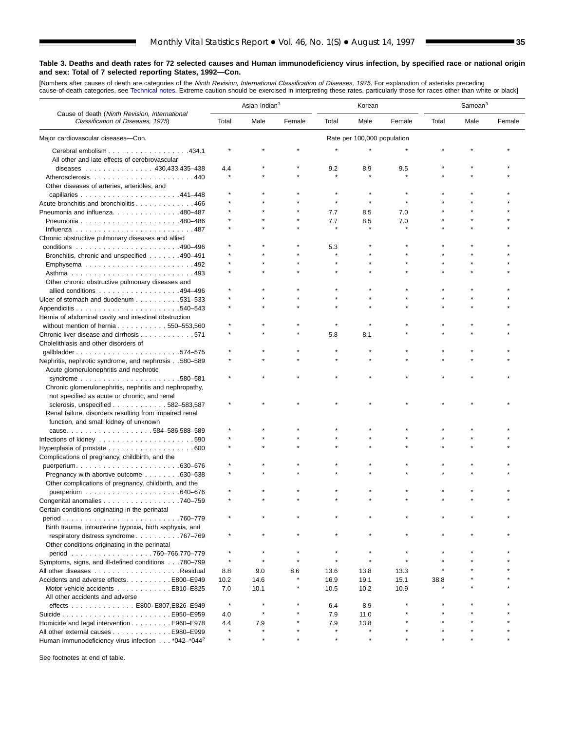**Table 3. Deaths and death rates for 72 selected causes and Human immunodeficiency virus infection, by specified race or national origin and sex: Total of 7 selected reporting States, 1992—Con.**

[Numbers after causes of death are categories of the *Ninth Revision, International Classification of Diseases, 1975*. For explanation of asterisks preceding cause-of-death categories, see Technical notes. Extreme caution should be exercised in interpreting these rates, particularly those for races other than white or black]

| Cause of death (*Ninth Revision, International Classification of Diseases, 1975*) | Asian Indian[3] | | | Korean | | | Samoan[3] | | |
|---|---|---|---|---|---|---|---|---|---|
| | Total | Male | Female | Total | Male | Female | Total | Male | Female |
| Major cardiovascular diseases—Con. | | | | Rate per 100,000 population | | | | | |
| Cerebral embolism . . . . . . . . . . . . . . . . . .434.1 | * | * | * | * | * | * | * | * | * |
| All other and late effects of cerebrovascular diseases . . . . . . . . . . . . . . . 430,433,435–438 | 4.4 | * | * | 9.2 | 8.9 | 9.5 | * | * | * |
| Atherosclerosis. . . . . . . . . . . . . . . . . . . . . . .440 | * | * | * | * | * | * | * | * | * |
| Other diseases of arteries, arterioles, and capillaries . . . . . . . . . . . . . . . . . . . . . .441–448 | * | * | * | * | * | * | * | * | * |
| Acute bronchitis and bronchiolitis . . . . . . . . . . . . .466 | * | * | * | * | * | * | * | * | * |
| Pneumonia and influenza. . . . . . . . . . . . . . .480–487 | * | * | * | 7.7 | 8.5 | 7.0 | * | * | * |
| Pneumonia . . . . . . . . . . . . . . . . . . . . . .480–486 | * | * | * | 7.7 | 8.5 | 7.0 | * | * | * |
| Influenza . . . . . . . . . . . . . . . . . . . . . . . . .487 | * | * | * | * | * | * | * | * | * |
| Chronic obstructive pulmonary diseases and allied conditions . . . . . . . . . . . . . . . . . . . . . .490–496 | * | * | * | 5.3 | * | * | * | * | * |
| Bronchitis, chronic and unspecified . . . . . . .490–491 | * | * | * | * | * | * | * | * | * |
| Emphysema . . . . . . . . . . . . . . . . . . . . . . . .492 | * | * | * | * | * | * | * | * | * |
| Asthma . . . . . . . . . . . . . . . . . . . . . . . . . .493 | * | * | * | * | * | * | * | * | * |
| Other chronic obstructive pulmonary diseases and allied conditions . . . . . . . . . . . . . . . . .494–496 | * | * | * | * | * | * | * | * | * |
| Ulcer of stomach and duodenum . . . . . . . . . .531–533 | * | * | * | * | * | * | * | * | * |
| Appendicitis . . . . . . . . . . . . . . . . . . . . . . .540–543 | * | * | * | * | * | * | * | * | * |
| Hernia of abdominal cavity and intestinal obstruction without mention of hernia . . . . . . . . . . . 550–553,560 | * | * | * | * | * | * | * | * | * |
| Chronic liver disease and cirrhosis . . . . . . . . . . . .571 | * | * | * | 5.8 | 8.1 | * | * | * | * |
| Cholelithiasis and other disorders of gallbladder . . . . . . . . . . . . . . . . . . . . . . .574–575 | * | * | * | * | * | * | * | * | * |
| Nephritis, nephrotic syndrome, and nephrosis . .580–589 | * | * | * | * | * | * | * | * | * |
| Acute glomerulonephritis and nephrotic syndrome . . . . . . . . . . . . . . . . . . . . . .580–581 | * | * | * | * | * | * | * | * | * |
| Chronic glomerulonephritis, nephritis and nephropathy, not specified as acute or chronic, and renal sclerosis, unspecified . . . . . . . . . . . . 582–583,587 | * | * | * | * | * | * | * | * | * |
| Renal failure, disorders resulting from impaired renal function, and small kidney of unknown cause. . . . . . . . . . . . . . . . . . . 584–586,588–589 | * | * | * | * | * | * | * | * | * |
| Infections of kidney . . . . . . . . . . . . . . . . . . . . .590 | * | * | * | * | * | * | * | * | * |
| Hyperplasia of prostate . . . . . . . . . . . . . . . . . . .600 | * | * | * | * | * | * | * | * | * |
| Complications of pregnancy, childbirth, and the puerperium. . . . . . . . . . . . . . . . . . . . . . .630–676 | * | * | * | * | * | * | * | * | * |
| Pregnancy with abortive outcome . . . . . . . .630–638 | * | * | * | * | * | * | * | * | * |
| Other complications of pregnancy, childbirth, and the puerperium . . . . . . . . . . . . . . . . . . . . .640–676 | * | * | * | * | * | * | * | * | * |
| Congenital anomalies . . . . . . . . . . . . . . . . .740–759 | * | * | * | * | * | * | * | * | * |
| Certain conditions originating in the perinatal period . . . . . . . . . . . . . . . . . . . . . . . . . .760–779 | * | * | * | * | * | * | * | * | * |
| Birth trauma, intrauterine hypoxia, birth asphyxia, and respiratory distress syndrome . . . . . . . . . .767–769 | * | * | * | * | * | * | * | * | * |
| Other conditions originating in the perinatal period . . . . . . . . . . . . . . . . . 760–766,770–779 | * | * | * | * | * | * | * | * | * |
| Symptoms, signs, and ill-defined conditions . . .780–799 | * | * | * | * | * | * | * | * | * |
| All other diseases . . . . . . . . . . . . . . . . . . .Residual | 8.8 | 9.0 | 8.6 | 13.6 | 13.8 | 13.3 | * | * | * |
| Accidents and adverse effects. . . . . . . . . .E800–E949 | 10.2 | 14.6 | * | 16.9 | 19.1 | 15.1 | 38.8 | * | * |
| Motor vehicle accidents . . . . . . . . . . . .E810–E825 | 7.0 | 10.1 | * | 10.5 | 10.2 | 10.9 | * | * | * |
| All other accidents and adverse effects . . . . . . . . . . . . . . E800–E807,E826–E949 | * | * | * | 6.4 | 8.9 | * | * | * | * |
| Suicide . . . . . . . . . . . . . . . . . . . . . . . .E950–E959 | 4.0 | * | * | 7.9 | 11.0 | * | * | * | * |
| Homicide and legal intervention. . . . . . . . .E960–E978 | 4.4 | 7.9 | * | 7.9 | 13.8 | * | * | * | * |
| All other external causes . . . . . . . . . . . . .E980–E999 | * | * | * | * | * | * | * | * | * |
| Human immunodeficiency virus infection . . . *042–*044[2] | * | * | * | * | * | * | * | * | * |

See footnotes at end of table.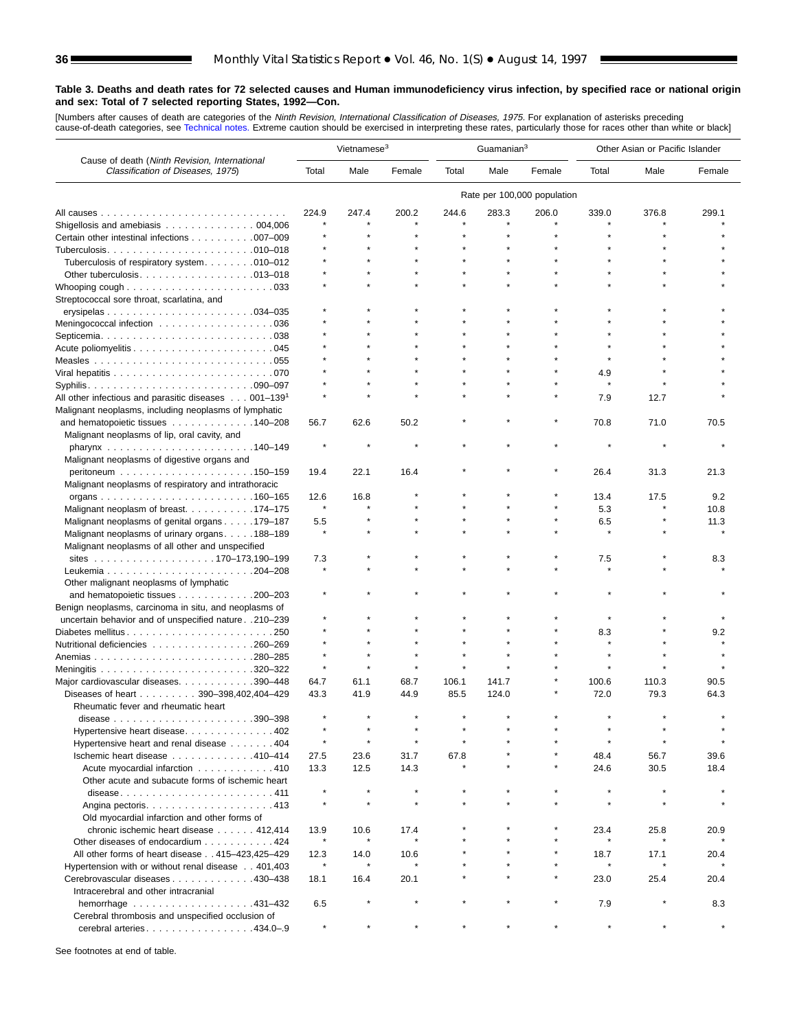**Table 3. Deaths and death rates for 72 selected causes and Human immunodeficiency virus infection, by specified race or national origin and sex: Total of 7 selected reporting States, 1992—Con.**

[Numbers after causes of death are categories of the *Ninth Revision, International Classification of Diseases, 1975*. For explanation of asterisks preceding cause-of-death categories, see Technical notes. Extreme caution should be exercised in interpreting these rates, particularly those for races other than white or black]

| Cause of death (*Ninth Revision, International Classification of Diseases, 1975*) | Vietnamese[3] | | | Guamanian[3] | | | Other Asian or Pacific Islander | | |
|---|---|---|---|---|---|---|---|---|---|
| | Total | Male | Female | Total | Male | Female | Total | Male | Female |
| | Rate per 100,000 population | | | | | | | | |
| All causes | 224.9 | 247.4 | 200.2 | 244.6 | 283.3 | 206.0 | 339.0 | 376.8 | 299.1 |
| Shigellosis and amebiasis . . . 004,006 | * | * | * | * | * | * | * | * | * |
| Certain other intestinal infections . . . 007–009 | * | * | * | * | * | * | * | * | * |
| Tuberculosis . . . 010–018 | * | * | * | * | * | * | * | * | * |
| Tuberculosis of respiratory system . . . 010–012 | * | * | * | * | * | * | * | * | * |
| Other tuberculosis . . . 013–018 | * | * | * | * | * | * | * | * | * |
| Whooping cough . . . 033 | * | * | * | * | * | * | * | * | * |
| Streptococcal sore throat, scarlatina, and erysipelas . . . 034–035 | * | * | * | * | * | * | * | * | * |
| Meningococcal infection . . . 036 | * | * | * | * | * | * | * | * | * |
| Septicemia . . . 038 | * | * | * | * | * | * | * | * | * |
| Acute poliomyelitis . . . 045 | * | * | * | * | * | * | * | * | * |
| Measles . . . 055 | * | * | * | * | * | * | * | * | * |
| Viral hepatitis . . . 070 | * | * | * | * | * | * | 4.9 | * | * |
| Syphilis . . . 090–097 | * | * | * | * | * | * | * | * | * |
| All other infectious and parasitic diseases . . . 001–139[1] | * | * | * | * | * | * | 7.9 | 12.7 | * |
| Malignant neoplasms, including neoplasms of lymphatic and hematopoietic tissues . . . 140–208 | 56.7 | 62.6 | 50.2 | * | * | * | 70.8 | 71.0 | 70.5 |
| Malignant neoplasms of lip, oral cavity, and pharynx . . . 140–149 | * | * | * | * | * | * | * | * | * |
| Malignant neoplasms of digestive organs and peritoneum . . . 150–159 | 19.4 | 22.1 | 16.4 | * | * | * | 26.4 | 31.3 | 21.3 |
| Malignant neoplasms of respiratory and intrathoracic organs . . . 160–165 | 12.6 | 16.8 | * | * | * | * | 13.4 | 17.5 | 9.2 |
| Malignant neoplasm of breast . . . 174–175 | * | * | * | * | * | * | 5.3 | * | 10.8 |
| Malignant neoplasms of genital organs . . . 179–187 | 5.5 | * | * | * | * | * | 6.5 | * | 11.3 |
| Malignant neoplasms of urinary organs . . . 188–189 | * | * | * | * | * | * | * | * | * |
| Malignant neoplasms of all other and unspecified sites . . . 170–173,190–199 | 7.3 | * | * | * | * | * | 7.5 | * | 8.3 |
| Leukemia . . . 204–208 | * | * | * | * | * | * | * | * | * |
| Other malignant neoplasms of lymphatic and hematopoietic tissues . . . 200–203 | * | * | * | * | * | * | * | * | * |
| Benign neoplasms, carcinoma in situ, and neoplasms of uncertain behavior and of unspecified nature . . 210–239 | * | * | * | * | * | * | * | * | * |
| Diabetes mellitus . . . 250 | * | * | * | * | * | * | 8.3 | * | 9.2 |
| Nutritional deficiencies . . . 260–269 | * | * | * | * | * | * | * | * | * |
| Anemias . . . 280–285 | * | * | * | * | * | * | * | * | * |
| Meningitis . . . 320–322 | * | * | * | * | * | * | * | * | * |
| Major cardiovascular diseases . . . 390–448 | 64.7 | 61.1 | 68.7 | 106.1 | 141.7 | * | 100.6 | 110.3 | 90.5 |
| Diseases of heart . . . 390–398,402,404–429 | 43.3 | 41.9 | 44.9 | 85.5 | 124.0 | * | 72.0 | 79.3 | 64.3 |
| Rheumatic fever and rheumatic heart disease . . . 390–398 | * | * | * | * | * | * | * | * | * |
| Hypertensive heart disease . . . 402 | * | * | * | * | * | * | * | * | * |
| Hypertensive heart and renal disease . . . 404 | * | * | * | * | * | * | * | * | * |
| Ischemic heart disease . . . 410–414 | 27.5 | 23.6 | 31.7 | 67.8 | * | * | 48.4 | 56.7 | 39.6 |
| Acute myocardial infarction . . . 410 | 13.3 | 12.5 | 14.3 | * | * | * | 24.6 | 30.5 | 18.4 |
| Other acute and subacute forms of ischemic heart disease . . . 411 | * | * | * | * | * | * | * | * | * |
| Angina pectoris . . . 413 | * | * | * | * | * | * | * | * | * |
| Old myocardial infarction and other forms of chronic ischemic heart disease . . . 412,414 | 13.9 | 10.6 | 17.4 | * | * | * | 23.4 | 25.8 | 20.9 |
| Other diseases of endocardium . . . 424 | * | * | * | * | * | * | * | * | * |
| All other forms of heart disease . . 415–423,425–429 | 12.3 | 14.0 | 10.6 | * | * | * | 18.7 | 17.1 | 20.4 |
| Hypertension with or without renal disease . . 401,403 | * | * | * | * | * | * | * | * | * |
| Cerebrovascular diseases . . . 430–438 | 18.1 | 16.4 | 20.1 | * | * | * | 23.0 | 25.4 | 20.4 |
| Intracerebral and other intracranial hemorrhage . . . 431–432 | 6.5 | * | * | * | * | * | 7.9 | * | 8.3 |
| Cerebral thrombosis and unspecified occlusion of cerebral arteries . . . 434.0–.9 | * | * | * | * | * | * | * | * | * |

See footnotes at end of table.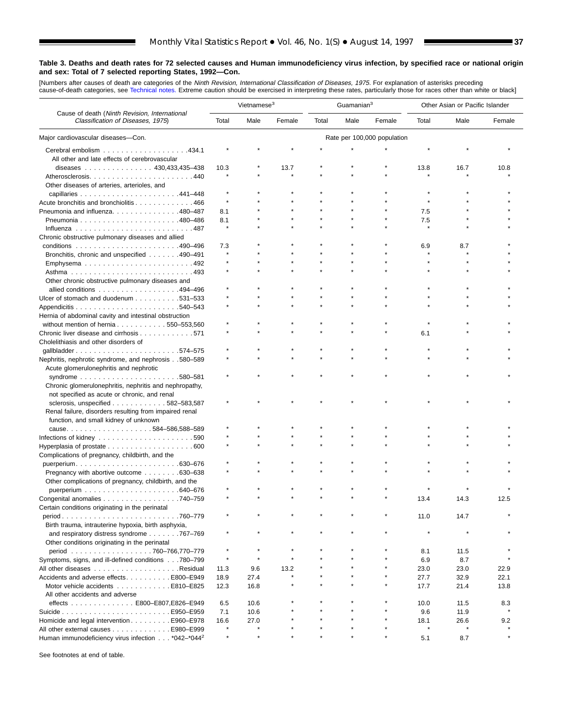**Table 3. Deaths and death rates for 72 selected causes and Human immunodeficiency virus infection, by specified race or national origin and sex: Total of 7 selected reporting States, 1992—Con.**

[Numbers after causes of death are categories of the *Ninth Revision, International Classification of Diseases, 1975.* For explanation of asterisks preceding cause-of-death categories, see Technical notes. Extreme caution should be exercised in interpreting these rates, particularly those for races other than white or black]

| Cause of death (*Ninth Revision, International Classification of Diseases, 1975*) | Vietnamese[3] | | | Guamanian[3] | | | Other Asian or Pacific Islander | | |
|---|---|---|---|---|---|---|---|---|---|
| | Total | Male | Female | Total | Male | Female | Total | Male | Female |
| Major cardiovascular diseases—Con. | Rate per 100,000 population | | | | | | | | |
| Cerebral embolism . . . . . . . . . . . . . . . . . . .434.1 | * | * | * | * | * | * | * | * | * |
| All other and late effects of cerebrovascular diseases . . . . . . . . . . . . . . . 430,433,435–438 | 10.3 | * | 13.7 | * | * | * | 13.8 | 16.7 | 10.8 |
| Atherosclerosis. . . . . . . . . . . . . . . . . . . . . . .440 | * | * | * | * | * | * | * | * | * |
| Other diseases of arteries, arterioles, and capillaries . . . . . . . . . . . . . . . . . . . . . .441–448 | * | * | * | * | * | * | * | * | * |
| Acute bronchitis and bronchiolitis . . . . . . . . . . . . .466 | * | * | * | * | * | * | * | * | * |
| Pneumonia and influenza. . . . . . . . . . . . . .480–487 | 8.1 | * | * | * | * | * | 7.5 | * | * |
| Pneumonia . . . . . . . . . . . . . . . . . . . . . .480–486 | 8.1 | * | * | * | * | * | 7.5 | * | * |
| Influenza . . . . . . . . . . . . . . . . . . . . . . . . . .487 | * | * | * | * | * | * | * | * | * |
| Chronic obstructive pulmonary diseases and allied conditions . . . . . . . . . . . . . . . . . . . . . .490–496 | 7.3 | * | * | * | * | * | 6.9 | 8.7 | * |
| Bronchitis, chronic and unspecified . . . . . . .490–491 | * | * | * | * | * | * | * | * | * |
| Emphysema . . . . . . . . . . . . . . . . . . . . . . . .492 | * | * | * | * | * | * | * | * | * |
| Asthma . . . . . . . . . . . . . . . . . . . . . . . . . .493 | * | * | * | * | * | * | * | * | * |
| Other chronic obstructive pulmonary diseases and allied conditions . . . . . . . . . . . . . . . . .494–496 | * | * | * | * | * | * | * | * | * |
| Ulcer of stomach and duodenum . . . . . . . . . .531–533 | * | * | * | * | * | * | * | * | * |
| Appendicitis . . . . . . . . . . . . . . . . . . . . . . .540–543 | * | * | * | * | * | * | * | * | * |
| Hernia of abdominal cavity and intestinal obstruction without mention of hernia . . . . . . . . . . . 550–553,560 | * | * | * | * | * | * | * | * | * |
| Chronic liver disease and cirrhosis . . . . . . . . . . . .571 | * | * | * | * | * | * | 6.1 | * | * |
| Cholelithiasis and other disorders of gallbladder . . . . . . . . . . . . . . . . . . . . . . .574–575 | * | * | * | * | * | * | * | * | * |
| Nephritis, nephrotic syndrome, and nephrosis . .580–589 | * | * | * | * | * | * | * | * | * |
| Acute glomerulonephritis and nephrotic syndrome . . . . . . . . . . . . . . . . . . . . . .580–581 | * | * | * | * | * | * | * | * | * |
| Chronic glomerulonephritis, nephritis and nephropathy, not specified as acute or chronic, and renal sclerosis, unspecified . . . . . . . . . . . . 582–583,587 | * | * | * | * | * | * | * | * | * |
| Renal failure, disorders resulting from impaired renal function, and small kidney of unknown cause. . . . . . . . . . . . . . . . . . 584–586,588–589 | * | * | * | * | * | * | * | * | * |
| Infections of kidney . . . . . . . . . . . . . . . . . . . . .590 | * | * | * | * | * | * | * | * | * |
| Hyperplasia of prostate . . . . . . . . . . . . . . . . . . .600 | * | * | * | * | * | * | * | * | * |
| Complications of pregnancy, childbirth, and the puerperium. . . . . . . . . . . . . . . . . . . . . . .630–676 | * | * | * | * | * | * | * | * | * |
| Pregnancy with abortive outcome . . . . . . . .630–638 | * | * | * | * | * | * | * | * | * |
| Other complications of pregnancy, childbirth, and the puerperium . . . . . . . . . . . . . . . . . . . . .640–676 | * | * | * | * | * | * | * | * | * |
| Congenital anomalies . . . . . . . . . . . . . . . . .740–759 | * | * | * | * | * | * | 13.4 | 14.3 | 12.5 |
| Certain conditions originating in the perinatal period . . . . . . . . . . . . . . . . . . . . . . . . .760–779 | * | * | * | * | * | * | 11.0 | 14.7 | * |
| Birth trauma, intrauterine hypoxia, birth asphyxia, and respiratory distress syndrome . . . . . . .767–769 | * | * | * | * | * | * | * | * | * |
| Other conditions originating in the perinatal period . . . . . . . . . . . . . . . . . 760–766,770–779 | * | * | * | * | * | * | 8.1 | 11.5 | * |
| Symptoms, signs, and ill-defined conditions . . .780–799 | * | * | * | * | * | * | 6.9 | 8.7 | * |
| All other diseases . . . . . . . . . . . . . . . . . . .Residual | 11.3 | 9.6 | 13.2 | * | * | * | 23.0 | 23.0 | 22.9 |
| Accidents and adverse effects. . . . . . . . . .E800–E949 | 18.9 | 27.4 | * | * | * | * | 27.7 | 32.9 | 22.1 |
| Motor vehicle accidents . . . . . . . . . . . .E810–E825 | 12.3 | 16.8 | * | * | * | * | 17.7 | 21.4 | 13.8 |
| All other accidents and adverse effects . . . . . . . . . . . . . . E800–E807,E826–E949 | 6.5 | 10.6 | * | * | * | * | 10.0 | 11.5 | 8.3 |
| Suicide . . . . . . . . . . . . . . . . . . . . . . . .E950–E959 | 7.1 | 10.6 | * | * | * | * | 9.6 | 11.9 | * |
| Homicide and legal intervention. . . . . . . . .E960–E978 | 16.6 | 27.0 | * | * | * | * | 18.1 | 26.6 | 9.2 |
| All other external causes . . . . . . . . . . . . .E980–E999 | * | * | * | * | * | * | * | * | * |
| Human immunodeficiency virus infection . . . *042–*044[2] | * | * | * | * | * | * | 5.1 | 8.7 | * |

See footnotes at end of table.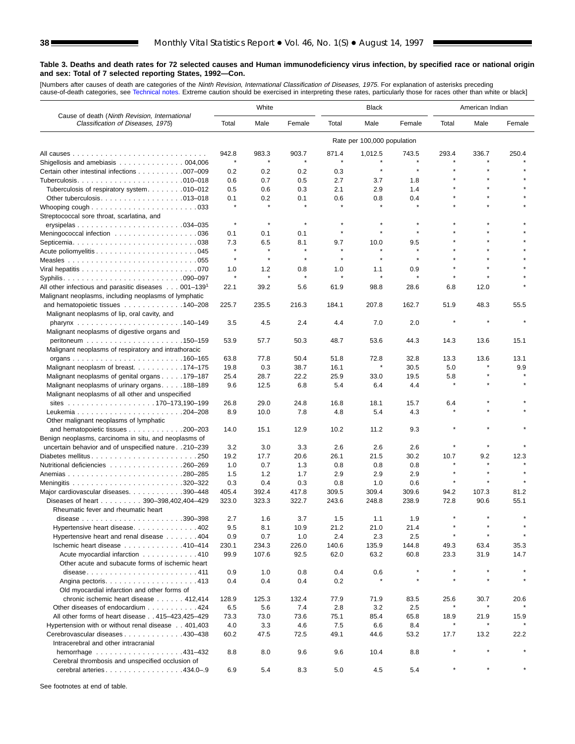**Table 3. Deaths and death rates for 72 selected causes and Human immunodeficiency virus infection, by specified race or national origin and sex: Total of 7 selected reporting States, 1992—Con.**

[Numbers after causes of death are categories of the *Ninth Revision, International Classification of Diseases, 1975*. For explanation of asterisks preceding cause-of-death categories, see Technical notes. Extreme caution should be exercised in interpreting these rates, particularly those for races other than white or black]

| Cause of death (*Ninth Revision, International Classification of Diseases, 1975*) | White | | | Black | | | American Indian | | |
|---|---|---|---|---|---|---|---|---|---|
| | Total | Male | Female | Total | Male | Female | Total | Male | Female |
| | Rate per 100,000 population | | | | | | | | |
| All causes | 942.8 | 983.3 | 903.7 | 871.4 | 1,012.5 | 743.5 | 293.4 | 336.7 | 250.4 |
| Shigellosis and amebiasis . . . 004,006 | * | * | * | * | * | * | * | * | * |
| Certain other intestinal infections . . . 007–009 | 0.2 | 0.2 | 0.2 | 0.3 | * | * | * | * | * |
| Tuberculosis . . . 010–018 | 0.6 | 0.7 | 0.5 | 2.7 | 3.7 | 1.8 | * | * | * |
| Tuberculosis of respiratory system . . . 010–012 | 0.5 | 0.6 | 0.3 | 2.1 | 2.9 | 1.4 | * | * | * |
| Other tuberculosis . . . 013–018 | 0.1 | 0.2 | 0.1 | 0.6 | 0.8 | 0.4 | * | * | * |
| Whooping cough . . . 033 | * | * | * | * | * | * | * | * | * |
| Streptococcal sore throat, scarlatina, and erysipelas . . . 034–035 | * | * | * | * | * | * | * | * | * |
| Meningococcal infection . . . 036 | 0.1 | 0.1 | 0.1 | * | * | * | * | * | * |
| Septicemia . . . 038 | 7.3 | 6.5 | 8.1 | 9.7 | 10.0 | 9.5 | * | * | * |
| Acute poliomyelitis . . . 045 | * | * | * | * | * | * | * | * | * |
| Measles . . . 055 | * | * | * | * | * | * | * | * | * |
| Viral hepatitis . . . 070 | 1.0 | 1.2 | 0.8 | 1.0 | 1.1 | 0.9 | * | * | * |
| Syphilis . . . 090–097 | * | * | * | * | * | * | * | * | * |
| All other infectious and parasitic diseases . . . 001–139[1] | 22.1 | 39.2 | 5.6 | 61.9 | 98.8 | 28.6 | 6.8 | 12.0 | * |
| Malignant neoplasms, including neoplasms of lymphatic and hematopoietic tissues . . . 140–208 | 225.7 | 235.5 | 216.3 | 184.1 | 207.8 | 162.7 | 51.9 | 48.3 | 55.5 |
| Malignant neoplasms of lip, oral cavity, and pharynx . . . 140–149 | 3.5 | 4.5 | 2.4 | 4.4 | 7.0 | 2.0 | * | * | * |
| Malignant neoplasms of digestive organs and peritoneum . . . 150–159 | 53.9 | 57.7 | 50.3 | 48.7 | 53.6 | 44.3 | 14.3 | 13.6 | 15.1 |
| Malignant neoplasms of respiratory and intrathoracic organs . . . 160–165 | 63.8 | 77.8 | 50.4 | 51.8 | 72.8 | 32.8 | 13.3 | 13.6 | 13.1 |
| Malignant neoplasm of breast . . . 174–175 | 19.8 | 0.3 | 38.7 | 16.1 | * | 30.5 | 5.0 | * | 9.9 |
| Malignant neoplasms of genital organs . . . 179–187 | 25.4 | 28.7 | 22.2 | 25.9 | 33.0 | 19.5 | 5.8 | * | * |
| Malignant neoplasms of urinary organs . . . 188–189 | 9.6 | 12.5 | 6.8 | 5.4 | 6.4 | 4.4 | * | * | * |
| Malignant neoplasms of all other and unspecified sites . . . 170–173,190–199 | 26.8 | 29.0 | 24.8 | 16.8 | 18.1 | 15.7 | 6.4 | * | * |
| Leukemia . . . 204–208 | 8.9 | 10.0 | 7.8 | 4.8 | 5.4 | 4.3 | * | * | * |
| Other malignant neoplasms of lymphatic and hematopoietic tissues . . . 200–203 | 14.0 | 15.1 | 12.9 | 10.2 | 11.2 | 9.3 | * | * | * |
| Benign neoplasms, carcinoma in situ, and neoplasms of uncertain behavior and of unspecified nature . . 210–239 | 3.2 | 3.0 | 3.3 | 2.6 | 2.6 | 2.6 | * | * | * |
| Diabetes mellitus . . . 250 | 19.2 | 17.7 | 20.6 | 26.1 | 21.5 | 30.2 | 10.7 | 9.2 | 12.3 |
| Nutritional deficiencies . . . 260–269 | 1.0 | 0.7 | 1.3 | 0.8 | 0.8 | 0.8 | * | * | * |
| Anemias . . . 280–285 | 1.5 | 1.2 | 1.7 | 2.9 | 2.9 | 2.9 | * | * | * |
| Meningitis . . . 320–322 | 0.3 | 0.4 | 0.3 | 0.8 | 1.0 | 0.6 | * | * | * |
| Major cardiovascular diseases . . . 390–448 | 405.4 | 392.4 | 417.8 | 309.5 | 309.4 | 309.6 | 94.2 | 107.3 | 81.2 |
| Diseases of heart . . . 390–398,402,404–429 | 323.0 | 323.3 | 322.7 | 243.6 | 248.8 | 238.9 | 72.8 | 90.6 | 55.1 |
| Rheumatic fever and rheumatic heart disease . . . 390–398 | 2.7 | 1.6 | 3.7 | 1.5 | 1.1 | 1.9 | * | * | * |
| Hypertensive heart disease . . . 402 | 9.5 | 8.1 | 10.9 | 21.2 | 21.0 | 21.4 | * | * | * |
| Hypertensive heart and renal disease . . . 404 | 0.9 | 0.7 | 1.0 | 2.4 | 2.3 | 2.5 | * | * | * |
| Ischemic heart disease . . . 410–414 | 230.1 | 234.3 | 226.0 | 140.6 | 135.9 | 144.8 | 49.3 | 63.4 | 35.3 |
| Acute myocardial infarction . . . 410 | 99.9 | 107.6 | 92.5 | 62.0 | 63.2 | 60.8 | 23.3 | 31.9 | 14.7 |
| Other acute and subacute forms of ischemic heart disease . . . 411 | 0.9 | 1.0 | 0.8 | 0.4 | 0.6 | * | * | * | * |
| Angina pectoris . . . 413 | 0.4 | 0.4 | 0.4 | 0.2 | * | * | * | * | * |
| Old myocardial infarction and other forms of chronic ischemic heart disease . . . 412,414 | 128.9 | 125.3 | 132.4 | 77.9 | 71.9 | 83.5 | 25.6 | 30.7 | 20.6 |
| Other diseases of endocardium . . . 424 | 6.5 | 5.6 | 7.4 | 2.8 | 3.2 | 2.5 | * | * | * |
| All other forms of heart disease . . 415–423,425–429 | 73.3 | 73.0 | 73.6 | 75.1 | 85.4 | 65.8 | 18.9 | 21.9 | 15.9 |
| Hypertension with or without renal disease . . 401,403 | 4.0 | 3.3 | 4.6 | 7.5 | 6.6 | 8.4 | * | * | * |
| Cerebrovascular diseases . . . 430–438 | 60.2 | 47.5 | 72.5 | 49.1 | 44.6 | 53.2 | 17.7 | 13.2 | 22.2 |
| Intracerebral and other intracranial hemorrhage . . . 431–432 | 8.8 | 8.0 | 9.6 | 9.6 | 10.4 | 8.8 | * | * | * |
| Cerebral thrombosis and unspecified occlusion of cerebral arteries . . . 434.0–.9 | 6.9 | 5.4 | 8.3 | 5.0 | 4.5 | 5.4 | * | * | * |

See footnotes at end of table.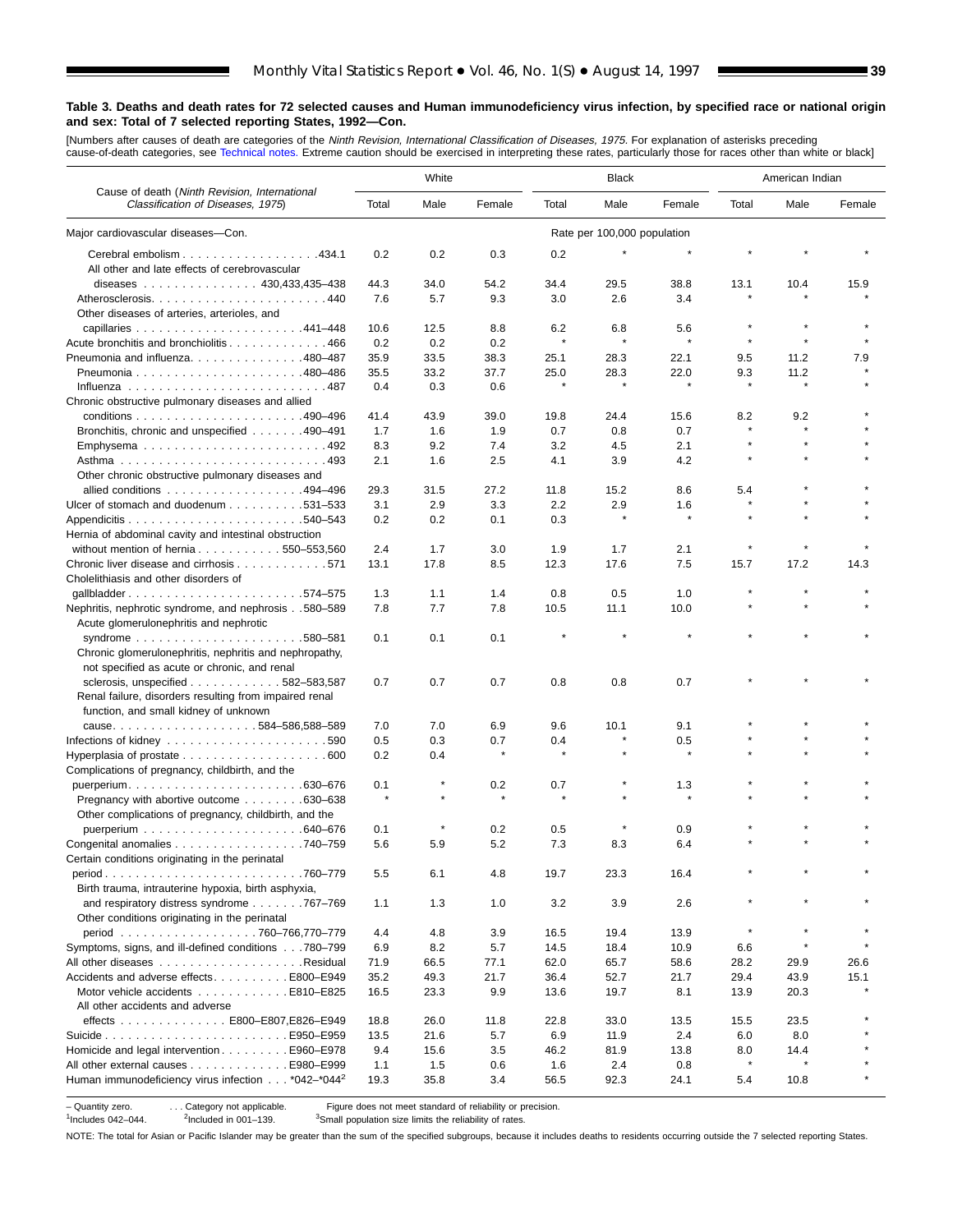**Table 3. Deaths and death rates for 72 selected causes and Human immunodeficiency virus infection, by specified race or national origin and sex: Total of 7 selected reporting States, 1992—Con.**

[Numbers after causes of death are categories of the *Ninth Revision, International Classification of Diseases, 1975*. For explanation of asterisks preceding cause-of-death categories, see Technical notes. Extreme caution should be exercised in interpreting these rates, particularly those for races other than white or black]

| Cause of death (*Ninth Revision, International Classification of Diseases, 1975*) | White | | | Black | | | American Indian | | |
|---|---|---|---|---|---|---|---|---|---|
| | Total | Male | Female | Total | Male | Female | Total | Male | Female |
| Major cardiovascular diseases—Con. | | | | Rate per 100,000 population | | | | | |
| Cerebral embolism . . . . 434.1 | 0.2 | 0.2 | 0.3 | 0.2 | * | * | * | * | * |
| All other and late effects of cerebrovascular diseases . . . . 430,433,435–438 | 44.3 | 34.0 | 54.2 | 34.4 | 29.5 | 38.8 | 13.1 | 10.4 | 15.9 |
| Atherosclerosis. . . . 440 | 7.6 | 5.7 | 9.3 | 3.0 | 2.6 | 3.4 | * | * | * |
| Other diseases of arteries, arterioles, and capillaries . . . . 441–448 | 10.6 | 12.5 | 8.8 | 6.2 | 6.8 | 5.6 | * | * | * |
| Acute bronchitis and bronchiolitis . . . . 466 | 0.2 | 0.2 | 0.2 | * | * | * | * | * | * |
| Pneumonia and influenza. . . . 480–487 | 35.9 | 33.5 | 38.3 | 25.1 | 28.3 | 22.1 | 9.5 | 11.2 | 7.9 |
| Pneumonia . . . . 480–486 | 35.5 | 33.2 | 37.7 | 25.0 | 28.3 | 22.0 | 9.3 | 11.2 | * |
| Influenza . . . . 487 | 0.4 | 0.3 | 0.6 | * | * | * | * | * | * |
| Chronic obstructive pulmonary diseases and allied conditions . . . . 490–496 | 41.4 | 43.9 | 39.0 | 19.8 | 24.4 | 15.6 | 8.2 | 9.2 | * |
| Bronchitis, chronic and unspecified . . . . 490–491 | 1.7 | 1.6 | 1.9 | 0.7 | 0.8 | 0.7 | * | * | * |
| Emphysema . . . . 492 | 8.3 | 9.2 | 7.4 | 3.2 | 4.5 | 2.1 | * | * | * |
| Asthma . . . . 493 | 2.1 | 1.6 | 2.5 | 4.1 | 3.9 | 4.2 | * | * | * |
| Other chronic obstructive pulmonary diseases and allied conditions . . . . 494–496 | 29.3 | 31.5 | 27.2 | 11.8 | 15.2 | 8.6 | 5.4 | * | * |
| Ulcer of stomach and duodenum . . . . 531–533 | 3.1 | 2.9 | 3.3 | 2.2 | 2.9 | 1.6 | * | * | * |
| Appendicitis . . . . 540–543 | 0.2 | 0.2 | 0.1 | 0.3 | * | * | * | * | * |
| Hernia of abdominal cavity and intestinal obstruction without mention of hernia . . . . 550–553,560 | 2.4 | 1.7 | 3.0 | 1.9 | 1.7 | 2.1 | * | * | * |
| Chronic liver disease and cirrhosis . . . . 571 | 13.1 | 17.8 | 8.5 | 12.3 | 17.6 | 7.5 | 15.7 | 17.2 | 14.3 |
| Cholelithiasis and other disorders of gallbladder . . . . 574–575 | 1.3 | 1.1 | 1.4 | 0.8 | 0.5 | 1.0 | * | * | * |
| Nephritis, nephrotic syndrome, and nephrosis . . 580–589 | 7.8 | 7.7 | 7.8 | 10.5 | 11.1 | 10.0 | * | * | * |
| Acute glomerulonephritis and nephrotic syndrome . . . . 580–581 | 0.1 | 0.1 | 0.1 | * | * | * | * | * | * |
| Chronic glomerulonephritis, nephritis and nephropathy, not specified as acute or chronic, and renal sclerosis, unspecified . . . . 582–583,587 | 0.7 | 0.7 | 0.7 | 0.8 | 0.8 | 0.7 | * | * | * |
| Renal failure, disorders resulting from impaired renal function, and small kidney of unknown cause. . . . 584–586,588–589 | 7.0 | 7.0 | 6.9 | 9.6 | 10.1 | 9.1 | * | * | * |
| Infections of kidney . . . . 590 | 0.5 | 0.3 | 0.7 | 0.4 | * | 0.5 | * | * | * |
| Hyperplasia of prostate . . . . 600 | 0.2 | 0.4 | * | * | * | * | * | * | * |
| Complications of pregnancy, childbirth, and the puerperium. . . . 630–676 | 0.1 | * | 0.2 | 0.7 | * | 1.3 | * | * | * |
| Pregnancy with abortive outcome . . . . 630–638 | * | * | * | * | * | * | * | * | * |
| Other complications of pregnancy, childbirth, and the puerperium . . . . 640–676 | 0.1 | * | 0.2 | 0.5 | * | 0.9 | * | * | * |
| Congenital anomalies . . . . 740–759 | 5.6 | 5.9 | 5.2 | 7.3 | 8.3 | 6.4 | * | * | * |
| Certain conditions originating in the perinatal period . . . . 760–779 | 5.5 | 6.1 | 4.8 | 19.7 | 23.3 | 16.4 | * | * | * |
| Birth trauma, intrauterine hypoxia, birth asphyxia, and respiratory distress syndrome . . . . 767–769 | 1.1 | 1.3 | 1.0 | 3.2 | 3.9 | 2.6 | * | * | * |
| Other conditions originating in the perinatal period . . . . 760–766,770–779 | 4.4 | 4.8 | 3.9 | 16.5 | 19.4 | 13.9 | * | * | * |
| Symptoms, signs, and ill-defined conditions . . . 780–799 | 6.9 | 8.2 | 5.7 | 14.5 | 18.4 | 10.9 | 6.6 | * | * |
| All other diseases . . . . Residual | 71.9 | 66.5 | 77.1 | 62.0 | 65.7 | 58.6 | 28.2 | 29.9 | 26.6 |
| Accidents and adverse effects. . . . E800–E949 | 35.2 | 49.3 | 21.7 | 36.4 | 52.7 | 21.7 | 29.4 | 43.9 | 15.1 |
| Motor vehicle accidents . . . . E810–E825 | 16.5 | 23.3 | 9.9 | 13.6 | 19.7 | 8.1 | 13.9 | 20.3 | * |
| All other accidents and adverse effects . . . . E800–E807,E826–E949 | 18.8 | 26.0 | 11.8 | 22.8 | 33.0 | 13.5 | 15.5 | 23.5 | * |
| Suicide . . . . E950–E959 | 13.5 | 21.6 | 5.7 | 6.9 | 11.9 | 2.4 | 6.0 | 8.0 | * |
| Homicide and legal intervention . . . . E960–E978 | 9.4 | 15.6 | 3.5 | 46.2 | 81.9 | 13.8 | 8.0 | 14.4 | * |
| All other external causes . . . . E980–E999 | 1.1 | 1.5 | 0.6 | 1.6 | 2.4 | 0.8 | * | * | * |
| Human immunodeficiency virus infection . . . *042–*044[2] | 19.3 | 35.8 | 3.4 | 56.5 | 92.3 | 24.1 | 5.4 | 10.8 | * |

– Quantity zero. . . . Category not applicable. * Figure does not meet standard of reliability or precision.
[1]Includes 042–044. [2]Included in 001–139. [3]Small population size limits the reliability of rates.

NOTE: The total for Asian or Pacific Islander may be greater than the sum of the specified subgroups, because it includes deaths to residents occurring outside the 7 selected reporting States.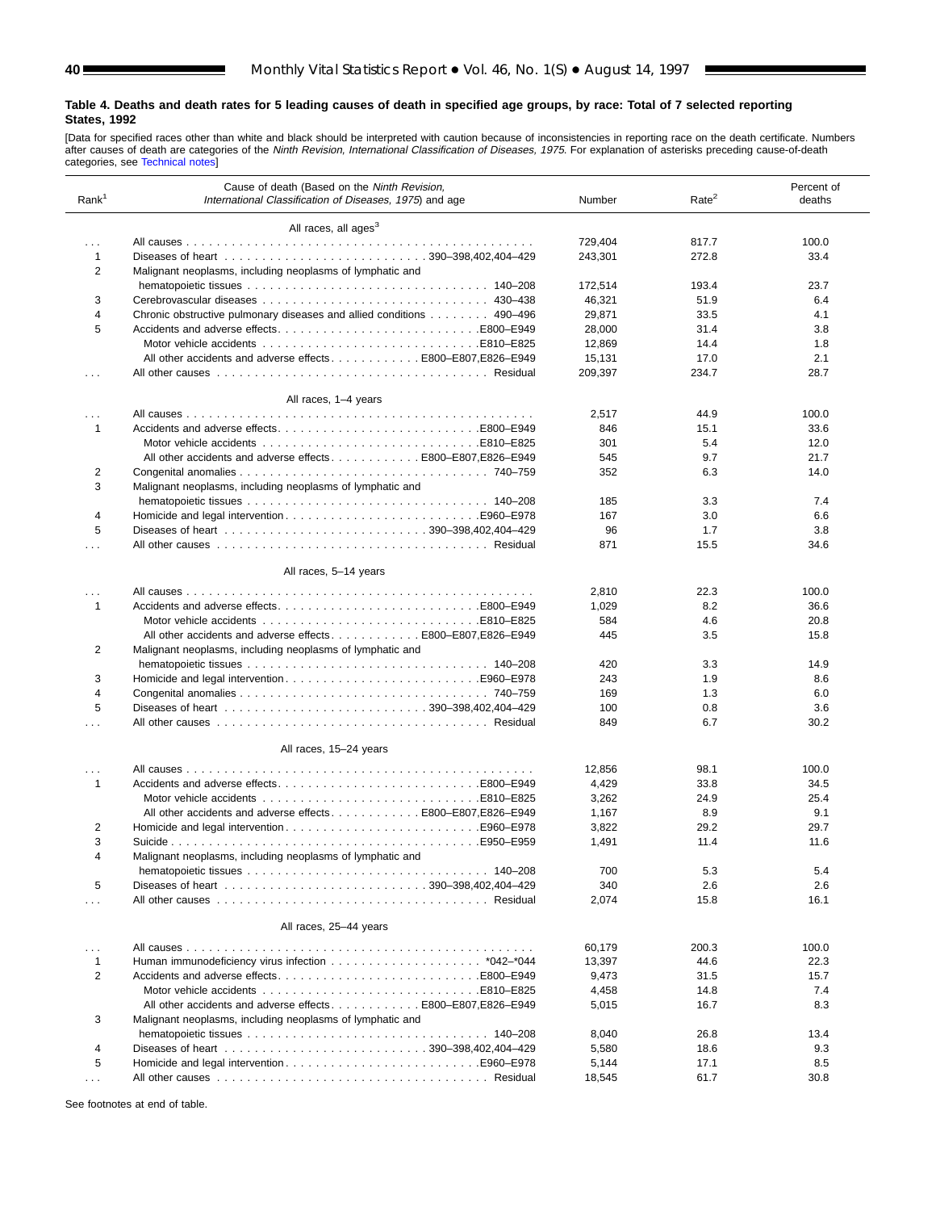### Table 4. Deaths and death rates for 5 leading causes of death in specified age groups, by race: Total of 7 selected reporting States, 1992

[Data for specified races other than white and black should be interpreted with caution because of inconsistencies in reporting race on the death certificate. Numbers after causes of death are categories of the *Ninth Revision, International Classification of Diseases, 1975.* For explanation of asterisks preceding cause-of-death categories, see Technical notes]

| Rank[1] | Cause of death (Based on the *Ninth Revision, International Classification of Diseases, 1975*) and age | Number | Rate[2] | Percent of deaths |
|---|---|---|---|---|
| | **All races, all ages[3]** | | | |
| . . . | All causes | 729,404 | 817.7 | 100.0 |
| 1 | Diseases of heart 390–398,402,404–429 | 243,301 | 272.8 | 33.4 |
| 2 | Malignant neoplasms, including neoplasms of lymphatic and hematopoietic tissues 140–208 | 172,514 | 193.4 | 23.7 |
| 3 | Cerebrovascular diseases 430–438 | 46,321 | 51.9 | 6.4 |
| 4 | Chronic obstructive pulmonary diseases and allied conditions 490–496 | 29,871 | 33.5 | 4.1 |
| 5 | Accidents and adverse effects E800–E949 | 28,000 | 31.4 | 3.8 |
| | Motor vehicle accidents E810–E825 | 12,869 | 14.4 | 1.8 |
| | All other accidents and adverse effects E800–E807,E826–E949 | 15,131 | 17.0 | 2.1 |
| . . . | All other causes Residual | 209,397 | 234.7 | 28.7 |
| | **All races, 1–4 years** | | | |
| . . . | All causes | 2,517 | 44.9 | 100.0 |
| 1 | Accidents and adverse effects E800–E949 | 846 | 15.1 | 33.6 |
| | Motor vehicle accidents E810–E825 | 301 | 5.4 | 12.0 |
| | All other accidents and adverse effects E800–E807,E826–E949 | 545 | 9.7 | 21.7 |
| 2 | Congenital anomalies 740–759 | 352 | 6.3 | 14.0 |
| 3 | Malignant neoplasms, including neoplasms of lymphatic and hematopoietic tissues 140–208 | 185 | 3.3 | 7.4 |
| 4 | Homicide and legal intervention E960–E978 | 167 | 3.0 | 6.6 |
| 5 | Diseases of heart 390–398,402,404–429 | 96 | 1.7 | 3.8 |
| . . . | All other causes Residual | 871 | 15.5 | 34.6 |
| | **All races, 5–14 years** | | | |
| . . . | All causes | 2,810 | 22.3 | 100.0 |
| 1 | Accidents and adverse effects E800–E949 | 1,029 | 8.2 | 36.6 |
| | Motor vehicle accidents E810–E825 | 584 | 4.6 | 20.8 |
| | All other accidents and adverse effects E800–E807,E826–E949 | 445 | 3.5 | 15.8 |
| 2 | Malignant neoplasms, including neoplasms of lymphatic and hematopoietic tissues 140–208 | 420 | 3.3 | 14.9 |
| 3 | Homicide and legal intervention E960–E978 | 243 | 1.9 | 8.6 |
| 4 | Congenital anomalies 740–759 | 169 | 1.3 | 6.0 |
| 5 | Diseases of heart 390–398,402,404–429 | 100 | 0.8 | 3.6 |
| . . . | All other causes Residual | 849 | 6.7 | 30.2 |
| | **All races, 15–24 years** | | | |
| . . . | All causes | 12,856 | 98.1 | 100.0 |
| 1 | Accidents and adverse effects E800–E949 | 4,429 | 33.8 | 34.5 |
| | Motor vehicle accidents E810–E825 | 3,262 | 24.9 | 25.4 |
| | All other accidents and adverse effects E800–E807,E826–E949 | 1,167 | 8.9 | 9.1 |
| 2 | Homicide and legal intervention E960–E978 | 3,822 | 29.2 | 29.7 |
| 3 | Suicide E950–E959 | 1,491 | 11.4 | 11.6 |
| 4 | Malignant neoplasms, including neoplasms of lymphatic and hematopoietic tissues 140–208 | 700 | 5.3 | 5.4 |
| 5 | Diseases of heart 390–398,402,404–429 | 340 | 2.6 | 2.6 |
| . . . | All other causes Residual | 2,074 | 15.8 | 16.1 |
| | **All races, 25–44 years** | | | |
| . . . | All causes | 60,179 | 200.3 | 100.0 |
| 1 | Human immunodeficiency virus infection *042–*044 | 13,397 | 44.6 | 22.3 |
| 2 | Accidents and adverse effects E800–E949 | 9,473 | 31.5 | 15.7 |
| | Motor vehicle accidents E810–E825 | 4,458 | 14.8 | 7.4 |
| | All other accidents and adverse effects E800–E807,E826–E949 | 5,015 | 16.7 | 8.3 |
| 3 | Malignant neoplasms, including neoplasms of lymphatic and hematopoietic tissues 140–208 | 8,040 | 26.8 | 13.4 |
| 4 | Diseases of heart 390–398,402,404–429 | 5,580 | 18.6 | 9.3 |
| 5 | Homicide and legal intervention E960–E978 | 5,144 | 17.1 | 8.5 |
| . . . | All other causes Residual | 18,545 | 61.7 | 30.8 |

See footnotes at end of table.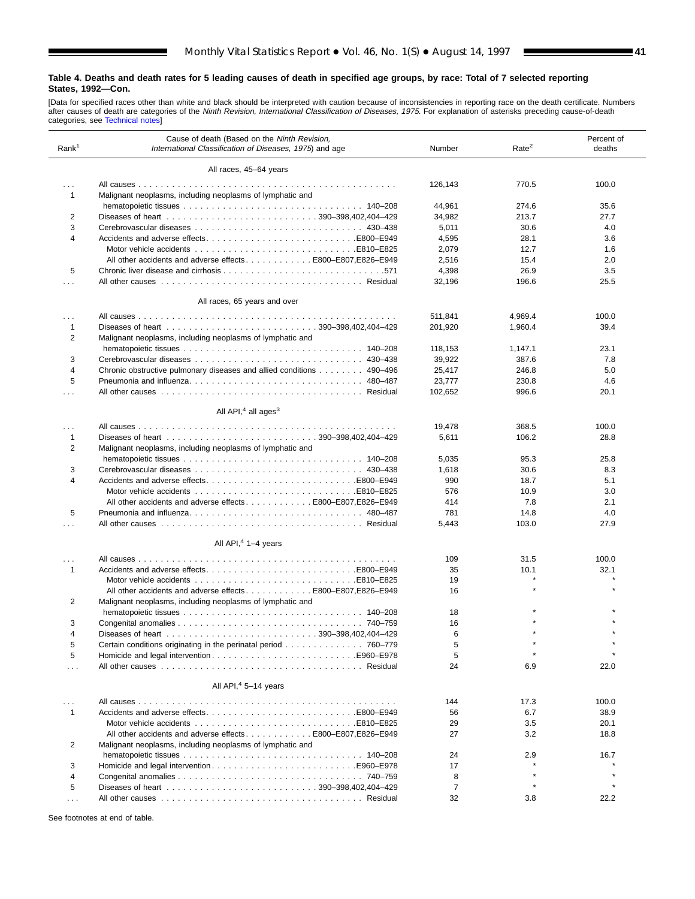**Table 4. Deaths and death rates for 5 leading causes of death in specified age groups, by race: Total of 7 selected reporting States, 1992—Con.**

[Data for specified races other than white and black should be interpreted with caution because of inconsistencies in reporting race on the death certificate. Numbers after causes of death are categories of the *Ninth Revision, International Classification of Diseases, 1975.* For explanation of asterisks preceding cause-of-death categories, see Technical notes]

| Rank[1] | Cause of death (Based on the *Ninth Revision, International Classification of Diseases, 1975*) and age | Number | Rate[2] | Percent of deaths |
|---|---|---|---|---|
| | **All races, 45–64 years** | | | |
| . . . | All causes | 126,143 | 770.5 | 100.0 |
| 1 | Malignant neoplasms, including neoplasms of lymphatic and hematopoietic tissues . . . 140–208 | 44,961 | 274.6 | 35.6 |
| 2 | Diseases of heart . . . 390–398,402,404–429 | 34,982 | 213.7 | 27.7 |
| 3 | Cerebrovascular diseases . . . 430–438 | 5,011 | 30.6 | 4.0 |
| 4 | Accidents and adverse effects . . . E800–E949 | 4,595 | 28.1 | 3.6 |
| | Motor vehicle accidents . . . E810–E825 | 2,079 | 12.7 | 1.6 |
| | All other accidents and adverse effects . . . E800–E807,E826–E949 | 2,516 | 15.4 | 2.0 |
| 5 | Chronic liver disease and cirrhosis . . . 571 | 4,398 | 26.9 | 3.5 |
| . . . | All other causes . . . Residual | 32,196 | 196.6 | 25.5 |
| | **All races, 65 years and over** | | | |
| . . . | All causes | 511,841 | 4,969.4 | 100.0 |
| 1 | Diseases of heart . . . 390–398,402,404–429 | 201,920 | 1,960.4 | 39.4 |
| 2 | Malignant neoplasms, including neoplasms of lymphatic and hematopoietic tissues . . . 140–208 | 118,153 | 1,147.1 | 23.1 |
| 3 | Cerebrovascular diseases . . . 430–438 | 39,922 | 387.6 | 7.8 |
| 4 | Chronic obstructive pulmonary diseases and allied conditions . . . 490–496 | 25,417 | 246.8 | 5.0 |
| 5 | Pneumonia and influenza . . . 480–487 | 23,777 | 230.8 | 4.6 |
| . . . | All other causes . . . Residual | 102,652 | 996.6 | 20.1 |
| | **All API,[4] all ages[3]** | | | |
| . . . | All causes | 19,478 | 368.5 | 100.0 |
| 1 | Diseases of heart . . . 390–398,402,404–429 | 5,611 | 106.2 | 28.8 |
| 2 | Malignant neoplasms, including neoplasms of lymphatic and hematopoietic tissues . . . 140–208 | 5,035 | 95.3 | 25.8 |
| 3 | Cerebrovascular diseases . . . 430–438 | 1,618 | 30.6 | 8.3 |
| 4 | Accidents and adverse effects . . . E800–E949 | 990 | 18.7 | 5.1 |
| | Motor vehicle accidents . . . E810–E825 | 576 | 10.9 | 3.0 |
| | All other accidents and adverse effects . . . E800–E807,E826–E949 | 414 | 7.8 | 2.1 |
| 5 | Pneumonia and influenza . . . 480–487 | 781 | 14.8 | 4.0 |
| . . . | All other causes . . . Residual | 5,443 | 103.0 | 27.9 |
| | **All API,[4] 1–4 years** | | | |
| . . . | All causes | 109 | 31.5 | 100.0 |
| 1 | Accidents and adverse effects . . . E800–E949 | 35 | 10.1 | 32.1 |
| | Motor vehicle accidents . . . E810–E825 | 19 | * | * |
| | All other accidents and adverse effects . . . E800–E807,E826–E949 | 16 | * | * |
| 2 | Malignant neoplasms, including neoplasms of lymphatic and hematopoietic tissues . . . 140–208 | 18 | * | * |
| 3 | Congenital anomalies . . . 740–759 | 16 | * | * |
| 4 | Diseases of heart . . . 390–398,402,404–429 | 6 | * | * |
| 5 | Certain conditions originating in the perinatal period . . . 760–779 | 5 | * | * |
| 5 | Homicide and legal intervention . . . E960–E978 | 5 | * | * |
| . . . | All other causes . . . Residual | 24 | 6.9 | 22.0 |
| | **All API,[4] 5–14 years** | | | |
| . . . | All causes | 144 | 17.3 | 100.0 |
| 1 | Accidents and adverse effects . . . E800–E949 | 56 | 6.7 | 38.9 |
| | Motor vehicle accidents . . . E810–E825 | 29 | 3.5 | 20.1 |
| | All other accidents and adverse effects . . . E800–E807,E826–E949 | 27 | 3.2 | 18.8 |
| 2 | Malignant neoplasms, including neoplasms of lymphatic and hematopoietic tissues . . . 140–208 | 24 | 2.9 | 16.7 |
| 3 | Homicide and legal intervention . . . E960–E978 | 17 | * | * |
| 4 | Congenital anomalies . . . 740–759 | 8 | * | * |
| 5 | Diseases of heart . . . 390–398,402,404–429 | 7 | * | * |
| . . . | All other causes . . . Residual | 32 | 3.8 | 22.2 |

See footnotes at end of table.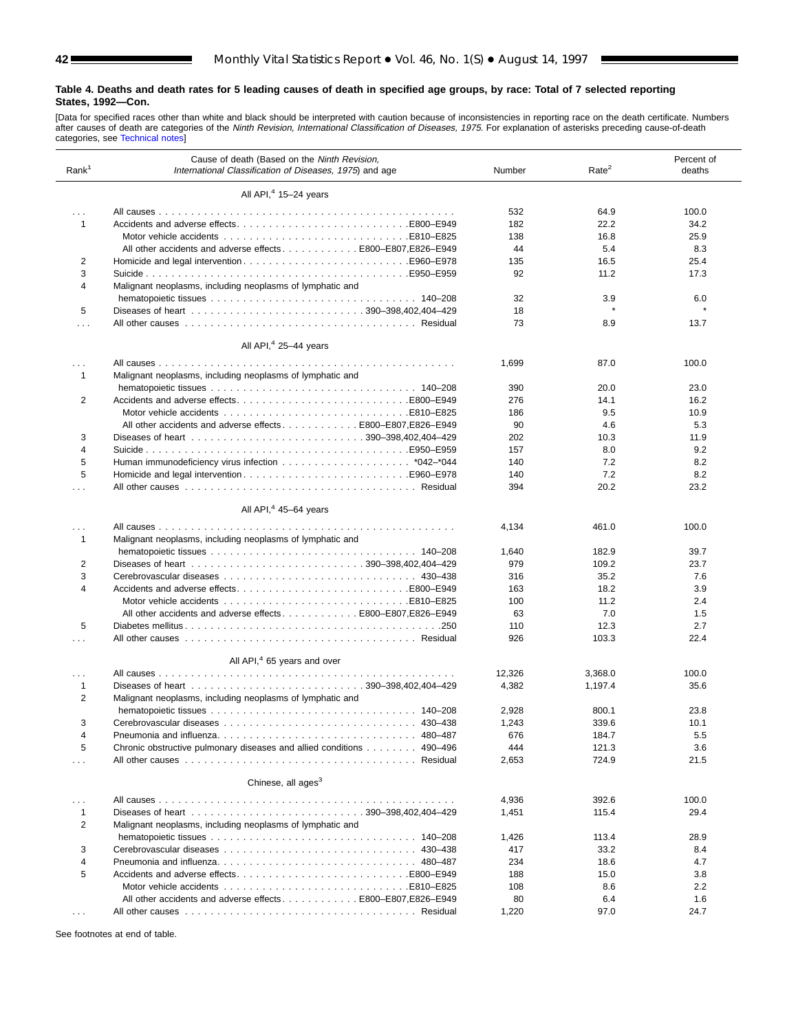### Table 4. Deaths and death rates for 5 leading causes of death in specified age groups, by race: Total of 7 selected reporting States, 1992—Con.

[Data for specified races other than white and black should be interpreted with caution because of inconsistencies in reporting race on the death certificate. Numbers after causes of death are categories of the *Ninth Revision, International Classification of Diseases, 1975.* For explanation of asterisks preceding cause-of-death categories, see Technical notes]

| Rank[1] | Cause of death (Based on the *Ninth Revision, International Classification of Diseases, 1975*) and age | Number | Rate[2] | Percent of deaths |
|---|---|---|---|---|
| | **All API,[4] 15–24 years** | | | |
| . . . | All causes | 532 | 64.9 | 100.0 |
| 1 | Accidents and adverse effects . . . E800–E949 | 182 | 22.2 | 34.2 |
| | Motor vehicle accidents . . . E810–E825 | 138 | 16.8 | 25.9 |
| | All other accidents and adverse effects . . . E800–E807,E826–E949 | 44 | 5.4 | 8.3 |
| 2 | Homicide and legal intervention . . . E960–E978 | 135 | 16.5 | 25.4 |
| 3 | Suicide . . . E950–E959 | 92 | 11.2 | 17.3 |
| 4 | Malignant neoplasms, including neoplasms of lymphatic and hematopoietic tissues . . . 140–208 | 32 | 3.9 | 6.0 |
| 5 | Diseases of heart . . . 390–398,402,404–429 | 18 | * | * |
| . . . | All other causes . . . Residual | 73 | 8.9 | 13.7 |
| | **All API,[4] 25–44 years** | | | |
| . . . | All causes | 1,699 | 87.0 | 100.0 |
| 1 | Malignant neoplasms, including neoplasms of lymphatic and hematopoietic tissues . . . 140–208 | 390 | 20.0 | 23.0 |
| 2 | Accidents and adverse effects . . . E800–E949 | 276 | 14.1 | 16.2 |
| | Motor vehicle accidents . . . E810–E825 | 186 | 9.5 | 10.9 |
| | All other accidents and adverse effects . . . E800–E807,E826–E949 | 90 | 4.6 | 5.3 |
| 3 | Diseases of heart . . . 390–398,402,404–429 | 202 | 10.3 | 11.9 |
| 4 | Suicide . . . E950–E959 | 157 | 8.0 | 9.2 |
| 5 | Human immunodeficiency virus infection . . . *042–*044 | 140 | 7.2 | 8.2 |
| 5 | Homicide and legal intervention . . . E960–E978 | 140 | 7.2 | 8.2 |
| . . . | All other causes . . . Residual | 394 | 20.2 | 23.2 |
| | **All API,[4] 45–64 years** | | | |
| . . . | All causes | 4,134 | 461.0 | 100.0 |
| 1 | Malignant neoplasms, including neoplasms of lymphatic and hematopoietic tissues . . . 140–208 | 1,640 | 182.9 | 39.7 |
| 2 | Diseases of heart . . . 390–398,402,404–429 | 979 | 109.2 | 23.7 |
| 3 | Cerebrovascular diseases . . . 430–438 | 316 | 35.2 | 7.6 |
| 4 | Accidents and adverse effects . . . E800–E949 | 163 | 18.2 | 3.9 |
| | Motor vehicle accidents . . . E810–E825 | 100 | 11.2 | 2.4 |
| | All other accidents and adverse effects . . . E800–E807,E826–E949 | 63 | 7.0 | 1.5 |
| 5 | Diabetes mellitus . . . 250 | 110 | 12.3 | 2.7 |
| . . . | All other causes . . . Residual | 926 | 103.3 | 22.4 |
| | **All API,[4] 65 years and over** | | | |
| . . . | All causes | 12,326 | 3,368.0 | 100.0 |
| 1 | Diseases of heart . . . 390–398,402,404–429 | 4,382 | 1,197.4 | 35.6 |
| 2 | Malignant neoplasms, including neoplasms of lymphatic and hematopoietic tissues . . . 140–208 | 2,928 | 800.1 | 23.8 |
| 3 | Cerebrovascular diseases . . . 430–438 | 1,243 | 339.6 | 10.1 |
| 4 | Pneumonia and influenza . . . 480–487 | 676 | 184.7 | 5.5 |
| 5 | Chronic obstructive pulmonary diseases and allied conditions . . . 490–496 | 444 | 121.3 | 3.6 |
| . . . | All other causes . . . Residual | 2,653 | 724.9 | 21.5 |
| | **Chinese, all ages[3]** | | | |
| . . . | All causes | 4,936 | 392.6 | 100.0 |
| 1 | Diseases of heart . . . 390–398,402,404–429 | 1,451 | 115.4 | 29.4 |
| 2 | Malignant neoplasms, including neoplasms of lymphatic and hematopoietic tissues . . . 140–208 | 1,426 | 113.4 | 28.9 |
| 3 | Cerebrovascular diseases . . . 430–438 | 417 | 33.2 | 8.4 |
| 4 | Pneumonia and influenza . . . 480–487 | 234 | 18.6 | 4.7 |
| 5 | Accidents and adverse effects . . . E800–E949 | 188 | 15.0 | 3.8 |
| | Motor vehicle accidents . . . E810–E825 | 108 | 8.6 | 2.2 |
| | All other accidents and adverse effects . . . E800–E807,E826–E949 | 80 | 6.4 | 1.6 |
| . . . | All other causes . . . Residual | 1,220 | 97.0 | 24.7 |

See footnotes at end of table.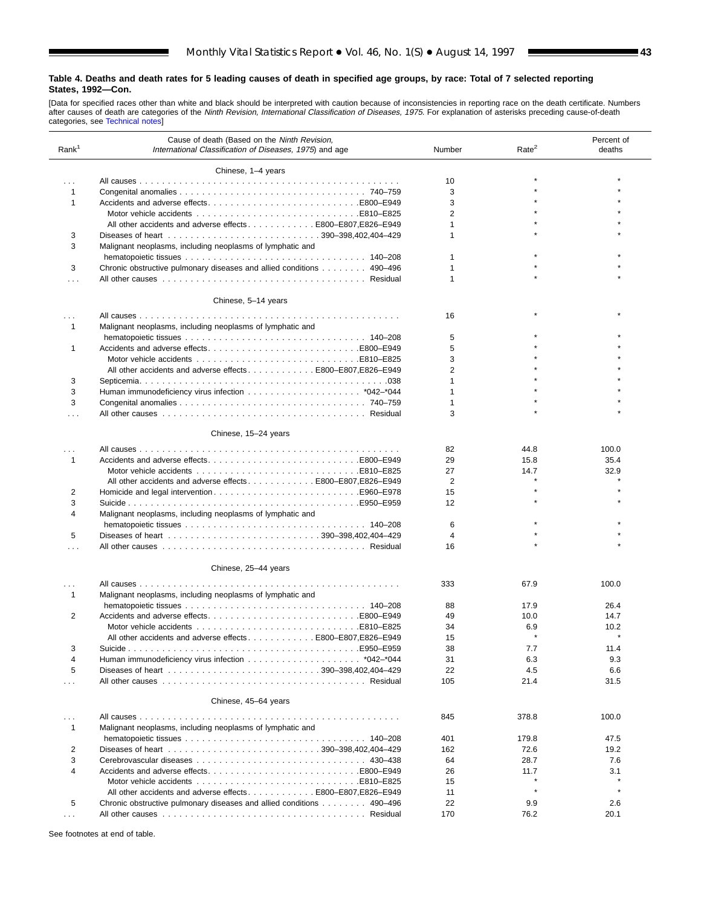**Table 4. Deaths and death rates for 5 leading causes of death in specified age groups, by race: Total of 7 selected reporting States, 1992—Con.**

[Data for specified races other than white and black should be interpreted with caution because of inconsistencies in reporting race on the death certificate. Numbers after causes of death are categories of the *Ninth Revision, International Classification of Diseases, 1975.* For explanation of asterisks preceding cause-of-death categories, see Technical notes]

| Rank[1] | Cause of death (Based on the *Ninth Revision, International Classification of Diseases, 1975*) and age | Number | Rate[2] | Percent of deaths |
|---|---|---|---|---|
| | **Chinese, 1–4 years** | | | |
| . . . | All causes | 10 | * | * |
| 1 | Congenital anomalies . . . 740–759 | 3 | * | * |
| 1 | Accidents and adverse effects . . . E800–E949 | 3 | * | * |
| | Motor vehicle accidents . . . E810–E825 | 2 | * | * |
| | All other accidents and adverse effects . . . E800–E807,E826–E949 | 1 | * | * |
| 3 | Diseases of heart . . . 390–398,402,404–429 | 1 | * | * |
| 3 | Malignant neoplasms, including neoplasms of lymphatic and hematopoietic tissues . . . 140–208 | 1 | * | * |
| 3 | Chronic obstructive pulmonary diseases and allied conditions . . . 490–496 | 1 | * | * |
| . . . | All other causes . . . Residual | 1 | * | * |
| | **Chinese, 5–14 years** | | | |
| . . . | All causes | 16 | * | * |
| 1 | Malignant neoplasms, including neoplasms of lymphatic and hematopoietic tissues . . . 140–208 | 5 | * | * |
| 1 | Accidents and adverse effects . . . E800–E949 | 5 | * | * |
| | Motor vehicle accidents . . . E810–E825 | 3 | * | * |
| | All other accidents and adverse effects . . . E800–E807,E826–E949 | 2 | * | * |
| 3 | Septicemia . . . 038 | 1 | * | * |
| 3 | Human immunodeficiency virus infection . . . *042–*044 | 1 | * | * |
| 3 | Congenital anomalies . . . 740–759 | 1 | * | * |
| . . . | All other causes . . . Residual | 3 | * | * |
| | **Chinese, 15–24 years** | | | |
| . . . | All causes | 82 | 44.8 | 100.0 |
| 1 | Accidents and adverse effects . . . E800–E949 | 29 | 15.8 | 35.4 |
| | Motor vehicle accidents . . . E810–E825 | 27 | 14.7 | 32.9 |
| | All other accidents and adverse effects . . . E800–E807,E826–E949 | 2 | * | * |
| 2 | Homicide and legal intervention . . . E960–E978 | 15 | * | * |
| 3 | Suicide . . . E950–E959 | 12 | * | * |
| 4 | Malignant neoplasms, including neoplasms of lymphatic and hematopoietic tissues . . . 140–208 | 6 | * | * |
| 5 | Diseases of heart . . . 390–398,402,404–429 | 4 | * | * |
| . . . | All other causes . . . Residual | 16 | * | * |
| | **Chinese, 25–44 years** | | | |
| . . . | All causes | 333 | 67.9 | 100.0 |
| 1 | Malignant neoplasms, including neoplasms of lymphatic and hematopoietic tissues . . . 140–208 | 88 | 17.9 | 26.4 |
| 2 | Accidents and adverse effects . . . E800–E949 | 49 | 10.0 | 14.7 |
| | Motor vehicle accidents . . . E810–E825 | 34 | 6.9 | 10.2 |
| | All other accidents and adverse effects . . . E800–E807,E826–E949 | 15 | * | * |
| 3 | Suicide . . . E950–E959 | 38 | 7.7 | 11.4 |
| 4 | Human immunodeficiency virus infection . . . *042–*044 | 31 | 6.3 | 9.3 |
| 5 | Diseases of heart . . . 390–398,402,404–429 | 22 | 4.5 | 6.6 |
| . . . | All other causes . . . Residual | 105 | 21.4 | 31.5 |
| | **Chinese, 45–64 years** | | | |
| . . . | All causes | 845 | 378.8 | 100.0 |
| 1 | Malignant neoplasms, including neoplasms of lymphatic and hematopoietic tissues . . . 140–208 | 401 | 179.8 | 47.5 |
| 2 | Diseases of heart . . . 390–398,402,404–429 | 162 | 72.6 | 19.2 |
| 3 | Cerebrovascular diseases . . . 430–438 | 64 | 28.7 | 7.6 |
| 4 | Accidents and adverse effects . . . E800–E949 | 26 | 11.7 | 3.1 |
| | Motor vehicle accidents . . . E810–E825 | 15 | * | * |
| | All other accidents and adverse effects . . . E800–E807,E826–E949 | 11 | * | * |
| 5 | Chronic obstructive pulmonary diseases and allied conditions . . . 490–496 | 22 | 9.9 | 2.6 |
| . . . | All other causes . . . Residual | 170 | 76.2 | 20.1 |

See footnotes at end of table.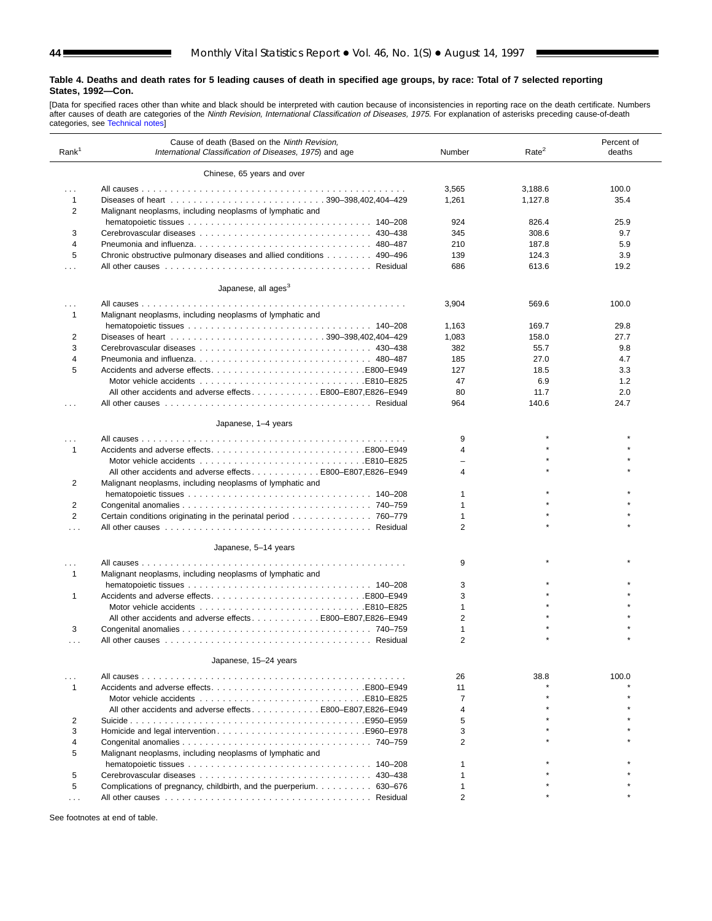**Table 4. Deaths and death rates for 5 leading causes of death in specified age groups, by race: Total of 7 selected reporting States, 1992—Con.**

[Data for specified races other than white and black should be interpreted with caution because of inconsistencies in reporting race on the death certificate. Numbers after causes of death are categories of the *Ninth Revision, International Classification of Diseases, 1975.* For explanation of asterisks preceding cause-of-death categories, see Technical notes]

| Rank[1] | Cause of death (Based on the *Ninth Revision, International Classification of Diseases, 1975*) and age | Number | Rate[2] | Percent of deaths |
|---|---|---|---|---|
| | **Chinese, 65 years and over** | | | |
| . . . | All causes | 3,565 | 3,188.6 | 100.0 |
| 1 | Diseases of heart . . . 390–398,402,404–429 | 1,261 | 1,127.8 | 35.4 |
| 2 | Malignant neoplasms, including neoplasms of lymphatic and hematopoietic tissues . . . 140–208 | 924 | 826.4 | 25.9 |
| 3 | Cerebrovascular diseases . . . 430–438 | 345 | 308.6 | 9.7 |
| 4 | Pneumonia and influenza . . . 480–487 | 210 | 187.8 | 5.9 |
| 5 | Chronic obstructive pulmonary diseases and allied conditions . . . 490–496 | 139 | 124.3 | 3.9 |
| . . . | All other causes . . . Residual | 686 | 613.6 | 19.2 |
| | **Japanese, all ages[3]** | | | |
| . . . | All causes | 3,904 | 569.6 | 100.0 |
| 1 | Malignant neoplasms, including neoplasms of lymphatic and hematopoietic tissues . . . 140–208 | 1,163 | 169.7 | 29.8 |
| 2 | Diseases of heart . . . 390–398,402,404–429 | 1,083 | 158.0 | 27.7 |
| 3 | Cerebrovascular diseases . . . 430–438 | 382 | 55.7 | 9.8 |
| 4 | Pneumonia and influenza . . . 480–487 | 185 | 27.0 | 4.7 |
| 5 | Accidents and adverse effects . . . E800–E949 | 127 | 18.5 | 3.3 |
| | Motor vehicle accidents . . . E810–E825 | 47 | 6.9 | 1.2 |
| | All other accidents and adverse effects . . . E800–E807,E826–E949 | 80 | 11.7 | 2.0 |
| . . . | All other causes . . . Residual | 964 | 140.6 | 24.7 |
| | **Japanese, 1–4 years** | | | |
| . . . | All causes | 9 | * | * |
| 1 | Accidents and adverse effects . . . E800–E949 | 4 | * | * |
| | Motor vehicle accidents . . . E810–E825 | – | * | * |
| | All other accidents and adverse effects . . . E800–E807,E826–E949 | 4 | * | * |
| 2 | Malignant neoplasms, including neoplasms of lymphatic and hematopoietic tissues . . . 140–208 | 1 | * | * |
| 2 | Congenital anomalies . . . 740–759 | 1 | * | * |
| 2 | Certain conditions originating in the perinatal period . . . 760–779 | 1 | * | * |
| . . . | All other causes . . . Residual | 2 | * | * |
| | **Japanese, 5–14 years** | | | |
| . . . | All causes | 9 | * | * |
| 1 | Malignant neoplasms, including neoplasms of lymphatic and hematopoietic tissues . . . 140–208 | 3 | * | * |
| 1 | Accidents and adverse effects . . . E800–E949 | 3 | * | * |
| | Motor vehicle accidents . . . E810–E825 | 1 | * | * |
| | All other accidents and adverse effects . . . E800–E807,E826–E949 | 2 | * | * |
| 3 | Congenital anomalies . . . 740–759 | 1 | * | * |
| . . . | All other causes . . . Residual | 2 | * | * |
| | **Japanese, 15–24 years** | | | |
| . . . | All causes | 26 | 38.8 | 100.0 |
| 1 | Accidents and adverse effects . . . E800–E949 | 11 | * | * |
| | Motor vehicle accidents . . . E810–E825 | 7 | * | * |
| | All other accidents and adverse effects . . . E800–E807,E826–E949 | 4 | * | * |
| 2 | Suicide . . . E950–E959 | 5 | * | * |
| 3 | Homicide and legal intervention . . . E960–E978 | 3 | * | * |
| 4 | Congenital anomalies . . . 740–759 | 2 | * | * |
| 5 | Malignant neoplasms, including neoplasms of lymphatic and hematopoietic tissues . . . 140–208 | 1 | * | * |
| 5 | Cerebrovascular diseases . . . 430–438 | 1 | * | * |
| 5 | Complications of pregnancy, childbirth, and the puerperium . . . 630–676 | 1 | * | * |
| . . . | All other causes . . . Residual | 2 | * | * |

See footnotes at end of table.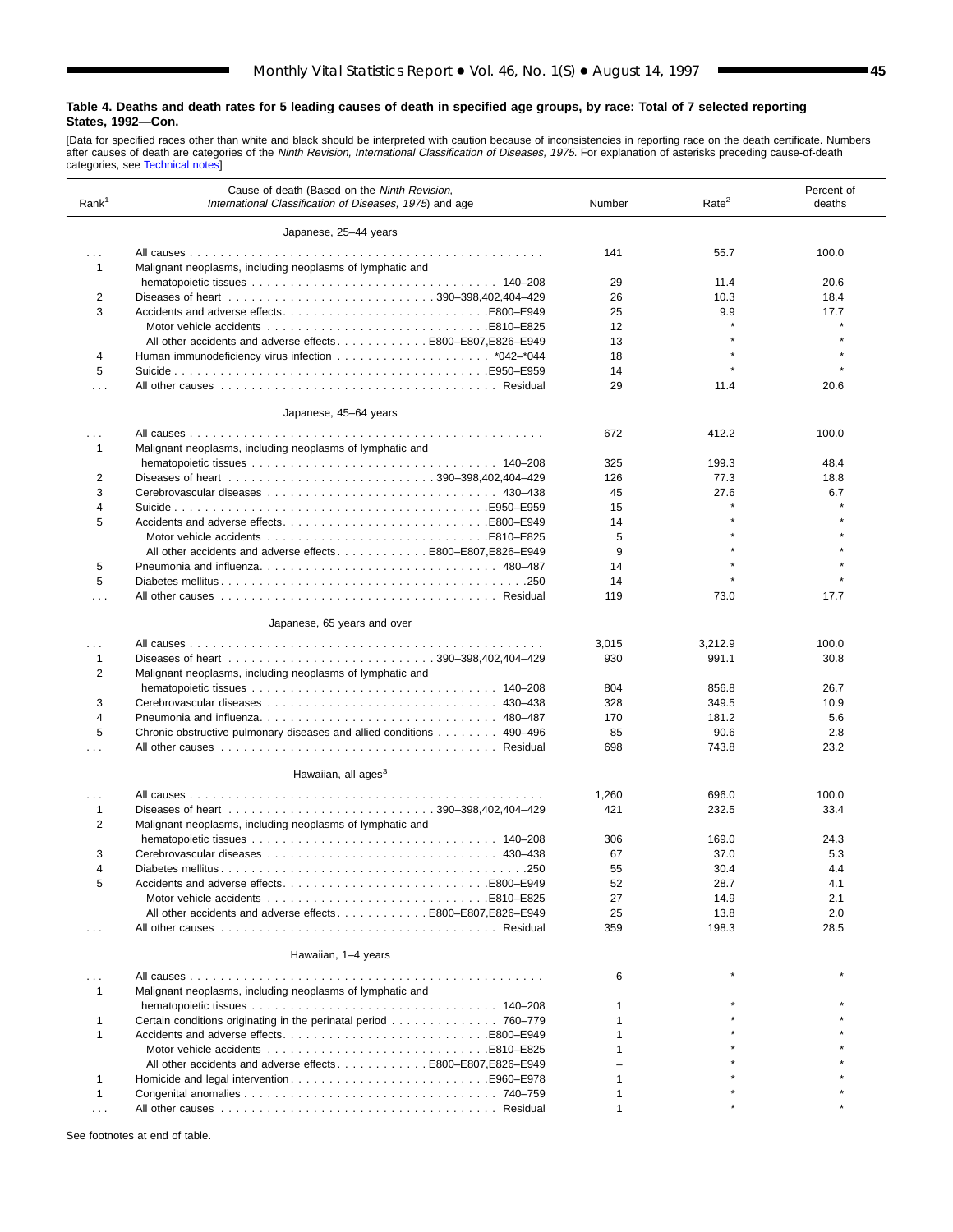**Table 4. Deaths and death rates for 5 leading causes of death in specified age groups, by race: Total of 7 selected reporting States, 1992—Con.**

[Data for specified races other than white and black should be interpreted with caution because of inconsistencies in reporting race on the death certificate. Numbers after causes of death are categories of the *Ninth Revision, International Classification of Diseases, 1975.* For explanation of asterisks preceding cause-of-death categories, see Technical notes]

| Rank[1] | Cause of death (Based on the *Ninth Revision, International Classification of Diseases, 1975*) and age | Number | Rate[2] | Percent of deaths |
|---|---|---|---|---|
| | **Japanese, 25–44 years** | | | |
| . . . | All causes | 141 | 55.7 | 100.0 |
| 1 | Malignant neoplasms, including neoplasms of lymphatic and hematopoietic tissues . . . 140–208 | 29 | 11.4 | 20.6 |
| 2 | Diseases of heart . . . 390–398,402,404–429 | 26 | 10.3 | 18.4 |
| 3 | Accidents and adverse effects . . . E800–E949 | 25 | 9.9 | 17.7 |
| | Motor vehicle accidents . . . E810–E825 | 12 | * | * |
| | All other accidents and adverse effects . . . E800–E807,E826–E949 | 13 | * | * |
| 4 | Human immunodeficiency virus infection . . . *042–*044 | 18 | * | * |
| 5 | Suicide . . . E950–E959 | 14 | * | * |
| . . . | All other causes . . . Residual | 29 | 11.4 | 20.6 |
| | **Japanese, 45–64 years** | | | |
| . . . | All causes | 672 | 412.2 | 100.0 |
| 1 | Malignant neoplasms, including neoplasms of lymphatic and hematopoietic tissues . . . 140–208 | 325 | 199.3 | 48.4 |
| 2 | Diseases of heart . . . 390–398,402,404–429 | 126 | 77.3 | 18.8 |
| 3 | Cerebrovascular diseases . . . 430–438 | 45 | 27.6 | 6.7 |
| 4 | Suicide . . . E950–E959 | 15 | * | * |
| 5 | Accidents and adverse effects . . . E800–E949 | 14 | * | * |
| | Motor vehicle accidents . . . E810–E825 | 5 | * | * |
| | All other accidents and adverse effects . . . E800–E807,E826–E949 | 9 | * | * |
| 5 | Pneumonia and influenza . . . 480–487 | 14 | * | * |
| 5 | Diabetes mellitus . . . 250 | 14 | * | * |
| . . . | All other causes . . . Residual | 119 | 73.0 | 17.7 |
| | **Japanese, 65 years and over** | | | |
| . . . | All causes | 3,015 | 3,212.9 | 100.0 |
| 1 | Diseases of heart . . . 390–398,402,404–429 | 930 | 991.1 | 30.8 |
| 2 | Malignant neoplasms, including neoplasms of lymphatic and hematopoietic tissues . . . 140–208 | 804 | 856.8 | 26.7 |
| 3 | Cerebrovascular diseases . . . 430–438 | 328 | 349.5 | 10.9 |
| 4 | Pneumonia and influenza . . . 480–487 | 170 | 181.2 | 5.6 |
| 5 | Chronic obstructive pulmonary diseases and allied conditions . . . 490–496 | 85 | 90.6 | 2.8 |
| . . . | All other causes . . . Residual | 698 | 743.8 | 23.2 |
| | **Hawaiian, all ages[3]** | | | |
| . . . | All causes | 1,260 | 696.0 | 100.0 |
| 1 | Diseases of heart . . . 390–398,402,404–429 | 421 | 232.5 | 33.4 |
| 2 | Malignant neoplasms, including neoplasms of lymphatic and hematopoietic tissues . . . 140–208 | 306 | 169.0 | 24.3 |
| 3 | Cerebrovascular diseases . . . 430–438 | 67 | 37.0 | 5.3 |
| 4 | Diabetes mellitus . . . 250 | 55 | 30.4 | 4.4 |
| 5 | Accidents and adverse effects . . . E800–E949 | 52 | 28.7 | 4.1 |
| | Motor vehicle accidents . . . E810–E825 | 27 | 14.9 | 2.1 |
| | All other accidents and adverse effects . . . E800–E807,E826–E949 | 25 | 13.8 | 2.0 |
| . . . | All other causes . . . Residual | 359 | 198.3 | 28.5 |
| | **Hawaiian, 1–4 years** | | | |
| . . . | All causes | 6 | * | * |
| 1 | Malignant neoplasms, including neoplasms of lymphatic and hematopoietic tissues . . . 140–208 | 1 | * | * |
| 1 | Certain conditions originating in the perinatal period . . . 760–779 | 1 | * | * |
| 1 | Accidents and adverse effects . . . E800–E949 | 1 | * | * |
| | Motor vehicle accidents . . . E810–E825 | 1 | * | * |
| | All other accidents and adverse effects . . . E800–E807,E826–E949 | – | * | * |
| 1 | Homicide and legal intervention . . . E960–E978 | 1 | * | * |
| 1 | Congenital anomalies . . . 740–759 | 1 | * | * |
| . . . | All other causes . . . Residual | 1 | * | * |

See footnotes at end of table.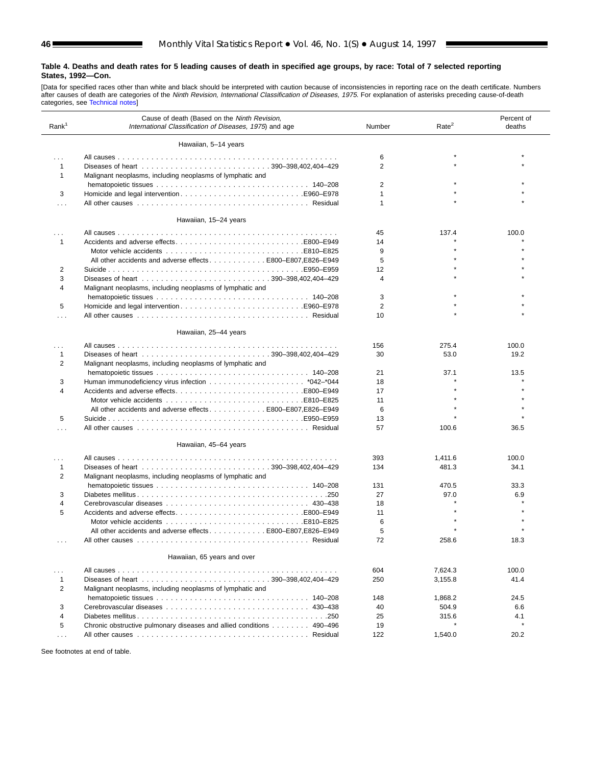**Table 4. Deaths and death rates for 5 leading causes of death in specified age groups, by race: Total of 7 selected reporting States, 1992—Con.**

[Data for specified races other than white and black should be interpreted with caution because of inconsistencies in reporting race on the death certificate. Numbers after causes of death are categories of the *Ninth Revision, International Classification of Diseases, 1975.* For explanation of asterisks preceding cause-of-death categories, see Technical notes]

| Rank[1] | Cause of death (Based on the *Ninth Revision, International Classification of Diseases, 1975*) and age | Number | Rate[2] | Percent of deaths |
|---|---|---|---|---|
| | **Hawaiian, 5–14 years** | | | |
| . . . | All causes | 6 | * | * |
| 1 | Diseases of heart . . . 390–398,402,404–429 | 2 | * | * |
| 1 | Malignant neoplasms, including neoplasms of lymphatic and hematopoietic tissues . . . 140–208 | 2 | * | * |
| 3 | Homicide and legal intervention . . . E960–E978 | 1 | * | * |
| . . . | All other causes . . . Residual | 1 | * | * |
| | **Hawaiian, 15–24 years** | | | |
| . . . | All causes | 45 | 137.4 | 100.0 |
| 1 | Accidents and adverse effects . . . E800–E949 | 14 | * | * |
| | Motor vehicle accidents . . . E810–E825 | 9 | * | * |
| | All other accidents and adverse effects . . . E800–E807,E826–E949 | 5 | * | * |
| 2 | Suicide . . . E950–E959 | 12 | * | * |
| 3 | Diseases of heart . . . 390–398,402,404–429 | 4 | * | * |
| 4 | Malignant neoplasms, including neoplasms of lymphatic and hematopoietic tissues . . . 140–208 | 3 | * | * |
| 5 | Homicide and legal intervention . . . E960–E978 | 2 | * | * |
| . . . | All other causes . . . Residual | 10 | * | * |
| | **Hawaiian, 25–44 years** | | | |
| . . . | All causes | 156 | 275.4 | 100.0 |
| 1 | Diseases of heart . . . 390–398,402,404–429 | 30 | 53.0 | 19.2 |
| 2 | Malignant neoplasms, including neoplasms of lymphatic and hematopoietic tissues . . . 140–208 | 21 | 37.1 | 13.5 |
| 3 | Human immunodeficiency virus infection . . . *042–*044 | 18 | * | * |
| 4 | Accidents and adverse effects . . . E800–E949 | 17 | * | * |
| | Motor vehicle accidents . . . E810–E825 | 11 | * | * |
| | All other accidents and adverse effects . . . E800–E807,E826–E949 | 6 | * | * |
| 5 | Suicide . . . E950–E959 | 13 | * | * |
| . . . | All other causes . . . Residual | 57 | 100.6 | 36.5 |
| | **Hawaiian, 45–64 years** | | | |
| . . . | All causes | 393 | 1,411.6 | 100.0 |
| 1 | Diseases of heart . . . 390–398,402,404–429 | 134 | 481.3 | 34.1 |
| 2 | Malignant neoplasms, including neoplasms of lymphatic and hematopoietic tissues . . . 140–208 | 131 | 470.5 | 33.3 |
| 3 | Diabetes mellitus . . . 250 | 27 | 97.0 | 6.9 |
| 4 | Cerebrovascular diseases . . . 430–438 | 18 | * | * |
| 5 | Accidents and adverse effects . . . E800–E949 | 11 | * | * |
| | Motor vehicle accidents . . . E810–E825 | 6 | * | * |
| | All other accidents and adverse effects . . . E800–E807,E826–E949 | 5 | * | * |
| . . . | All other causes . . . Residual | 72 | 258.6 | 18.3 |
| | **Hawaiian, 65 years and over** | | | |
| . . . | All causes | 604 | 7,624.3 | 100.0 |
| 1 | Diseases of heart . . . 390–398,402,404–429 | 250 | 3,155.8 | 41.4 |
| 2 | Malignant neoplasms, including neoplasms of lymphatic and hematopoietic tissues . . . 140–208 | 148 | 1,868.2 | 24.5 |
| 3 | Cerebrovascular diseases . . . 430–438 | 40 | 504.9 | 6.6 |
| 4 | Diabetes mellitus . . . 250 | 25 | 315.6 | 4.1 |
| 5 | Chronic obstructive pulmonary diseases and allied conditions . . . 490–496 | 19 | * | * |
| . . . | All other causes . . . Residual | 122 | 1,540.0 | 20.2 |

See footnotes at end of table.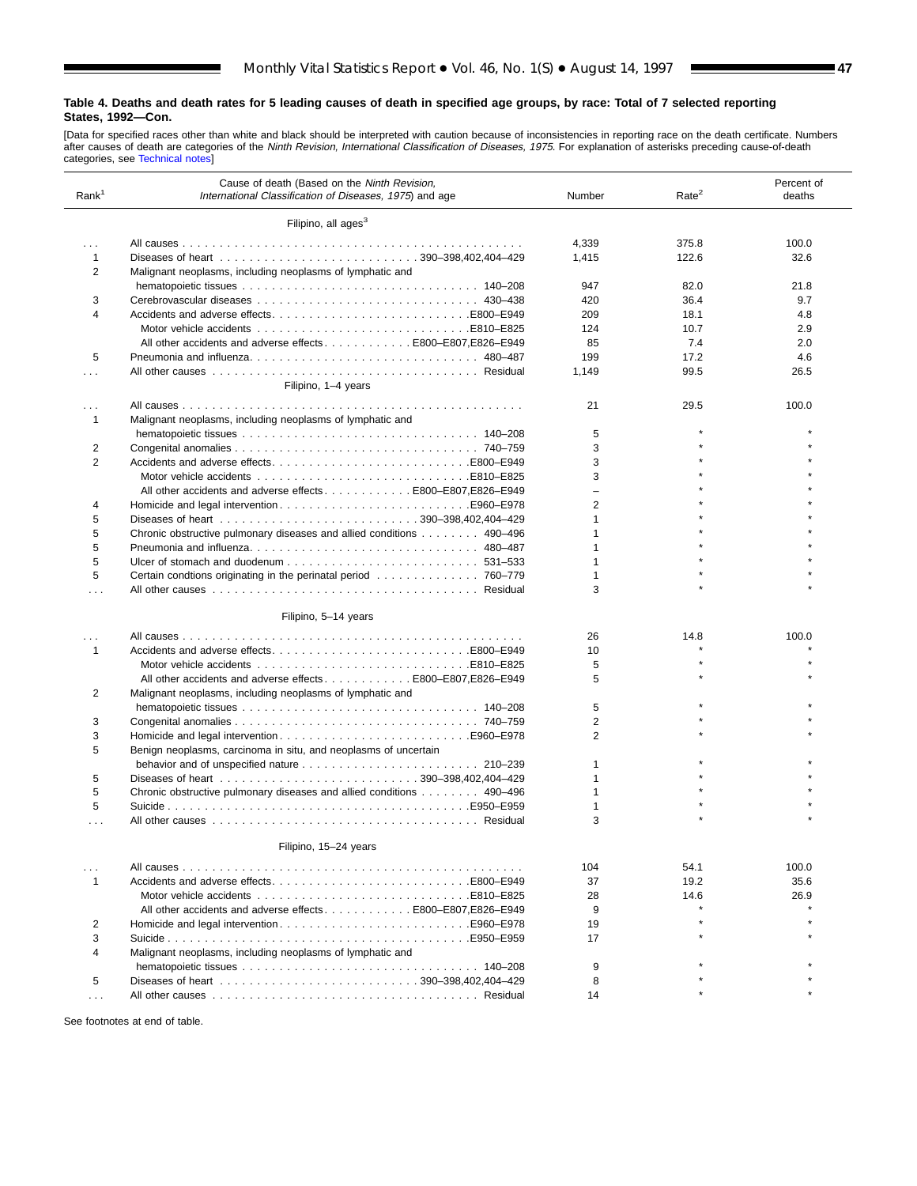**Table 4. Deaths and death rates for 5 leading causes of death in specified age groups, by race: Total of 7 selected reporting States, 1992—Con.**

[Data for specified races other than white and black should be interpreted with caution because of inconsistencies in reporting race on the death certificate. Numbers after causes of death are categories of the *Ninth Revision, International Classification of Diseases, 1975.* For explanation of asterisks preceding cause-of-death categories, see Technical notes]

| Rank[1] | Cause of death (Based on the *Ninth Revision, International Classification of Diseases, 1975*) and age | Number | Rate[2] | Percent of deaths |
|---|---|---|---|---|
| | Filipino, all ages[3] | | | |
| . . . | All causes | 4,339 | 375.8 | 100.0 |
| 1 | Diseases of heart 390–398,402,404–429 | 1,415 | 122.6 | 32.6 |
| 2 | Malignant neoplasms, including neoplasms of lymphatic and hematopoietic tissues 140–208 | 947 | 82.0 | 21.8 |
| 3 | Cerebrovascular diseases 430–438 | 420 | 36.4 | 9.7 |
| 4 | Accidents and adverse effects E800–E949 | 209 | 18.1 | 4.8 |
| | Motor vehicle accidents E810–E825 | 124 | 10.7 | 2.9 |
| | All other accidents and adverse effects E800–E807,E826–E949 | 85 | 7.4 | 2.0 |
| 5 | Pneumonia and influenza 480–487 | 199 | 17.2 | 4.6 |
| . . . | All other causes Residual | 1,149 | 99.5 | 26.5 |
| | Filipino, 1–4 years | | | |
| . . . | All causes | 21 | 29.5 | 100.0 |
| 1 | Malignant neoplasms, including neoplasms of lymphatic and hematopoietic tissues 140–208 | 5 | * | * |
| 2 | Congenital anomalies 740–759 | 3 | * | * |
| 2 | Accidents and adverse effects E800–E949 | 3 | * | * |
| | Motor vehicle accidents E810–E825 | 3 | * | * |
| | All other accidents and adverse effects E800–E807,E826–E949 | – | * | * |
| 4 | Homicide and legal intervention E960–E978 | 2 | * | * |
| 5 | Diseases of heart 390–398,402,404–429 | 1 | * | * |
| 5 | Chronic obstructive pulmonary diseases and allied conditions 490–496 | 1 | * | * |
| 5 | Pneumonia and influenza 480–487 | 1 | * | * |
| 5 | Ulcer of stomach and duodenum 531–533 | 1 | * | * |
| 5 | Certain condtions originating in the perinatal period 760–779 | 1 | * | * |
| . . . | All other causes Residual | 3 | * | * |
| | Filipino, 5–14 years | | | |
| . . . | All causes | 26 | 14.8 | 100.0 |
| 1 | Accidents and adverse effects E800–E949 | 10 | * | * |
| | Motor vehicle accidents E810–E825 | 5 | * | * |
| | All other accidents and adverse effects E800–E807,E826–E949 | 5 | * | * |
| 2 | Malignant neoplasms, including neoplasms of lymphatic and hematopoietic tissues 140–208 | 5 | * | * |
| 3 | Congenital anomalies 740–759 | 2 | * | * |
| 3 | Homicide and legal intervention E960–E978 | 2 | * | * |
| 5 | Benign neoplasms, carcinoma in situ, and neoplasms of uncertain behavior and of unspecified nature 210–239 | 1 | * | * |
| 5 | Diseases of heart 390–398,402,404–429 | 1 | * | * |
| 5 | Chronic obstructive pulmonary diseases and allied conditions 490–496 | 1 | * | * |
| 5 | Suicide E950–E959 | 1 | * | * |
| . . . | All other causes Residual | 3 | * | * |
| | Filipino, 15–24 years | | | |
| . . . | All causes | 104 | 54.1 | 100.0 |
| 1 | Accidents and adverse effects E800–E949 | 37 | 19.2 | 35.6 |
| | Motor vehicle accidents E810–E825 | 28 | 14.6 | 26.9 |
| | All other accidents and adverse effects E800–E807,E826–E949 | 9 | * | * |
| 2 | Homicide and legal intervention E960–E978 | 19 | * | * |
| 3 | Suicide E950–E959 | 17 | * | * |
| 4 | Malignant neoplasms, including neoplasms of lymphatic and hematopoietic tissues 140–208 | 9 | * | * |
| 5 | Diseases of heart 390–398,402,404–429 | 8 | * | * |
| . . . | All other causes Residual | 14 | * | * |

See footnotes at end of table.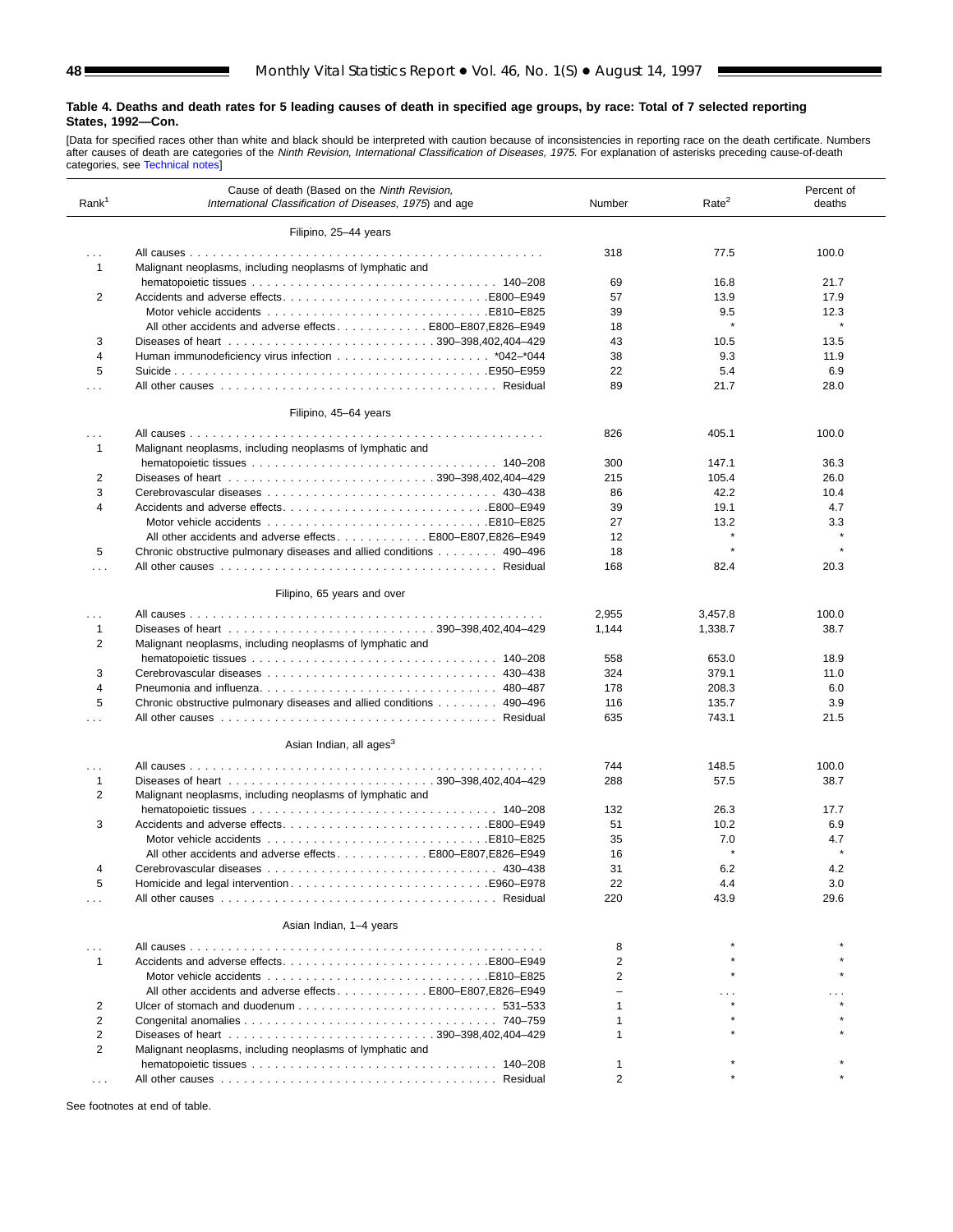**Table 4. Deaths and death rates for 5 leading causes of death in specified age groups, by race: Total of 7 selected reporting States, 1992—Con.**

[Data for specified races other than white and black should be interpreted with caution because of inconsistencies in reporting race on the death certificate. Numbers after causes of death are categories of the *Ninth Revision, International Classification of Diseases, 1975.* For explanation of asterisks preceding cause-of-death categories, see Technical notes]

| Rank[1] | Cause of death (Based on the *Ninth Revision, International Classification of Diseases, 1975*) and age | Number | Rate[2] | Percent of deaths |
|---|---|---|---|---|
| | **Filipino, 25–44 years** | | | |
| . . . | All causes | 318 | 77.5 | 100.0 |
| 1 | Malignant neoplasms, including neoplasms of lymphatic and hematopoietic tissues 140–208 | 69 | 16.8 | 21.7 |
| 2 | Accidents and adverse effects E800–E949 | 57 | 13.9 | 17.9 |
| | Motor vehicle accidents E810–E825 | 39 | 9.5 | 12.3 |
| | All other accidents and adverse effects E800–E807,E826–E949 | 18 | * | * |
| 3 | Diseases of heart 390–398,402,404–429 | 43 | 10.5 | 13.5 |
| 4 | Human immunodeficiency virus infection *042–*044 | 38 | 9.3 | 11.9 |
| 5 | Suicide E950–E959 | 22 | 5.4 | 6.9 |
| . . . | All other causes Residual | 89 | 21.7 | 28.0 |
| | **Filipino, 45–64 years** | | | |
| . . . | All causes | 826 | 405.1 | 100.0 |
| 1 | Malignant neoplasms, including neoplasms of lymphatic and hematopoietic tissues 140–208 | 300 | 147.1 | 36.3 |
| 2 | Diseases of heart 390–398,402,404–429 | 215 | 105.4 | 26.0 |
| 3 | Cerebrovascular diseases 430–438 | 86 | 42.2 | 10.4 |
| 4 | Accidents and adverse effects E800–E949 | 39 | 19.1 | 4.7 |
| | Motor vehicle accidents E810–E825 | 27 | 13.2 | 3.3 |
| | All other accidents and adverse effects E800–E807,E826–E949 | 12 | * | * |
| 5 | Chronic obstructive pulmonary diseases and allied conditions 490–496 | 18 | * | * |
| . . . | All other causes Residual | 168 | 82.4 | 20.3 |
| | **Filipino, 65 years and over** | | | |
| . . . | All causes | 2,955 | 3,457.8 | 100.0 |
| 1 | Diseases of heart 390–398,402,404–429 | 1,144 | 1,338.7 | 38.7 |
| 2 | Malignant neoplasms, including neoplasms of lymphatic and hematopoietic tissues 140–208 | 558 | 653.0 | 18.9 |
| 3 | Cerebrovascular diseases 430–438 | 324 | 379.1 | 11.0 |
| 4 | Pneumonia and influenza 480–487 | 178 | 208.3 | 6.0 |
| 5 | Chronic obstructive pulmonary diseases and allied conditions 490–496 | 116 | 135.7 | 3.9 |
| . . . | All other causes Residual | 635 | 743.1 | 21.5 |
| | **Asian Indian, all ages[3]** | | | |
| . . . | All causes | 744 | 148.5 | 100.0 |
| 1 | Diseases of heart 390–398,402,404–429 | 288 | 57.5 | 38.7 |
| 2 | Malignant neoplasms, including neoplasms of lymphatic and hematopoietic tissues 140–208 | 132 | 26.3 | 17.7 |
| 3 | Accidents and adverse effects E800–E949 | 51 | 10.2 | 6.9 |
| | Motor vehicle accidents E810–E825 | 35 | 7.0 | 4.7 |
| | All other accidents and adverse effects E800–E807,E826–E949 | 16 | * | * |
| 4 | Cerebrovascular diseases 430–438 | 31 | 6.2 | 4.2 |
| 5 | Homicide and legal intervention E960–E978 | 22 | 4.4 | 3.0 |
| . . . | All other causes Residual | 220 | 43.9 | 29.6 |
| | **Asian Indian, 1–4 years** | | | |
| . . . | All causes | 8 | * | * |
| 1 | Accidents and adverse effects E800–E949 | 2 | * | * |
| | Motor vehicle accidents E810–E825 | 2 | * | * |
| | All other accidents and adverse effects E800–E807,E826–E949 | – | . . . | . . . |
| 2 | Ulcer of stomach and duodenum 531–533 | 1 | * | * |
| 2 | Congenital anomalies 740–759 | 1 | * | * |
| 2 | Diseases of heart 390–398,402,404–429 | 1 | * | * |
| 2 | Malignant neoplasms, including neoplasms of lymphatic and hematopoietic tissues 140–208 | 1 | * | * |
| . . . | All other causes Residual | 2 | * | * |

See footnotes at end of table.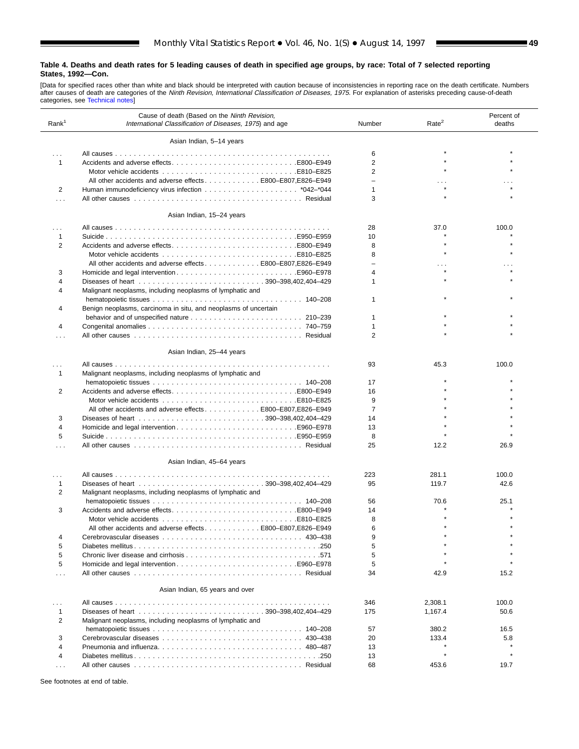**Table 4. Deaths and death rates for 5 leading causes of death in specified age groups, by race: Total of 7 selected reporting States, 1992—Con.**

[Data for specified races other than white and black should be interpreted with caution because of inconsistencies in reporting race on the death certificate. Numbers after causes of death are categories of the *Ninth Revision, International Classification of Diseases, 1975.* For explanation of asterisks preceding cause-of-death categories, see Technical notes]

| Rank[1] | Cause of death (Based on the *Ninth Revision, International Classification of Diseases, 1975*) and age | Number | Rate[2] | Percent of deaths |
|---|---|---|---|---|
| | **Asian Indian, 5–14 years** | | | |
| . . . | All causes | 6 | * | * |
| 1 | Accidents and adverse effects . . . E800–E949 | 2 | * | * |
| | Motor vehicle accidents . . . E810–E825 | 2 | * | * |
| | All other accidents and adverse effects . . . E800–E807,E826–E949 | – | . . . | . . . |
| 2 | Human immunodeficiency virus infection . . . *042–*044 | 1 | * | * |
| . . . | All other causes . . . Residual | 3 | * | * |
| | **Asian Indian, 15–24 years** | | | |
| . . . | All causes | 28 | 37.0 | 100.0 |
| 1 | Suicide . . . E950–E959 | 10 | * | * |
| 2 | Accidents and adverse effects . . . E800–E949 | 8 | * | * |
| | Motor vehicle accidents . . . E810–E825 | 8 | * | * |
| | All other accidents and adverse effects . . . E800–E807,E826–E949 | – | . . . | . . . |
| 3 | Homicide and legal intervention . . . E960–E978 | 4 | * | * |
| 4 | Diseases of heart . . . 390–398,402,404–429 | 1 | * | * |
| 4 | Malignant neoplasms, including neoplasms of lymphatic and hematopoietic tissues . . . 140–208 | 1 | * | * |
| 4 | Benign neoplasms, carcinoma in situ, and neoplasms of uncertain behavior and of unspecified nature . . . 210–239 | 1 | * | * |
| 4 | Congenital anomalies . . . 740–759 | 1 | * | * |
| . . . | All other causes . . . Residual | 2 | * | * |
| | **Asian Indian, 25–44 years** | | | |
| . . . | All causes | 93 | 45.3 | 100.0 |
| 1 | Malignant neoplasms, including neoplasms of lymphatic and hematopoietic tissues . . . 140–208 | 17 | * | * |
| 2 | Accidents and adverse effects . . . E800–E949 | 16 | * | * |
| | Motor vehicle accidents . . . E810–E825 | 9 | * | * |
| | All other accidents and adverse effects . . . E800–E807,E826–E949 | 7 | * | * |
| 3 | Diseases of heart . . . 390–398,402,404–429 | 14 | * | * |
| 4 | Homicide and legal intervention . . . E960–E978 | 13 | * | * |
| 5 | Suicide . . . E950–E959 | 8 | * | * |
| . . . | All other causes . . . Residual | 25 | 12.2 | 26.9 |
| | **Asian Indian, 45–64 years** | | | |
| . . . | All causes | 223 | 281.1 | 100.0 |
| 1 | Diseases of heart . . . 390–398,402,404–429 | 95 | 119.7 | 42.6 |
| 2 | Malignant neoplasms, including neoplasms of lymphatic and hematopoietic tissues . . . 140–208 | 56 | 70.6 | 25.1 |
| 3 | Accidents and adverse effects . . . E800–E949 | 14 | * | * |
| | Motor vehicle accidents . . . E810–E825 | 8 | * | * |
| | All other accidents and adverse effects . . . E800–E807,E826–E949 | 6 | * | * |
| 4 | Cerebrovascular diseases . . . 430–438 | 9 | * | * |
| 5 | Diabetes mellitus . . . 250 | 5 | * | * |
| 5 | Chronic liver disease and cirrhosis . . . 571 | 5 | * | * |
| 5 | Homicide and legal intervention . . . E960–E978 | 5 | * | * |
| . . . | All other causes . . . Residual | 34 | 42.9 | 15.2 |
| | **Asian Indian, 65 years and over** | | | |
| . . . | All causes | 346 | 2,308.1 | 100.0 |
| 1 | Diseases of heart . . . 390–398,402,404–429 | 175 | 1,167.4 | 50.6 |
| 2 | Malignant neoplasms, including neoplasms of lymphatic and hematopoietic tissues . . . 140–208 | 57 | 380.2 | 16.5 |
| 3 | Cerebrovascular diseases . . . 430–438 | 20 | 133.4 | 5.8 |
| 4 | Pneumonia and influenza . . . 480–487 | 13 | * | * |
| 4 | Diabetes mellitus . . . 250 | 13 | * | * |
| . . . | All other causes . . . Residual | 68 | 453.6 | 19.7 |

See footnotes at end of table.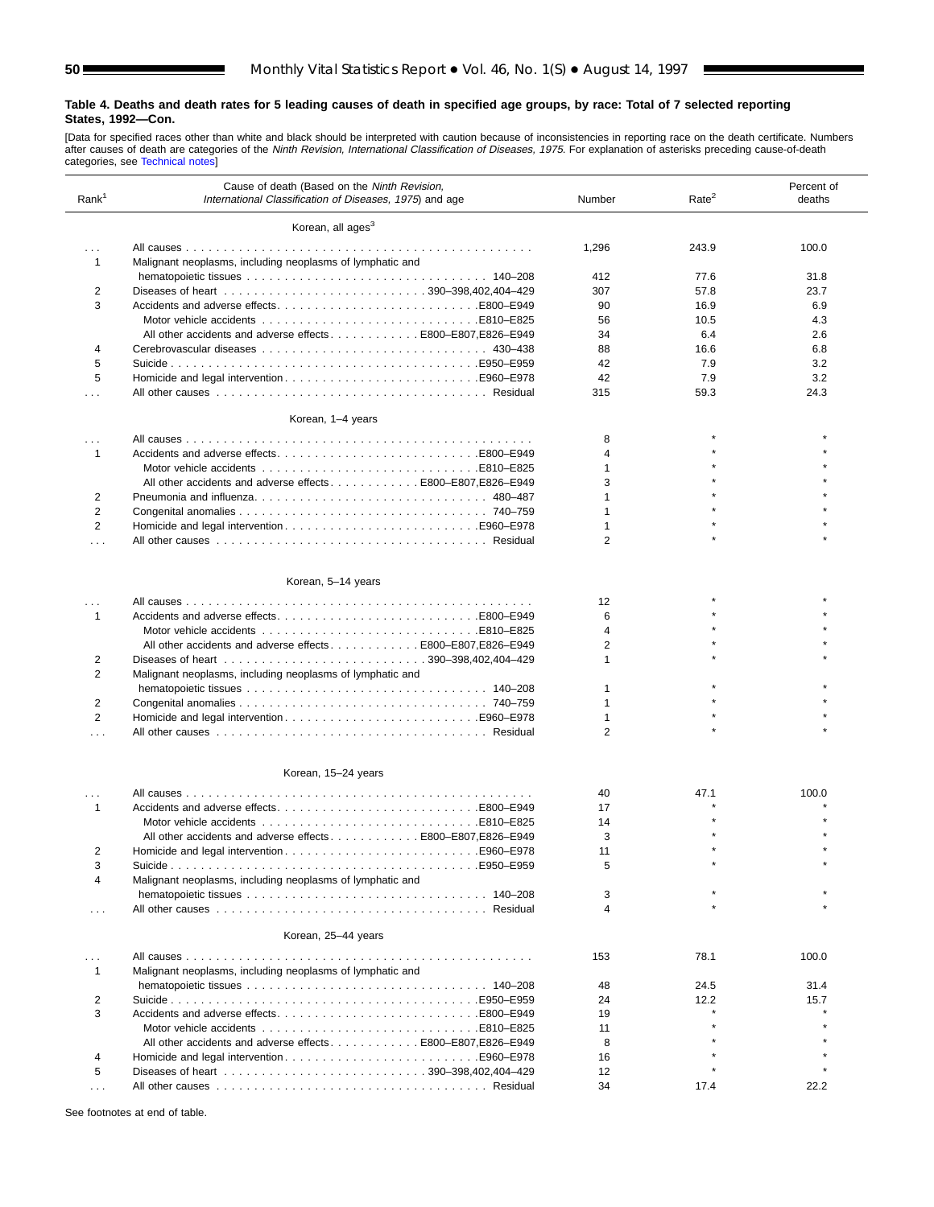**Table 4. Deaths and death rates for 5 leading causes of death in specified age groups, by race: Total of 7 selected reporting States, 1992—Con.**

[Data for specified races other than white and black should be interpreted with caution because of inconsistencies in reporting race on the death certificate. Numbers after causes of death are categories of the *Ninth Revision, International Classification of Diseases, 1975.* For explanation of asterisks preceding cause-of-death categories, see Technical notes]

| Rank[1] | Cause of death (Based on the *Ninth Revision, International Classification of Diseases, 1975*) and age | Number | Rate[2] | Percent of deaths |
|---|---|---|---|---|
| | **Korean, all ages[3]** | | | |
| . . . | All causes | 1,296 | 243.9 | 100.0 |
| 1 | Malignant neoplasms, including neoplasms of lymphatic and hematopoietic tissues . . . 140–208 | 412 | 77.6 | 31.8 |
| 2 | Diseases of heart . . . 390–398,402,404–429 | 307 | 57.8 | 23.7 |
| 3 | Accidents and adverse effects . . . E800–E949 | 90 | 16.9 | 6.9 |
| | Motor vehicle accidents . . . E810–E825 | 56 | 10.5 | 4.3 |
| | All other accidents and adverse effects . . . E800–E807,E826–E949 | 34 | 6.4 | 2.6 |
| 4 | Cerebrovascular diseases . . . 430–438 | 88 | 16.6 | 6.8 |
| 5 | Suicide . . . E950–E959 | 42 | 7.9 | 3.2 |
| 5 | Homicide and legal intervention . . . E960–E978 | 42 | 7.9 | 3.2 |
| . . . | All other causes . . . Residual | 315 | 59.3 | 24.3 |
| | **Korean, 1–4 years** | | | |
| . . . | All causes | 8 | * | * |
| 1 | Accidents and adverse effects . . . E800–E949 | 4 | * | * |
| | Motor vehicle accidents . . . E810–E825 | 1 | * | * |
| | All other accidents and adverse effects . . . E800–E807,E826–E949 | 3 | * | * |
| 2 | Pneumonia and influenza . . . 480–487 | 1 | * | * |
| 2 | Congenital anomalies . . . 740–759 | 1 | * | * |
| 2 | Homicide and legal intervention . . . E960–E978 | 1 | * | * |
| . . . | All other causes . . . Residual | 2 | * | * |
| | **Korean, 5–14 years** | | | |
| . . . | All causes | 12 | * | * |
| 1 | Accidents and adverse effects . . . E800–E949 | 6 | * | * |
| | Motor vehicle accidents . . . E810–E825 | 4 | * | * |
| | All other accidents and adverse effects . . . E800–E807,E826–E949 | 2 | * | * |
| 2 | Diseases of heart . . . 390–398,402,404–429 | 1 | * | * |
| 2 | Malignant neoplasms, including neoplasms of lymphatic and hematopoietic tissues . . . 140–208 | 1 | * | * |
| 2 | Congenital anomalies . . . 740–759 | 1 | * | * |
| 2 | Homicide and legal intervention . . . E960–E978 | 1 | * | * |
| . . . | All other causes . . . Residual | 2 | * | * |
| | **Korean, 15–24 years** | | | |
| . . . | All causes | 40 | 47.1 | 100.0 |
| 1 | Accidents and adverse effects . . . E800–E949 | 17 | * | * |
| | Motor vehicle accidents . . . E810–E825 | 14 | * | * |
| | All other accidents and adverse effects . . . E800–E807,E826–E949 | 3 | * | * |
| 2 | Homicide and legal intervention . . . E960–E978 | 11 | * | * |
| 3 | Suicide . . . E950–E959 | 5 | * | * |
| 4 | Malignant neoplasms, including neoplasms of lymphatic and hematopoietic tissues . . . 140–208 | 3 | * | * |
| . . . | All other causes . . . Residual | 4 | * | * |
| | **Korean, 25–44 years** | | | |
| . . . | All causes | 153 | 78.1 | 100.0 |
| 1 | Malignant neoplasms, including neoplasms of lymphatic and hematopoietic tissues . . . 140–208 | 48 | 24.5 | 31.4 |
| 2 | Suicide . . . E950–E959 | 24 | 12.2 | 15.7 |
| 3 | Accidents and adverse effects . . . E800–E949 | 19 | * | * |
| | Motor vehicle accidents . . . E810–E825 | 11 | * | * |
| | All other accidents and adverse effects . . . E800–E807,E826–E949 | 8 | * | * |
| 4 | Homicide and legal intervention . . . E960–E978 | 16 | * | * |
| 5 | Diseases of heart . . . 390–398,402,404–429 | 12 | * | * |
| . . . | All other causes . . . Residual | 34 | 17.4 | 22.2 |

See footnotes at end of table.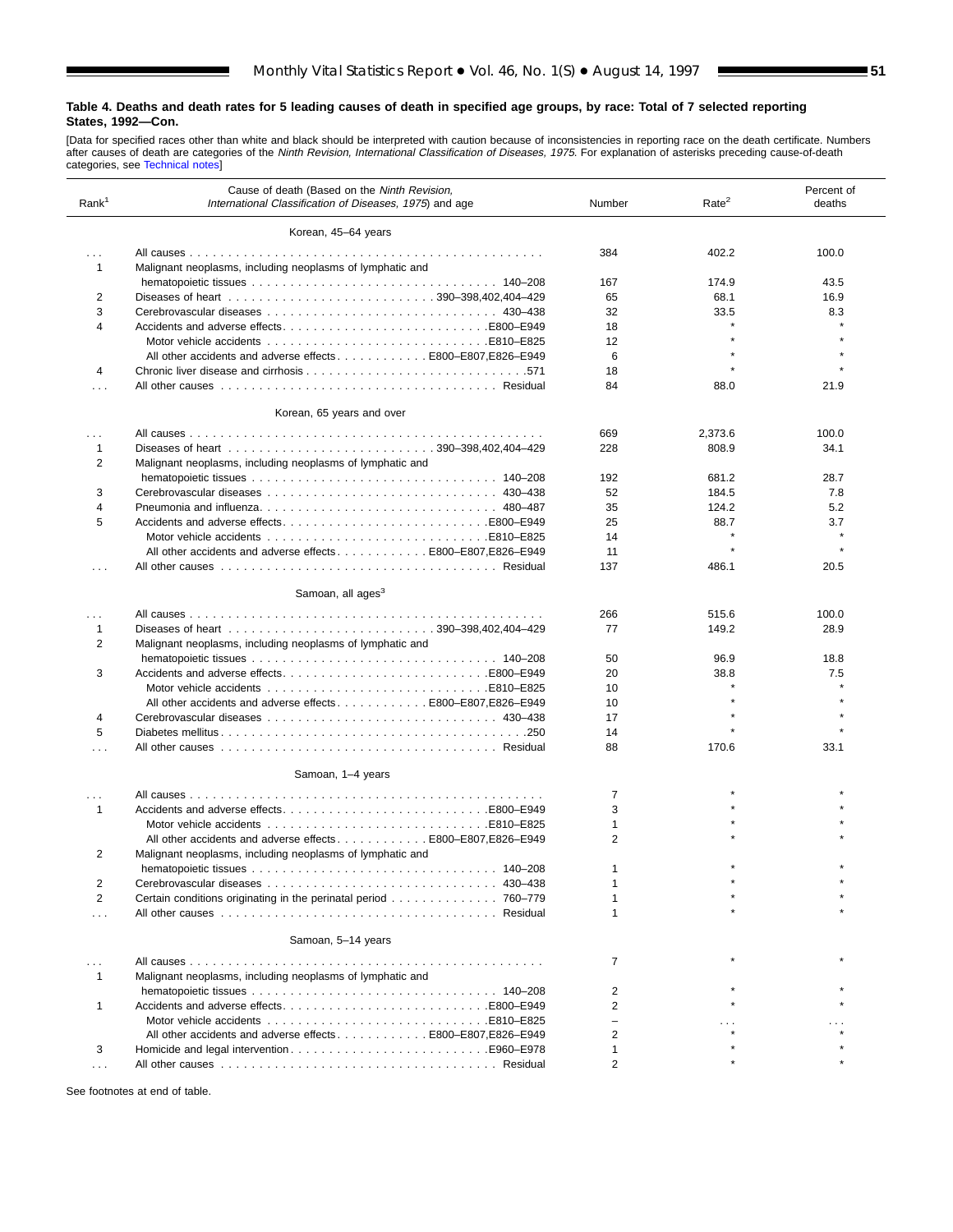**Table 4. Deaths and death rates for 5 leading causes of death in specified age groups, by race: Total of 7 selected reporting States, 1992—Con.**

[Data for specified races other than white and black should be interpreted with caution because of inconsistencies in reporting race on the death certificate. Numbers after causes of death are categories of the *Ninth Revision, International Classification of Diseases, 1975.* For explanation of asterisks preceding cause-of-death categories, see Technical notes]

| Rank[1] | Cause of death (Based on the *Ninth Revision, International Classification of Diseases, 1975*) and age | Number | Rate[2] | Percent of deaths |
|---|---|---|---|---|
| | **Korean, 45–64 years** | | | |
| . . . | All causes | 384 | 402.2 | 100.0 |
| 1 | Malignant neoplasms, including neoplasms of lymphatic and hematopoietic tissues . . . 140–208 | 167 | 174.9 | 43.5 |
| 2 | Diseases of heart . . . 390–398,402,404–429 | 65 | 68.1 | 16.9 |
| 3 | Cerebrovascular diseases . . . 430–438 | 32 | 33.5 | 8.3 |
| 4 | Accidents and adverse effects . . . E800–E949 | 18 | * | * |
| | Motor vehicle accidents . . . E810–E825 | 12 | * | * |
| | All other accidents and adverse effects . . . E800–E807,E826–E949 | 6 | * | * |
| 4 | Chronic liver disease and cirrhosis . . . 571 | 18 | * | * |
| . . . | All other causes . . . Residual | 84 | 88.0 | 21.9 |
| | **Korean, 65 years and over** | | | |
| . . . | All causes | 669 | 2,373.6 | 100.0 |
| 1 | Diseases of heart . . . 390–398,402,404–429 | 228 | 808.9 | 34.1 |
| 2 | Malignant neoplasms, including neoplasms of lymphatic and hematopoietic tissues . . . 140–208 | 192 | 681.2 | 28.7 |
| 3 | Cerebrovascular diseases . . . 430–438 | 52 | 184.5 | 7.8 |
| 4 | Pneumonia and influenza . . . 480–487 | 35 | 124.2 | 5.2 |
| 5 | Accidents and adverse effects . . . E800–E949 | 25 | 88.7 | 3.7 |
| | Motor vehicle accidents . . . E810–E825 | 14 | * | * |
| | All other accidents and adverse effects . . . E800–E807,E826–E949 | 11 | * | * |
| . . . | All other causes . . . Residual | 137 | 486.1 | 20.5 |
| | **Samoan, all ages[3]** | | | |
| . . . | All causes | 266 | 515.6 | 100.0 |
| 1 | Diseases of heart . . . 390–398,402,404–429 | 77 | 149.2 | 28.9 |
| 2 | Malignant neoplasms, including neoplasms of lymphatic and hematopoietic tissues . . . 140–208 | 50 | 96.9 | 18.8 |
| 3 | Accidents and adverse effects . . . E800–E949 | 20 | 38.8 | 7.5 |
| | Motor vehicle accidents . . . E810–E825 | 10 | * | * |
| | All other accidents and adverse effects . . . E800–E807,E826–E949 | 10 | * | * |
| 4 | Cerebrovascular diseases . . . 430–438 | 17 | * | * |
| 5 | Diabetes mellitus . . . 250 | 14 | * | * |
| . . . | All other causes . . . Residual | 88 | 170.6 | 33.1 |
| | **Samoan, 1–4 years** | | | |
| . . . | All causes | 7 | * | * |
| 1 | Accidents and adverse effects . . . E800–E949 | 3 | * | * |
| | Motor vehicle accidents . . . E810–E825 | 1 | * | * |
| | All other accidents and adverse effects . . . E800–E807,E826–E949 | 2 | * | * |
| 2 | Malignant neoplasms, including neoplasms of lymphatic and hematopoietic tissues . . . 140–208 | 1 | * | * |
| 2 | Cerebrovascular diseases . . . 430–438 | 1 | * | * |
| 2 | Certain conditions originating in the perinatal period . . . 760–779 | 1 | * | * |
| . . . | All other causes . . . Residual | 1 | * | * |
| | **Samoan, 5–14 years** | | | |
| . . . | All causes | 7 | * | * |
| 1 | Malignant neoplasms, including neoplasms of lymphatic and hematopoietic tissues . . . 140–208 | 2 | * | * |
| 1 | Accidents and adverse effects . . . E800–E949 | 2 | * | * |
| | Motor vehicle accidents . . . E810–E825 | – | . . . | . . . |
| | All other accidents and adverse effects . . . E800–E807,E826–E949 | 2 | * | * |
| 3 | Homicide and legal intervention . . . E960–E978 | 1 | * | * |
| . . . | All other causes . . . Residual | 2 | * | * |

See footnotes at end of table.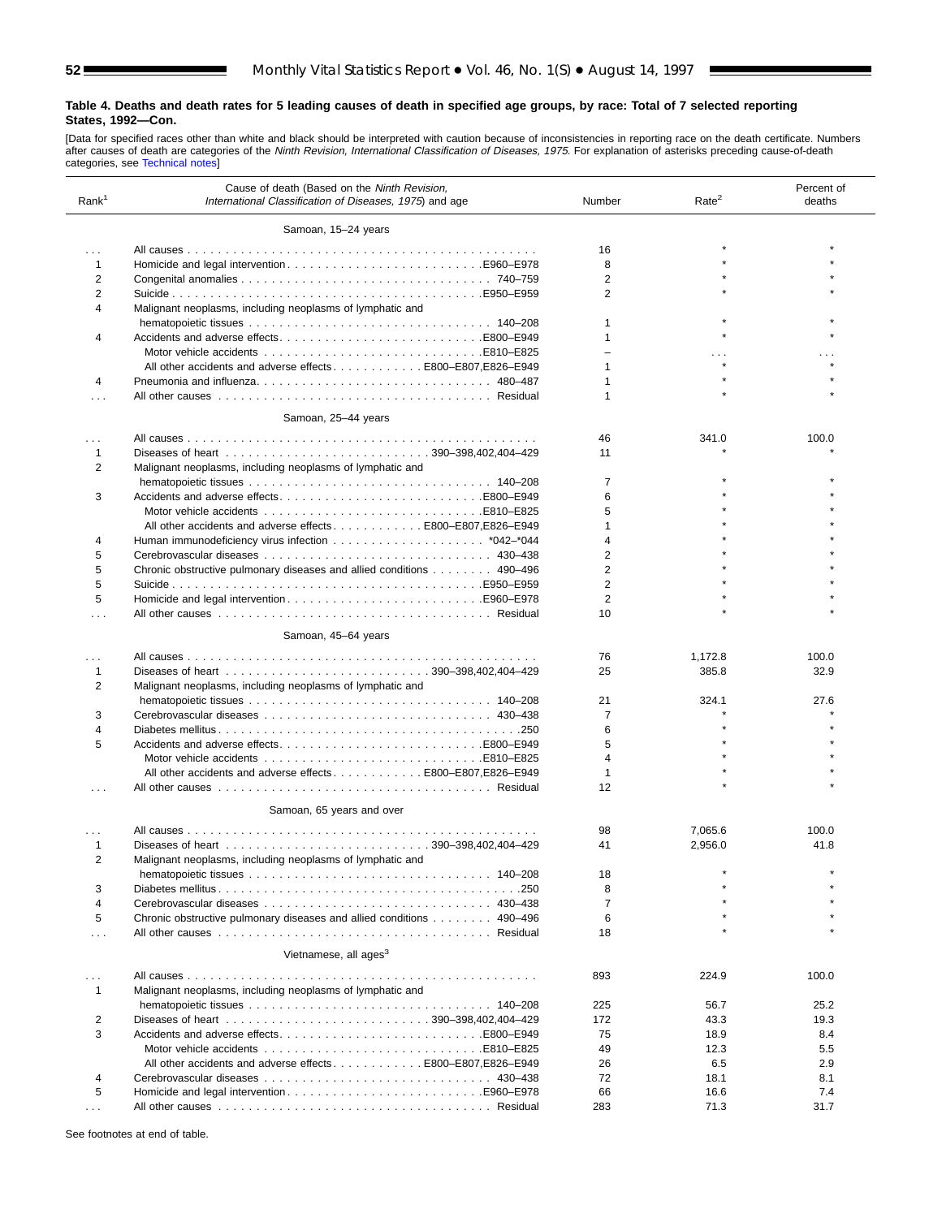**Table 4. Deaths and death rates for 5 leading causes of death in specified age groups, by race: Total of 7 selected reporting States, 1992—Con.**

[Data for specified races other than white and black should be interpreted with caution because of inconsistencies in reporting race on the death certificate. Numbers after causes of death are categories of the *Ninth Revision, International Classification of Diseases, 1975.* For explanation of asterisks preceding cause-of-death categories, see Technical notes]

| Rank[1] | Cause of death (Based on the *Ninth Revision, International Classification of Diseases, 1975*) and age | Number | Rate[2] | Percent of deaths |
|---|---|---|---|---|
| | **Samoan, 15–24 years** | | | |
| . . . | All causes | 16 | * | * |
| 1 | Homicide and legal intervention E960–E978 | 8 | * | * |
| 2 | Congenital anomalies 740–759 | 2 | * | * |
| 2 | Suicide E950–E959 | 2 | * | * |
| 4 | Malignant neoplasms, including neoplasms of lymphatic and hematopoietic tissues 140–208 | 1 | * | * |
| 4 | Accidents and adverse effects E800–E949 | 1 | * | * |
| | Motor vehicle accidents E810–E825 | – | . . . | . . . |
| | All other accidents and adverse effects E800–E807,E826–E949 | 1 | * | * |
| 4 | Pneumonia and influenza 480–487 | 1 | * | * |
| . . . | All other causes Residual | 1 | * | * |
| | **Samoan, 25–44 years** | | | |
| . . . | All causes | 46 | 341.0 | 100.0 |
| 1 | Diseases of heart 390–398,402,404–429 | 11 | * | * |
| 2 | Malignant neoplasms, including neoplasms of lymphatic and hematopoietic tissues 140–208 | 7 | * | * |
| 3 | Accidents and adverse effects E800–E949 | 6 | * | * |
| | Motor vehicle accidents E810–E825 | 5 | * | * |
| | All other accidents and adverse effects E800–E807,E826–E949 | 1 | * | * |
| 4 | Human immunodeficiency virus infection *042–*044 | 4 | * | * |
| 5 | Cerebrovascular diseases 430–438 | 2 | * | * |
| 5 | Chronic obstructive pulmonary diseases and allied conditions 490–496 | 2 | * | * |
| 5 | Suicide E950–E959 | 2 | * | * |
| 5 | Homicide and legal intervention E960–E978 | 2 | * | * |
| . . . | All other causes Residual | 10 | * | * |
| | **Samoan, 45–64 years** | | | |
| . . . | All causes | 76 | 1,172.8 | 100.0 |
| 1 | Diseases of heart 390–398,402,404–429 | 25 | 385.8 | 32.9 |
| 2 | Malignant neoplasms, including neoplasms of lymphatic and hematopoietic tissues 140–208 | 21 | 324.1 | 27.6 |
| 3 | Cerebrovascular diseases 430–438 | 7 | * | * |
| 4 | Diabetes mellitus 250 | 6 | * | * |
| 5 | Accidents and adverse effects E800–E949 | 5 | * | * |
| | Motor vehicle accidents E810–E825 | 4 | * | * |
| | All other accidents and adverse effects E800–E807,E826–E949 | 1 | * | * |
| . . . | All other causes Residual | 12 | * | * |
| | **Samoan, 65 years and over** | | | |
| . . . | All causes | 98 | 7,065.6 | 100.0 |
| 1 | Diseases of heart 390–398,402,404–429 | 41 | 2,956.0 | 41.8 |
| 2 | Malignant neoplasms, including neoplasms of lymphatic and hematopoietic tissues 140–208 | 18 | * | * |
| 3 | Diabetes mellitus 250 | 8 | * | * |
| 4 | Cerebrovascular diseases 430–438 | 7 | * | * |
| 5 | Chronic obstructive pulmonary diseases and allied conditions 490–496 | 6 | * | * |
| . . . | All other causes Residual | 18 | * | * |
| | **Vietnamese, all ages[3]** | | | |
| . . . | All causes | 893 | 224.9 | 100.0 |
| 1 | Malignant neoplasms, including neoplasms of lymphatic and hematopoietic tissues 140–208 | 225 | 56.7 | 25.2 |
| 2 | Diseases of heart 390–398,402,404–429 | 172 | 43.3 | 19.3 |
| 3 | Accidents and adverse effects E800–E949 | 75 | 18.9 | 8.4 |
| | Motor vehicle accidents E810–E825 | 49 | 12.3 | 5.5 |
| | All other accidents and adverse effects E800–E807,E826–E949 | 26 | 6.5 | 2.9 |
| 4 | Cerebrovascular diseases 430–438 | 72 | 18.1 | 8.1 |
| 5 | Homicide and legal intervention E960–E978 | 66 | 16.6 | 7.4 |
| . . . | All other causes Residual | 283 | 71.3 | 31.7 |

See footnotes at end of table.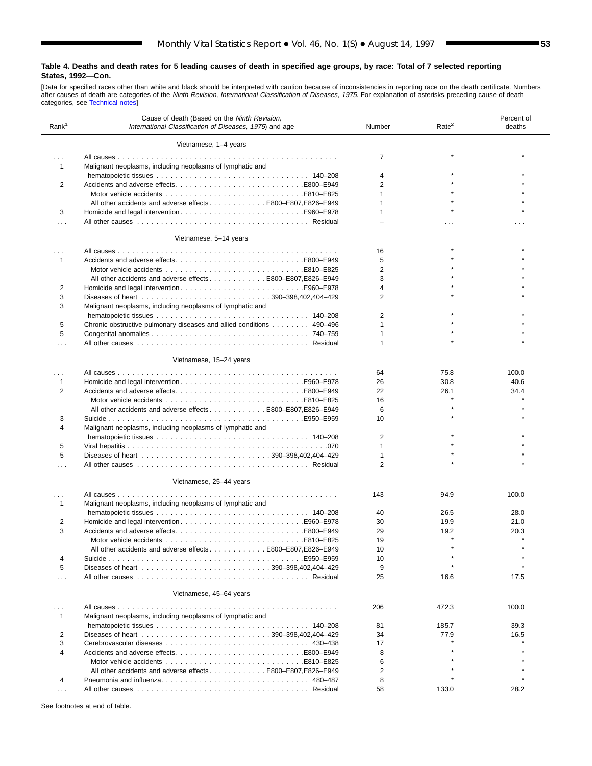**Table 4. Deaths and death rates for 5 leading causes of death in specified age groups, by race: Total of 7 selected reporting States, 1992—Con.**

[Data for specified races other than white and black should be interpreted with caution because of inconsistencies in reporting race on the death certificate. Numbers after causes of death are categories of the *Ninth Revision, International Classification of Diseases, 1975.* For explanation of asterisks preceding cause-of-death categories, see Technical notes]

| Rank[1] | Cause of death (Based on the *Ninth Revision, International Classification of Diseases, 1975*) and age | Number | Rate[2] | Percent of deaths |
|---|---|---|---|---|
| | **Vietnamese, 1–4 years** | | | |
| . . . | All causes | 7 | * | * |
| 1 | Malignant neoplasms, including neoplasms of lymphatic and hematopoietic tissues . . . 140–208 | 4 | * | * |
| 2 | Accidents and adverse effects . . . E800–E949 | 2 | * | * |
| | Motor vehicle accidents . . . E810–E825 | 1 | * | * |
| | All other accidents and adverse effects . . . E800–E807,E826–E949 | 1 | * | * |
| 3 | Homicide and legal intervention . . . E960–E978 | 1 | * | * |
| . . . | All other causes . . . Residual | – | . . . | . . . |
| | **Vietnamese, 5–14 years** | | | |
| . . . | All causes | 16 | * | * |
| 1 | Accidents and adverse effects . . . E800–E949 | 5 | * | * |
| | Motor vehicle accidents . . . E810–E825 | 2 | * | * |
| | All other accidents and adverse effects . . . E800–E807,E826–E949 | 3 | * | * |
| 2 | Homicide and legal intervention . . . E960–E978 | 4 | * | * |
| 3 | Diseases of heart . . . 390–398,402,404–429 | 2 | * | * |
| 3 | Malignant neoplasms, including neoplasms of lymphatic and hematopoietic tissues . . . 140–208 | 2 | * | * |
| 5 | Chronic obstructive pulmonary diseases and allied conditions . . . 490–496 | 1 | * | * |
| 5 | Congenital anomalies . . . 740–759 | 1 | * | * |
| . . . | All other causes . . . Residual | 1 | * | * |
| | **Vietnamese, 15–24 years** | | | |
| . . . | All causes | 64 | 75.8 | 100.0 |
| 1 | Homicide and legal intervention . . . E960–E978 | 26 | 30.8 | 40.6 |
| 2 | Accidents and adverse effects . . . E800–E949 | 22 | 26.1 | 34.4 |
| | Motor vehicle accidents . . . E810–E825 | 16 | * | * |
| | All other accidents and adverse effects . . . E800–E807,E826–E949 | 6 | * | * |
| 3 | Suicide . . . E950–E959 | 10 | * | * |
| 4 | Malignant neoplasms, including neoplasms of lymphatic and hematopoietic tissues . . . 140–208 | 2 | * | * |
| 5 | Viral hepatitis . . . 070 | 1 | * | * |
| 5 | Diseases of heart . . . 390–398,402,404–429 | 1 | * | * |
| . . . | All other causes . . . Residual | 2 | * | * |
| | **Vietnamese, 25–44 years** | | | |
| . . . | All causes | 143 | 94.9 | 100.0 |
| 1 | Malignant neoplasms, including neoplasms of lymphatic and hematopoietic tissues . . . 140–208 | 40 | 26.5 | 28.0 |
| 2 | Homicide and legal intervention . . . E960–E978 | 30 | 19.9 | 21.0 |
| 3 | Accidents and adverse effects . . . E800–E949 | 29 | 19.2 | 20.3 |
| | Motor vehicle accidents . . . E810–E825 | 19 | * | * |
| | All other accidents and adverse effects . . . E800–E807,E826–E949 | 10 | * | * |
| 4 | Suicide . . . E950–E959 | 10 | * | * |
| 5 | Diseases of heart . . . 390–398,402,404–429 | 9 | * | * |
| . . . | All other causes . . . Residual | 25 | 16.6 | 17.5 |
| | **Vietnamese, 45–64 years** | | | |
| . . . | All causes | 206 | 472.3 | 100.0 |
| 1 | Malignant neoplasms, including neoplasms of lymphatic and hematopoietic tissues . . . 140–208 | 81 | 185.7 | 39.3 |
| 2 | Diseases of heart . . . 390–398,402,404–429 | 34 | 77.9 | 16.5 |
| 3 | Cerebrovascular diseases . . . 430–438 | 17 | * | * |
| 4 | Accidents and adverse effects . . . E800–E949 | 8 | * | * |
| | Motor vehicle accidents . . . E810–E825 | 6 | * | * |
| | All other accidents and adverse effects . . . E800–E807,E826–E949 | 2 | * | * |
| 4 | Pneumonia and influenza . . . 480–487 | 8 | * | * |
| . . . | All other causes . . . Residual | 58 | 133.0 | 28.2 |

See footnotes at end of table.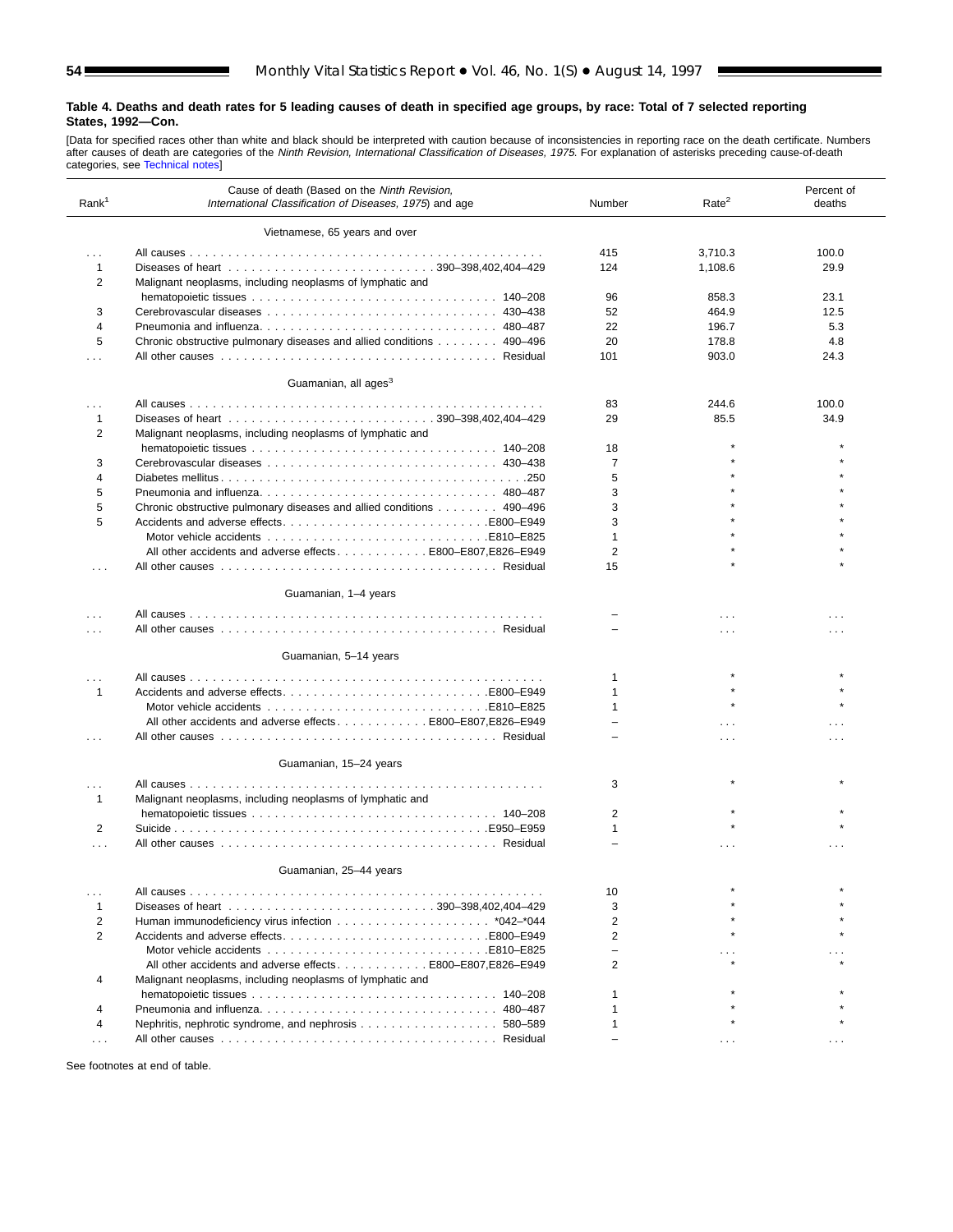**Table 4. Deaths and death rates for 5 leading causes of death in specified age groups, by race: Total of 7 selected reporting States, 1992—Con.**

[Data for specified races other than white and black should be interpreted with caution because of inconsistencies in reporting race on the death certificate. Numbers after causes of death are categories of the *Ninth Revision, International Classification of Diseases, 1975.* For explanation of asterisks preceding cause-of-death categories, see Technical notes]

| Rank[1] | Cause of death (Based on the *Ninth Revision, International Classification of Diseases, 1975*) and age | Number | Rate[2] | Percent of deaths |
|---|---|---|---|---|
| | **Vietnamese, 65 years and over** | | | |
| ... | All causes | 415 | 3,710.3 | 100.0 |
| 1 | Diseases of heart 390–398,402,404–429 | 124 | 1,108.6 | 29.9 |
| 2 | Malignant neoplasms, including neoplasms of lymphatic and hematopoietic tissues 140–208 | 96 | 858.3 | 23.1 |
| 3 | Cerebrovascular diseases 430–438 | 52 | 464.9 | 12.5 |
| 4 | Pneumonia and influenza 480–487 | 22 | 196.7 | 5.3 |
| 5 | Chronic obstructive pulmonary diseases and allied conditions 490–496 | 20 | 178.8 | 4.8 |
| ... | All other causes Residual | 101 | 903.0 | 24.3 |
| | **Guamanian, all ages[3]** | | | |
| ... | All causes | 83 | 244.6 | 100.0 |
| 1 | Diseases of heart 390–398,402,404–429 | 29 | 85.5 | 34.9 |
| 2 | Malignant neoplasms, including neoplasms of lymphatic and hematopoietic tissues 140–208 | 18 | * | * |
| 3 | Cerebrovascular diseases 430–438 | 7 | * | * |
| 4 | Diabetes mellitus 250 | 5 | * | * |
| 5 | Pneumonia and influenza 480–487 | 3 | * | * |
| 5 | Chronic obstructive pulmonary diseases and allied conditions 490–496 | 3 | * | * |
| 5 | Accidents and adverse effects E800–E949 | 3 | * | * |
| | Motor vehicle accidents E810–E825 | 1 | * | * |
| | All other accidents and adverse effects E800–E807,E826–E949 | 2 | * | * |
| ... | All other causes Residual | 15 | * | * |
| | **Guamanian, 1–4 years** | | | |
| ... | All causes | – | ... | ... |
| ... | All other causes Residual | – | ... | ... |
| | **Guamanian, 5–14 years** | | | |
| ... | All causes | 1 | * | * |
| 1 | Accidents and adverse effects E800–E949 | 1 | * | * |
| | Motor vehicle accidents E810–E825 | 1 | * | * |
| | All other accidents and adverse effects E800–E807,E826–E949 | – | ... | ... |
| ... | All other causes Residual | – | ... | ... |
| | **Guamanian, 15–24 years** | | | |
| ... | All causes | 3 | * | * |
| 1 | Malignant neoplasms, including neoplasms of lymphatic and hematopoietic tissues 140–208 | 2 | * | * |
| 2 | Suicide E950–E959 | 1 | * | * |
| ... | All other causes Residual | – | ... | ... |
| | **Guamanian, 25–44 years** | | | |
| ... | All causes | 10 | * | * |
| 1 | Diseases of heart 390–398,402,404–429 | 3 | * | * |
| 2 | Human immunodeficiency virus infection *042–*044 | 2 | * | * |
| 2 | Accidents and adverse effects E800–E949 | 2 | * | * |
| | Motor vehicle accidents E810–E825 | – | ... | ... |
| | All other accidents and adverse effects E800–E807,E826–E949 | 2 | * | * |
| 4 | Malignant neoplasms, including neoplasms of lymphatic and hematopoietic tissues 140–208 | 1 | * | * |
| 4 | Pneumonia and influenza 480–487 | 1 | * | * |
| 4 | Nephritis, nephrotic syndrome, and nephrosis 580–589 | 1 | * | * |
| ... | All other causes Residual | – | ... | ... |

See footnotes at end of table.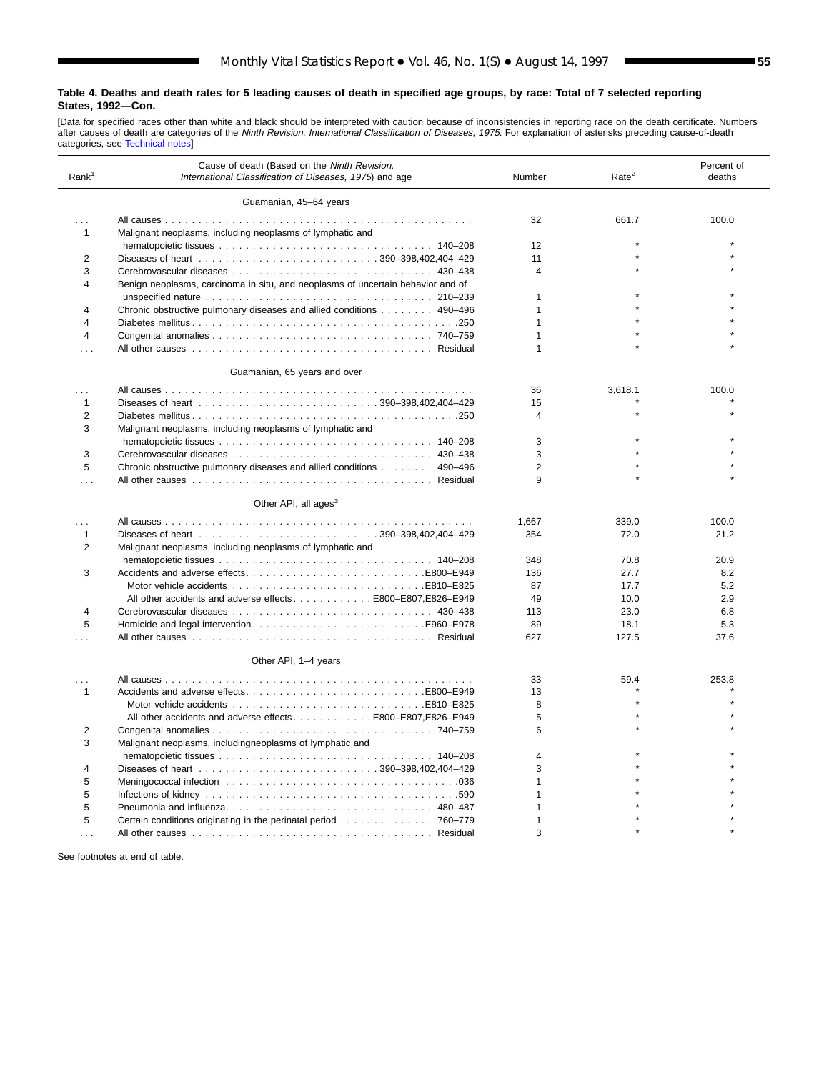### Table 4. Deaths and death rates for 5 leading causes of death in specified age groups, by race: Total of 7 selected reporting States, 1992—Con.

[Data for specified races other than white and black should be interpreted with caution because of inconsistencies in reporting race on the death certificate. Numbers after causes of death are categories of the *Ninth Revision, International Classification of Diseases, 1975.* For explanation of asterisks preceding cause-of-death categories, see Technical notes]

| Rank[1] | Cause of death (Based on the *Ninth Revision, International Classification of Diseases, 1975*) and age | Number | Rate[2] | Percent of deaths |
|---|---|---|---|---|
| | **Guamanian, 45–64 years** | | | |
| . . . | All causes | 32 | 661.7 | 100.0 |
| 1 | Malignant neoplasms, including neoplasms of lymphatic and hematopoietic tissues . . . 140–208 | 12 | * | * |
| 2 | Diseases of heart . . . 390–398,402,404–429 | 11 | * | * |
| 3 | Cerebrovascular diseases . . . 430–438 | 4 | * | * |
| 4 | Benign neoplasms, carcinoma in situ, and neoplasms of uncertain behavior and of unspecified nature . . . 210–239 | 1 | * | * |
| 4 | Chronic obstructive pulmonary diseases and allied conditions . . . 490–496 | 1 | * | * |
| 4 | Diabetes mellitus . . . 250 | 1 | * | * |
| 4 | Congenital anomalies . . . 740–759 | 1 | * | * |
| . . . | All other causes . . . Residual | 1 | * | * |
| | **Guamanian, 65 years and over** | | | |
| . . . | All causes | 36 | 3,618.1 | 100.0 |
| 1 | Diseases of heart . . . 390–398,402,404–429 | 15 | * | * |
| 2 | Diabetes mellitus . . . 250 | 4 | * | * |
| 3 | Malignant neoplasms, including neoplasms of lymphatic and hematopoietic tissues . . . 140–208 | 3 | * | * |
| 3 | Cerebrovascular diseases . . . 430–438 | 3 | * | * |
| 5 | Chronic obstructive pulmonary diseases and allied conditions . . . 490–496 | 2 | * | * |
| . . . | All other causes . . . Residual | 9 | * | * |
| | **Other API, all ages[3]** | | | |
| . . . | All causes | 1,667 | 339.0 | 100.0 |
| 1 | Diseases of heart . . . 390–398,402,404–429 | 354 | 72.0 | 21.2 |
| 2 | Malignant neoplasms, including neoplasms of lymphatic and hematopoietic tissues . . . 140–208 | 348 | 70.8 | 20.9 |
| 3 | Accidents and adverse effects . . . E800–E949 | 136 | 27.7 | 8.2 |
| | Motor vehicle accidents . . . E810–E825 | 87 | 17.7 | 5.2 |
| | All other accidents and adverse effects . . . E800–E807,E826–E949 | 49 | 10.0 | 2.9 |
| 4 | Cerebrovascular diseases . . . 430–438 | 113 | 23.0 | 6.8 |
| 5 | Homicide and legal intervention . . . E960–E978 | 89 | 18.1 | 5.3 |
| . . . | All other causes . . . Residual | 627 | 127.5 | 37.6 |
| | **Other API, 1–4 years** | | | |
| . . . | All causes | 33 | 59.4 | 253.8 |
| 1 | Accidents and adverse effects . . . E800–E949 | 13 | * | * |
| | Motor vehicle accidents . . . E810–E825 | 8 | * | * |
| | All other accidents and adverse effects . . . E800–E807,E826–E949 | 5 | * | * |
| 2 | Congenital anomalies . . . 740–759 | 6 | * | * |
| 3 | Malignant neoplasms, includingneoplasms of lymphatic and hematopoietic tissues . . . 140–208 | 4 | * | * |
| 4 | Diseases of heart . . . 390–398,402,404–429 | 3 | * | * |
| 5 | Meningococcal infection . . . 036 | 1 | * | * |
| 5 | Infections of kidney . . . 590 | 1 | * | * |
| 5 | Pneumonia and influenza . . . 480–487 | 1 | * | * |
| 5 | Certain conditions originating in the perinatal period . . . 760–779 | 1 | * | * |
| . . . | All other causes . . . Residual | 3 | * | * |

See footnotes at end of table.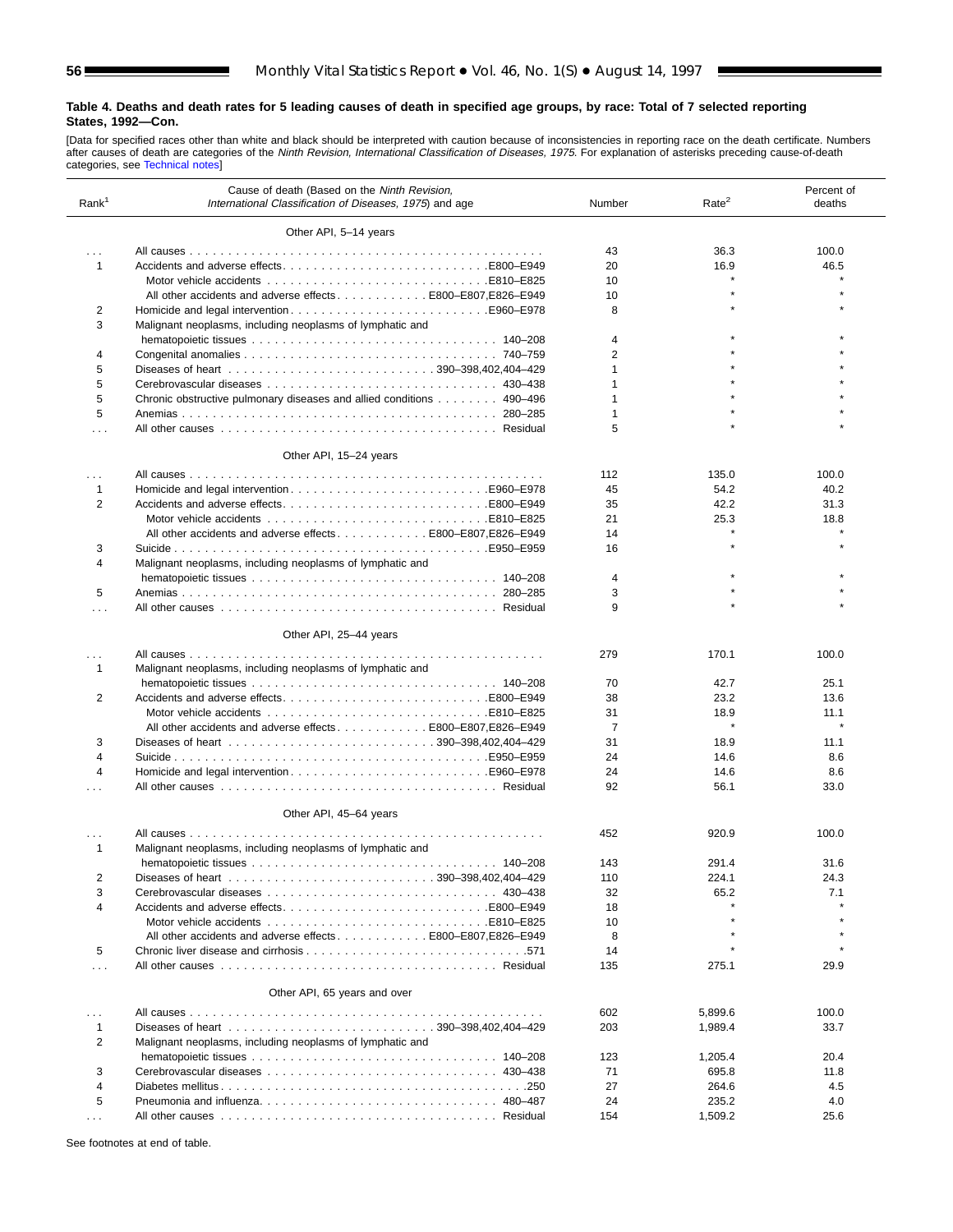### Table 4. Deaths and death rates for 5 leading causes of death in specified age groups, by race: Total of 7 selected reporting States, 1992—Con.

[Data for specified races other than white and black should be interpreted with caution because of inconsistencies in reporting race on the death certificate. Numbers after causes of death are categories of the *Ninth Revision, International Classification of Diseases, 1975.* For explanation of asterisks preceding cause-of-death categories, see Technical notes]

| Rank[1] | Cause of death (Based on the *Ninth Revision, International Classification of Diseases, 1975*) and age | Number | Rate[2] | Percent of deaths |
|---|---|---|---|---|
| | **Other API, 5–14 years** | | | |
| . . . | All causes | 43 | 36.3 | 100.0 |
| 1 | Accidents and adverse effects . . . E800–E949 | 20 | 16.9 | 46.5 |
| | Motor vehicle accidents . . . E810–E825 | 10 | * | * |
| | All other accidents and adverse effects . . . E800–E807,E826–E949 | 10 | * | * |
| 2 | Homicide and legal intervention . . . E960–E978 | 8 | * | * |
| 3 | Malignant neoplasms, including neoplasms of lymphatic and hematopoietic tissues . . . 140–208 | 4 | * | * |
| 4 | Congenital anomalies . . . 740–759 | 2 | * | * |
| 5 | Diseases of heart . . . 390–398,402,404–429 | 1 | * | * |
| 5 | Cerebrovascular diseases . . . 430–438 | 1 | * | * |
| 5 | Chronic obstructive pulmonary diseases and allied conditions . . . 490–496 | 1 | * | * |
| 5 | Anemias . . . 280–285 | 1 | * | * |
| . . . | All other causes . . . Residual | 5 | * | * |
| | **Other API, 15–24 years** | | | |
| . . . | All causes | 112 | 135.0 | 100.0 |
| 1 | Homicide and legal intervention . . . E960–E978 | 45 | 54.2 | 40.2 |
| 2 | Accidents and adverse effects . . . E800–E949 | 35 | 42.2 | 31.3 |
| | Motor vehicle accidents . . . E810–E825 | 21 | 25.3 | 18.8 |
| | All other accidents and adverse effects . . . E800–E807,E826–E949 | 14 | * | * |
| 3 | Suicide . . . E950–E959 | 16 | * | * |
| 4 | Malignant neoplasms, including neoplasms of lymphatic and hematopoietic tissues . . . 140–208 | 4 | * | * |
| 5 | Anemias . . . 280–285 | 3 | * | * |
| . . . | All other causes . . . Residual | 9 | * | * |
| | **Other API, 25–44 years** | | | |
| . . . | All causes | 279 | 170.1 | 100.0 |
| 1 | Malignant neoplasms, including neoplasms of lymphatic and hematopoietic tissues . . . 140–208 | 70 | 42.7 | 25.1 |
| 2 | Accidents and adverse effects . . . E800–E949 | 38 | 23.2 | 13.6 |
| | Motor vehicle accidents . . . E810–E825 | 31 | 18.9 | 11.1 |
| | All other accidents and adverse effects . . . E800–E807,E826–E949 | 7 | * | * |
| 3 | Diseases of heart . . . 390–398,402,404–429 | 31 | 18.9 | 11.1 |
| 4 | Suicide . . . E950–E959 | 24 | 14.6 | 8.6 |
| 4 | Homicide and legal intervention . . . E960–E978 | 24 | 14.6 | 8.6 |
| . . . | All other causes . . . Residual | 92 | 56.1 | 33.0 |
| | **Other API, 45–64 years** | | | |
| . . . | All causes | 452 | 920.9 | 100.0 |
| 1 | Malignant neoplasms, including neoplasms of lymphatic and hematopoietic tissues . . . 140–208 | 143 | 291.4 | 31.6 |
| 2 | Diseases of heart . . . 390–398,402,404–429 | 110 | 224.1 | 24.3 |
| 3 | Cerebrovascular diseases . . . 430–438 | 32 | 65.2 | 7.1 |
| 4 | Accidents and adverse effects . . . E800–E949 | 18 | * | * |
| | Motor vehicle accidents . . . E810–E825 | 10 | * | * |
| | All other accidents and adverse effects . . . E800–E807,E826–E949 | 8 | * | * |
| 5 | Chronic liver disease and cirrhosis . . . 571 | 14 | * | * |
| . . . | All other causes . . . Residual | 135 | 275.1 | 29.9 |
| | **Other API, 65 years and over** | | | |
| . . . | All causes | 602 | 5,899.6 | 100.0 |
| 1 | Diseases of heart . . . 390–398,402,404–429 | 203 | 1,989.4 | 33.7 |
| 2 | Malignant neoplasms, including neoplasms of lymphatic and hematopoietic tissues . . . 140–208 | 123 | 1,205.4 | 20.4 |
| 3 | Cerebrovascular diseases . . . 430–438 | 71 | 695.8 | 11.8 |
| 4 | Diabetes mellitus . . . 250 | 27 | 264.6 | 4.5 |
| 5 | Pneumonia and influenza . . . 480–487 | 24 | 235.2 | 4.0 |
| . . . | All other causes . . . Residual | 154 | 1,509.2 | 25.6 |

See footnotes at end of table.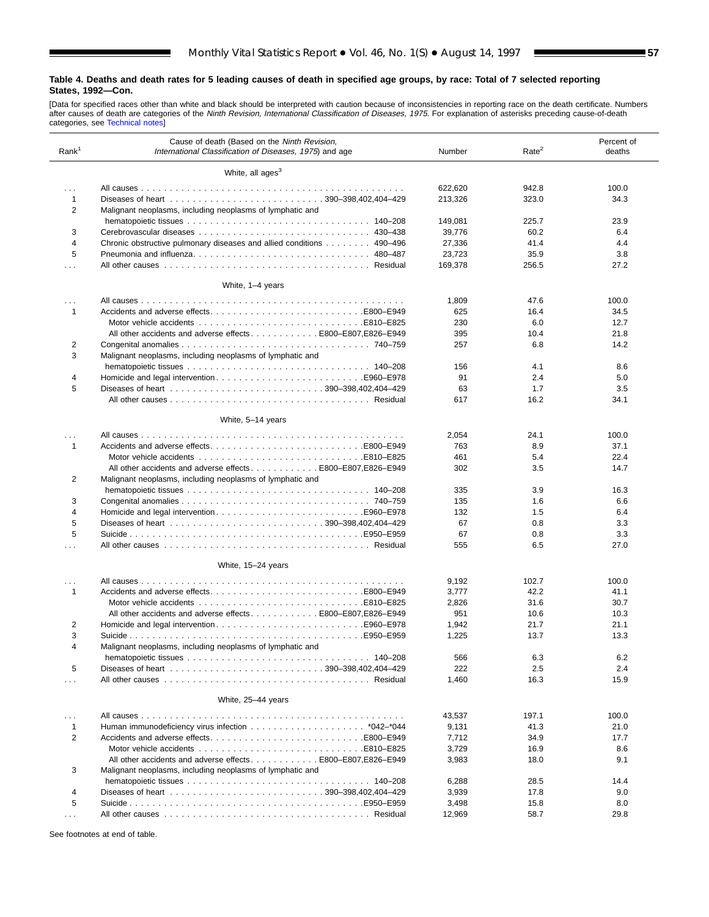**Table 4. Deaths and death rates for 5 leading causes of death in specified age groups, by race: Total of 7 selected reporting States, 1992—Con.**

[Data for specified races other than white and black should be interpreted with caution because of inconsistencies in reporting race on the death certificate. Numbers after causes of death are categories of the *Ninth Revision, International Classification of Diseases, 1975.* For explanation of asterisks preceding cause-of-death categories, see Technical notes]

| Rank[1] | Cause of death (Based on the *Ninth Revision, International Classification of Diseases, 1975*) and age | Number | Rate[2] | Percent of deaths |
|---|---|---|---|---|
| | **White, all ages[3]** | | | |
| . . . | All causes | 622,620 | 942.8 | 100.0 |
| 1 | Diseases of heart . . . 390–398,402,404–429 | 213,326 | 323.0 | 34.3 |
| 2 | Malignant neoplasms, including neoplasms of lymphatic and hematopoietic tissues . . . 140–208 | 149,081 | 225.7 | 23.9 |
| 3 | Cerebrovascular diseases . . . 430–438 | 39,776 | 60.2 | 6.4 |
| 4 | Chronic obstructive pulmonary diseases and allied conditions . . . 490–496 | 27,336 | 41.4 | 4.4 |
| 5 | Pneumonia and influenza . . . 480–487 | 23,723 | 35.9 | 3.8 |
| . . . | All other causes . . . Residual | 169,378 | 256.5 | 27.2 |
| | **White, 1–4 years** | | | |
| . . . | All causes | 1,809 | 47.6 | 100.0 |
| 1 | Accidents and adverse effects . . . E800–E949 | 625 | 16.4 | 34.5 |
| | Motor vehicle accidents . . . E810–E825 | 230 | 6.0 | 12.7 |
| | All other accidents and adverse effects . . . E800–E807,E826–E949 | 395 | 10.4 | 21.8 |
| 2 | Congenital anomalies . . . 740–759 | 257 | 6.8 | 14.2 |
| 3 | Malignant neoplasms, including neoplasms of lymphatic and hematopoietic tissues . . . 140–208 | 156 | 4.1 | 8.6 |
| 4 | Homicide and legal intervention . . . E960–E978 | 91 | 2.4 | 5.0 |
| 5 | Diseases of heart . . . 390–398,402,404–429 | 63 | 1.7 | 3.5 |
| | All other causes . . . Residual | 617 | 16.2 | 34.1 |
| | **White, 5–14 years** | | | |
| . . . | All causes | 2,054 | 24.1 | 100.0 |
| 1 | Accidents and adverse effects . . . E800–E949 | 763 | 8.9 | 37.1 |
| | Motor vehicle accidents . . . E810–E825 | 461 | 5.4 | 22.4 |
| | All other accidents and adverse effects . . . E800–E807,E826–E949 | 302 | 3.5 | 14.7 |
| 2 | Malignant neoplasms, including neoplasms of lymphatic and hematopoietic tissues . . . 140–208 | 335 | 3.9 | 16.3 |
| 3 | Congenital anomalies . . . 740–759 | 135 | 1.6 | 6.6 |
| 4 | Homicide and legal intervention . . . E960–E978 | 132 | 1.5 | 6.4 |
| 5 | Diseases of heart . . . 390–398,402,404–429 | 67 | 0.8 | 3.3 |
| 5 | Suicide . . . E950–E959 | 67 | 0.8 | 3.3 |
| . . . | All other causes . . . Residual | 555 | 6.5 | 27.0 |
| | **White, 15–24 years** | | | |
| . . . | All causes | 9,192 | 102.7 | 100.0 |
| 1 | Accidents and adverse effects . . . E800–E949 | 3,777 | 42.2 | 41.1 |
| | Motor vehicle accidents . . . E810–E825 | 2,826 | 31.6 | 30.7 |
| | All other accidents and adverse effects . . . E800–E807,E826–E949 | 951 | 10.6 | 10.3 |
| 2 | Homicide and legal intervention . . . E960–E978 | 1,942 | 21.7 | 21.1 |
| 3 | Suicide . . . E950–E959 | 1,225 | 13.7 | 13.3 |
| 4 | Malignant neoplasms, including neoplasms of lymphatic and hematopoietic tissues . . . 140–208 | 566 | 6.3 | 6.2 |
| 5 | Diseases of heart . . . 390–398,402,404–429 | 222 | 2.5 | 2.4 |
| . . . | All other causes . . . Residual | 1,460 | 16.3 | 15.9 |
| | **White, 25–44 years** | | | |
| . . . | All causes | 43,537 | 197.1 | 100.0 |
| 1 | Human immunodeficiency virus infection . . . *042–*044 | 9,131 | 41.3 | 21.0 |
| 2 | Accidents and adverse effects . . . E800–E949 | 7,712 | 34.9 | 17.7 |
| | Motor vehicle accidents . . . E810–E825 | 3,729 | 16.9 | 8.6 |
| | All other accidents and adverse effects . . . E800–E807,E826–E949 | 3,983 | 18.0 | 9.1 |
| 3 | Malignant neoplasms, including neoplasms of lymphatic and hematopoietic tissues . . . 140–208 | 6,288 | 28.5 | 14.4 |
| 4 | Diseases of heart . . . 390–398,402,404–429 | 3,939 | 17.8 | 9.0 |
| 5 | Suicide . . . E950–E959 | 3,498 | 15.8 | 8.0 |
| . . . | All other causes . . . Residual | 12,969 | 58.7 | 29.8 |

See footnotes at end of table.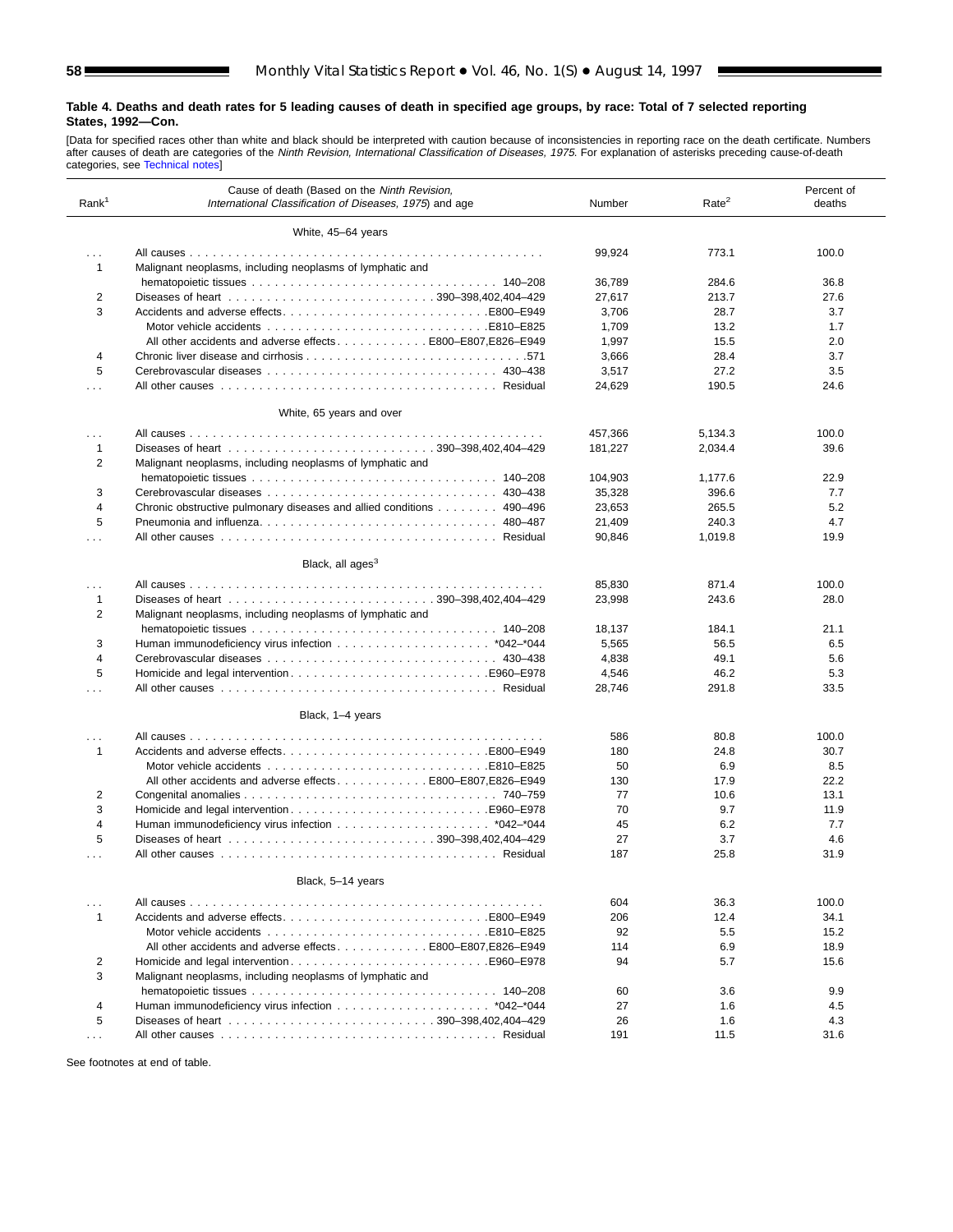**Table 4. Deaths and death rates for 5 leading causes of death in specified age groups, by race: Total of 7 selected reporting States, 1992—Con.**

[Data for specified races other than white and black should be interpreted with caution because of inconsistencies in reporting race on the death certificate. Numbers after causes of death are categories of the *Ninth Revision, International Classification of Diseases, 1975.* For explanation of asterisks preceding cause-of-death categories, see Technical notes]

| Rank[1] | Cause of death (Based on the *Ninth Revision, International Classification of Diseases, 1975*) and age | Number | Rate[2] | Percent of deaths |
|---|---|---|---|---|
| | **White, 45–64 years** | | | |
| . . . | All causes | 99,924 | 773.1 | 100.0 |
| 1 | Malignant neoplasms, including neoplasms of lymphatic and hematopoietic tissues . . . 140–208 | 36,789 | 284.6 | 36.8 |
| 2 | Diseases of heart . . . 390–398,402,404–429 | 27,617 | 213.7 | 27.6 |
| 3 | Accidents and adverse effects . . . E800–E949 | 3,706 | 28.7 | 3.7 |
| | Motor vehicle accidents . . . E810–E825 | 1,709 | 13.2 | 1.7 |
| | All other accidents and adverse effects . . . E800–E807,E826–E949 | 1,997 | 15.5 | 2.0 |
| 4 | Chronic liver disease and cirrhosis . . . 571 | 3,666 | 28.4 | 3.7 |
| 5 | Cerebrovascular diseases . . . 430–438 | 3,517 | 27.2 | 3.5 |
| . . . | All other causes . . . Residual | 24,629 | 190.5 | 24.6 |
| | **White, 65 years and over** | | | |
| . . . | All causes | 457,366 | 5,134.3 | 100.0 |
| 1 | Diseases of heart . . . 390–398,402,404–429 | 181,227 | 2,034.4 | 39.6 |
| 2 | Malignant neoplasms, including neoplasms of lymphatic and hematopoietic tissues . . . 140–208 | 104,903 | 1,177.6 | 22.9 |
| 3 | Cerebrovascular diseases . . . 430–438 | 35,328 | 396.6 | 7.7 |
| 4 | Chronic obstructive pulmonary diseases and allied conditions . . . 490–496 | 23,653 | 265.5 | 5.2 |
| 5 | Pneumonia and influenza . . . 480–487 | 21,409 | 240.3 | 4.7 |
| . . . | All other causes . . . Residual | 90,846 | 1,019.8 | 19.9 |
| | **Black, all ages[3]** | | | |
| . . . | All causes | 85,830 | 871.4 | 100.0 |
| 1 | Diseases of heart . . . 390–398,402,404–429 | 23,998 | 243.6 | 28.0 |
| 2 | Malignant neoplasms, including neoplasms of lymphatic and hematopoietic tissues . . . 140–208 | 18,137 | 184.1 | 21.1 |
| 3 | Human immunodeficiency virus infection . . . *042–*044 | 5,565 | 56.5 | 6.5 |
| 4 | Cerebrovascular diseases . . . 430–438 | 4,838 | 49.1 | 5.6 |
| 5 | Homicide and legal intervention . . . E960–E978 | 4,546 | 46.2 | 5.3 |
| . . . | All other causes . . . Residual | 28,746 | 291.8 | 33.5 |
| | **Black, 1–4 years** | | | |
| . . . | All causes | 586 | 80.8 | 100.0 |
| 1 | Accidents and adverse effects . . . E800–E949 | 180 | 24.8 | 30.7 |
| | Motor vehicle accidents . . . E810–E825 | 50 | 6.9 | 8.5 |
| | All other accidents and adverse effects . . . E800–E807,E826–E949 | 130 | 17.9 | 22.2 |
| 2 | Congenital anomalies . . . 740–759 | 77 | 10.6 | 13.1 |
| 3 | Homicide and legal intervention . . . E960–E978 | 70 | 9.7 | 11.9 |
| 4 | Human immunodeficiency virus infection . . . *042–*044 | 45 | 6.2 | 7.7 |
| 5 | Diseases of heart . . . 390–398,402,404–429 | 27 | 3.7 | 4.6 |
| . . . | All other causes . . . Residual | 187 | 25.8 | 31.9 |
| | **Black, 5–14 years** | | | |
| . . . | All causes | 604 | 36.3 | 100.0 |
| 1 | Accidents and adverse effects . . . E800–E949 | 206 | 12.4 | 34.1 |
| | Motor vehicle accidents . . . E810–E825 | 92 | 5.5 | 15.2 |
| | All other accidents and adverse effects . . . E800–E807,E826–E949 | 114 | 6.9 | 18.9 |
| 2 | Homicide and legal intervention . . . E960–E978 | 94 | 5.7 | 15.6 |
| 3 | Malignant neoplasms, including neoplasms of lymphatic and hematopoietic tissues . . . 140–208 | 60 | 3.6 | 9.9 |
| 4 | Human immunodeficiency virus infection . . . *042–*044 | 27 | 1.6 | 4.5 |
| 5 | Diseases of heart . . . 390–398,402,404–429 | 26 | 1.6 | 4.3 |
| . . . | All other causes . . . Residual | 191 | 11.5 | 31.6 |

See footnotes at end of table.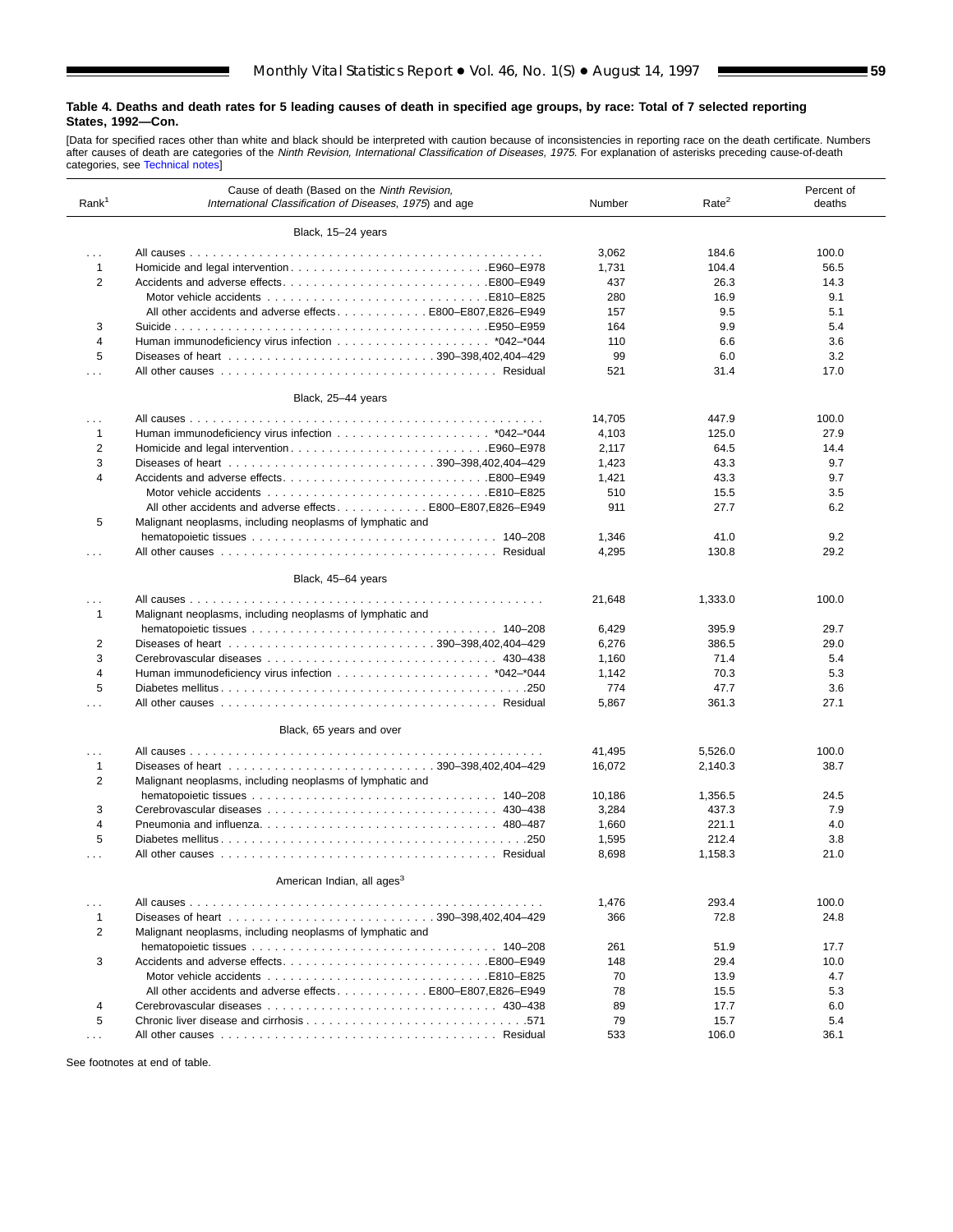**Table 4. Deaths and death rates for 5 leading causes of death in specified age groups, by race: Total of 7 selected reporting States, 1992—Con.**

[Data for specified races other than white and black should be interpreted with caution because of inconsistencies in reporting race on the death certificate. Numbers after causes of death are categories of the *Ninth Revision, International Classification of Diseases, 1975.* For explanation of asterisks preceding cause-of-death categories, see Technical notes]

| Rank[1] | Cause of death (Based on the *Ninth Revision, International Classification of Diseases, 1975*) and age | Number | Rate[2] | Percent of deaths |
|---|---|---|---|---|
| | **Black, 15–24 years** | | | |
| . . . | All causes | 3,062 | 184.6 | 100.0 |
| 1 | Homicide and legal intervention . . . E960–E978 | 1,731 | 104.4 | 56.5 |
| 2 | Accidents and adverse effects . . . E800–E949 | 437 | 26.3 | 14.3 |
| | Motor vehicle accidents . . . E810–E825 | 280 | 16.9 | 9.1 |
| | All other accidents and adverse effects . . . E800–E807,E826–E949 | 157 | 9.5 | 5.1 |
| 3 | Suicide . . . E950–E959 | 164 | 9.9 | 5.4 |
| 4 | Human immunodeficiency virus infection . . . *042–*044 | 110 | 6.6 | 3.6 |
| 5 | Diseases of heart . . . 390–398,402,404–429 | 99 | 6.0 | 3.2 |
| . . . | All other causes . . . Residual | 521 | 31.4 | 17.0 |
| | **Black, 25–44 years** | | | |
| . . . | All causes | 14,705 | 447.9 | 100.0 |
| 1 | Human immunodeficiency virus infection . . . *042–*044 | 4,103 | 125.0 | 27.9 |
| 2 | Homicide and legal intervention . . . E960–E978 | 2,117 | 64.5 | 14.4 |
| 3 | Diseases of heart . . . 390–398,402,404–429 | 1,423 | 43.3 | 9.7 |
| 4 | Accidents and adverse effects . . . E800–E949 | 1,421 | 43.3 | 9.7 |
| | Motor vehicle accidents . . . E810–E825 | 510 | 15.5 | 3.5 |
| | All other accidents and adverse effects . . . E800–E807,E826–E949 | 911 | 27.7 | 6.2 |
| 5 | Malignant neoplasms, including neoplasms of lymphatic and hematopoietic tissues . . . 140–208 | 1,346 | 41.0 | 9.2 |
| . . . | All other causes . . . Residual | 4,295 | 130.8 | 29.2 |
| | **Black, 45–64 years** | | | |
| . . . | All causes | 21,648 | 1,333.0 | 100.0 |
| 1 | Malignant neoplasms, including neoplasms of lymphatic and hematopoietic tissues . . . 140–208 | 6,429 | 395.9 | 29.7 |
| 2 | Diseases of heart . . . 390–398,402,404–429 | 6,276 | 386.5 | 29.0 |
| 3 | Cerebrovascular diseases . . . 430–438 | 1,160 | 71.4 | 5.4 |
| 4 | Human immunodeficiency virus infection . . . *042–*044 | 1,142 | 70.3 | 5.3 |
| 5 | Diabetes mellitus . . . 250 | 774 | 47.7 | 3.6 |
| . . . | All other causes . . . Residual | 5,867 | 361.3 | 27.1 |
| | **Black, 65 years and over** | | | |
| . . . | All causes | 41,495 | 5,526.0 | 100.0 |
| 1 | Diseases of heart . . . 390–398,402,404–429 | 16,072 | 2,140.3 | 38.7 |
| 2 | Malignant neoplasms, including neoplasms of lymphatic and hematopoietic tissues . . . 140–208 | 10,186 | 1,356.5 | 24.5 |
| 3 | Cerebrovascular diseases . . . 430–438 | 3,284 | 437.3 | 7.9 |
| 4 | Pneumonia and influenza . . . 480–487 | 1,660 | 221.1 | 4.0 |
| 5 | Diabetes mellitus . . . 250 | 1,595 | 212.4 | 3.8 |
| . . . | All other causes . . . Residual | 8,698 | 1,158.3 | 21.0 |
| | **American Indian, all ages[3]** | | | |
| . . . | All causes | 1,476 | 293.4 | 100.0 |
| 1 | Diseases of heart . . . 390–398,402,404–429 | 366 | 72.8 | 24.8 |
| 2 | Malignant neoplasms, including neoplasms of lymphatic and hematopoietic tissues . . . 140–208 | 261 | 51.9 | 17.7 |
| 3 | Accidents and adverse effects . . . E800–E949 | 148 | 29.4 | 10.0 |
| | Motor vehicle accidents . . . E810–E825 | 70 | 13.9 | 4.7 |
| | All other accidents and adverse effects . . . E800–E807,E826–E949 | 78 | 15.5 | 5.3 |
| 4 | Cerebrovascular diseases . . . 430–438 | 89 | 17.7 | 6.0 |
| 5 | Chronic liver disease and cirrhosis . . . 571 | 79 | 15.7 | 5.4 |
| . . . | All other causes . . . Residual | 533 | 106.0 | 36.1 |

See footnotes at end of table.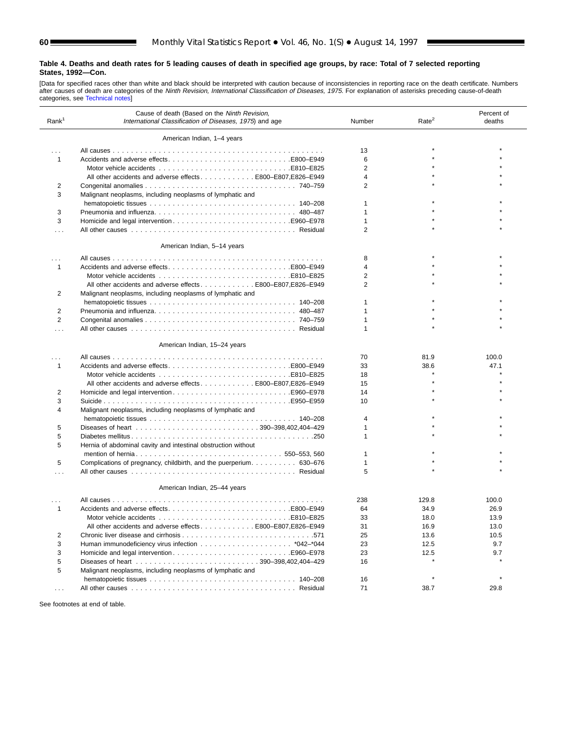**Table 4. Deaths and death rates for 5 leading causes of death in specified age groups, by race: Total of 7 selected reporting States, 1992—Con.**

[Data for specified races other than white and black should be interpreted with caution because of inconsistencies in reporting race on the death certificate. Numbers after causes of death are categories of the *Ninth Revision, International Classification of Diseases, 1975.* For explanation of asterisks preceding cause-of-death categories, see Technical notes]

| Rank[1] | Cause of death (Based on the *Ninth Revision, International Classification of Diseases, 1975*) and age | Number | Rate[2] | Percent of deaths |
|---|---|---|---|---|
| | **American Indian, 1–4 years** | | | |
| . . . | All causes | 13 | * | * |
| 1 | Accidents and adverse effects . . . E800–E949 | 6 | * | * |
| | Motor vehicle accidents . . . E810–E825 | 2 | * | * |
| | All other accidents and adverse effects . . . E800–E807,E826–E949 | 4 | * | * |
| 2 | Congenital anomalies . . . 740–759 | 2 | * | * |
| 3 | Malignant neoplasms, including neoplasms of lymphatic and hematopoietic tissues . . . 140–208 | 1 | * | * |
| 3 | Pneumonia and influenza . . . 480–487 | 1 | * | * |
| 3 | Homicide and legal intervention . . . E960–E978 | 1 | * | * |
| . . . | All other causes . . . Residual | 2 | * | * |
| | **American Indian, 5–14 years** | | | |
| . . . | All causes | 8 | * | * |
| 1 | Accidents and adverse effects . . . E800–E949 | 4 | * | * |
| | Motor vehicle accidents . . . E810–E825 | 2 | * | * |
| | All other accidents and adverse effects . . . E800–E807,E826–E949 | 2 | * | * |
| 2 | Malignant neoplasms, including neoplasms of lymphatic and hematopoietic tissues . . . 140–208 | 1 | * | * |
| 2 | Pneumonia and influenza . . . 480–487 | 1 | * | * |
| 2 | Congenital anomalies . . . 740–759 | 1 | * | * |
| . . . | All other causes . . . Residual | 1 | * | * |
| | **American Indian, 15–24 years** | | | |
| . . . | All causes | 70 | 81.9 | 100.0 |
| 1 | Accidents and adverse effects . . . E800–E949 | 33 | 38.6 | 47.1 |
| | Motor vehicle accidents . . . E810–E825 | 18 | * | * |
| | All other accidents and adverse effects . . . E800–E807,E826–E949 | 15 | * | * |
| 2 | Homicide and legal intervention . . . E960–E978 | 14 | * | * |
| 3 | Suicide . . . E950–E959 | 10 | * | * |
| 4 | Malignant neoplasms, including neoplasms of lymphatic and hematopoietic tissues . . . 140–208 | 4 | * | * |
| 5 | Diseases of heart . . . 390–398,402,404–429 | 1 | * | * |
| 5 | Diabetes mellitus . . . 250 | 1 | * | * |
| 5 | Hernia of abdominal cavity and intestinal obstruction without mention of hernia . . . 550–553, 560 | 1 | * | * |
| 5 | Complications of pregnancy, childbirth, and the puerperium . . . 630–676 | 1 | * | * |
| . . . | All other causes . . . Residual | 5 | * | * |
| | **American Indian, 25–44 years** | | | |
| . . . | All causes | 238 | 129.8 | 100.0 |
| 1 | Accidents and adverse effects . . . E800–E949 | 64 | 34.9 | 26.9 |
| | Motor vehicle accidents . . . E810–E825 | 33 | 18.0 | 13.9 |
| | All other accidents and adverse effects . . . E800–E807,E826–E949 | 31 | 16.9 | 13.0 |
| 2 | Chronic liver disease and cirrhosis . . . 571 | 25 | 13.6 | 10.5 |
| 3 | Human immunodeficiency virus infection . . . *042–*044 | 23 | 12.5 | 9.7 |
| 3 | Homicide and legal intervention . . . E960–E978 | 23 | 12.5 | 9.7 |
| 5 | Diseases of heart . . . 390–398,402,404–429 | 16 | * | * |
| 5 | Malignant neoplasms, including neoplasms of lymphatic and hematopoietic tissues . . . 140–208 | 16 | * | * |
| . . . | All other causes . . . Residual | 71 | 38.7 | 29.8 |

See footnotes at end of table.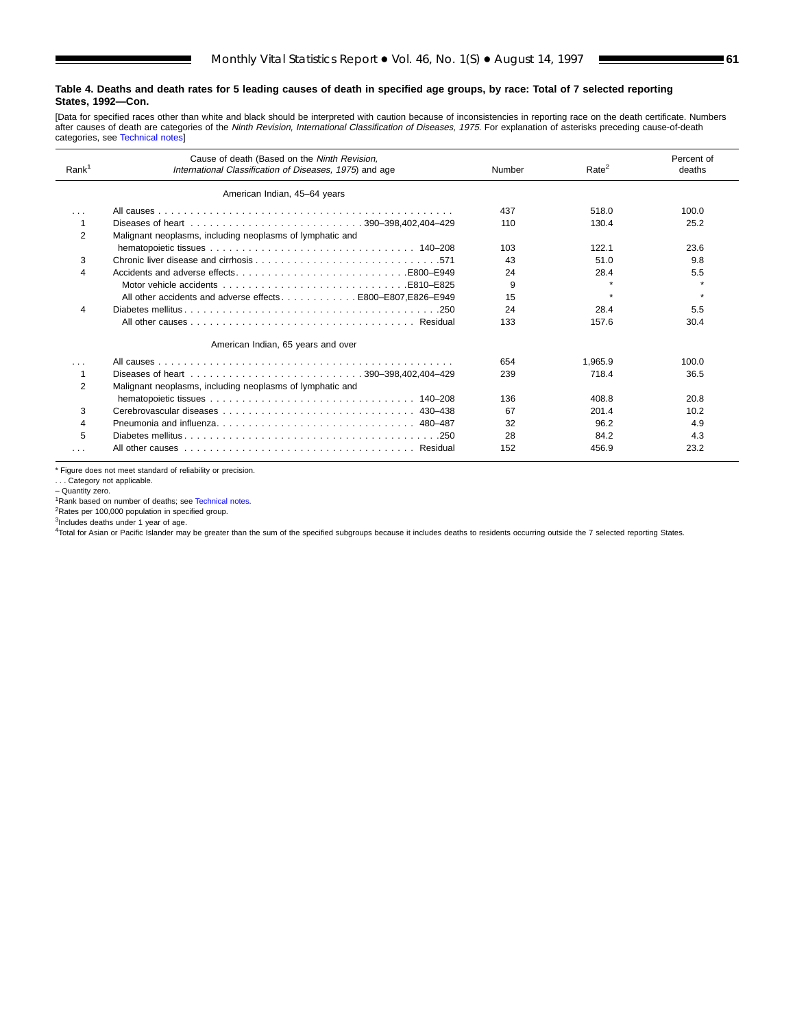**Table 4. Deaths and death rates for 5 leading causes of death in specified age groups, by race: Total of 7 selected reporting States, 1992—Con.**

[Data for specified races other than white and black should be interpreted with caution because of inconsistencies in reporting race on the death certificate. Numbers after causes of death are categories of the *Ninth Revision, International Classification of Diseases, 1975.* For explanation of asterisks preceding cause-of-death categories, see Technical notes]

| Rank[1] | Cause of death (Based on the *Ninth Revision, International Classification of Diseases, 1975*) and age | Number | Rate[2] | Percent of deaths |
|---|---|---|---|---|
| | **American Indian, 45–64 years** | | | |
| . . . | All causes | 437 | 518.0 | 100.0 |
| 1 | Diseases of heart . . . 390–398,402,404–429 | 110 | 130.4 | 25.2 |
| 2 | Malignant neoplasms, including neoplasms of lymphatic and hematopoietic tissues . . . 140–208 | 103 | 122.1 | 23.6 |
| 3 | Chronic liver disease and cirrhosis . . . 571 | 43 | 51.0 | 9.8 |
| 4 | Accidents and adverse effects . . . E800–E949 | 24 | 28.4 | 5.5 |
| | Motor vehicle accidents . . . E810–E825 | 9 | * | * |
| | All other accidents and adverse effects . . . E800–E807,E826–E949 | 15 | * | * |
| 4 | Diabetes mellitus . . . 250 | 24 | 28.4 | 5.5 |
| | All other causes . . . Residual | 133 | 157.6 | 30.4 |
| | **American Indian, 65 years and over** | | | |
| . . . | All causes | 654 | 1,965.9 | 100.0 |
| 1 | Diseases of heart . . . 390–398,402,404–429 | 239 | 718.4 | 36.5 |
| 2 | Malignant neoplasms, including neoplasms of lymphatic and hematopoietic tissues . . . 140–208 | 136 | 408.8 | 20.8 |
| 3 | Cerebrovascular diseases . . . 430–438 | 67 | 201.4 | 10.2 |
| 4 | Pneumonia and influenza . . . 480–487 | 32 | 96.2 | 4.9 |
| 5 | Diabetes mellitus . . . 250 | 28 | 84.2 | 4.3 |
| . . . | All other causes . . . Residual | 152 | 456.9 | 23.2 |

* Figure does not meet standard of reliability or precision.
. . . Category not applicable.
– Quantity zero.
[1]Rank based on number of deaths; see Technical notes.
[2]Rates per 100,000 population in specified group.
[3]Includes deaths under 1 year of age.
[4]Total for Asian or Pacific Islander may be greater than the sum of the specified subgroups because it includes deaths to residents occurring outside the 7 selected reporting States.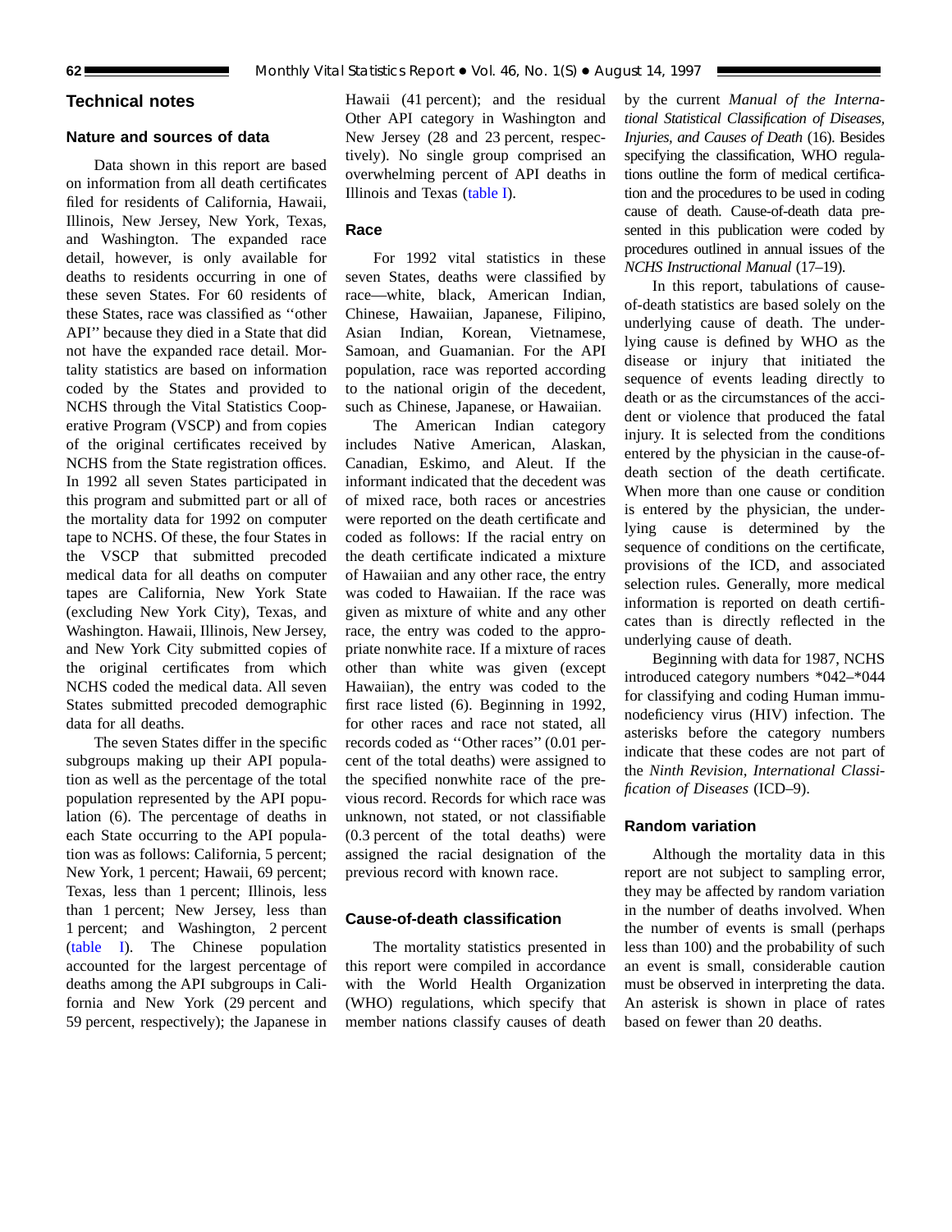# Technical notes

## Nature and sources of data

Data shown in this report are based on information from all death certificates filed for residents of California, Hawaii, Illinois, New Jersey, New York, Texas, and Washington. The expanded race detail, however, is only available for deaths to residents occurring in one of these seven States. For 60 residents of these States, race was classified as ''other API'' because they died in a State that did not have the expanded race detail. Mortality statistics are based on information coded by the States and provided to NCHS through the Vital Statistics Cooperative Program (VSCP) and from copies of the original certificates received by NCHS from the State registration offices. In 1992 all seven States participated in this program and submitted part or all of the mortality data for 1992 on computer tape to NCHS. Of these, the four States in the VSCP that submitted precoded medical data for all deaths on computer tapes are California, New York State (excluding New York City), Texas, and Washington. Hawaii, Illinois, New Jersey, and New York City submitted copies of the original certificates from which NCHS coded the medical data. All seven States submitted precoded demographic data for all deaths.

The seven States differ in the specific subgroups making up their API population as well as the percentage of the total population represented by the API population (6). The percentage of deaths in each State occurring to the API population was as follows: California, 5 percent; New York, 1 percent; Hawaii, 69 percent; Texas, less than 1 percent; Illinois, less than 1 percent; New Jersey, less than 1 percent; and Washington, 2 percent (table I). The Chinese population accounted for the largest percentage of deaths among the API subgroups in California and New York (29 percent and 59 percent, respectively); the Japanese in Hawaii (41 percent); and the residual Other API category in Washington and New Jersey (28 and 23 percent, respectively). No single group comprised an overwhelming percent of API deaths in Illinois and Texas (table I).

## Race

For 1992 vital statistics in these seven States, deaths were classified by race—white, black, American Indian, Chinese, Hawaiian, Japanese, Filipino, Asian Indian, Korean, Vietnamese, Samoan, and Guamanian. For the API population, race was reported according to the national origin of the decedent, such as Chinese, Japanese, or Hawaiian.

The American Indian category includes Native American, Alaskan, Canadian, Eskimo, and Aleut. If the informant indicated that the decedent was of mixed race, both races or ancestries were reported on the death certificate and coded as follows: If the racial entry on the death certificate indicated a mixture of Hawaiian and any other race, the entry was coded to Hawaiian. If the race was given as mixture of white and any other race, the entry was coded to the appropriate nonwhite race. If a mixture of races other than white was given (except Hawaiian), the entry was coded to the first race listed (6). Beginning in 1992, for other races and race not stated, all records coded as ''Other races'' (0.01 percent of the total deaths) were assigned to the specified nonwhite race of the previous record. Records for which race was unknown, not stated, or not classifiable (0.3 percent of the total deaths) were assigned the racial designation of the previous record with known race.

## Cause-of-death classification

The mortality statistics presented in this report were compiled in accordance with the World Health Organization (WHO) regulations, which specify that member nations classify causes of death by the current *Manual of the International Statistical Classification of Diseases, Injuries, and Causes of Death* (16). Besides specifying the classification, WHO regulations outline the form of medical certification and the procedures to be used in coding cause of death. Cause-of-death data presented in this publication were coded by procedures outlined in annual issues of the *NCHS Instructional Manual* (17–19).

In this report, tabulations of cause-of-death statistics are based solely on the underlying cause of death. The underlying cause is defined by WHO as the disease or injury that initiated the sequence of events leading directly to death or as the circumstances of the accident or violence that produced the fatal injury. It is selected from the conditions entered by the physician in the cause-of-death section of the death certificate. When more than one cause or condition is entered by the physician, the underlying cause is determined by the sequence of conditions on the certificate, provisions of the ICD, and associated selection rules. Generally, more medical information is reported on death certificates than is directly reflected in the underlying cause of death.

Beginning with data for 1987, NCHS introduced category numbers *042–*044 for classifying and coding Human immunodeficiency virus (HIV) infection. The asterisks before the category numbers indicate that these codes are not part of the *Ninth Revision, International Classification of Diseases* (ICD–9).

## Random variation

Although the mortality data in this report are not subject to sampling error, they may be affected by random variation in the number of deaths involved. When the number of events is small (perhaps less than 100) and the probability of such an event is small, considerable caution must be observed in interpreting the data. An asterisk is shown in place of rates based on fewer than 20 deaths.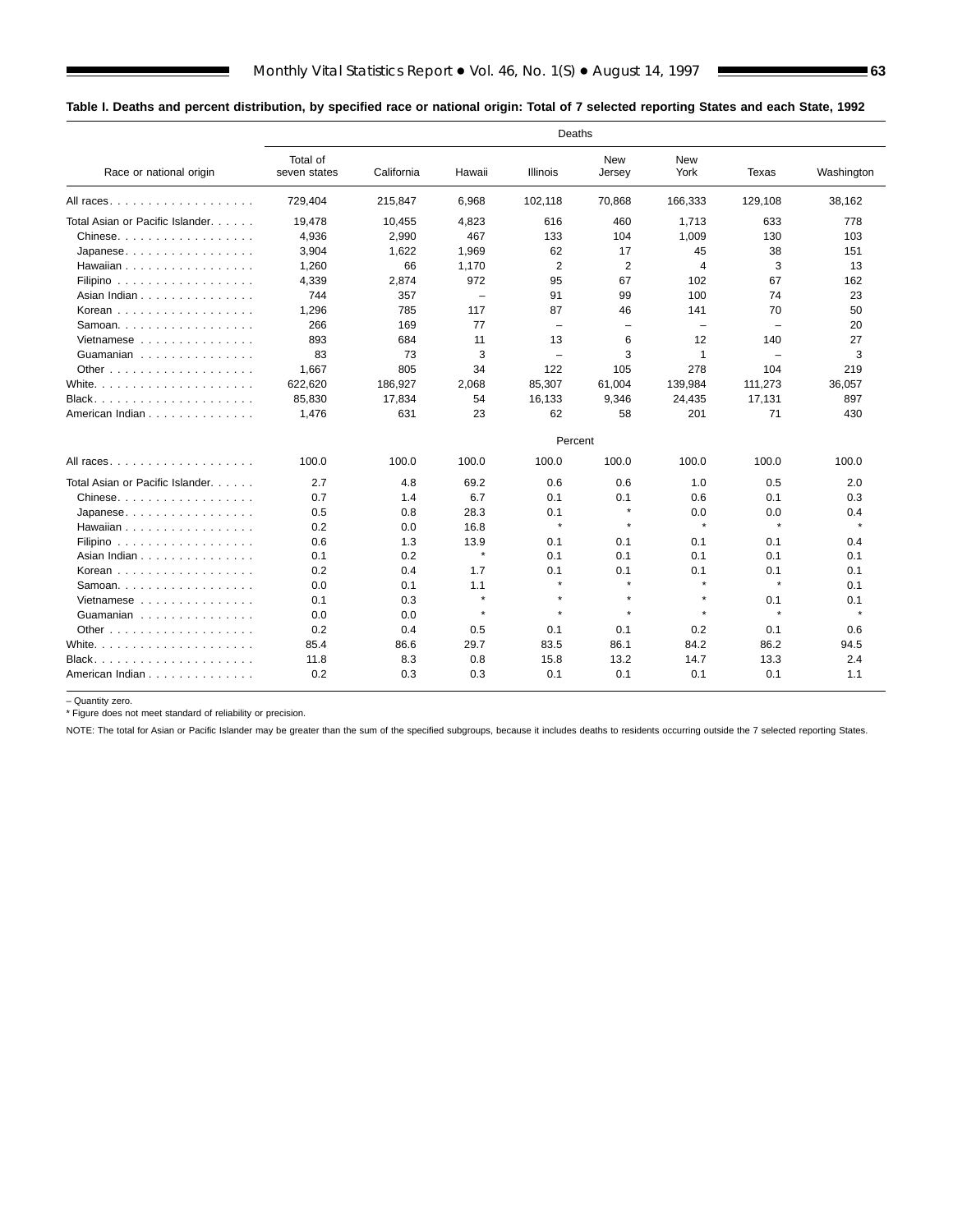**Table I. Deaths and percent distribution, by specified race or national origin: Total of 7 selected reporting States and each State, 1992**

| Race or national origin | Total of seven states | California | Hawaii | Illinois | New Jersey | New York | Texas | Washington |
|---|---|---|---|---|---|---|---|---|
| | Deaths | | | | | | | |
| All races | 729,404 | 215,847 | 6,968 | 102,118 | 70,868 | 166,333 | 129,108 | 38,162 |
| Total Asian or Pacific Islander | 19,478 | 10,455 | 4,823 | 616 | 460 | 1,713 | 633 | 778 |
| Chinese | 4,936 | 2,990 | 467 | 133 | 104 | 1,009 | 130 | 103 |
| Japanese | 3,904 | 1,622 | 1,969 | 62 | 17 | 45 | 38 | 151 |
| Hawaiian | 1,260 | 66 | 1,170 | 2 | 2 | 4 | 3 | 13 |
| Filipino | 4,339 | 2,874 | 972 | 95 | 67 | 102 | 67 | 162 |
| Asian Indian | 744 | 357 | – | 91 | 99 | 100 | 74 | 23 |
| Korean | 1,296 | 785 | 117 | 87 | 46 | 141 | 70 | 50 |
| Samoan | 266 | 169 | 77 | – | – | – | – | 20 |
| Vietnamese | 893 | 684 | 11 | 13 | 6 | 12 | 140 | 27 |
| Guamanian | 83 | 73 | 3 | – | 3 | 1 | – | 3 |
| Other | 1,667 | 805 | 34 | 122 | 105 | 278 | 104 | 219 |
| White | 622,620 | 186,927 | 2,068 | 85,307 | 61,004 | 139,984 | 111,273 | 36,057 |
| Black | 85,830 | 17,834 | 54 | 16,133 | 9,346 | 24,435 | 17,131 | 897 |
| American Indian | 1,476 | 631 | 23 | 62 | 58 | 201 | 71 | 430 |
| | Percent | | | | | | | |
| All races | 100.0 | 100.0 | 100.0 | 100.0 | 100.0 | 100.0 | 100.0 | 100.0 |
| Total Asian or Pacific Islander | 2.7 | 4.8 | 69.2 | 0.6 | 0.6 | 1.0 | 0.5 | 2.0 |
| Chinese | 0.7 | 1.4 | 6.7 | 0.1 | 0.1 | 0.6 | 0.1 | 0.3 |
| Japanese | 0.5 | 0.8 | 28.3 | 0.1 | * | 0.0 | 0.0 | 0.4 |
| Hawaiian | 0.2 | 0.0 | 16.8 | * | * | * | * | * |
| Filipino | 0.6 | 1.3 | 13.9 | 0.1 | 0.1 | 0.1 | 0.1 | 0.4 |
| Asian Indian | 0.1 | 0.2 | * | 0.1 | 0.1 | 0.1 | 0.1 | 0.1 |
| Korean | 0.2 | 0.4 | 1.7 | 0.1 | 0.1 | 0.1 | 0.1 | 0.1 |
| Samoan | 0.0 | 0.1 | 1.1 | * | * | * | * | 0.1 |
| Vietnamese | 0.1 | 0.3 | * | * | * | * | 0.1 | 0.1 |
| Guamanian | 0.0 | 0.0 | * | * | * | * | * | * |
| Other | 0.2 | 0.4 | 0.5 | 0.1 | 0.1 | 0.2 | 0.1 | 0.6 |
| White | 85.4 | 86.6 | 29.7 | 83.5 | 86.1 | 84.2 | 86.2 | 94.5 |
| Black | 11.8 | 8.3 | 0.8 | 15.8 | 13.2 | 14.7 | 13.3 | 2.4 |
| American Indian | 0.2 | 0.3 | 0.3 | 0.1 | 0.1 | 0.1 | 0.1 | 1.1 |

– Quantity zero.

* Figure does not meet standard of reliability or precision.

NOTE: The total for Asian or Pacific Islander may be greater than the sum of the specified subgroups, because it includes deaths to residents occurring outside the 7 selected reporting States.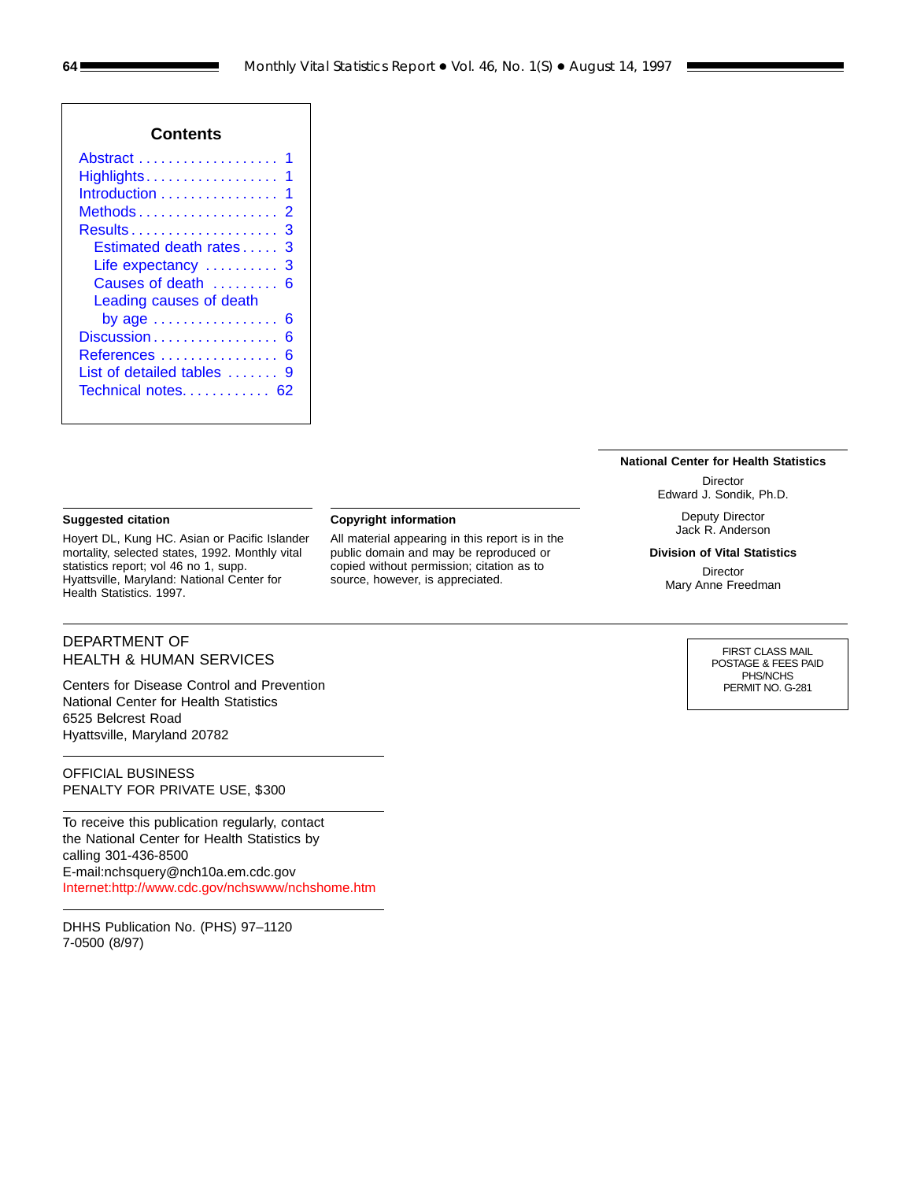## Contents

- Abstract . . . . . . . . . . . . . . . . . . . 1
- Highlights. . . . . . . . . . . . . . . . . . 1
- Introduction . . . . . . . . . . . . . . . . 1
- Methods . . . . . . . . . . . . . . . . . . . 2
- Results . . . . . . . . . . . . . . . . . . . . 3
  - Estimated death rates . . . . . 3
  - Life expectancy . . . . . . . . . . 3
  - Causes of death . . . . . . . . . 6
  - Leading causes of death by age . . . . . . . . . . . . . . . . . 6
- Discussion . . . . . . . . . . . . . . . . . 6
- References . . . . . . . . . . . . . . . . 6
- List of detailed tables . . . . . . . 9
- Technical notes. . . . . . . . . . . . 62

**Suggested citation**

Hoyert DL, Kung HC. Asian or Pacific Islander mortality, selected states, 1992. Monthly vital statistics report; vol 46 no 1, supp. Hyattsville, Maryland: National Center for Health Statistics. 1997.

**Copyright information**

All material appearing in this report is in the public domain and may be reproduced or copied without permission; citation as to source, however, is appreciated.

**National Center for Health Statistics**

Director
Edward J. Sondik, Ph.D.

Deputy Director
Jack R. Anderson

**Division of Vital Statistics**

Director
Mary Anne Freedman

DEPARTMENT OF
HEALTH & HUMAN SERVICES

Centers for Disease Control and Prevention
National Center for Health Statistics
6525 Belcrest Road
Hyattsville, Maryland 20782

OFFICIAL BUSINESS
PENALTY FOR PRIVATE USE, $300

To receive this publication regularly, contact the National Center for Health Statistics by calling 301-436-8500
E-mail:nchsquery@nch10a.em.cdc.gov
Internet:http://www.cdc.gov/nchswww/nchshome.htm

DHHS Publication No. (PHS) 97–1120
7-0500 (8/97)

FIRST CLASS MAIL
POSTAGE & FEES PAID
PHS/NCHS
PERMIT NO. G-281